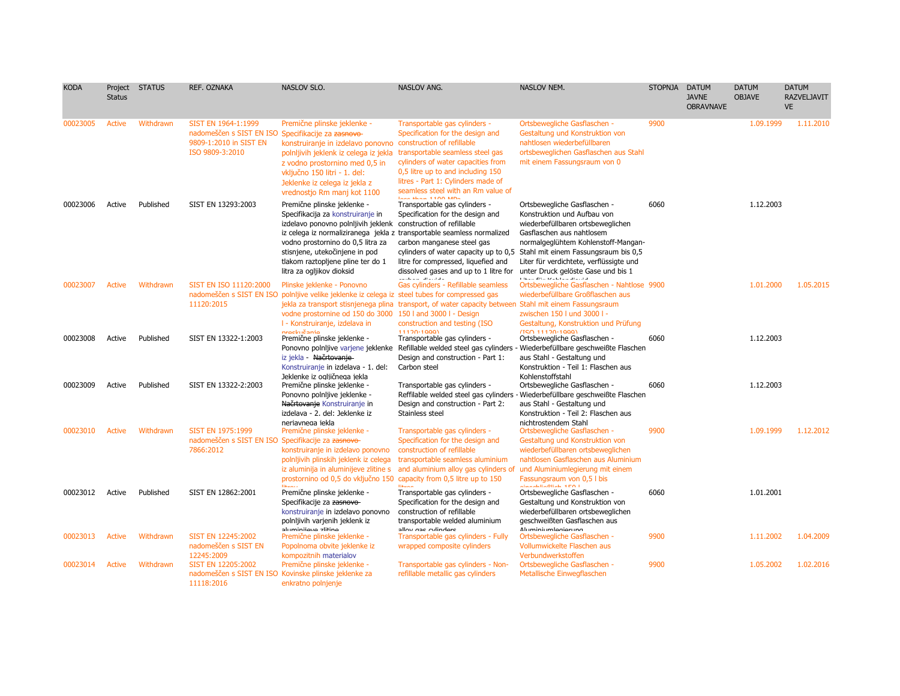| KODA | Project Status | STATUS | REF. OZNAKA | NASLOV SLO. | NASLOV ANG. | NASLOV NEM. | STOPNJA | DATUM JAVNE OBRAVNAVE | DATUM OBJAVE | DATUM RAZVELJAVITVE |
|---|---|---|---|---|---|---|---|---|---|---|
| 00023005 | Active | Withdrawn | SIST EN 1964-1:1999 nadomeščen s SIST EN ISO 9809-1:2010 in SIST EN ISO 9809-3:2010 | Premične plinske jeklenke - Specifikacija za ~~zasnovo~~ konstruiranje in izdelavo ponovno polnljivih jeklenk iz celega iz jekla z vodno prostornino med 0,5 in vključno 150 litri - 1. del: Jeklenke iz celega iz jekla z vrednostjo Rm manj kot 1100 | Transportable gas cylinders - Specification for the design and construction of refillable transportable seamless steel gas cylinders of water capacities from 0,5 litre up to and including 150 litres - Part 1: Cylinders made of seamless steel with an Rm value of less than 1100 MPa | Ortsbewegliche Gasflaschen - Gestaltung und Konstruktion von nahtlosen wiederbefüllbaren ortsbeweglichen Gasflaschen aus Stahl mit einem Fassungsraum von 0 | 9900 | | 1.09.1999 | 1.11.2010 |
| 00023006 | Active | Published | SIST EN 13293:2003 | Premične plinske jeklenke - Specifikacija za konstruiranje in izdelavo ponovno polnljivih jeklenk iz celega iz normaliziranega jekla z vodno prostornino do 0,5 litra za stisnjene, utekočinjene in pod tlakom raztopljene pline ter do 1 litra za ogljikov dioksid | Transportable gas cylinders - Specification for the design and construction of refillable transportable seamless normalized carbon manganese steel gas cylinders of water capacity up to 0,5 litre for compressed, liquefied and dissolved gases and up to 1 litre for carbon dioxide | Ortsbewegliche Gasflaschen - Konstruktion und Aufbau von wiederbefüllbaren ortsbeweglichen Gasflaschen aus nahtlosem normalgeglühtem Kohlenstoff-Mangan-Stahl mit einem Fassungsraum bis 0,5 Liter für verdichtete, verflüssigte und unter Druck gelöste Gase und bis 1 Liter für Kohlendioxid | 6060 | | 1.12.2003 | |
| 00023007 | Active | Withdrawn | SIST EN ISO 11120:2000 nadomeščen s SIST EN ISO 11120:2015 | Plinske jeklenke - Ponovno polnljive velike jeklenke iz celega iz jekla za transport stisnjenega plina vodne prostornine od 150 do 3000 l - Konstruiranje, izdelava in preskušanje | Gas cylinders - Refillable seamless steel tubes for compressed gas transport, of water capacity between 150 l and 3000 l - Design construction and testing (ISO 11120:1999) | Ortsbewegliche Gasflaschen - Nahtlose wiederbefüllbare Großflaschen aus Stahl mit einem Fassungsraum zwischen 150 l und 3000 l - Gestaltung, Konstruktion und Prüfung (ISO 11120:1999) | 9900 | | 1.01.2000 | 1.05.2015 |
| 00023008 | Active | Published | SIST EN 13322-1:2003 | Premične plinske jeklenke - Ponovno polnljive varjene jeklenke iz jekla - ~~Načrtovanje~~ Konstruiranje in izdelava - 1. del: Jeklenke iz ogljičnega jekla | Transportable gas cylinders - Refillable welded steel gas cylinders - Design and construction - Part 1: Carbon steel | Ortsbewegliche Gasflaschen - Wiederbefüllbare geschweißte Flaschen aus Stahl - Gestaltung und Konstruktion - Teil 1: Flaschen aus Kohlenstoffstahl | 6060 | | 1.12.2003 | |
| 00023009 | Active | Published | SIST EN 13322-2:2003 | Premične plinske jeklenke - Ponovno polnljive jeklenke - ~~Načrtovanje~~ Konstruiranje in izdelava - 2. del: Jeklenke iz nerjavnega jekla | Transportable gas cylinders - Reffilable welded steel gas cylinders - Design and construction - Part 2: Stainless steel | Ortsbewegliche Gasflaschen - Wiederbefüllbare geschweißte Flaschen aus Stahl - Gestaltung und Konstruktion - Teil 2: Flaschen aus nichtrostendem Stahl | 6060 | | 1.12.2003 | |
| 00023010 | Active | Withdrawn | SIST EN 1975:1999 nadomeščen s SIST EN ISO 7866:2012 | Premične plinske jeklenke - Specifikacija za ~~zasnovo~~ konstruiranje in izdelavo ponovno polnljivih plinskih jeklenk iz celega iz aluminija in aluminijeve zlitine s prostornino od 0,5 do vključno 150 litrov | Transportable gas cylinders - Specification for the design and construction of refillable transportable seamless aluminium and aluminium alloy gas cylinders of capacity from 0,5 litre up to 150 litres | Ortsbewegliche Gasflaschen - Gestaltung und Konstruktion von wiederbefüllbaren ortsbeweglichen nahtlosen Gasflaschen aus Aluminium und Aluminiumlegierung mit einem Fassungsraum von 0,5 l bis einschließlich 150 l | 9900 | | 1.09.1999 | 1.12.2012 |
| 00023012 | Active | Published | SIST EN 12862:2001 | Premične plinske jeklenke - Specifikacije za ~~zasnovo~~ konstruiranje in izdelavo ponovno polnljivih varjenih jeklenk iz aluminijeve zlitine | Transportable gas cylinders - Specification for the design and construction of refillable transportable welded aluminium alloy gas cylinders | Ortsbewegliche Gasflaschen - Gestaltung und Konstruktion von wiederbefüllbaren ortsbeweglichen geschweißten Gasflaschen aus Aluminiumlegierung | 6060 | | 1.01.2001 | |
| 00023013 | Active | Withdrawn | SIST EN 12245:2002 nadomeščen s SIST EN 12245:2009 | Premične plinske jeklenke - Popolnoma obvite jeklenke iz kompozitnih materialov | Transportable gas cylinders - Fully wrapped composite cylinders | Ortsbewegliche Gasflaschen - Vollumwickelte Flaschen aus Verbundwerkstoffen | 9900 | | 1.11.2002 | 1.04.2009 |
| 00023014 | Active | Withdrawn | SIST EN 12205:2002 nadomeščen s SIST EN ISO 11118:2016 | Premične plinske jeklenke - Kovinske plinske jeklenke za enkratno polnjenje | Transportable gas cylinders - Non-refillable metallic gas cylinders | Ortsbewegliche Gasflaschen - Metallische Einwegflaschen | 9900 | | 1.05.2002 | 1.02.2016 |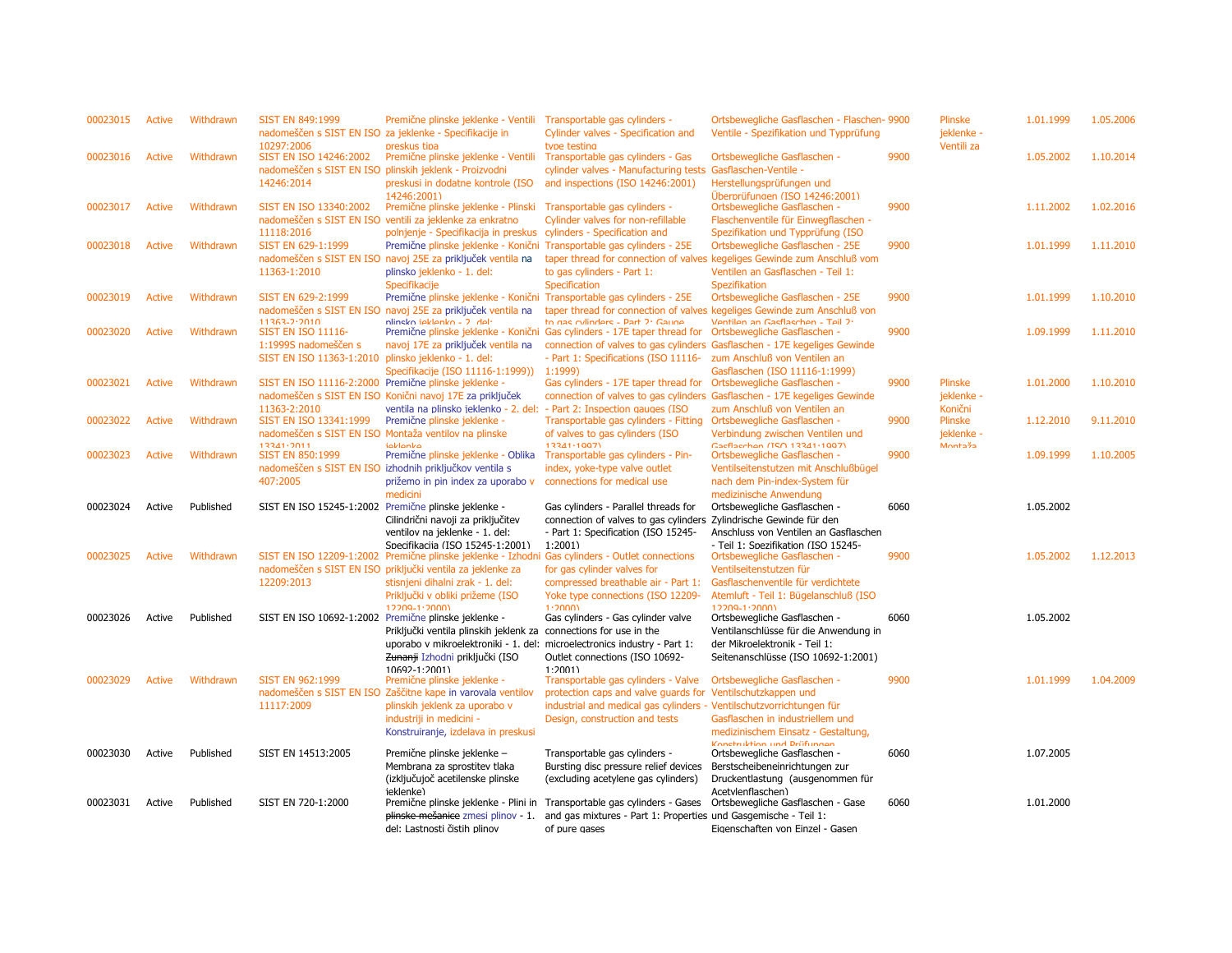| | | | | | | | | | | |
|---|---|---|---|---|---|---|---|---|---|---|
| 00023015 | Active | Withdrawn | SIST EN 849:1999 nadomeščen s SIST EN ISO 10297:2006 | Premične plinske jeklenke - Ventili za jeklenke - Specifikacije in preskus tipa | Transportable gas cylinders - Cylinder valves - Specification and type testing | Ortsbewegliche Gasflaschen - Flaschen-Ventile - Spezifikation und Typprüfung | 9900 | Plinske jeklenke - Ventili za | 1.01.1999 | 1.05.2006 |
| 00023016 | Active | Withdrawn | SIST EN ISO 14246:2002 nadomeščen s SIST EN ISO 14246:2014 | Premične plinske jeklenke - Ventili plinskih jeklenk - Proizvodni preskusi in dodatne kontrole (ISO 14246:2001) | Transportable gas cylinders - Gas cylinder valves - Manufacturing tests and inspections (ISO 14246:2001) | Ortsbewegliche Gasflaschen - Gasflaschen-Ventile - Herstellungsprüfungen und Überprüfungen (ISO 14246:2001) | 9900 | | 1.05.2002 | 1.10.2014 |
| 00023017 | Active | Withdrawn | SIST EN ISO 13340:2002 nadomeščen s SIST EN ISO 11118:2016 | Premične plinske jeklenke - Plinski ventili za jeklenke za enkratno polnjenje - Specifikacija in preskus | Transportable gas cylinders - Cylinder valves for non-refillable cylinders - Specification and | Ortsbewegliche Gasflaschen - Flaschenventile für Einwegflaschen - Spezifikation und Typprüfung (ISO | 9900 | | 1.11.2002 | 1.02.2016 |
| 00023018 | Active | Withdrawn | SIST EN 629-1:1999 nadomeščen s SIST EN ISO 11363-1:2010 | Premične plinske jeklenke - Konični navoj 25E za priključek ventila na plinsko jeklenko - 1. del: Specifikacije | Transportable gas cylinders - 25E taper thread for connection of valves to gas cylinders - Part 1: Specification | Ortsbewegliche Gasflaschen - 25E kegeliges Gewinde zum Anschluß vom Ventilen an Gasflaschen - Teil 1: Spezifikation | 9900 | | 1.01.1999 | 1.11.2010 |
| 00023019 | Active | Withdrawn | SIST EN 629-2:1999 nadomeščen s SIST EN ISO 11363-2:2010 | Premične plinske jeklenke - Konični navoj 25E za priključek ventila na plinsko jeklenko - 2. del: | Transportable gas cylinders - 25E taper thread for connection of valves to gas cylinders - Part 2: Gauge | Ortsbewegliche Gasflaschen - 25E kegeliges Gewinde zum Anschluß von Ventilen an Gasflaschen - Teil 2: | 9900 | | 1.01.1999 | 1.10.2010 |
| 00023020 | Active | Withdrawn | SIST EN ISO 11116-1:1999S nadomeščen s SIST EN ISO 11363-1:2010 | Premične plinske jeklenke - Konični navoj 17E za priključek ventila na plinsko jeklenko - 1. del: Specifikacija (ISO 11116-1:1999)) | Gas cylinders - 17E taper thread for connection of valves to gas cylinders - Part 1: Specifications (ISO 11116-1:1999) | Ortsbewegliche Gasflaschen - Gasflaschen - 17E kegeliges Gewinde zum Anschluß von Ventilen an Gasflaschen (ISO 11116-1:1999) | 9900 | | 1.09.1999 | 1.11.2010 |
| 00023021 | Active | Withdrawn | SIST EN ISO 11116-2:2000 nadomeščen s SIST EN ISO 11363-2:2010 | Premične plinske jeklenke - Konični navoj 17E za priključek ventila na plinsko jeklenko - 2. del: | Gas cylinders - 17E taper thread for connection of valves to gas cylinders - Part 2: Inspection gauges (ISO | Ortsbewegliche Gasflaschen - Gasflaschen - 17E kegeliges Gewinde zum Anschluß von Ventilen an | 9900 | Plinske jeklenke - Konični | 1.01.2000 | 1.10.2010 |
| 00023022 | Active | Withdrawn | SIST EN ISO 13341:1999 nadomeščen s SIST EN ISO 13341:2011 | Premične plinske jeklenke - Montaža ventilov na plinske jeklenke | Transportable gas cylinders - Fitting of valves to gas cylinders (ISO 13341:1997) | Ortsbewegliche Gasflaschen - Verbindung zwischen Ventilen und Gasflaschen (ISO 13341:1997) | 9900 | Plinske jeklenke - Montaža | 1.12.2010 | 9.11.2010 |
| 00023023 | Active | Withdrawn | SIST EN 850:1999 nadomeščen s SIST EN ISO 407:2005 | Premične plinske jeklenke - Oblika izhodnih priključkov ventila s prižemo in pin index za uporabo v medicini | Transportable gas cylinders - Pin-index, yoke-type valve outlet connections for medical use | Ortsbewegliche Gasflaschen - Ventilseitenstutzen mit Anschlußbügel nach dem Pin-index-System für medizinische Anwendung | 9900 | | 1.09.1999 | 1.10.2005 |
| 00023024 | Active | Published | SIST EN ISO 15245-1:2002 | Premične plinske jeklenke - Cilindrični navoji za priključitev ventilov na jeklenke - 1. del: Specifikacija (ISO 15245-1:2001) | Gas cylinders - Parallel threads for connection of valves to gas cylinders - Part 1: Specification (ISO 15245-1:2001) | Ortsbewegliche Gasflaschen - Zylindrische Gewinde für den Anschluss von Ventilen an Gasflaschen - Teil 1: Spezifikation (ISO 15245- | 6060 | | 1.05.2002 | |
| 00023025 | Active | Withdrawn | SIST EN ISO 12209-1:2002 nadomeščen s SIST EN ISO 12209:2013 | Premične plinske jeklenke - Izhodni priključki ventila za jeklenke za stisnjeni dihalni zrak - 1. del: Priključki v obliki prižeme (ISO 12209-1:2000) | Gas cylinders - Outlet connections for gas cylinder valves for compressed breathable air - Part 1: Yoke type connections (ISO 12209-1:2000) | Ortsbewegliche Gasflaschen - Ventilseitenstutzen für Gasflaschenventile für verdichtete Atemluft - Teil 1: Bügelanschluß (ISO 12209-1:2000) | 9900 | | 1.05.2002 | 1.12.2013 |
| 00023026 | Active | Published | SIST EN ISO 10692-1:2002 | Premične plinske jeklenke - Priključki ventila plinskih jeklenk za uporabo v mikroelektroniki - 1. del: ~~Zunanji~~ Izhodni priključki (ISO 10692-1:2001) | Gas cylinders - Gas cylinder valve connections for use in the microelectronics industry - Part 1: Outlet connections (ISO 10692-1:2001) | Ortsbewegliche Gasflaschen - Ventilanschlüsse für die Anwendung in der Mikroelektronik - Teil 1: Seitenanschlüsse (ISO 10692-1:2001) | 6060 | | 1.05.2002 | |
| 00023029 | Active | Withdrawn | SIST EN 962:1999 nadomeščen s SIST EN ISO 11117:2009 | Premične plinske jeklenke - Zaščitne kape in varovala ventilov plinskih jeklenk za uporabo v industriji in medicini - Konstruiranje, izdelava in preskusi | Transportable gas cylinders - Valve protection caps and valve guards for industrial and medical gas cylinders - Design, construction and tests | Ortsbewegliche Gasflaschen - Ventilschutzkappen und Ventilschutzvorrichtungen für Gasflaschen in industriellem und medizinischem Einsatz - Gestaltung, Konstruktion und Prüfungen | 9900 | | 1.01.1999 | 1.04.2009 |
| 00023030 | Active | Published | SIST EN 14513:2005 | Premične plinske jeklenke – Membrana za sprostitev tlaka (izključujoč acetilenske plinske jeklenke) | Transportable gas cylinders - Bursting disc pressure relief devices (excluding acetylene gas cylinders) | Ortsbewegliche Gasflaschen - Berstscheibeneinrichtungen zur Druckentlastung (ausgenommen für Acetylenflaschen) | 6060 | | 1.07.2005 | |
| 00023031 | Active | Published | SIST EN 720-1:2000 | Premične plinske jeklenke - Plini in ~~plinske mešanice~~ zmesi plinov - 1. del: Lastnosti čistih plinov | Transportable gas cylinders - Gases and gas mixtures - Part 1: Properties of pure gases | Ortsbewegliche Gasflaschen - Gase und Gasgemische - Teil 1: Eigenschaften von Einzel - Gasen | 6060 | | 1.01.2000 | |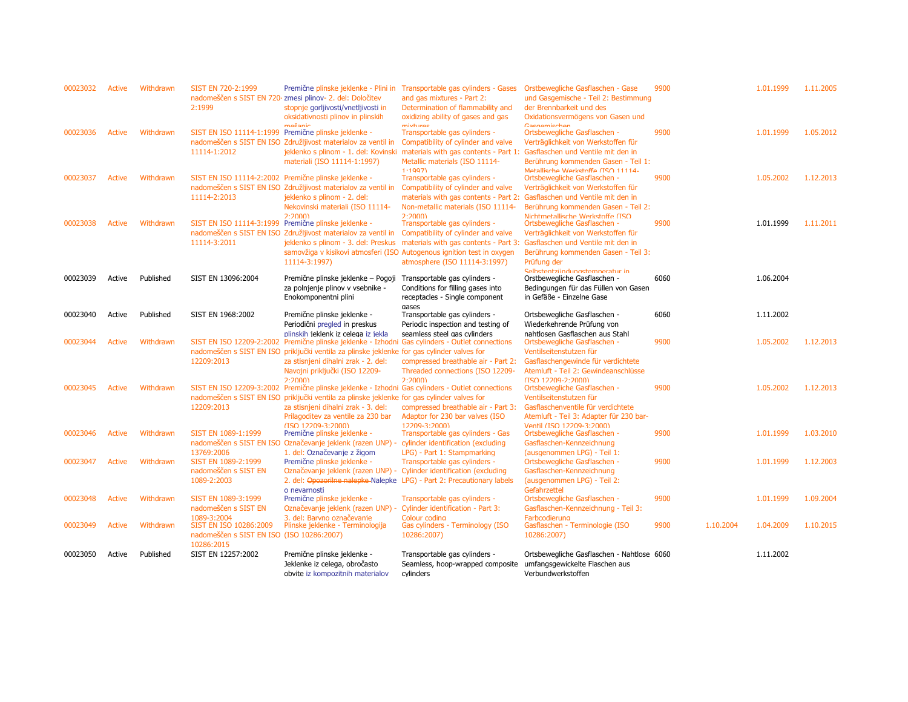| | | | | | | | | | | |
|---|---|---|---|---|---|---|---|---|---|---|
| 00023032 | Active | Withdrawn | SIST EN 720-2:1999 nadomeščen s SIST EN 720-2:1999 | Premične plinske jeklenke - Plini in zmesi plinov- 2. del: Določitev stopnje gorljivosti/vnetljivosti in oksidativnosti plinov in plinskih mešanic | Transportable gas cylinders - Gases and gas mixtures - Part 2: Determination of flammability and oxidizing ability of gases and gas mixtures | Orstbewegliche Gasflaschen - Gase und Gasgemische - Teil 2: Bestimmung der Brennbarkeit und des Oxidationsvermögens von Gasen und Gasgemischen | 9900 | | 1.01.1999 | 1.11.2005 |
| 00023036 | Active | Withdrawn | SIST EN ISO 11114-1:1999 nadomeščen s SIST EN ISO 11114-1:2012 | Premične plinske jeklenke - Združljivost materialov za ventil in jeklenko s plinom - 1. del: Kovinski materiali (ISO 11114-1:1997) | Transportable gas cylinders - Compatibility of cylinder and valve materials with gas contents - Part 1: Metallic materials (ISO 11114-1:1997) | Ortsbewegliche Gasflaschen - Verträglichkeit von Werkstoffen für Gasflaschen und Ventile mit den in Berührung kommenden Gasen - Teil 1: Metallische Werkstoffe (ISO 11114- | 9900 | | 1.01.1999 | 1.05.2012 |
| 00023037 | Active | Withdrawn | SIST EN ISO 11114-2:2002 nadomeščen s SIST EN ISO 11114-2:2013 | Premične plinske jeklenke - Združljivost materialov za ventil in jeklenko s plinom - 2. del: Nekovinski materiali (ISO 11114-2:2000) | Transportable gas cylinders - Compatibility of cylinder and valve materials with gas contents - Part 2: Non-metallic materials (ISO 11114-2:2000) | Ortsbewegliche Gasflaschen - Verträglichkeit von Werkstoffen für Gasflaschen und Ventile mit den in Berührung kommenden Gasen - Teil 2: Nichtmetallische Werkstoffe (ISO | 9900 | | 1.05.2002 | 1.12.2013 |
| 00023038 | Active | Withdrawn | SIST EN ISO 11114-3:1999 nadomeščen s SIST EN ISO 11114-3:2011 | Premične plinske jeklenke - Združljivost materialov za ventil in jeklenko s plinom - 3. del: Preskus samovžiga v kisikovi atmosferi (ISO 11114-3:1997) | Transportable gas cylinders - Compatibility of cylinder and valve materials with gas contents - Part 3: Autogenous ignition test in oxygen atmosphere (ISO 11114-3:1997) | Ortsbewegliche Gasflaschen - Verträglichkeit von Werkstoffen für Gasflaschen und Ventile mit den in Berührung kommenden Gasen - Teil 3: Prüfung der Selbstentzündungstemperatur in | 9900 | | 1.01.1999 | 1.11.2011 |
| 00023039 | Active | Published | SIST EN 13096:2004 | Premične plinske jeklenke – Pogoji za polnjenje plinov v vsebnike - Enokomponentni plini | Transportable gas cylinders - Conditions for filling gases into receptacles - Single component gases | Orstbewegliche Gasflaschen - Bedingungen für das Füllen von Gasen in Gefäße - Einzelne Gase | 6060 | | 1.06.2004 | |
| 00023040 | Active | Published | SIST EN 1968:2002 | Premične plinske jeklenke - Periodični pregled in preskus plinskih jeklenk iz celega iz jekla | Transportable gas cylinders - Periodic inspection and testing of seamless steel gas cylinders | Ortsbewegliche Gasflaschen - Wiederkehrende Prüfung von nahtlosen Gasflaschen aus Stahl | 6060 | | 1.11.2002 | |
| 00023044 | Active | Withdrawn | SIST EN ISO 12209-2:2002 nadomeščen s SIST EN ISO 12209:2013 | Premične plinske jeklenke - Izhodni priključki ventila za plinske jeklenke za stisnjeni dihalni zrak - 2. del: Navojni priključki (ISO 12209-2:2000) | Gas cylinders - Outlet connections for gas cylinder valves for compressed breathable air - Part 2: Threaded connections (ISO 12209-2:2000) | Ortsbewegliche Gasflaschen - Ventilseitenstutzen für Gasflaschengewinde für verdichtete Atemluft - Teil 2: Gewindeanschlüsse (ISO 12209-2:2000) | 9900 | | 1.05.2002 | 1.12.2013 |
| 00023045 | Active | Withdrawn | SIST EN ISO 12209-3:2002 nadomeščen s SIST EN ISO 12209:2013 | Premične plinske jeklenke - Izhodni priključki ventila za plinske jeklenke za stisnjeni dihalni zrak - 3. del: Prilagoditev za ventile za 230 bar (ISO 12209-3:2000) | Gas cylinders - Outlet connections for gas cylinder valves for compressed breathable air - Part 3: Adaptor for 230 bar valves (ISO 12209-3:2000) | Ortsbewegliche Gasflaschen - Ventilseitenstutzen für Gasflaschenventile für verdichtete Atemluft - Teil 3: Adapter für 230 bar-Ventil (ISO 12209-3:2000) | 9900 | | 1.05.2002 | 1.12.2013 |
| 00023046 | Active | Withdrawn | SIST EN 1089-1:1999 nadomeščen s SIST EN ISO 13769:2006 | Premične plinske jeklenke - Označevanje jeklenk (razen UNP) - 1. del: Označevanje z žigom | Transportable gas cylinders - Gas cylinder identification (excluding LPG) - Part 1: Stampmarking | Ortsbewegliche Gasflaschen - Gasflaschen-Kennzeichnung (ausgenommen LPG) - Teil 1: | 9900 | | 1.01.1999 | 1.03.2010 |
| 00023047 | Active | Withdrawn | SIST EN 1089-2:1999 nadomeščen s SIST EN 1089-2:2003 | Premične plinske jeklenke - Označevanje jeklenk (razen UNP) - 2. del: ~~Opozorilne nalepke~~ Nalepke o nevarnosti | Transportable gas cylinders - Cylinder identification (excluding LPG) - Part 2: Precautionary labels | Ortsbewegliche Gasflaschen - Gasflaschen-Kennzeichnung (ausgenommen LPG) - Teil 2: Gefahrzettel | 9900 | | 1.01.1999 | 1.12.2003 |
| 00023048 | Active | Withdrawn | SIST EN 1089-3:1999 nadomeščen s SIST EN 1089-3:2004 | Premične plinske jeklenke - Označevanje jeklenk (razen UNP) - 3. del: Barvno označevanje | Transportable gas cylinders - Cylinder identification - Part 3: Colour coding | Ortsbewegliche Gasflaschen - Gasflaschen-Kennzeichnung - Teil 3: Farbcodierung | 9900 | | 1.01.1999 | 1.09.2004 |
| 00023049 | Active | Withdrawn | SIST EN ISO 10286:2009 nadomeščen s SIST EN ISO 10286:2015 | Plinske jeklenke - Terminologija (ISO 10286:2007) | Gas cylinders - Terminology (ISO 10286:2007) | Gasflaschen - Terminologie (ISO 10286:2007) | 9900 | 1.10.2004 | 1.04.2009 | 1.10.2015 |
| 00023050 | Active | Published | SIST EN 12257:2002 | Premične plinske jeklenke - Jeklenke iz celega, obročasto obvite iz kompozitnih materialov | Transportable gas cylinders - Seamless, hoop-wrapped composite cylinders | Ortsbewegliche Gasflaschen - Nahtlose umfangsgewickelte Flaschen aus Verbundwerkstoffen | 6060 | | 1.11.2002 | |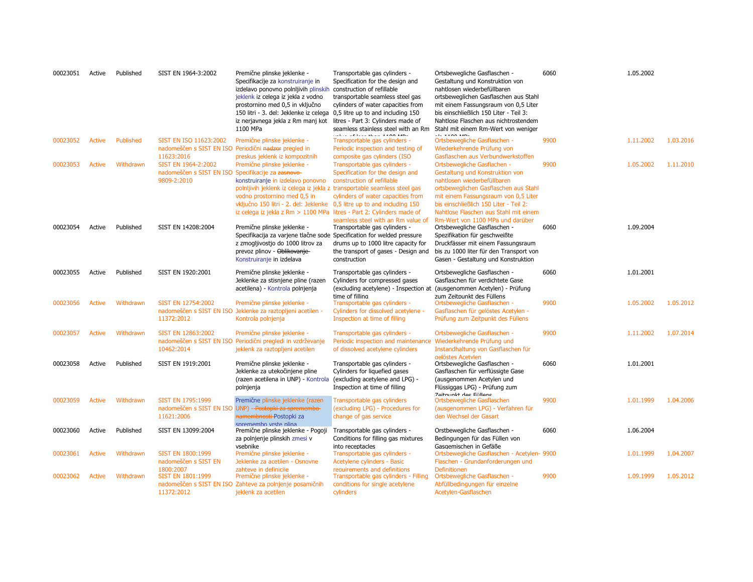| | | | | | | | | | |
|---|---|---|---|---|---|---|---|---|---|
| 00023051 | Active | Published | SIST EN 1964-3:2002 | Premične plinske jeklenke - Specifikacije za konstruiranje in izdelavo ponovno polnljivih plinskih jeklenk iz celega iz jekla z vodno prostornino med 0,5 in vključno 150 litri - 3. del: Jeklenke iz celega iz nerjavnega jekla z Rm manj kot 1100 MPa | Transportable gas cylinders - Specification for the design and construction of refillable transportable seamless steel gas cylinders of water capacities from 0,5 litre up to and including 150 litres - Part 3: Cylinders made of seamless stainless steel with an Rm value of less than 1100 MPa | Ortsbewegliche Gasflaschen - Gestaltung und Konstruktion von nahtlosen wiederbefüllbaren ortsbeweglichen Gasflaschen aus Stahl mit einem Fassungsraum von 0,5 Liter bis einschließlich 150 Liter - Teil 3: Nahtlose Flaschen aus nichtrostendem Stahl mit einem Rm-Wert von weniger als 1100 MPa | 6060 | 1.05.2002 | |
| 00023052 | Active | Published | SIST EN ISO 11623:2002 nadomeščen s SIST EN ISO 11623:2016 | Premične plinske jeklenke - Periodični ~~nadzor~~ pregled in preskus jeklenk iz kompozitnih | Transportable gas cylinders - Periodic inspection and testing of composite gas cylinders (ISO | Ortsbewegliche Gasflaschen - Wiederkehrende Prüfung von Gasflaschen aus Verbundwerkstoffen | 9900 | 1.11.2002 | 1.03.2016 |
| 00023053 | Active | Withdrawn | SIST EN 1964-2:2002 nadomeščen s SIST EN ISO 9809-2:2010 | Premične plinske jeklenke - Specifikacije za ~~zasnovo~~ konstruiranje in izdelavo ponovno polnljivih jeklenk iz celega iz jekla z vodno prostornino med 0,5 in vključno 150 litri - 2. del: Jeklenke iz celega iz jekla z Rm > 1100 MPa | Transportable gas cylinders - Specification for the design and construction of refillable transportable seamless steel gas cylinders of water capacities from 0,5 litre up to and including 150 litres - Part 2: Cylinders made of seamless steel with an Rm value of | Ortsbewegliche Gasflachen - Gestaltung und Konstruktion von nahtlosen wiederbefüllbaren ortsbeweglichen Gasflaschen aus Stahl mit einem Fassungsraum von 0,5 Liter bis einschließlich 150 Liter - Teil 2: Nahtlose Flaschen aus Stahl mit einem Rm-Wert von 1100 MPa und darüber | 9900 | 1.05.2002 | 1.11.2010 |
| 00023054 | Active | Published | SIST EN 14208:2004 | Premične plinske jeklenke - Specifikacija za varjene tlačne sode z zmogljivostjo do 1000 litrov za prevoz plinov - ~~Oblikovanje~~ Konstruiranje in izdelava | Transportable gas cylinders - Specification for welded pressure drums up to 1000 litre capacity for the transport of gases - Design and construction | Ortsbewegliche Gasflaschen - Spezifikation für geschweißte Druckfässer mit einem Fassungsraum bis zu 1000 liter für den Transport von Gasen - Gestaltung und Konstruktion | 6060 | 1.09.2004 | |
| 00023055 | Active | Published | SIST EN 1920:2001 | Premične plinske jeklenke - Jeklenke za stisnjene pline (razen acetilena) - Kontrola polnjenja | Transportable gas cylinders - Cylinders for compressed gases (excluding acetylene) - Inspection at time of filling | Ortsbewegliche Gasflaschen - Gasflaschen für verdichtete Gase (ausgenommen Acetylen) - Prüfung zum Zeitpunkt des Füllens | 6060 | 1.01.2001 | |
| 00023056 | Active | Withdrawn | SIST EN 12754:2002 nadomeščen s SIST EN ISO 11372:2012 | Premične plinske jeklenke - Jeklenke za raztopljeni acetilen - Kontrola polnjenja | Transportable gas cylinders - Cylinders for dissolved acetylene - Inspection at time of filling | Ortsbewegliche Gasflaschen - Gasflaschen für gelöstes Acetylen - Prüfung zum Zeitpunkt des Füllens | 9900 | 1.05.2002 | 1.05.2012 |
| 00023057 | Active | Withdrawn | SIST EN 12863:2002 nadomeščen s SIST EN ISO 10462:2014 | Premične plinske jeklenke - Periodični pregledi in vzdrževanje jeklenk za raztopljeni acetilen | Transportable gas cylinders - Periodic inspection and maintenance of dissolved acetylene cylinders | Ortsbewegliche Gasflaschen - Wiederkehrende Prüfung und Instandhaltung von Gasflaschen für gelöstes Acetylen | 9900 | 1.11.2002 | 1.07.2014 |
| 00023058 | Active | Published | SIST EN 1919:2001 | Premične plinske jeklenke - Jeklenke za utekočinjene pline (razen acetilena in UNP) - Kontrola polnjenja | Transportable gas cylinders - Cylinders for liquefied gases (excluding acetylene and LPG) - Inspection at time of filling | Ortsbewegliche Gasflaschen - Gasflaschen für verflüssigte Gase (ausgenommen Acetylen und Flüssiggas LPG) - Prüfung zum Zeitpunkt des Füllens | 6060 | 1.01.2001 | |
| 00023059 | Active | Withdrawn | SIST EN 1795:1999 nadomeščen s SIST EN ISO 11621:2006 | Premične plinske jeklenke (razen UNP) - ~~Postopki za spremembo namembnosti~~ Postopki za spremembo vrste plina | Transportable gas cylinders (excluding LPG) - Procedures for change of gas service | Ortsbewegliche Gasflaschen (ausgenommen LPG) - Verfahren für den Wechsel der Gasart | 9900 | 1.01.1999 | 1.04.2006 |
| 00023060 | Active | Published | SIST EN 13099:2004 | Premične plinske jeklenke - Pogoji za polnjenje plinskih zmesi v vsebnike | Transportable gas cylinders - Conditions for filling gas mixtures into receptacles | Orstbewegliche Gasflaschen - Bedingungen für das Füllen von Gasgemischen in Gefäße | 6060 | 1.06.2004 | |
| 00023061 | Active | Withdrawn | SIST EN 1800:1999 nadomeščen s SIST EN 1800:2007 | Premične plinske jeklenke - Jeklenke za acetilen - Osnovne zahteve in definicije | Transportable gas cylinders - Acetylene cylinders - Basic requirements and definitions | Ortsbewegliche Gasflaschen - Acetylen-Flaschen - Grundanforderungen und Definitionen | 9900 | 1.01.1999 | 1.04.2007 |
| 00023062 | Active | Withdrawn | SIST EN 1801:1999 nadomeščen s SIST EN ISO 11372:2012 | Premične plinske jeklenke - Zahteve za polnjenje posamičnih jeklenk za acetilen | Transportable gas cylinders - Filling conditions for single acetylene cylinders | Ortsbewegliche Gasflaschen - Abfüllbedingungen für einzelne Acetylen-Gasflaschen | 9900 | 1.09.1999 | 1.05.2012 |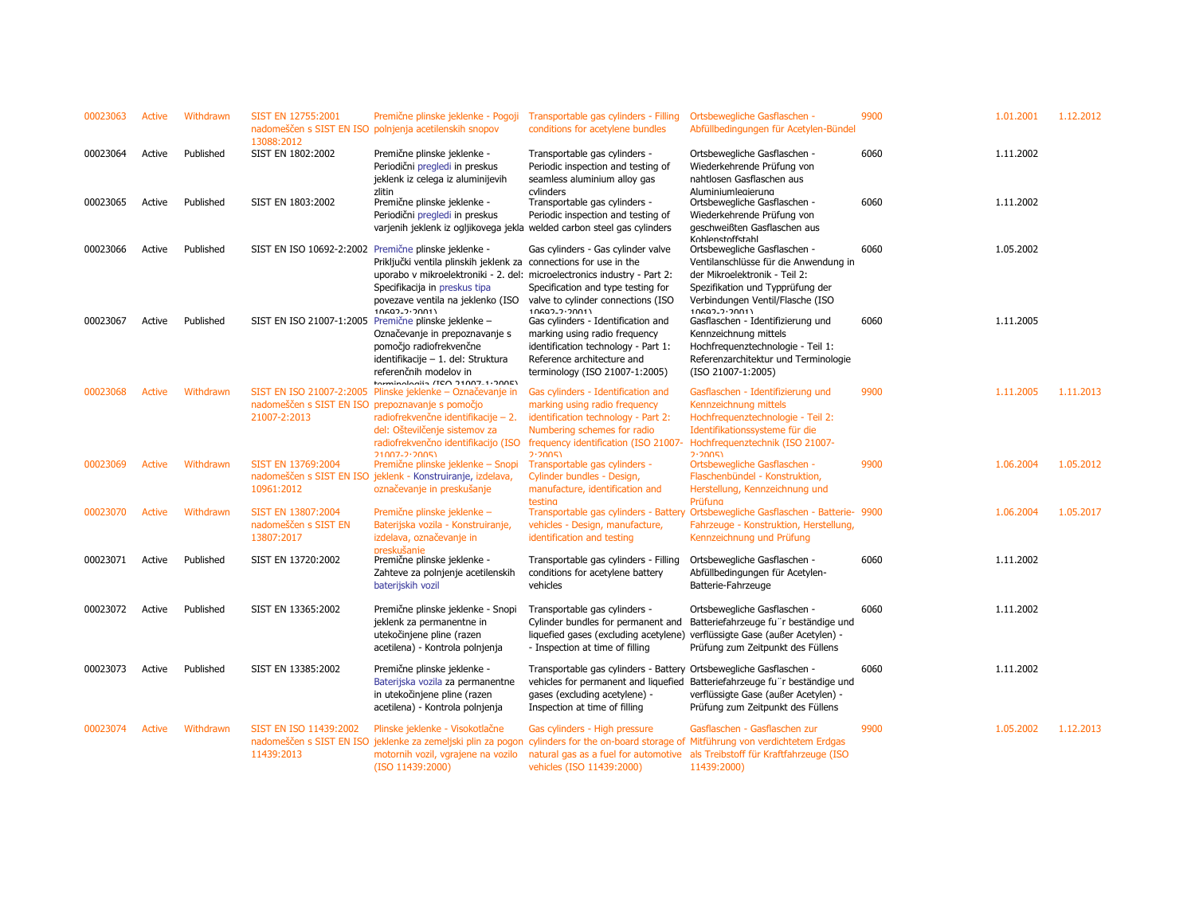| | | | | | | | | | | |
|---|---|---|---|---|---|---|---|---|---|---|
| 00023063 | Active | Withdrawn | SIST EN 12755:2001 nadomeščen s SIST EN ISO 13088:2012 | Premične plinske jeklenke - Pogoji polnjenja acetilenskih snopov | Transportable gas cylinders - Filling conditions for acetylene bundles | Ortsbewegliche Gasflaschen - Abfüllbedingungen für Acetylen-Bündel | 9900 | | 1.01.2001 | 1.12.2012 |
| 00023064 | Active | Published | SIST EN 1802:2002 | Premične plinske jeklenke - Periodični pregledi in preskus jeklenk iz celega iz aluminijevih zlitin | Transportable gas cylinders - Periodic inspection and testing of seamless aluminium alloy gas cylinders | Ortsbewegliche Gasflaschen - Wiederkehrende Prüfung von nahtlosen Gasflaschen aus Aluminiumlegierung | 6060 | | 1.11.2002 | |
| 00023065 | Active | Published | SIST EN 1803:2002 | Premične plinske jeklenke - Periodični pregledi in preskus varjenih jeklenk iz ogljikovega jekla | Transportable gas cylinders - Periodic inspection and testing of welded carbon steel gas cylinders | Ortsbewegliche Gasflaschen - Wiederkehrende Prüfung von geschweißten Gasflaschen aus Kohlenstoffstahl | 6060 | | 1.11.2002 | |
| 00023066 | Active | Published | SIST EN ISO 10692-2:2002 | Premične plinske jeklenke - Priključki ventila plinskih jeklenk za uporabo v mikroelektroniki - 2. del: Specifikacija in preskus tipa povezave ventila na jeklenko (ISO 10692-2:2001) | Gas cylinders - Gas cylinder valve connections for use in the microelectronics industry - Part 2: Specification and type testing for valve to cylinder connections (ISO 10692-2:2001) | Ortsbewegliche Gasflaschen - Ventilanschlüsse für die Anwendung in der Mikroelektronik - Teil 2: Spezifikation und Typprüfung der Verbindungen Ventil/Flasche (ISO 10692-2:2001) | 6060 | | 1.05.2002 | |
| 00023067 | Active | Published | SIST EN ISO 21007-1:2005 | Premične plinske jeklenke – Označevanje in prepoznavanje s pomočjo radiofrekvenčne identifikacije – 1. del: Struktura referenčnih modelov in terminologija (ISO 21007-1:2005) | Gas cylinders - Identification and marking using radio frequency identification technology - Part 1: Reference architecture and terminology (ISO 21007-1:2005) | Gasflaschen - Identifizierung und Kennzeichnung mittels Hochfrequenztechnologie - Teil 1: Referenzarchitektur und Terminologie (ISO 21007-1:2005) | 6060 | | 1.11.2005 | |
| 00023068 | Active | Withdrawn | SIST EN ISO 21007-2:2005 nadomeščen s SIST EN ISO 21007-2:2013 | Plinske jeklenke – Označevanje in prepoznavanje s pomočjo radiofrekvenčne identifikacije – 2. del: Oštevilčenje sistemov za radiofrekvenčno identifikacijo (ISO 21007-2:2005) | Gas cylinders - Identification and marking using radio frequency identification technology - Part 2: Numbering schemes for radio frequency identification (ISO 21007-2:2005) | Gasflaschen - Identifizierung und Kennzeichnung mittels Hochfrequenztechnologie - Teil 2: Identifikationssysteme für die Hochfrequenztechnik (ISO 21007-2:2005) | 9900 | | 1.11.2005 | 1.11.2013 |
| 00023069 | Active | Withdrawn | SIST EN 13769:2004 nadomeščen s SIST EN ISO 10961:2012 | Premične plinske jeklenke – Snopi jeklenk - Konstruiranje, izdelava, označevanje in preskušanje | Transportable gas cylinders - Cylinder bundles - Design, manufacture, identification and testing | Ortsbewegliche Gasflaschen - Flaschenbündel - Konstruktion, Herstellung, Kennzeichnung und Prüfung | 9900 | | 1.06.2004 | 1.05.2012 |
| 00023070 | Active | Withdrawn | SIST EN 13807:2004 nadomeščen s SIST EN 13807:2017 | Premične plinske jeklenke – Baterijska vozila - Konstruiranje, izdelava, označevanje in preskušanje | Transportable gas cylinders - Battery vehicles - Design, manufacture, identification and testing | Ortsbewegliche Gasflaschen - Batterie-Fahrzeuge - Konstruktion, Herstellung, Kennzeichnung und Prüfung | 9900 | | 1.06.2004 | 1.05.2017 |
| 00023071 | Active | Published | SIST EN 13720:2002 | Premične plinske jeklenke - Zahteve za polnjenje acetilenskih baterijskih vozil | Transportable gas cylinders - Filling conditions for acetylene battery vehicles | Ortsbewegliche Gasflaschen - Abfüllbedingungen für Acetylen-Batterie-Fahrzeuge | 6060 | | 1.11.2002 | |
| 00023072 | Active | Published | SIST EN 13365:2002 | Premične plinske jeklenke - Snopi jeklenk za permanentne in utekočinjene pline (razen acetilena) - Kontrola polnjenja | Transportable gas cylinders - Cylinder bundles for permanent and liquefied gases (excluding acetylene) - Inspection at time of filling | Ortsbewegliche Gasflaschen - Batteriefahrzeuge fu¨r beständige und verflüssigte Gase (außer Acetylen) - Prüfung zum Zeitpunkt des Füllens | 6060 | | 1.11.2002 | |
| 00023073 | Active | Published | SIST EN 13385:2002 | Premične plinske jeklenke - Baterijska vozila za permanentne in utekočinjene pline (razen acetilena) - Kontrola polnjenja | Transportable gas cylinders - Battery vehicles for permanent and liquefied gases (excluding acetylene) - Inspection at time of filling | Ortsbewegliche Gasflaschen - Batteriefahrzeuge fu¨r beständige und verflüssigte Gase (außer Acetylen) - Prüfung zum Zeitpunkt des Füllens | 6060 | | 1.11.2002 | |
| 00023074 | Active | Withdrawn | SIST EN ISO 11439:2002 nadomeščen s SIST EN ISO 11439:2013 | Plinske jeklenke - Visokotlačne jeklenke za zemeljski plin za pogon motornih vozil, vgrajene na vozilo (ISO 11439:2000) | Gas cylinders - High pressure cylinders for the on-board storage of natural gas as a fuel for automotive vehicles (ISO 11439:2000) | Gasflaschen - Gasflaschen zur Mitführung von verdichtetem Erdgas als Treibstoff für Kraftfahrzeuge (ISO 11439:2000) | 9900 | | 1.05.2002 | 1.12.2013 |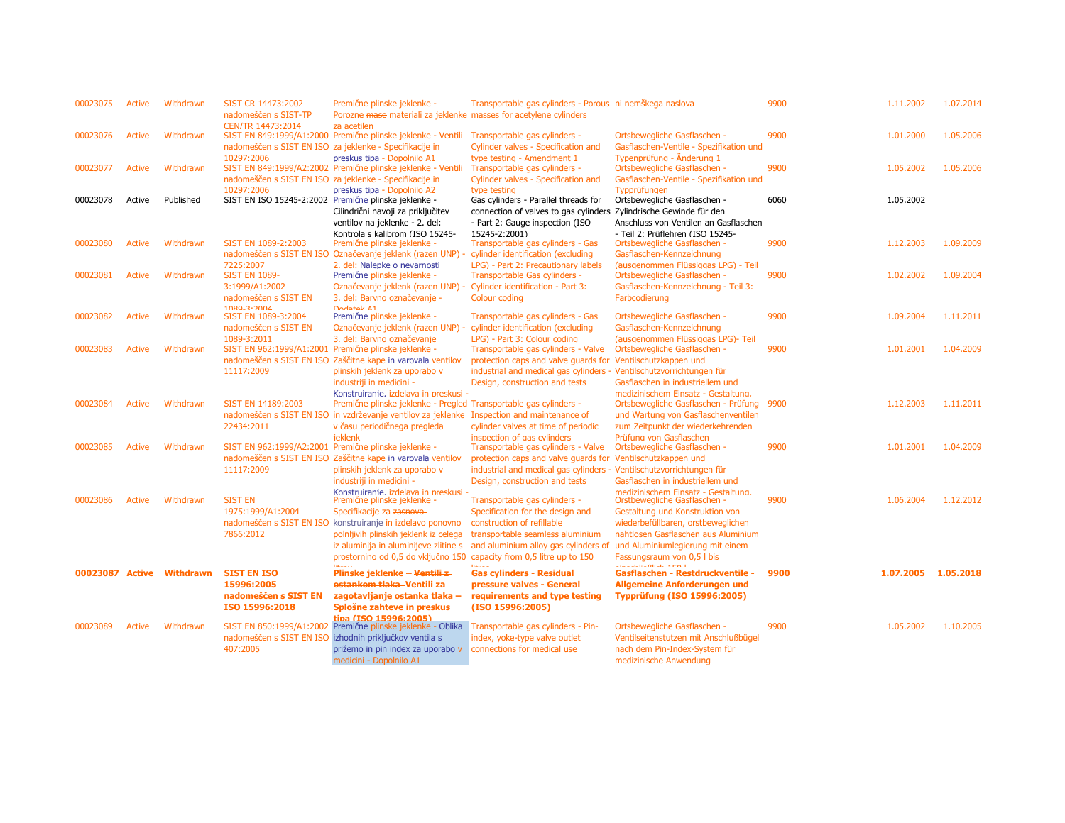| | | | | | | | | | |
|---|---|---|---|---|---|---|---|---|---|
| 00023075 | Active | Withdrawn | SIST CR 14473:2002 nadomeščen s SIST-TP CEN/TR 14473:2014 | Premične plinske jeklenke - Porozne ~~mase~~ materiali za jeklenke za acetilen | Transportable gas cylinders - Porous masses for acetylene cylinders | ni nemškega naslova | 9900 | 1.11.2002 | 1.07.2014 |
| 00023076 | Active | Withdrawn | SIST EN 849:1999/A1:2000 nadomeščen s SIST EN ISO 10297:2006 | Premične plinske jeklenke - Ventili za jeklenke - Specifikacije in preskus tipa - Dopolnilo A1 | Transportable gas cylinders - Cylinder valves - Specification and type testing - Amendment 1 | Ortsbewegliche Gasflaschen - Gasflaschen-Ventile - Spezifikation und Typenprüfung - Änderung 1 | 9900 | 1.01.2000 | 1.05.2006 |
| 00023077 | Active | Withdrawn | SIST EN 849:1999/A2:2002 nadomeščen s SIST EN ISO 10297:2006 | Premične plinske jeklenke - Ventili za jeklenke - Specifikacije in preskus tipa - Dopolnilo A2 | Transportable gas cylinders - Cylinder valves - Specification and type testing | Ortsbewegliche Gasflaschen - Gasflaschen-Ventile - Spezifikation und Typprüfungen | 9900 | 1.05.2002 | 1.05.2006 |
| 00023078 | Active | Published | SIST EN ISO 15245-2:2002 | Premične plinske jeklenke - Cilindrični navoji za priključitev ventilov na jeklenke - 2. del: Kontrola s kalibrom (ISO 15245- | Gas cylinders - Parallel threads for connection of valves to gas cylinders - Part 2: Gauge inspection (ISO 15245-2:2001) | Ortsbewegliche Gasflaschen - Zylindrische Gewinde für den Anschluss von Ventilen an Gasflaschen - Teil 2: Prüflehren (ISO 15245- | 6060 | 1.05.2002 | |
| 00023080 | Active | Withdrawn | SIST EN 1089-2:2003 nadomeščen s SIST EN ISO 7225:2007 | Premične plinske jeklenke - Označevanje jeklenk (razen UNP) - 2. del: Nalepke o nevarnosti | Transportable gas cylinders - Gas cylinder identification (excluding LPG) - Part 2: Precautionary labels | Ortsbewegliche Gasflaschen - Gasflaschen-Kennzeichnung (ausgenommen Flüssiggas LPG) - Teil | 9900 | 1.12.2003 | 1.09.2009 |
| 00023081 | Active | Withdrawn | SIST EN 1089-3:1999/A1:2002 nadomeščen s SIST EN 1089-3:2004 | Premične plinske jeklenke - Označevanje jeklenk (razen UNP) - 3. del: Barvno označevanje - Dodatek A1 | Transportable Gas cylinders - Cylinder identification - Part 3: Colour coding | Ortsbewegliche Gasflaschen - Gasflaschen-Kennzeichnung - Teil 3: Farbcodierung | 9900 | 1.02.2002 | 1.09.2004 |
| 00023082 | Active | Withdrawn | SIST EN 1089-3:2004 nadomeščen s SIST EN 1089-3:2011 | Premične plinske jeklenke - Označevanje jeklenk (razen UNP) - 3. del: Barvno označevanje | Transportable gas cylinders - Gas cylinder identification (excluding LPG) - Part 3: Colour coding | Ortsbewegliche Gasflaschen - Gasflaschen-Kennzeichnung (ausgenommen Flüssiggas LPG)- Teil | 9900 | 1.09.2004 | 1.11.2011 |
| 00023083 | Active | Withdrawn | SIST EN 962:1999/A1:2001 nadomeščen s SIST EN ISO 11117:2009 | Premične plinske jeklenke - Zaščitne kape in varovala ventilov plinskih jeklenk za uporabo v industriji in medicini - Konstruiranje, izdelava in preskusi - | Transportable gas cylinders - Valve protection caps and valve guards for industrial and medical gas cylinders - Design, construction and tests | Ortsbewegliche Gasflaschen - Ventilschutzkappen und Ventilschutzvorrichtungen für Gasflaschen in industriellem und medizinischem Einsatz - Gestaltung, | 9900 | 1.01.2001 | 1.04.2009 |
| 00023084 | Active | Withdrawn | SIST EN 14189:2003 nadomeščen s SIST EN ISO 22434:2011 | Premične plinske jeklenke - Pregled in vzdrževanje ventilov za jeklenke v času periodičnega pregleda jeklenk | Transportable gas cylinders - Inspection and maintenance of cylinder valves at time of periodic inspection of gas cylinders | Ortsbewegliche Gasflaschen - Prüfung und Wartung von Gasflaschenventilen zum Zeitpunkt der wiederkehrenden Prüfung von Gasflaschen | 9900 | 1.12.2003 | 1.11.2011 |
| 00023085 | Active | Withdrawn | SIST EN 962:1999/A2:2001 nadomeščen s SIST EN ISO 11117:2009 | Premične plinske jeklenke - Zaščitne kape in varovala ventilov plinskih jeklenk za uporabo v industriji in medicini - Konstruiranje, izdelava in preskusi - | Transportable gas cylinders - Valve protection caps and valve guards for industrial and medical gas cylinders - Design, construction and tests | Ortsbewegliche Gasflaschen - Ventilschutzkappen und Ventilschutzvorrichtungen für Gasflaschen in industriellem und medizinischem Einsatz - Gestaltung, | 9900 | 1.01.2001 | 1.04.2009 |
| 00023086 | Active | Withdrawn | SIST EN 1975:1999/A1:2004 nadomeščen s SIST EN ISO 7866:2012 | Premične plinske jeklenke - Specifikacije za ~~zasnovo~~ konstruiranje in izdelavo ponovno polnljivih plinskih jeklenk iz celega iz aluminija in aluminijeve zlitine s prostornino od 0,5 do vključno 150 litrov | Transportable gas cylinders - Specification for the design and construction of refillable transportable seamless aluminium and aluminium alloy gas cylinders of capacity from 0,5 litre up to 150 litres | Ortsbewegliche Gasflaschen - Gestaltung und Konstruktion von wiederbefüllbaren, orstbeweglichen nahtlosen Gasflaschen aus Aluminium und Aluminiumlegierung mit einem Fassungsraum von 0,5 l bis einschließlich 150 l | 9900 | 1.06.2004 | 1.12.2012 |
| **00023087** | **Active** | **Withdrawn** | **SIST EN ISO 15996:2005 nadomeščen s SIST EN ISO 15996:2018** | **Plinske jeklenke – ~~Ventili z ostankom tlaka~~ Ventili za zagotavljanje ostanka tlaka – Splošne zahteve in preskus tipa (ISO 15996:2005)** | **Gas cylinders - Residual pressure valves - General requirements and type testing (ISO 15996:2005)** | **Gasflaschen - Restdruckventile - Allgemeine Anforderungen und Typprüfung (ISO 15996:2005)** | **9900** | **1.07.2005** | **1.05.2018** |
| 00023089 | Active | Withdrawn | SIST EN 850:1999/A1:2002 nadomeščen s SIST EN ISO 407:2005 | Premične plinske jeklenke - Oblika izhodnih priključkov ventila s prižemo in pin index za uporabo v medicini - Dopolnilo A1 | Transportable gas cylinders - Pin-index, yoke-type valve outlet connections for medical use | Ortsbewegliche Gasflaschen - Ventilseitenstutzen mit Anschlußbügel nach dem Pin-Index-System für medizinische Anwendung | 9900 | 1.05.2002 | 1.10.2005 |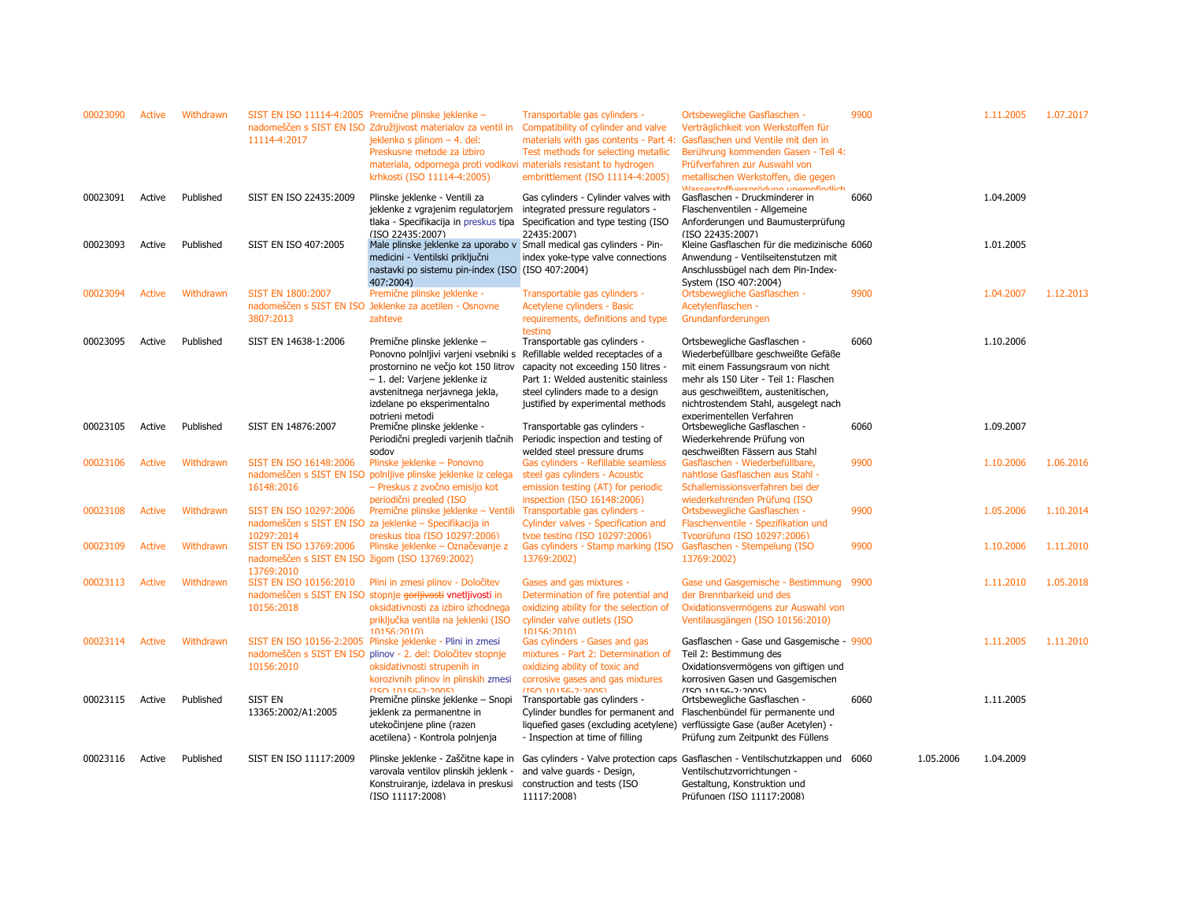| | | | | | | | | | | |
|---|---|---|---|---|---|---|---|---|---|---|
| 00023090 | Active | Withdrawn | SIST EN ISO 11114-4:2005 nadomeščen s SIST EN ISO 11114-4:2017 | Premične plinske jeklenke – Združljivost materialov za ventil in jeklenko s plinom – 4. del: Preskusne metode za izbiro materiala, odpornega proti vodikovi krhkosti (ISO 11114-4:2005) | Transportable gas cylinders - Compatibility of cylinder and valve materials with gas contents - Part 4: Test methods for selecting metallic materials resistant to hydrogen embrittlement (ISO 11114-4:2005) | Ortsbewegliche Gasflaschen - Verträglichkeit von Werkstoffen für Gasflaschen und Ventile mit den in Berührung kommenden Gasen - Teil 4: Prüfverfahren zur Auswahl von metallischen Werkstoffen, die gegen Wasserstoffversprödung unempfindlich | 9900 | | 1.11.2005 | 1.07.2017 |
| 00023091 | Active | Published | SIST EN ISO 22435:2009 | Plinske jeklenke - Ventili za jeklenke z vgrajenim regulatorjem tlaka - Specifikacija in preskus tipa (ISO 22435:2007) | Gas cylinders - Cylinder valves with integrated pressure regulators - Specification and type testing (ISO 22435:2007) | Gasflaschen - Druckminderer in Flaschenventilen - Allgemeine Anforderungen und Baumusterprüfung (ISO 22435:2007) | 6060 | | 1.04.2009 | |
| 00023093 | Active | Published | SIST EN ISO 407:2005 | Male plinske jeklenke za uporabo v medicini - Ventilski priključni nastavki po sistemu pin-index (ISO 407:2004) | Small medical gas cylinders - Pin-index yoke-type valve connections (ISO 407:2004) | Kleine Gasflaschen für die medizinische Anwendung - Ventilseitenstutzen mit Anschlussbügel nach dem Pin-Index-System (ISO 407:2004) | 6060 | | 1.01.2005 | |
| 00023094 | Active | Withdrawn | SIST EN 1800:2007 nadomeščen s SIST EN ISO 3807:2013 | Premične plinske jeklenke - Jeklenke za acetilen - Osnovne zahteve | Transportable gas cylinders - Acetylene cylinders - Basic requirements, definitions and type testing | Ortsbewegliche Gasflaschen - Acetylenflaschen - Grundanforderungen | 9900 | | 1.04.2007 | 1.12.2013 |
| 00023095 | Active | Published | SIST EN 14638-1:2006 | Premične plinske jeklenke – Ponovno polnljivi varjeni vsebniki s prostornino ne večjo kot 150 litrov – 1. del: Varjene jeklenke iz avstenitnega nerjavnega jekla, izdelane po eksperimentalno potrjeni metodi | Transportable gas cylinders - Refillable welded receptacles of a capacity not exceeding 150 litres - Part 1: Welded austenitic stainless steel cylinders made to a design justified by experimental methods | Ortsbewegliche Gasflaschen - Wiederbefüllbare geschweißte Gefäße mit einem Fassungsraum von nicht mehr als 150 Liter - Teil 1: Flaschen aus geschweißtem, austenitischen, nichtrostendem Stahl, ausgelegt nach experimentellen Verfahren | 6060 | | 1.10.2006 | |
| 00023105 | Active | Published | SIST EN 14876:2007 | Premične plinske jeklenke - Periodični pregledi varjenih tlačnih sodov | Transportable gas cylinders - Periodic inspection and testing of welded steel pressure drums | Ortsbewegliche Gasflaschen - Wiederkehrende Prüfung von geschweißten Fässern aus Stahl | 6060 | | 1.09.2007 | |
| 00023106 | Active | Withdrawn | SIST EN ISO 16148:2006 nadomeščen s SIST EN ISO 16148:2016 | Plinske jeklenke – Ponovno polnljive plinske jeklenke iz celega – Preskus z zvočno emisijo kot periodični pregled (ISO | Gas cylinders - Refillable seamless steel gas cylinders - Acoustic emission testing (AT) for periodic inspection (ISO 16148:2006) | Gasflaschen - Wiederbefüllbare, nahtlose Gasflaschen aus Stahl - Schallemissionsverfahren bei der wiederkehrenden Prüfung (ISO | 9900 | | 1.10.2006 | 1.06.2016 |
| 00023108 | Active | Withdrawn | SIST EN ISO 10297:2006 nadomeščen s SIST EN ISO 10297:2014 | Premične plinske jeklenke – Ventili za jeklenke – Specifikacija in preskus tipa (ISO 10297:2006) | Transportable gas cylinders - Cylinder valves - Specification and type testing (ISO 10297:2006) | Ortsbewegliche Gasflaschen - Flaschenventile - Spezifikation und Typprüfung (ISO 10297:2006) | 9900 | | 1.05.2006 | 1.10.2014 |
| 00023109 | Active | Withdrawn | SIST EN ISO 13769:2006 nadomeščen s SIST EN ISO 13769:2010 | Plinske jeklenke – Označevanje z žigom (ISO 13769:2002) | Gas cylinders - Stamp marking (ISO 13769:2002) | Gasflaschen - Stempelung (ISO 13769:2002) | 9900 | | 1.10.2006 | 1.11.2010 |
| 00023113 | Active | Withdrawn | SIST EN ISO 10156:2010 nadomeščen s SIST EN ISO 10156:2018 | Plini in zmesi plinov - Določitev stopnje ~~gorljivosti~~ vnetljivosti in oksidativnosti za izbiro izhodnega priključka ventila na jeklenki (ISO 10156:2010) | Gases and gas mixtures - Determination of fire potential and oxidizing ability for the selection of cylinder valve outlets (ISO 10156:2010) | Gase und Gasgemische - Bestimmung der Brennbarkeit und des Oxidationsvermögens zur Auswahl von Ventilausgängen (ISO 10156:2010) | 9900 | | 1.11.2010 | 1.05.2018 |
| 00023114 | Active | Withdrawn | SIST EN ISO 10156-2:2005 nadomeščen s SIST EN ISO 10156:2010 | Plinske jeklenke - Plini in zmesi plinov - 2. del: Določitev stopnje oksidativnosti strupenih in korozivnih plinov in plinskih zmesi (ISO 10156-2:2005) | Gas cylinders - Gases and gas mixtures - Part 2: Determination of oxidizing ability of toxic and corrosive gases and gas mixtures (ISO 10156-2:2005) | Gasflaschen - Gase und Gasgemische - Teil 2: Bestimmung des Oxidationsvermögens von giftigen und korrosiven Gasen und Gasgemischen (ISO 10156-2:2005) | 9900 | | 1.11.2005 | 1.11.2010 |
| 00023115 | Active | Published | SIST EN 13365:2002/A1:2005 | Premične plinske jeklenke – Snopi jeklenk za permanentne in utekočinjene pline (razen acetilena) - Kontrola polnjenja | Transportable gas cylinders - Cylinder bundles for permanent and liquefied gases (excluding acetylene) - Inspection at time of filling | Ortsbewegliche Gasflaschen - Flaschenbündel für permanente und verflüssigte Gase (außer Acetylen) - Prüfung zum Zeitpunkt des Füllens | 6060 | | 1.11.2005 | |
| 00023116 | Active | Published | SIST EN ISO 11117:2009 | Plinske jeklenke - Zaščitne kape in varovala ventilov plinskih jeklenk - Konstruiranje, izdelava in preskusi (ISO 11117:2008) | Gas cylinders - Valve protection caps and valve guards - Design, construction and tests (ISO 11117:2008) | Gasflaschen - Ventilschutzkappen und Ventilschutzvorrichtungen - Gestaltung, Konstruktion und Prüfungen (ISO 11117:2008) | 6060 | 1.05.2006 | 1.04.2009 | |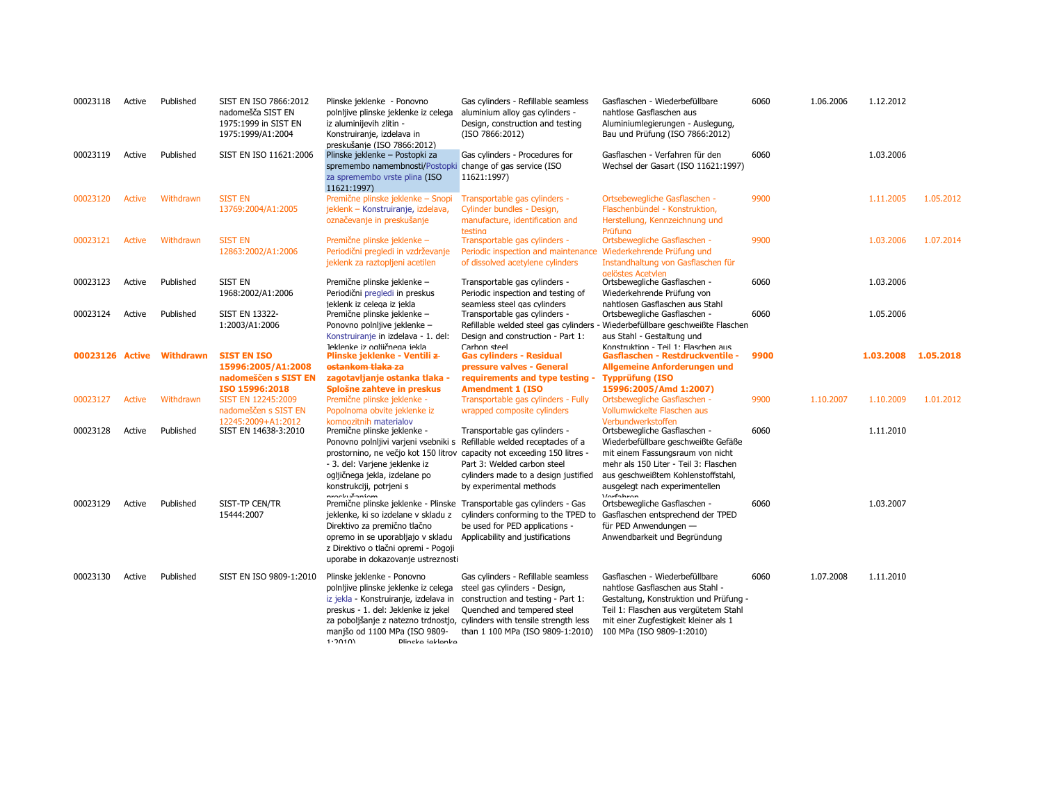| | | | | | | | | | | |
|---|---|---|---|---|---|---|---|---|---|---|
| 00023118 | Active | Published | SIST EN ISO 7866:2012 nadomešča SIST EN 1975:1999 in SIST EN 1975:1999/A1:2004 | Plinske jeklenke - Ponovno polnljive plinske jeklenke iz celega iz aluminijevih zlitin - Konstruiranje, izdelava in preskušanje (ISO 7866:2012) | Gas cylinders - Refillable seamless aluminium alloy gas cylinders - Design, construction and testing (ISO 7866:2012) | Gasflaschen - Wiederbefüllbare nahtlose Gasflaschen aus Aluminiumlegierungen - Auslegung, Bau und Prüfung (ISO 7866:2012) | 6060 | 1.06.2006 | 1.12.2012 | |
| 00023119 | Active | Published | SIST EN ISO 11621:2006 | Plinske jeklenke – Postopki za spremembo namembnosti/Postopki za spremembo vrste plina (ISO 11621:1997) | Gas cylinders - Procedures for change of gas service (ISO 11621:1997) | Gasflaschen - Verfahren für den Wechsel der Gasart (ISO 11621:1997) | 6060 | | 1.03.2006 | |
| 00023120 | Active | Withdrawn | SIST EN 13769:2004/A1:2005 | Premične plinske jeklenke – Snopi jeklenk – Konstruiranje, izdelava, označevanje in preskušanje | Transportable gas cylinders - Cylinder bundles - Design, manufacture, identification and testing | Ortsebewegliche Gasflaschen - Flaschenbündel - Konstruktion, Herstellung, Kennzeichnung und Prüfung | 9900 | | 1.11.2005 | 1.05.2012 |
| 00023121 | Active | Withdrawn | SIST EN 12863:2002/A1:2006 | Premične plinske jeklenke – Periodični pregledi in vzdrževanje jeklenk za raztopljeni acetilen | Transportable gas cylinders - Periodic inspection and maintenance of dissolved acetylene cylinders | Ortsbewegliche Gasflaschen - Wiederkehrende Prüfung und Instandhaltung von Gasflaschen für gelöstes Acetylen | 9900 | | 1.03.2006 | 1.07.2014 |
| 00023123 | Active | Published | SIST EN 1968:2002/A1:2006 | Premične plinske jeklenke – Periodični pregledi in preskus jeklenk iz celega iz jekla | Transportable gas cylinders - Periodic inspection and testing of seamless steel gas cylinders | Ortsbewegliche Gasflaschen - Wiederkehrende Prüfung von nahtlosen Gasflaschen aus Stahl | 6060 | | 1.03.2006 | |
| 00023124 | Active | Published | SIST EN 13322-1:2003/A1:2006 | Premične plinske jeklenke – Ponovno polnljive jeklenke – Konstruiranje in izdelava - 1. del: Jeklenke iz ogljičnega jekla | Transportable gas cylinders - Refillable welded steel gas cylinders - Design and construction - Part 1: Carbon steel | Ortsbewegliche Gasflaschen - Wiederbefüllbare geschweißte Flaschen aus Stahl - Gestaltung und Konstruktion - Teil 1: Flaschen aus | 6060 | | 1.05.2006 | |
| **00023126** | **Active** | **Withdrawn** | **SIST EN ISO 15996:2005/A1:2008 nadomeščen s SIST EN ISO 15996:2018** | **Plinske jeklenke - Ventili ~~z ostankom tlaka~~ za zagotavljanje ostanka tlaka - Splošne zahteve in preskus** | **Gas cylinders - Residual pressure valves - General requirements and type testing - Amendment 1 (ISO** | **Gasflaschen - Restdruckventile - Allgemeine Anforderungen und Typprüfung (ISO 15996:2005/Amd 1:2007)** | **9900** | | **1.03.2008** | **1.05.2018** |
| 00023127 | Active | Withdrawn | SIST EN 12245:2009 nadomeščen s SIST EN 12245:2009+A1:2012 | Premične plinske jeklenke - Popolnoma obvite jeklenke iz kompozitnih materialov | Transportable gas cylinders - Fully wrapped composite cylinders | Ortsbewegliche Gasflaschen - Vollumwickelte Flaschen aus Verbundwerkstoffen | 9900 | 1.10.2007 | 1.10.2009 | 1.01.2012 |
| 00023128 | Active | Published | SIST EN 14638-3:2010 | Premične plinske jeklenke - Ponovno polnljivi varjeni vsebniki s prostornino, ne večjo kot 150 litrov - 3. del: Varjene jeklenke iz ogljičnega jekla, izdelane po konstrukciji, potrjeni s preskušanjem | Transportable gas cylinders - Refillable welded receptacles of a capacity not exceeding 150 litres - Part 3: Welded carbon steel cylinders made to a design justified by experimental methods | Ortsbewegliche Gasflaschen - Wiederbefüllbare geschweißte Gefäße mit einem Fassungsraum von nicht mehr als 150 Liter - Teil 3: Flaschen aus geschweißtem Kohlenstoffstahl, ausgelegt nach experimentellen Verfahren | 6060 | | 1.11.2010 | |
| 00023129 | Active | Published | SIST-TP CEN/TR 15444:2007 | Premične plinske jeklenke - Plinske jeklenke, ki so izdelane v skladu z Direktivo za premično tlačno opremo in se uporabljajo v skladu z Direktivo o tlačni opremi - Pogoji uporabe in dokazovanje ustreznosti | Transportable gas cylinders - Gas cylinders conforming to the TPED to be used for PED applications - Applicability and justifications | Ortsbewegliche Gasflaschen - Gasflaschen entsprechend der TPED für PED Anwendungen — Anwendbarkeit und Begründung | 6060 | | 1.03.2007 | |
| 00023130 | Active | Published | SIST EN ISO 9809-1:2010 | Plinske jeklenke - Ponovno polnljive plinske jeklenke iz celega iz jekla - Konstruiranje, izdelava in preskus - 1. del: Jeklenke iz jekel za poboljšanje z natezno trdnostjo, manjšo od 1100 MPa (ISO 9809-1:2010) Plinske jeklenke | Gas cylinders - Refillable seamless steel gas cylinders - Design, construction and testing - Part 1: Quenched and tempered steel cylinders with tensile strength less than 1 100 MPa (ISO 9809-1:2010) | Gasflaschen - Wiederbefüllbare nahtlose Gasflaschen aus Stahl - Gestaltung, Konstruktion und Prüfung - Teil 1: Flaschen aus vergütetem Stahl mit einer Zugfestigkeit kleiner als 1 100 MPa (ISO 9809-1:2010) | 6060 | 1.07.2008 | 1.11.2010 | |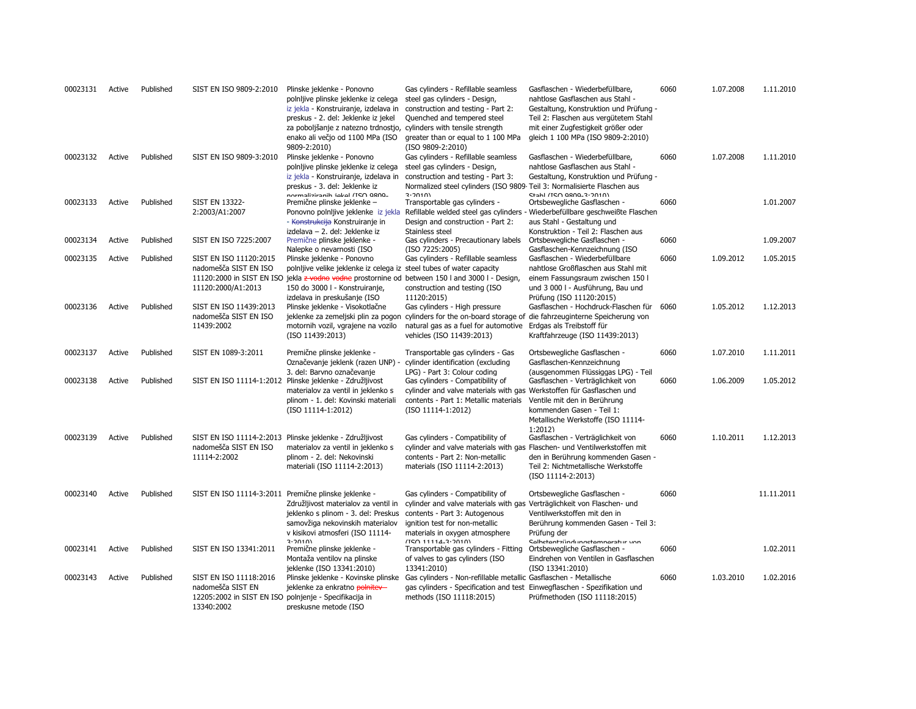| | | | | | | | | | |
|---|---|---|---|---|---|---|---|---|---|
| 00023131 | Active | Published | SIST EN ISO 9809-2:2010 | Plinske jeklenke - Ponovno polnljive plinske jeklenke iz celega iz jekla - Konstruiranje, izdelava in preskus - 2. del: Jeklenke iz jekel za poboljšanje z natezno trdnostjo, enako ali večjo od 1100 MPa (ISO 9809-2:2010) | Gas cylinders - Refillable seamless steel gas cylinders - Design, construction and testing - Part 2: Quenched and tempered steel cylinders with tensile strength greater than or equal to 1 100 MPa (ISO 9809-2:2010) | Gasflaschen - Wiederbefüllbare, nahtlose Gasflaschen aus Stahl - Gestaltung, Konstruktion und Prüfung - Teil 2: Flaschen aus vergütetem Stahl mit einer Zugfestigkeit größer oder gleich 1 100 MPa (ISO 9809-2:2010) | 6060 | 1.07.2008 | 1.11.2010 |
| 00023132 | Active | Published | SIST EN ISO 9809-3:2010 | Plinske jeklenke - Ponovno polnljive plinske jeklenke iz celega iz jekla - Konstruiranje, izdelava in preskus - 3. del: Jeklenke iz normaliziranih jekel (ISO 9809- | Gas cylinders - Refillable seamless steel gas cylinders - Design, construction and testing - Part 3: Normalized steel cylinders (ISO 9809-3:2010) | Gasflaschen - Wiederbefüllbare, nahtlose Gasflaschen aus Stahl - Gestaltung, Konstruktion und Prüfung - Teil 3: Normalisierte Flaschen aus Stahl (ISO 9809-3:2010) | 6060 | 1.07.2008 | 1.11.2010 |
| 00023133 | Active | Published | SIST EN 13322-2:2003/A1:2007 | Premične plinske jeklenke – Ponovno polnljive jeklenke iz jekla - ~~Konstrukcija~~ Konstruiranje in izdelava – 2. del: Jeklenke iz | Transportable gas cylinders - Refillable welded steel gas cylinders - Design and construction - Part 2: Stainless steel | Ortsbewegliche Gasflaschen - Wiederbefüllbare geschweißte Flaschen aus Stahl - Gestaltung und Konstruktion - Teil 2: Flaschen aus | 6060 | | 1.01.2007 |
| 00023134 | Active | Published | SIST EN ISO 7225:2007 | Premične plinske jeklenke - Nalepke o nevarnosti (ISO | Gas cylinders - Precautionary labels (ISO 7225:2005) | Ortsbewegliche Gasflaschen - Gasflaschen-Kennzeichnung (ISO | 6060 | | 1.09.2007 |
| 00023135 | Active | Published | SIST EN ISO 11120:2015 nadomešča SIST EN ISO 11120:2000 in SIST EN ISO 11120:2000/A1:2013 | Plinske jeklenke - Ponovno polnljive velike jeklenke iz celega iz jekla ~~z vodno vodne~~ prostornine od 150 do 3000 l - Konstruiranje, izdelava in preskušanje (ISO | Gas cylinders - Refillable seamless steel tubes of water capacity between 150 l and 3000 l - Design, construction and testing (ISO 11120:2015) | Gasflaschen - Wiederbefüllbare nahtlose Großflaschen aus Stahl mit einem Fassungsraum zwischen 150 l und 3 000 l - Ausführung, Bau und Prüfung (ISO 11120:2015) | 6060 | 1.09.2012 | 1.05.2015 |
| 00023136 | Active | Published | SIST EN ISO 11439:2013 nadomešča SIST EN ISO 11439:2002 | Plinske jeklenke - Visokotlačne jeklenke za zemeljski plin za pogon motornih vozil, vgrajene na vozilo (ISO 11439:2013) | Gas cylinders - High pressure cylinders for the on-board storage of natural gas as a fuel for automotive vehicles (ISO 11439:2013) | Gasflaschen - Hochdruck-Flaschen für die fahrzeuginterne Speicherung von Erdgas als Treibstoff für Kraftfahrzeuge (ISO 11439:2013) | 6060 | 1.05.2012 | 1.12.2013 |
| 00023137 | Active | Published | SIST EN 1089-3:2011 | Premične plinske jeklenke - Označevanje jeklenk (razen UNP) - 3. del: Barvno označevanje | Transportable gas cylinders - Gas cylinder identification (excluding LPG) - Part 3: Colour coding | Ortsbewegliche Gasflaschen - Gasflaschen-Kennzeichnung (ausgenommen Flüssiggas LPG) - Teil | 6060 | 1.07.2010 | 1.11.2011 |
| 00023138 | Active | Published | SIST EN ISO 11114-1:2012 | Plinske jeklenke - Združljivost materialov za ventil in jeklenko s plinom - 1. del: Kovinski materiali (ISO 11114-1:2012) | Gas cylinders - Compatibility of cylinder and valve materials with gas contents - Part 1: Metallic materials (ISO 11114-1:2012) | Gasflaschen - Verträglichkeit von Werkstoffen für Gasflaschen und Ventile mit den in Berührung kommenden Gasen - Teil 1: Metallische Werkstoffe (ISO 11114-1:2012) | 6060 | 1.06.2009 | 1.05.2012 |
| 00023139 | Active | Published | SIST EN ISO 11114-2:2013 nadomešča SIST EN ISO 11114-2:2002 | Plinske jeklenke - Združljivost materialov za ventil in jeklenko s plinom - 2. del: Nekovinski materiali (ISO 11114-2:2013) | Gas cylinders - Compatibility of cylinder and valve materials with gas contents - Part 2: Non-metallic materials (ISO 11114-2:2013) | Gasflaschen - Verträglichkeit von Flaschen- und Ventilwerkstoffen mit den in Berührung kommenden Gasen - Teil 2: Nichtmetallische Werkstoffe (ISO 11114-2:2013) | 6060 | 1.10.2011 | 1.12.2013 |
| 00023140 | Active | Published | SIST EN ISO 11114-3:2011 | Premične plinske jeklenke - Združljivost materialov za ventil in jeklenko s plinom - 3. del: Preskus samovžiga nekovinskih materialov v kisikovi atmosferi (ISO 11114-3:2010) | Gas cylinders - Compatibility of cylinder and valve materials with gas contents - Part 3: Autogenous ignition test for non-metallic materials in oxygen atmosphere (ISO 11114-3:2010) | Ortsbewegliche Gasflaschen - Verträglichkeit von Flaschen- und Ventilwerkstoffen mit den in Berührung kommenden Gasen - Teil 3: Prüfung der Selbstentzündungstemperatur von | 6060 | | 11.11.2011 |
| 00023141 | Active | Published | SIST EN ISO 13341:2011 | Premične plinske jeklenke - Montaža ventilov na plinske jeklenke (ISO 13341:2010) | Transportable gas cylinders - Fitting of valves to gas cylinders (ISO 13341:2010) | Ortsbewegliche Gasflaschen - Eindrehen von Ventilen in Gasflaschen (ISO 13341:2010) | 6060 | | 1.02.2011 |
| 00023143 | Active | Published | SIST EN ISO 11118:2016 nadomešča SIST EN 12205:2002 in SIST EN ISO 13340:2002 | Plinske jeklenke - Kovinske plinske jeklenke za enkratno ~~polnitev~~ polnjenje - Specifikacija in preskusne metode (ISO | Gas cylinders - Non-refillable metallic gas cylinders - Specification and test methods (ISO 11118:2015) | Gasflaschen - Metallische Einwegflaschen - Spezifikation und Prüfmethoden (ISO 11118:2015) | 6060 | 1.03.2010 | 1.02.2016 |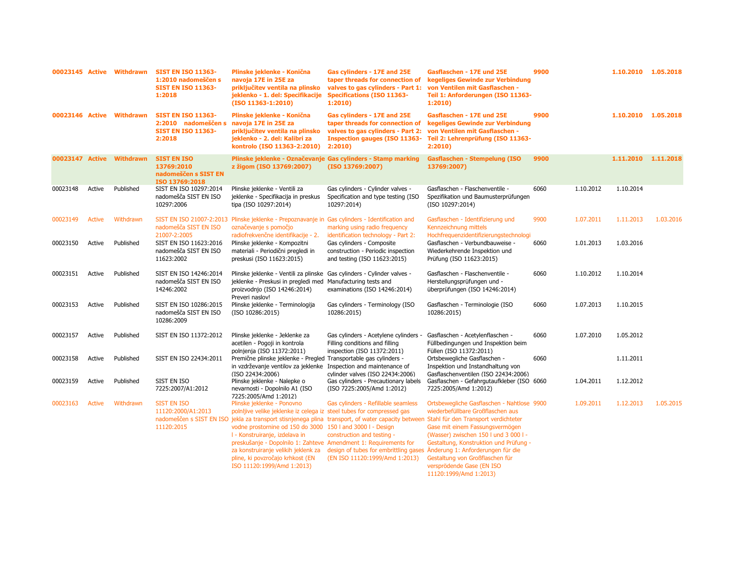| | | | | | | | | | | |
|---|---|---|---|---|---|---|---|---|---|---|
| **00023145** | **Active** | **Withdrawn** | **SIST EN ISO 11363-1:2010 nadomeščen s SIST EN ISO 11363-1:2018** | **Plinske jeklenke - Konična navoja 17E in 25E za priključitev ventila na plinsko jeklenko - 1. del: Specifikacije (ISO 11363-1:2010)** | **Gas cylinders - 17E and 25E taper threads for connection of valves to gas cylinders - Part 1: Specifications (ISO 11363-1:2010)** | **Gasflaschen - 17E und 25E kegeliges Gewinde zur Verbindung von Ventilen mit Gasflaschen - Teil 1: Anforderungen (ISO 11363-1:2010)** | **9900** | | **1.10.2010** | **1.05.2018** |
| **00023146** | **Active** | **Withdrawn** | **SIST EN ISO 11363-2:2010 nadomeščen s SIST EN ISO 11363-2:2018** | **Plinske jeklenke - Konična navoja 17E in 25E za priključitev ventila na plinsko jeklenko - 2. del: Kalibri za kontrolo (ISO 11363-2:2010)** | **Gas cylinders - 17E and 25E taper threads for connection of valves to gas cylinders - Part 2: Inspection gauges (ISO 11363-2:2010)** | **Gasflaschen - 17E und 25E kegeliges Gewinde zur Verbindung von Ventilen mit Gasflaschen - Teil 2: Lehrenprüfung (ISO 11363-2:2010)** | **9900** | | **1.10.2010** | **1.05.2018** |
| **00023147** | **Active** | **Withdrawn** | **SIST EN ISO 13769:2010 nadomeščen s SIST EN ISO 13769:2018** | **Plinske jeklenke - Označevanje z žigom (ISO 13769:2007)** | **Gas cylinders - Stamp marking (ISO 13769:2007)** | **Gasflaschen - Stempelung (ISO 13769:2007)** | **9900** | | **1.11.2010** | **1.11.2018** |
| 00023148 | Active | Published | SIST EN ISO 10297:2014 nadomešča SIST EN ISO 10297:2006 | Plinske jeklenke - Ventili za jeklenke - Specifikacija in preskus tipa (ISO 10297:2014) | Gas cylinders - Cylinder valves - Specification and type testing (ISO 10297:2014) | Gasflaschen - Flaschenventile - Spezifikation und Baumusterprüfungen (ISO 10297:2014) | 6060 | 1.10.2012 | 1.10.2014 | |
| 00023149 | Active | Withdrawn | SIST EN ISO 21007-2:2013 nadomešča SIST EN ISO 21007-2:2005 | Plinske jeklenke - Prepoznavanje in označevanje s pomočjo radiofrekvenčne identifikacije - 2. | Gas cylinders - Identification and marking using radio frequency identification technology - Part 2: | Gasflaschen - Identifizierung und Kennzeichnung mittels Hochfrequenzidentifizierungstechnologi | 9900 | 1.07.2011 | 1.11.2013 | 1.03.2016 |
| 00023150 | Active | Published | SIST EN ISO 11623:2016 nadomešča SIST EN ISO 11623:2002 | Plinske jeklenke - Kompozitni materiali - Periodični pregledi in preskusi (ISO 11623:2015) | Gas cylinders - Composite construction - Periodic inspection and testing (ISO 11623:2015) | Gasflaschen - Verbundbauweise - Wiederkehrende Inspektion und Prüfung (ISO 11623:2015) | 6060 | 1.01.2013 | 1.03.2016 | |
| 00023151 | Active | Published | SIST EN ISO 14246:2014 nadomešča SIST EN ISO 14246:2002 | Plinske jeklenke - Ventili za plinske jeklenke - Preskusi in pregledi med proizvodnjo (ISO 14246:2014) Preveri naslov! | Gas cylinders - Cylinder valves - Manufacturing tests and examinations (ISO 14246:2014) | Gasflaschen - Flaschenventile - Herstellungsprüfungen und -überprüfungen (ISO 14246:2014) | 6060 | 1.10.2012 | 1.10.2014 | |
| 00023153 | Active | Published | SIST EN ISO 10286:2015 nadomešča SIST EN ISO 10286:2009 | Plinske jeklenke - Terminologija (ISO 10286:2015) | Gas cylinders - Terminology (ISO 10286:2015) | Gasflaschen - Terminologie (ISO 10286:2015) | 6060 | 1.07.2013 | 1.10.2015 | |
| 00023157 | Active | Published | SIST EN ISO 11372:2012 | Plinske jeklenke - Jeklenke za acetilen - Pogoji in kontrola polnjenja (ISO 11372:2011) | Gas cylinders - Acetylene cylinders - Filling conditions and filling inspection (ISO 11372:2011) | Gasflaschen - Acetylenflaschen - Füllbedingungen und Inspektion beim Füllen (ISO 11372:2011) | 6060 | 1.07.2010 | 1.05.2012 | |
| 00023158 | Active | Published | SIST EN ISO 22434:2011 | Premične plinske jeklenke - Pregled in vzdrževanje ventilov za jeklenke (ISO 22434:2006) | Transportable gas cylinders - Inspection and maintenance of cylinder valves (ISO 22434:2006) | Ortsbewegliche Gasflaschen - Inspektion und Instandhaltung von Gasflaschenventilen (ISO 22434:2006) | 6060 | | 1.11.2011 | |
| 00023159 | Active | Published | SIST EN ISO 7225:2007/A1:2012 | Plinske jeklenke - Nalepke o nevarnosti - Dopolnilo A1 (ISO 7225:2005/Amd 1:2012) | Gas cylinders - Precautionary labels (ISO 7225:2005/Amd 1:2012) | Gasflaschen - Gefahrgutaufkleber (ISO 7225:2005/Amd 1:2012) | 6060 | 1.04.2011 | 1.12.2012 | |
| 00023163 | Active | Withdrawn | SIST EN ISO 11120:2000/A1:2013 nadomeščen s SIST EN ISO 11120:2015 | Plinske jeklenke - Ponovno polnljive velike jeklenke iz celega iz jekla za transport stisnjenega plina vodne prostornine od 150 do 3000 l - Konstruiranje, izdelava in preskušanje - Dopolnilo 1: Zahteve za konstruiranje velikih jeklenk za pline, ki povzročajo krhkost (EN ISO 11120:1999/Amd 1:2013) | Gas cylinders - Refillable seamless steel tubes for compressed gas transport, of water capacity between 150 l and 3000 l - Design construction and testing - Amendment 1: Requirements for design of tubes for embrittling gases (EN ISO 11120:1999/Amd 1:2013) | Ortsbewegliche Gasflaschen - Nahtlose wiederbefüllbare Großflaschen aus Stahl für den Transport verdichteter Gase mit einem Fassungsvermögen (Wasser) zwischen 150 l und 3 000 l - Gestaltung, Konstruktion und Prüfung - Änderung 1: Anforderungen für die Gestaltung von Großflaschen für versprödende Gase (EN ISO 11120:1999/Amd 1:2013) | 9900 | 1.09.2011 | 1.12.2013 | 1.05.2015 |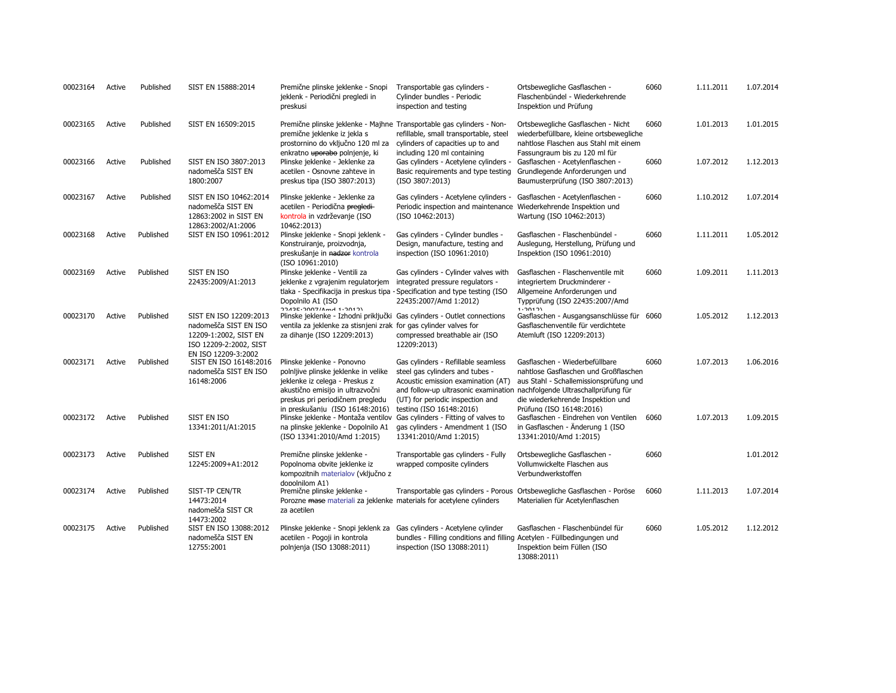| | | | | | | | | | |
|---|---|---|---|---|---|---|---|---|---|
| 00023164 | Active | Published | SIST EN 15888:2014 | Premične plinske jeklenke - Snopi jeklenk - Periodični pregledi in preskusi | Transportable gas cylinders - Cylinder bundles - Periodic inspection and testing | Ortsbewegliche Gasflaschen - Flaschenbündel - Wiederkehrende Inspektion und Prüfung | 6060 | 1.11.2011 | 1.07.2014 |
| 00023165 | Active | Published | SIST EN 16509:2015 | Premične plinske jeklenke - Majhne premične jeklenke iz jekla s prostornino do vključno 120 ml za enkratno ~~uporabo~~ polnjenje, ki | Transportable gas cylinders - Non-refillable, small transportable, steel cylinders of capacities up to and including 120 ml containing | Ortsbewegliche Gasflaschen - Nicht wiederbefüllbare, kleine ortsbewegliche nahtlose Flaschen aus Stahl mit einem Fassungraum bis zu 120 ml für | 6060 | 1.01.2013 | 1.01.2015 |
| 00023166 | Active | Published | SIST EN ISO 3807:2013 nadomešča SIST EN 1800:2007 | Plinske jeklenke - Jeklenke za acetilen - Osnovne zahteve in preskus tipa (ISO 3807:2013) | Gas cylinders - Acetylene cylinders - Basic requirements and type testing (ISO 3807:2013) | Gasflaschen - Acetylenflaschen - Grundlegende Anforderungen und Baumusterprüfung (ISO 3807:2013) | 6060 | 1.07.2012 | 1.12.2013 |
| 00023167 | Active | Published | SIST EN ISO 10462:2014 nadomešča SIST EN 12863:2002 in SIST EN 12863:2002/A1:2006 | Plinske jeklenke - Jeklenke za acetilen - Periodična ~~pregledi~~ kontrola in vzdrževanje (ISO 10462:2013) | Gas cylinders - Acetylene cylinders - Periodic inspection and maintenance (ISO 10462:2013) | Gasflaschen - Acetylenflaschen - Wiederkehrende Inspektion und Wartung (ISO 10462:2013) | 6060 | 1.10.2012 | 1.07.2014 |
| 00023168 | Active | Published | SIST EN ISO 10961:2012 | Plinske jeklenke - Snopi jeklenk - Konstruiranje, proizvodnja, preskušanje in ~~nadzor~~ kontrola (ISO 10961:2010) | Gas cylinders - Cylinder bundles - Design, manufacture, testing and inspection (ISO 10961:2010) | Gasflaschen - Flaschenbündel - Auslegung, Herstellung, Prüfung und Inspektion (ISO 10961:2010) | 6060 | 1.11.2011 | 1.05.2012 |
| 00023169 | Active | Published | SIST EN ISO 22435:2009/A1:2013 | Plinske jeklenke - Ventili za jeklenke z vgrajenim regulatorjem tlaka - Specifikacija in preskus tipa - Dopolnilo A1 (ISO 22435:2007/Amd 1:2012) | Gas cylinders - Cylinder valves with integrated pressure regulators - Specification and type testing (ISO 22435:2007/Amd 1:2012) | Gasflaschen - Flaschenventile mit integriertem Druckminderer - Allgemeine Anforderungen und Typprüfung (ISO 22435:2007/Amd 1:2012) | 6060 | 1.09.2011 | 1.11.2013 |
| 00023170 | Active | Published | SIST EN ISO 12209:2013 nadomešča SIST EN ISO 12209-1:2002, SIST EN ISO 12209-2:2002, SIST EN ISO 12209-3:2002 | Plinske jeklenke - Izhodni priključki ventila za jeklenke za stisnjeni zrak za dihanje (ISO 12209:2013) | Gas cylinders - Outlet connections for gas cylinder valves for compressed breathable air (ISO 12209:2013) | Gasflaschen - Ausgangsanschlüsse für Gasflaschenventile für verdichtete Atemluft (ISO 12209:2013) | 6060 | 1.05.2012 | 1.12.2013 |
| 00023171 | Active | Published | SIST EN ISO 16148:2016 nadomešča SIST EN ISO 16148:2006 | Plinske jeklenke - Ponovno polnljive plinske jeklenke in velike jeklenke iz celega - Preskus z akustično emisijo in ultrazvočni preskus pri periodičnem pregledu in preskušanju (ISO 16148:2016) | Gas cylinders - Refillable seamless steel gas cylinders and tubes - Acoustic emission examination (AT) and follow-up ultrasonic examination (UT) for periodic inspection and testing (ISO 16148:2016) | Gasflaschen - Wiederbefüllbare nahtlose Gasflaschen und Großflaschen aus Stahl - Schallemissionsprüfung und nachfolgende Ultraschallprüfung für die wiederkehrende Inspektion und Prüfung (ISO 16148:2016) | 6060 | 1.07.2013 | 1.06.2016 |
| 00023172 | Active | Published | SIST EN ISO 13341:2011/A1:2015 | Plinske jeklenke - Montaža ventilov na plinske jeklenke - Dopolnilo A1 (ISO 13341:2010/Amd 1:2015) | Gas cylinders - Fitting of valves to gas cylinders - Amendment 1 (ISO 13341:2010/Amd 1:2015) | Gasflaschen - Eindrehen von Ventilen in Gasflaschen - Änderung 1 (ISO 13341:2010/Amd 1:2015) | 6060 | 1.07.2013 | 1.09.2015 |
| 00023173 | Active | Published | SIST EN 12245:2009+A1:2012 | Premične plinske jeklenke - Popolnoma obvite jeklenke iz kompozitnih materialov (vključno z dopolnilom A1) | Transportable gas cylinders - Fully wrapped composite cylinders | Ortsbewegliche Gasflaschen - Vollumwickelte Flaschen aus Verbundwerkstoffen | 6060 | | 1.01.2012 |
| 00023174 | Active | Published | SIST-TP CEN/TR 14473:2014 nadomešča SIST CR 14473:2002 | Premične plinske jeklenke - Porozne ~~mase~~ materiali za jeklenke za acetilen | Transportable gas cylinders - Porous materials for acetylene cylinders | Ortsbewegliche Gasflaschen - Poröse Materialien für Acetylenflaschen | 6060 | 1.11.2013 | 1.07.2014 |
| 00023175 | Active | Published | SIST EN ISO 13088:2012 nadomešča SIST EN 12755:2001 | Plinske jeklenke - Snopi jeklenk za acetilen - Pogoji in kontrola polnjenja (ISO 13088:2011) | Gas cylinders - Acetylene cylinder bundles - Filling conditions and filling inspection (ISO 13088:2011) | Gasflaschen - Flaschenbündel für Acetylen - Füllbedingungen und Inspektion beim Füllen (ISO 13088:2011) | 6060 | 1.05.2012 | 1.12.2012 |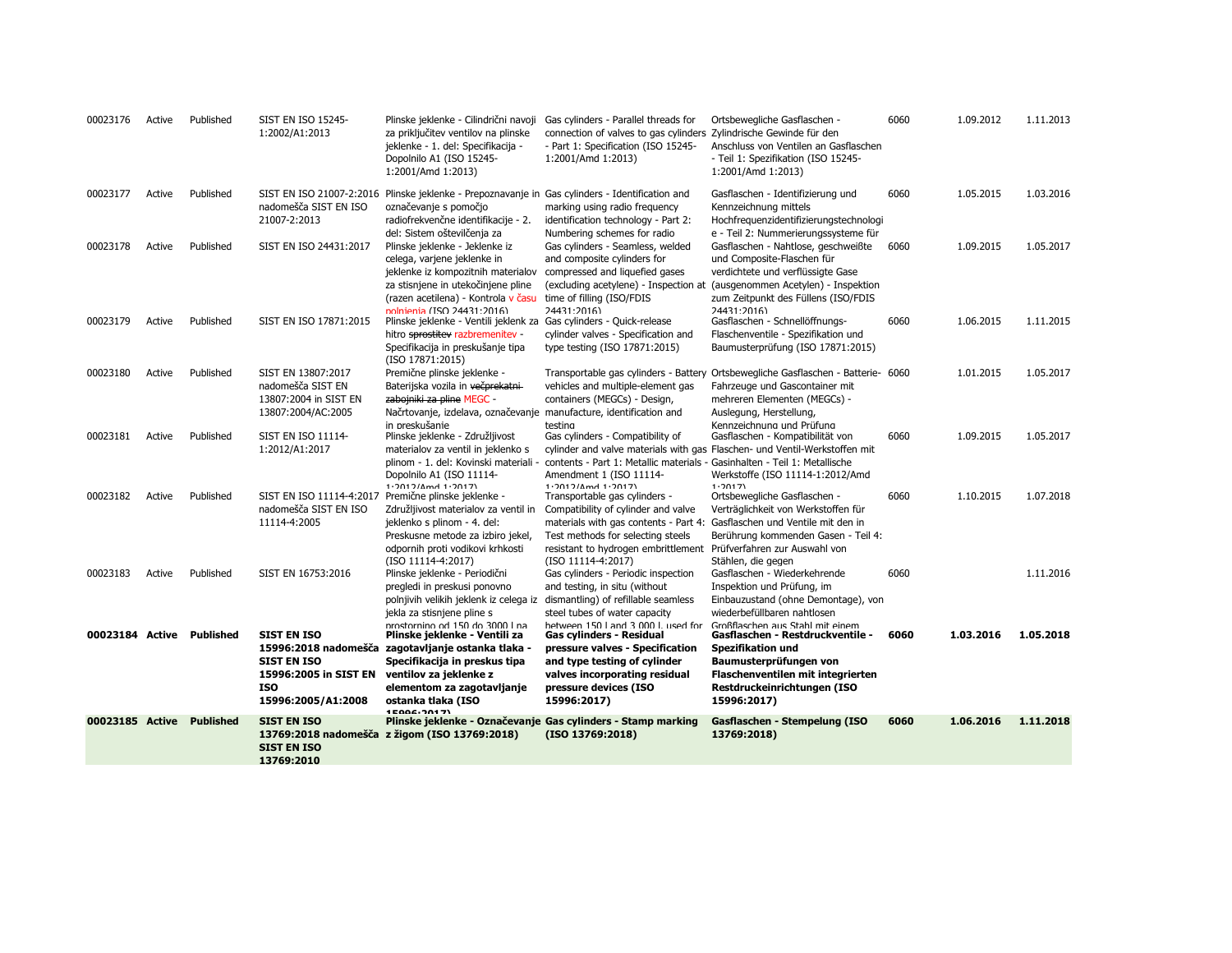| | | | | | | | | | |
|---|---|---|---|---|---|---|---|---|---|
| 00023176 | Active | Published | SIST EN ISO 15245-1:2002/A1:2013 | Plinske jeklenke - Cilindrični navoji za priključitev ventilov na plinske jeklenke - 1. del: Specifikacija - Dopolnilo A1 (ISO 15245-1:2001/Amd 1:2013) | Gas cylinders - Parallel threads for connection of valves to gas cylinders - Part 1: Specification (ISO 15245-1:2001/Amd 1:2013) | Ortsbewegliche Gasflaschen - Zylindrische Gewinde für den Anschluss von Ventilen an Gasflaschen - Teil 1: Spezifikation (ISO 15245-1:2001/Amd 1:2013) | 6060 | 1.09.2012 | 1.11.2013 |
| 00023177 | Active | Published | SIST EN ISO 21007-2:2016 nadomešča SIST EN ISO 21007-2:2013 | Plinske jeklenke - Prepoznavanje in označevanje s pomočjo radiofrekvenčne identifikacije - 2. del: Sistem oštevilčenja za | Gas cylinders - Identification and marking using radio frequency identification technology - Part 2: Numbering schemes for radio | Gasflaschen - Identifizierung und Kennzeichnung mittels Hochfrequenzidentifizierungstechnologie - Teil 2: Nummerierungssysteme für | 6060 | 1.05.2015 | 1.03.2016 |
| 00023178 | Active | Published | SIST EN ISO 24431:2017 | Plinske jeklenke - Jeklenke iz celega, varjene jeklenke in jeklenke iz kompozitnih materialov za stisnjene in utekočinjene pline (razen acetilena) - Kontrola v času polnjenja (ISO 24431:2016) | Gas cylinders - Seamless, welded and composite cylinders for compressed and liquefied gases (excluding acetylene) - Inspection at time of filling (ISO/FDIS 24431:2016) | Gasflaschen - Nahtlose, geschweißte und Composite-Flaschen für verdichtete und verflüssigte Gase (ausgenommen Acetylen) - Inspektion zum Zeitpunkt des Füllens (ISO/FDIS 24431:2016) | 6060 | 1.09.2015 | 1.05.2017 |
| 00023179 | Active | Published | SIST EN ISO 17871:2015 | Plinske jeklenke - Ventili jeklenk za hitro ~~sprostitev~~ razbremenitev - Specifikacija in preskušanje tipa (ISO 17871:2015) | Gas cylinders - Quick-release cylinder valves - Specification and type testing (ISO 17871:2015) | Gasflaschen - Schnellöffnungs-Flaschenventile - Spezifikation und Baumusterprüfung (ISO 17871:2015) | 6060 | 1.06.2015 | 1.11.2015 |
| 00023180 | Active | Published | SIST EN 13807:2017 nadomešča SIST EN 13807:2004 in SIST EN 13807:2004/AC:2005 | Premične plinske jeklenke - Baterijska vozila in ~~večprekatni zabojniki za pline~~ MEGC - Načrtovanje, izdelava, označevanje in preskušanje | Transportable gas cylinders - Battery vehicles and multiple-element gas containers (MEGCs) - Design, manufacture, identification and testing | Ortsbewegliche Gasflaschen - Batterie-Fahrzeuge und Gascontainer mit mehreren Elementen (MEGCs) - Auslegung, Herstellung, Kennzeichnung und Prüfung | 6060 | 1.01.2015 | 1.05.2017 |
| 00023181 | Active | Published | SIST EN ISO 11114-1:2012/A1:2017 | Plinske jeklenke - Združljivost materialov za ventil in jeklenko s plinom - 1. del: Kovinski materiali - Dopolnilo A1 (ISO 11114-1:2012/Amd 1:2017) | Gas cylinders - Compatibility of cylinder and valve materials with gas contents - Part 1: Metallic materials - Amendment 1 (ISO 11114-1:2012/Amd 1:2017) | Gasflaschen - Kompatibilität von Flaschen- und Ventil-Werkstoffen mit Gasinhalten - Teil 1: Metallische Werkstoffe (ISO 11114-1:2012/Amd 1:2017) | 6060 | 1.09.2015 | 1.05.2017 |
| 00023182 | Active | Published | SIST EN ISO 11114-4:2017 nadomešča SIST EN ISO 11114-4:2005 | Premične plinske jeklenke - Združljivost materialov za ventil in jeklenko s plinom - 4. del: Preskusne metode za izbiro jekel, odpornih proti vodikovi krhkosti (ISO 11114-4:2017) | Transportable gas cylinders - Compatibility of cylinder and valve materials with gas contents - Part 4: Test methods for selecting steels resistant to hydrogen embrittlement (ISO 11114-4:2017) | Ortsbewegliche Gasflaschen - Verträglichkeit von Werkstoffen für Gasflaschen und Ventile mit den in Berührung kommenden Gasen - Teil 4: Prüfverfahren zur Auswahl von Stählen, die gegen | 6060 | 1.10.2015 | 1.07.2018 |
| 00023183 | Active | Published | SIST EN 16753:2016 | Plinske jeklenke - Periodični pregledi in preskusi ponovno polnjivih velikih jeklenk iz celega iz jekla za stisnjene pline s prostornino od 150 do 3000 l na | Gas cylinders - Periodic inspection and testing, in situ (without dismantling) of refillable seamless steel tubes of water capacity between 150 l and 3 000 l, used for | Gasflaschen - Wiederkehrende Inspektion und Prüfung, im Einbauzustand (ohne Demontage), von wiederbefüllbaren nahtlosen Großflaschen aus Stahl mit einem | 6060 | | 1.11.2016 |
| **00023184** | **Active** | **Published** | **SIST EN ISO 15996:2018 nadomešča SIST EN ISO 15996:2005 in SIST EN ISO 15996:2005/A1:2008** | **Plinske jeklenke - Ventili za zagotavljanje ostanka tlaka - Specifikacija in preskus tipa ventilov za jeklenke z elementom za zagotavljanje ostanka tlaka (ISO 15996:2017)** | **Gas cylinders - Residual pressure valves - Specification and type testing of cylinder valves incorporating residual pressure devices (ISO 15996:2017)** | **Gasflaschen - Restdruckventile - Spezifikation und Baumusterprüfungen von Flaschenventilen mit integrierten Restdruckeinrichtungen (ISO 15996:2017)** | **6060** | **1.03.2016** | **1.05.2018** |
| **00023185** | **Active** | **Published** | **SIST EN ISO 13769:2018 nadomešča SIST EN ISO 13769:2010** | **Plinske jeklenke - Označevanje z žigom (ISO 13769:2018)** | **Gas cylinders - Stamp marking (ISO 13769:2018)** | **Gasflaschen - Stempelung (ISO 13769:2018)** | **6060** | **1.06.2016** | **1.11.2018** |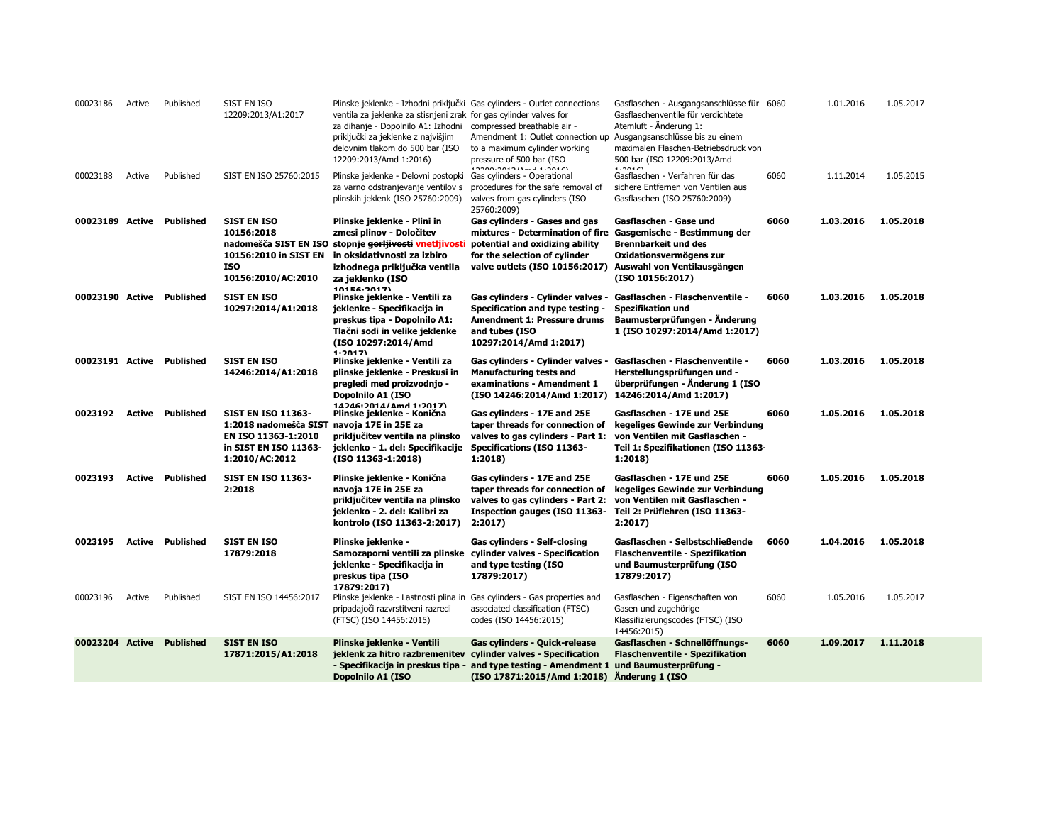| | | | | | | | | | |
|---|---|---|---|---|---|---|---|---|---|
| 00023186 | Active | Published | SIST EN ISO 12209:2013/A1:2017 | Plinske jeklenke - Izhodni priključki ventila za jeklenke za stisnjeni zrak za dihanje - Dopolnilo A1: Izhodni priključki za jeklenke z najvišjim delovnim tlakom do 500 bar (ISO 12209:2013/Amd 1:2016) | Gas cylinders - Outlet connections for gas cylinder valves for compressed breathable air - Amendment 1: Outlet connection up to a maximum cylinder working pressure of 500 bar (ISO 12209:2013/Amd 1:2016) | Gasflaschen - Ausgangsanschlüsse für Gasflaschenventile für verdichtete Atemluft - Änderung 1: Ausgangsanschlüsse bis zu einem maximalen Flaschen-Betriebsdruck von 500 bar (ISO 12209:2013/Amd 1:2016) | 6060 | 1.01.2016 | 1.05.2017 |
| 00023188 | Active | Published | SIST EN ISO 25760:2015 | Plinske jeklenke - Delovni postopki za varno odstranjevanje ventilov s plinskih jeklenk (ISO 25760:2009) | Gas cylinders - Operational procedures for the safe removal of valves from gas cylinders (ISO 25760:2009) | Gasflaschen - Verfahren für das sichere Entfernen von Ventilen aus Gasflaschen (ISO 25760:2009) | 6060 | 1.11.2014 | 1.05.2015 |
| **00023189** | **Active** | **Published** | **SIST EN ISO 10156:2018 nadomešča SIST EN ISO 10156:2010 in SIST EN ISO 10156:2010/AC:2010** | **Plinske jeklenke - Plini in zmesi plinov - Določitev stopnje ~~gorljivosti~~ vnetljivosti in oksidativnosti za izbiro izhodnega priključka ventila za jeklenko (ISO 10156:2017)** | **Gas cylinders - Gases and gas mixtures - Determination of fire potential and oxidizing ability for the selection of cylinder valve outlets (ISO 10156:2017)** | **Gasflaschen - Gase und Gasgemische - Bestimmung der Brennbarkeit und des Oxidationsvermögens zur Auswahl von Ventilausgängen (ISO 10156:2017)** | **6060** | **1.03.2016** | **1.05.2018** |
| **00023190** | **Active** | **Published** | **SIST EN ISO 10297:2014/A1:2018** | **Plinske jeklenke - Ventili za jeklenke - Specifikacija in preskus tipa - Dopolnilo A1: Tlačni sodi in velike jeklenke (ISO 10297:2014/Amd 1:2017)** | **Gas cylinders - Cylinder valves - Specification and type testing - Amendment 1: Pressure drums and tubes (ISO 10297:2014/Amd 1:2017)** | **Gasflaschen - Flaschenventile - Spezifikation und Baumusterprüfungen - Änderung 1 (ISO 10297:2014/Amd 1:2017)** | **6060** | **1.03.2016** | **1.05.2018** |
| **00023191** | **Active** | **Published** | **SIST EN ISO 14246:2014/A1:2018** | **Plinske jeklenke - Ventili za plinske jeklenke - Preskusi in pregledi med proizvodnjo - Dopolnilo A1 (ISO 14246:2014/Amd 1:2017)** | **Gas cylinders - Cylinder valves - Manufacturing tests and examinations - Amendment 1 (ISO 14246:2014/Amd 1:2017)** | **Gasflaschen - Flaschenventile - Herstellungsprüfungen und -überprüfungen - Änderung 1 (ISO 14246:2014/Amd 1:2017)** | **6060** | **1.03.2016** | **1.05.2018** |
| **0023192** | **Active** | **Published** | **SIST EN ISO 11363-1:2018 nadomešča SIST EN ISO 11363-1:2010 in SIST EN ISO 11363-1:2010/AC:2012** | **Plinske jeklenke - Konična navoja 17E in 25E za priključitev ventila na plinsko jeklenko - 1. del: Specifikacije (ISO 11363-1:2018)** | **Gas cylinders - 17E and 25E taper threads for connection of valves to gas cylinders - Part 1: Specifications (ISO 11363-1:2018)** | **Gasflaschen - 17E und 25E kegeliges Gewinde zur Verbindung von Ventilen mit Gasflaschen - Teil 1: Spezifikationen (ISO 11363-1:2018)** | **6060** | **1.05.2016** | **1.05.2018** |
| **0023193** | **Active** | **Published** | **SIST EN ISO 11363-2:2018** | **Plinske jeklenke - Konična navoja 17E in 25E za priključitev ventila na plinsko jeklenko - 2. del: Kalibri za kontrolo (ISO 11363-2:2017)** | **Gas cylinders - 17E and 25E taper threads for connection of valves to gas cylinders - Part 2: Inspection gauges (ISO 11363-2:2017)** | **Gasflaschen - 17E und 25E kegeliges Gewinde zur Verbindung von Ventilen mit Gasflaschen - Teil 2: Prüflehren (ISO 11363-2:2017)** | **6060** | **1.05.2016** | **1.05.2018** |
| **0023195** | **Active** | **Published** | **SIST EN ISO 17879:2018** | **Plinske jeklenke - Samozaporni ventili za plinske jeklenke - Specifikacija in preskus tipa (ISO 17879:2017)** | **Gas cylinders - Self-closing cylinder valves - Specification and type testing (ISO 17879:2017)** | **Gasflaschen - Selbstschließende Flaschenventile - Spezifikation und Baumusterprüfung (ISO 17879:2017)** | **6060** | **1.04.2016** | **1.05.2018** |
| 00023196 | Active | Published | SIST EN ISO 14456:2017 | Plinske jeklenke - Lastnosti plina in pripadajoči razvrstitveni razredi (FTSC) (ISO 14456:2015) | Gas cylinders - Gas properties and associated classification (FTSC) codes (ISO 14456:2015) | Gasflaschen - Eigenschaften von Gasen und zugehörige Klassifizierungscodes (FTSC) (ISO 14456:2015) | 6060 | 1.05.2016 | 1.05.2017 |
| **00023204** | **Active** | **Published** | **SIST EN ISO 17871:2015/A1:2018** | **Plinske jeklenke - Ventili jeklenk za hitro razbremenitev - Specifikacija in preskus tipa - Dopolnilo A1 (ISO** | **Gas cylinders - Quick-release cylinder valves - Specification and type testing - Amendment 1 (ISO 17871:2015/Amd 1:2018)** | **Gasflaschen - Schnellöffnungs-Flaschenventile - Spezifikation und Baumusterprüfung - Änderung 1 (ISO** | **6060** | **1.09.2017** | **1.11.2018** |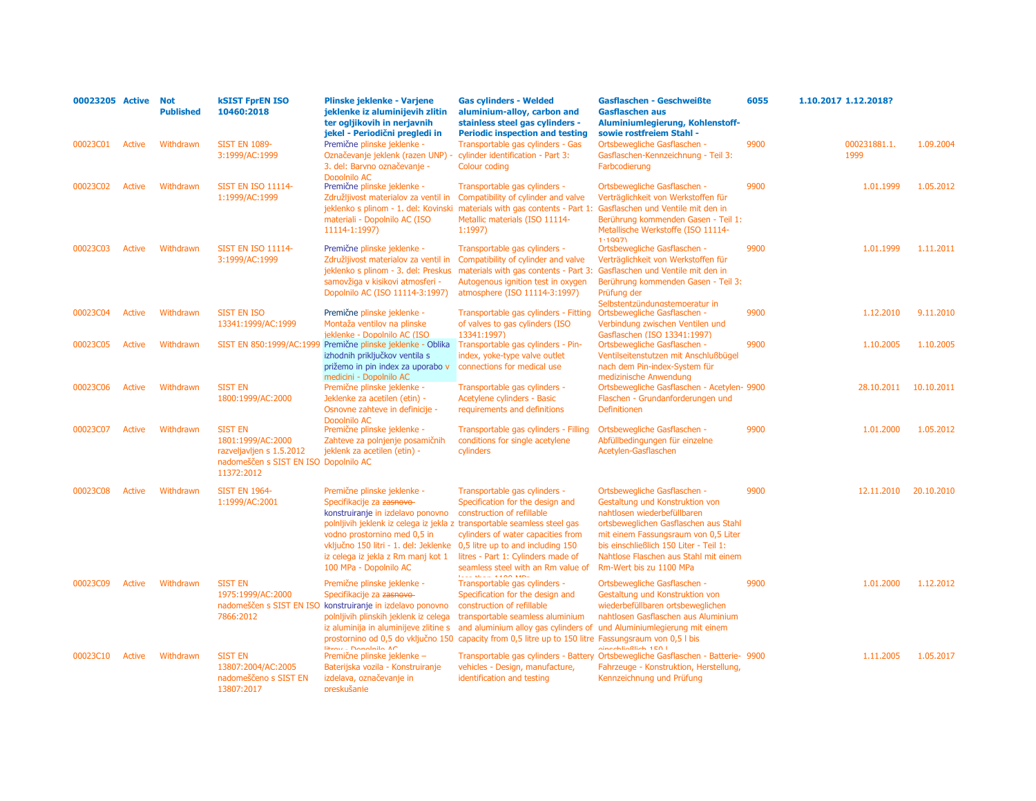| | | | | | | | | | |
|---|---|---|---|---|---|---|---|---|---|
| **00023205** | **Active** | **Not Published** | **kSIST FprEN ISO 10460:2018** | **Plinske jeklenke - Varjene jeklenke iz aluminijevih zlitin ter ogljikovih in nerjavnih jekel - Periodični pregledi in** | **Gas cylinders - Welded aluminium-alloy, carbon and stainless steel gas cylinders - Periodic inspection and testing** | **Gasflaschen - Geschweißte Gasflaschen aus Aluminiumlegierung, Kohlenstoff- sowie rostfreiem Stahl -** | **6055** | **1.10.2017** | **1.12.2018?** |
| 00023C01 | Active | Withdrawn | SIST EN 1089-3:1999/AC:1999 | Premične plinske jeklenke - Označevanje jeklenk (razen UNP) - 3. del: Barvno označevanje - Dopolnilo AC | Transportable gas cylinders - Gas cylinder identification - Part 3: Colour coding | Ortsbewegliche Gasflaschen - Gasflaschen-Kennzeichnung - Teil 3: Farbcodierung | 9900 | 000231881.1.1999 | 1.09.2004 |
| 00023C02 | Active | Withdrawn | SIST EN ISO 11114-1:1999/AC:1999 | Premične plinske jeklenke - Združljivost materialov za ventil in jeklenko s plinom - 1. del: Kovinski materiali - Dopolnilo AC (ISO 11114-1:1997) | Transportable gas cylinders - Compatibility of cylinder and valve materials with gas contents - Part 1: Metallic materials (ISO 11114-1:1997) | Ortsbewegliche Gasflaschen - Verträglichkeit von Werkstoffen für Gasflaschen und Ventile mit den in Berührung kommenden Gasen - Teil 1: Metallische Werkstoffe (ISO 11114-1:1997) | 9900 | 1.01.1999 | 1.05.2012 |
| 00023C03 | Active | Withdrawn | SIST EN ISO 11114-3:1999/AC:1999 | Premične plinske jeklenke - Združljivost materialov za ventil in jeklenko s plinom - 3. del: Preskus samovžiga v kisikovi atmosferi - Dopolnilo AC (ISO 11114-3:1997) | Transportable gas cylinders - Compatibility of cylinder and valve materials with gas contents - Part 3: Autogenous ignition test in oxygen atmosphere (ISO 11114-3:1997) | Ortsbewegliche Gasflaschen - Verträglichkeit von Werkstoffen für Gasflaschen und Ventile mit den in Berührung kommenden Gasen - Teil 3: Prüfung der Selbstentzündungstemperatur in | 9900 | 1.01.1999 | 1.11.2011 |
| 00023C04 | Active | Withdrawn | SIST EN ISO 13341:1999/AC:1999 | Premične plinske jeklenke - Montaža ventilov na plinske jeklenke - Dopolnilo AC (ISO | Transportable gas cylinders - Fitting of valves to gas cylinders (ISO 13341:1997) | Ortsbewegliche Gasflaschen - Verbindung zwischen Ventilen und Gasflaschen (ISO 13341:1997) | 9900 | 1.12.2010 | 9.11.2010 |
| 00023C05 | Active | Withdrawn | SIST EN 850:1999/AC:1999 | Premične plinske jeklenke - Oblika izhodnih priključkov ventila s prižemo in pin index za uporabo v medicini - Dopolnilo AC | Transportable gas cylinders - Pin-index, yoke-type valve outlet connections for medical use | Ortsbewegliche Gasflaschen - Ventilseitenstutzen mit Anschlußbügel nach dem Pin-index-System für medizinische Anwendung | 9900 | 1.10.2005 | 1.10.2005 |
| 00023C06 | Active | Withdrawn | SIST EN 1800:1999/AC:2000 | Premične plinske jeklenke - Jeklenke za acetilen (etin) - Osnovne zahteve in definicije - Dopolnilo AC | Transportable gas cylinders - Acetylene cylinders - Basic requirements and definitions | Ortsbewegliche Gasflaschen - Acetylen-Flaschen - Grundanforderungen und Definitionen | 9900 | 28.10.2011 | 10.10.2011 |
| 00023C07 | Active | Withdrawn | SIST EN 1801:1999/AC:2000 razveljavljen s 1.5.2012 nadomeščen s SIST EN ISO 11372:2012 | Premične plinske jeklenke - Zahteve za polnjenje posamičnih jeklenk za acetilen (etin) - Dopolnilo AC | Transportable gas cylinders - Filling conditions for single acetylene cylinders | Ortsbewegliche Gasflaschen - Abfüllbedingungen für einzelne Acetylen-Gasflaschen | 9900 | 1.01.2000 | 1.05.2012 |
| 00023C08 | Active | Withdrawn | SIST EN 1964-1:1999/AC:2001 | Premične plinske jeklenke - Specifikacije za ~~zasnovo~~ konstruiranje in izdelavo ponovno polnljivih jeklenk iz celega iz jekla z vodno prostornino med 0,5 in vključno 150 litri - 1. del: Jeklenke iz celega iz jekla z Rm manj kot 1 100 MPa - Dopolnilo AC | Transportable gas cylinders - Specification for the design and construction of refillable transportable seamless steel gas cylinders of water capacities from 0,5 litre up to and including 150 litres - Part 1: Cylinders made of seamless steel with an Rm value of less than 1100 MPa | Ortsbewegliche Gasflaschen - Gestaltung und Konstruktion von nahtlosen wiederbefüllbaren ortsbeweglichen Gasflaschen aus Stahl mit einem Fassungsraum von 0,5 Liter bis einschließlich 150 Liter - Teil 1: Nahtlose Flaschen aus Stahl mit einem Rm-Wert bis zu 1100 MPa | 9900 | 12.11.2010 | 20.10.2010 |
| 00023C09 | Active | Withdrawn | SIST EN 1975:1999/AC:2000 nadomeščen s SIST EN ISO 7866:2012 | Premične plinske jeklenke - Specifikacije za ~~zasnovo~~ konstruiranje in izdelavo ponovno polnljivih plinskih jeklenk iz celega iz aluminija in aluminijeve zlitine s prostornino od 0,5 do vključno 150 litrov - Dopolnilo AC | Transportable gas cylinders - Specification for the design and construction of refillable transportable seamless aluminium and aluminium alloy gas cylinders of capacity from 0,5 litre up to 150 litre | Ortsbewegliche Gasflaschen - Gestaltung und Konstruktion von wiederbefüllbaren ortsbeweglichen nahtlosen Gasflaschen aus Aluminium und Aluminiumlegierung mit einem Fassungsraum von 0,5 l bis einschließlich 150 l | 9900 | 1.01.2000 | 1.12.2012 |
| 00023C10 | Active | Withdrawn | SIST EN 13807:2004/AC:2005 nadomeščeno s SIST EN 13807:2017 | Premične plinske jeklenke – Baterijska vozila - Konstruiranje izdelava, označevanje in preskušanje | Transportable gas cylinders - Battery vehicles - Design, manufacture, identification and testing | Ortsbewegliche Gasflaschen - Batterie-Fahrzeuge - Konstruktion, Herstellung, Kennzeichnung und Prüfung | 9900 | 1.11.2005 | 1.05.2017 |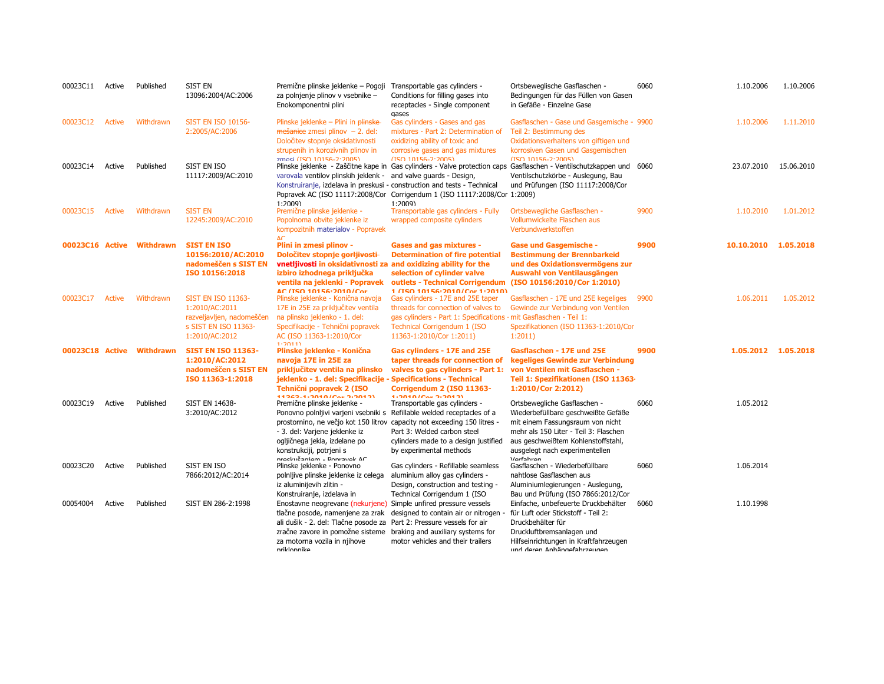| | | | | | | | | | |
|---|---|---|---|---|---|---|---|---|---|
| 00023C11 | Active | Published | SIST EN 13096:2004/AC:2006 | Premične plinske jeklenke – Pogoji za polnjenje plinov v vsebnike – Enokomponentni plini | Transportable gas cylinders - Conditions for filling gases into receptacles - Single component gases | Ortsbeweglische Gasflaschen - Bedingungen für das Füllen von Gasen in Gefäße - Einzelne Gase | 6060 | 1.10.2006 | 1.10.2006 |
| 00023C12 | Active | Withdrawn | SIST EN ISO 10156-2:2005/AC:2006 | Plinske jeklenke – Plini in ~~plinske mešanice~~ zmesi plinov – 2. del: Določitev stopnje oksidativnosti strupenih in korozivnih plinov in zmesi (ISO 10156-2:2005) | Gas cylinders - Gases and gas mixtures - Part 2: Determination of oxidizing ability of toxic and corrosive gases and gas mixtures (ISO 10156-2:2005) | Gasflaschen - Gase und Gasgemische - Teil 2: Bestimmung des Oxidationsverhaltens von giftigen und korrosiven Gasen und Gasgemischen (ISO 10156-2:2005) | 9900 | 1.10.2006 | 1.11.2010 |
| 00023C14 | Active | Published | SIST EN ISO 11117:2009/AC:2010 | Plinske jeklenke - Zaščitne kape in varovala ventilov plinskih jeklenk - Konstruiranje, izdelava in preskusi - Popravek AC (ISO 11117:2008/Cor 1:2009) | Gas cylinders - Valve protection caps and valve guards - Design, construction and tests - Technical Corrigendum 1 (ISO 11117:2008/Cor 1:2009) | Gasflaschen - Ventilschutzkappen und Ventilschutzkörbe - Auslegung, Bau und Prüfungen (ISO 11117:2008/Cor 1:2009) | 6060 | 23.07.2010 | 15.06.2010 |
| 00023C15 | Active | Withdrawn | SIST EN 12245:2009/AC:2010 | Premične plinske jeklenke - Popolnoma obvite jeklenke iz kompozitnih materialov - Popravek AC | Transportable gas cylinders - Fully wrapped composite cylinders | Ortsbewegliche Gasflaschen - Vollumwickelte Flaschen aus Verbundwerkstoffen | 9900 | 1.10.2010 | 1.01.2012 |
| **00023C16** | **Active** | **Withdrawn** | **SIST EN ISO 10156:2010/AC:2010 nadomeščen s SIST EN ISO 10156:2018** | **Plini in zmesi plinov - Določitev stopnje ~~gorljivosti~~ vnetljivosti in oksidativnosti za izbiro izhodnega priključka ventila na jeklenki - Popravek AC (ISO 10156:2010/Cor** | **Gases and gas mixtures - Determination of fire potential and oxidizing ability for the selection of cylinder valve outlets - Technical Corrigendum 1 (ISO 10156:2010/Cor 1:2010)** | **Gase und Gasgemische - Bestimmung der Brennbarkeid und des Oxidationsvermögens zur Auswahl von Ventilausgängen (ISO 10156:2010/Cor 1:2010)** | **9900** | **10.10.2010** | **1.05.2018** |
| 00023C17 | Active | Withdrawn | SIST EN ISO 11363-1:2010/AC:2011 razveljavljen, nadomeščen s SIST EN ISO 11363-1:2010/AC:2012 | Plinske jeklenke - Konična navoja 17E in 25E za priključitev ventila na plinsko jeklenko - 1. del: Specifikacije - Tehnični popravek AC (ISO 11363-1:2010/Cor 1:2011) | Gas cylinders - 17E and 25E taper threads for connection of valves to gas cylinders - Part 1: Specifications - Technical Corrigendum 1 (ISO 11363-1:2010/Cor 1:2011) | Gasflaschen - 17E und 25E kegeliges Gewinde zur Verbindung von Ventilen mit Gasflaschen - Teil 1: Spezifikationen (ISO 11363-1:2010/Cor 1:2011) | 9900 | 1.06.2011 | 1.05.2012 |
| **00023C18** | **Active** | **Withdrawn** | **SIST EN ISO 11363-1:2010/AC:2012 nadomeščen s SIST EN ISO 11363-1:2018** | **Plinske jeklenke - Konična navoja 17E in 25E za priključitev ventila na plinsko jeklenko - 1. del: Specifikacije - Tehnični popravek 2 (ISO 11363-1:2010/Cor 2:2012)** | **Gas cylinders - 17E and 25E taper threads for connection of valves to gas cylinders - Part 1: Specifications - Technical Corrigendum 2 (ISO 11363-1:2010/Cor 2:2012)** | **Gasflaschen - 17E und 25E kegeliges Gewinde zur Verbindung von Ventilen mit Gasflaschen - Teil 1: Spezifikationen (ISO 11363-1:2010/Cor 2:2012)** | **9900** | **1.05.2012** | **1.05.2018** |
| 00023C19 | Active | Published | SIST EN 14638-3:2010/AC:2012 | Premične plinske jeklenke - Ponovno polnljivi varjeni vsebniki s prostornino, ne večjo kot 150 litrov - 3. del: Varjene jeklenke iz ogljičnega jekla, izdelane po konstrukciji, potrjeni s preskušanjem - Popravek AC | Transportable gas cylinders - Refillable welded receptacles of a capacity not exceeding 150 litres - Part 3: Welded carbon steel cylinders made to a design justified by experimental methods | Ortsbewegliche Gasflaschen - Wiederbefüllbare geschweißte Gefäße mit einem Fassungsraum von nicht mehr als 150 Liter - Teil 3: Flaschen aus geschweißtem Kohlenstoffstahl, ausgelegt nach experimentellen Verfahren | 6060 | 1.05.2012 | |
| 00023C20 | Active | Published | SIST EN ISO 7866:2012/AC:2014 | Plinske jeklenke - Ponovno polnljive plinske jeklenke iz celega iz aluminijevih zlitin - Konstruiranje, izdelava in | Gas cylinders - Refillable seamless aluminium alloy gas cylinders - Design, construction and testing - Technical Corrigendum 1 (ISO | Gasflaschen - Wiederbefüllbare nahtlose Gasflaschen aus Aluminiumlegierungen - Auslegung, Bau und Prüfung (ISO 7866:2012/Cor | 6060 | 1.06.2014 | |
| 00054004 | Active | Published | SIST EN 286-2:1998 | Enostavne neogrevane (nekurjene) tlačne posode, namenjene za zrak ali dušik - 2. del: Tlačne posode za zračne zavore in pomožne sisteme za motorna vozila in njihove priklopnike | Simple unfired pressure vessels designed to contain air or nitrogen - Part 2: Pressure vessels for air braking and auxiliary systems for motor vehicles and their trailers | Einfache, unbefeuerte Druckbehälter für Luft oder Stickstoff - Teil 2: Druckbehälter für Druckluftbremsanlagen und Hilfseinrichtungen in Kraftfahrzeugen und deren Anhängefahrzeugen | 6060 | 1.10.1998 | |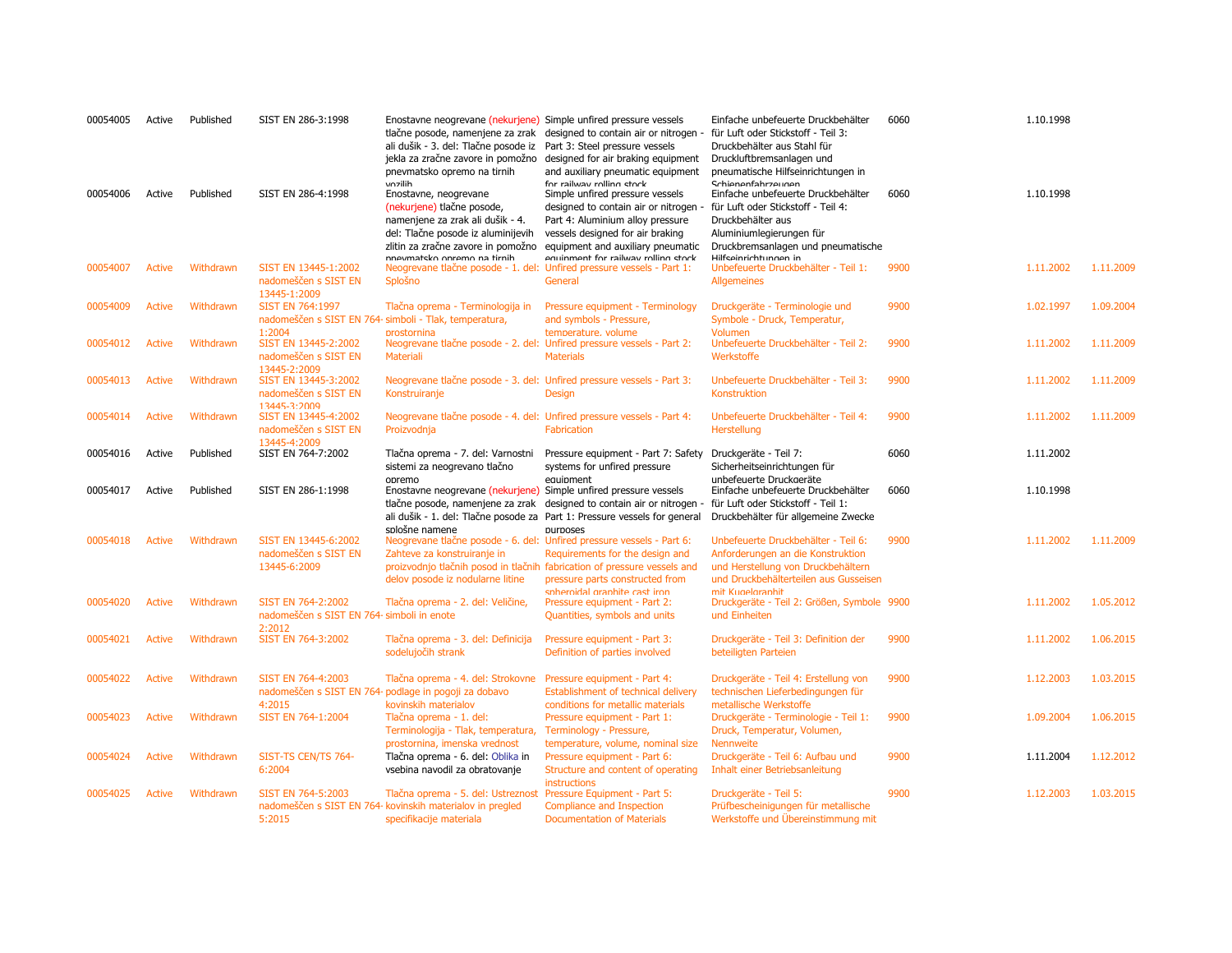| | | | | | | | | | |
|---|---|---|---|---|---|---|---|---|---|
| 00054005 | Active | Published | SIST EN 286-3:1998 | Enostavne neogrevane (nekurjene) tlačne posode, namenjene za zrak ali dušik - 3. del: Tlačne posode iz jekla za zračne zavore in pomožno pnevmatsko opremo na tirnih vozilih | Simple unfired pressure vessels designed to contain air or nitrogen - Part 3: Steel pressure vessels designed for air braking equipment and auxiliary pneumatic equipment for railway rolling stock | Einfache unbefeuerte Druckbehälter für Luft oder Stickstoff - Teil 3: Druckbehälter aus Stahl für Druckluftbremsanlagen und pneumatische Hilfseinrichtungen in Schienenfahrzeugen | 6060 | 1.10.1998 | |
| 00054006 | Active | Published | SIST EN 286-4:1998 | Enostavne, neogrevane (nekurjene) tlačne posode, namenjene za zrak ali dušik - 4. del: Tlačne posode iz aluminijevih zlitin za zračne zavore in pomožno pnevmatsko opremo na tirnih | Simple unfired pressure vessels designed to contain air or nitrogen - Part 4: Aluminium alloy pressure vessels designed for air braking equipment and auxiliary pneumatic equipment for railway rolling stock | Einfache unbefeuerte Druckbehälter für Luft oder Stickstoff - Teil 4: Druckbehälter aus Aluminiumlegierungen für Druckbremsanlagen und pneumatische Hilfseinrichtungen in | 6060 | 1.10.1998 | |
| 00054007 | Active | Withdrawn | SIST EN 13445-1:2002 nadomeščen s SIST EN 13445-1:2009 | Neogrevane tlačne posode - 1. del: Splošno | Unfired pressure vessels - Part 1: General | Unbefeuerte Druckbehälter - Teil 1: Allgemeines | 9900 | 1.11.2002 | 1.11.2009 |
| 00054009 | Active | Withdrawn | SIST EN 764:1997 nadomeščen s SIST EN 764-1:2004 | Tlačna oprema - Terminologija in simboli - Tlak, temperatura, prostornina | Pressure equipment - Terminology and symbols - Pressure, temperature, volume | Druckgeräte - Terminologie und Symbole - Druck, Temperatur, Volumen | 9900 | 1.02.1997 | 1.09.2004 |
| 00054012 | Active | Withdrawn | SIST EN 13445-2:2002 nadomeščen s SIST EN 13445-2:2009 | Neogrevane tlačne posode - 2. del: Materiali | Unfired pressure vessels - Part 2: Materials | Unbefeuerte Druckbehälter - Teil 2: Werkstoffe | 9900 | 1.11.2002 | 1.11.2009 |
| 00054013 | Active | Withdrawn | SIST EN 13445-3:2002 nadomeščen s SIST EN 13445-3:2009 | Neogrevane tlačne posode - 3. del: Konstruiranje | Unfired pressure vessels - Part 3: Design | Unbefeuerte Druckbehälter - Teil 3: Konstruktion | 9900 | 1.11.2002 | 1.11.2009 |
| 00054014 | Active | Withdrawn | SIST EN 13445-4:2002 nadomeščen s SIST EN 13445-4:2009 | Neogrevane tlačne posode - 4. del: Proizvodnja | Unfired pressure vessels - Part 4: Fabrication | Unbefeuerte Druckbehälter - Teil 4: Herstellung | 9900 | 1.11.2002 | 1.11.2009 |
| 00054016 | Active | Published | SIST EN 764-7:2002 | Tlačna oprema - 7. del: Varnostni sistemi za neogrevano tlačno opremo | Pressure equipment - Part 7: Safety systems for unfired pressure equipment | Druckgeräte - Teil 7: Sicherheitseinrichtungen für unbefeuerte Druckgeräte | 6060 | 1.11.2002 | |
| 00054017 | Active | Published | SIST EN 286-1:1998 | Enostavne neogrevane (nekurjene) tlačne posode, namenjene za zrak ali dušik - 1. del: Tlačne posode za splošne namene | Simple unfired pressure vessels designed to contain air or nitrogen - Part 1: Pressure vessels for general purposes | Einfache unbefeuerte Druckbehälter für Luft oder Stickstoff - Teil 1: Druckbehälter für allgemeine Zwecke | 6060 | 1.10.1998 | |
| 00054018 | Active | Withdrawn | SIST EN 13445-6:2002 nadomeščen s SIST EN 13445-6:2009 | Neogrevane tlačne posode - 6. del: Zahteve za konstruiranje in proizvodnjo tlačnih posod in tlačnih delov posode iz nodularne litine | Unfired pressure vessels - Part 6: Requirements for the design and fabrication of pressure vessels and pressure parts constructed from spheroidal graphite cast iron | Unbefeuerte Druckbehälter - Teil 6: Anforderungen an die Konstruktion und Herstellung von Druckbehältern und Druckbehälterteilen aus Gusseisen mit Kugelgraphit | 9900 | 1.11.2002 | 1.11.2009 |
| 00054020 | Active | Withdrawn | SIST EN 764-2:2002 nadomeščen s SIST EN 764-2:2012 | Tlačna oprema - 2. del: Veličine, simboli in enote | Pressure equipment - Part 2: Quantities, symbols and units | Druckgeräte - Teil 2: Größen, Symbole und Einheiten | 9900 | 1.11.2002 | 1.05.2012 |
| 00054021 | Active | Withdrawn | SIST EN 764-3:2002 | Tlačna oprema - 3. del: Definicija sodelujočih strank | Pressure equipment - Part 3: Definition of parties involved | Druckgeräte - Teil 3: Definition der beteiligten Parteien | 9900 | 1.11.2002 | 1.06.2015 |
| 00054022 | Active | Withdrawn | SIST EN 764-4:2003 nadomeščen s SIST EN 764-4:2015 | Tlačna oprema - 4. del: Strokovne podlage in pogoji za dobavo kovinskih materialov | Pressure equipment - Part 4: Establishment of technical delivery conditions for metallic materials | Druckgeräte - Teil 4: Erstellung von technischen Lieferbedingungen für metallische Werkstoffe | 9900 | 1.12.2003 | 1.03.2015 |
| 00054023 | Active | Withdrawn | SIST EN 764-1:2004 | Tlačna oprema - 1. del: Terminologija - Tlak, temperatura, prostornina, imenska vrednost | Pressure equipment - Part 1: Terminology - Pressure, temperature, volume, nominal size | Druckgeräte - Terminologie - Teil 1: Druck, Temperatur, Volumen, Nennweite | 9900 | 1.09.2004 | 1.06.2015 |
| 00054024 | Active | Withdrawn | SIST-TS CEN/TS 764-6:2004 | Tlačna oprema - 6. del: Oblika in vsebina navodil za obratovanje | Pressure equipment - Part 6: Structure and content of operating instructions | Druckgeräte - Teil 6: Aufbau und Inhalt einer Betriebsanleitung | 9900 | 1.11.2004 | 1.12.2012 |
| 00054025 | Active | Withdrawn | SIST EN 764-5:2003 nadomeščen s SIST EN 764-5:2015 | Tlačna oprema - 5. del: Ustreznost kovinskih materialov in pregled specifikacije materiala | Pressure Equipment - Part 5: Compliance and Inspection Documentation of Materials | Druckgeräte - Teil 5: Prüfbescheinigungen für metallische Werkstoffe und Übereinstimmung mit | 9900 | 1.12.2003 | 1.03.2015 |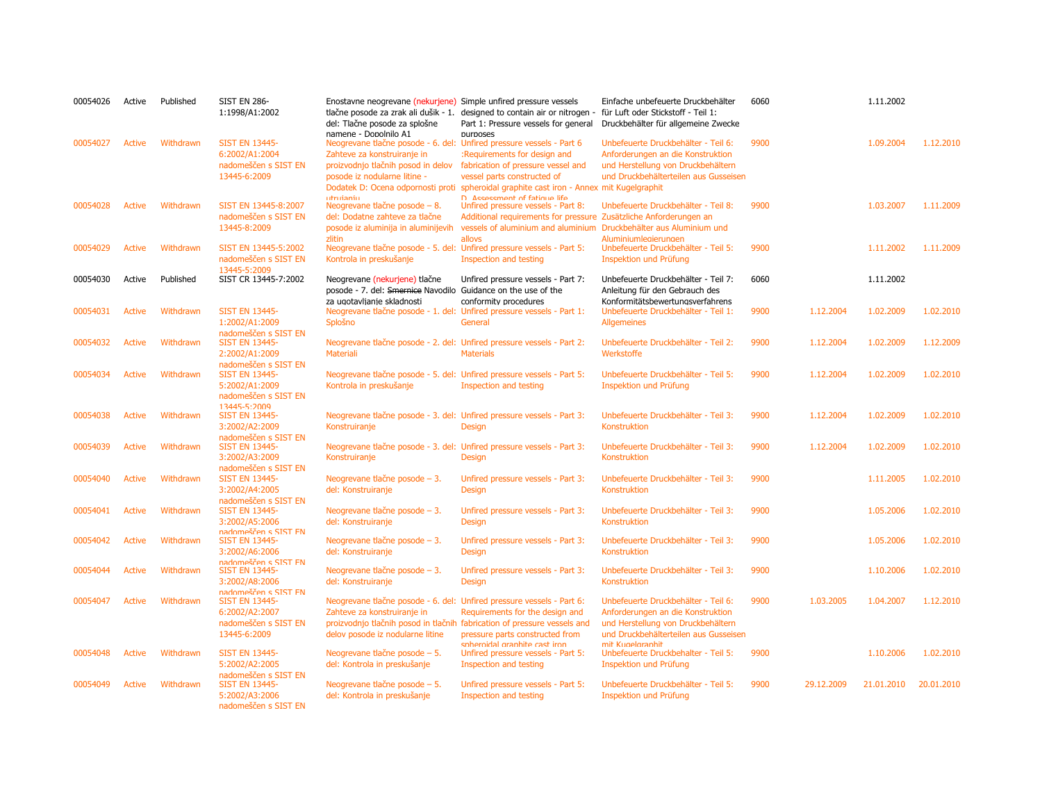| | | | | | | | | | | |
|---|---|---|---|---|---|---|---|---|---|---|
| 00054026 | Active | Published | SIST EN 286-1:1998/A1:2002 | Enostavne neogrevane (nekurjene) tlačne posode za zrak ali dušik - 1. del: Tlačne posode za splošne namene - Dopolnilo A1 | Simple unfired pressure vessels designed to contain air or nitrogen - Part 1: Pressure vessels for general purposes | Einfache unbefeuerte Druckbehälter für Luft oder Stickstoff - Teil 1: Druckbehälter für allgemeine Zwecke | 6060 | | 1.11.2002 | |
| 00054027 | Active | Withdrawn | SIST EN 13445-6:2002/A1:2004 nadomeščen s SIST EN 13445-6:2009 | Neogrevane tlačne posode - 6. del: Zahteve za konstruiranje in proizvodnjo tlačnih posod in delov posode iz nodularne litine - Dodatek D: Ocena odpornosti proti utrujanju | Unfired pressure vessels - Part 6 :Requirements for design and fabrication of pressure vessel and vessel parts constructed of spheroidal graphite cast iron - Annex D, Assessment of fatigue life | Unbefeuerte Druckbehälter - Teil 6: Anforderungen an die Konstruktion und Herstellung von Druckbehältern und Druckbehälterteilen aus Gusseisen mit Kugelgraphit | 9900 | | 1.09.2004 | 1.12.2010 |
| 00054028 | Active | Withdrawn | SIST EN 13445-8:2007 nadomeščen s SIST EN 13445-8:2009 | Neogrevane tlačne posode – 8. del: Dodatne zahteve za tlačne posode iz aluminija in aluminijevih zlitin | Unfired pressure vessels - Part 8: Additional requirements for pressure vessels of aluminium and aluminium alloys | Unbefeuerte Druckbehälter - Teil 8: Zusätzliche Anforderungen an Druckbehälter aus Aluminium und Aluminiumlegierungen | 9900 | | 1.03.2007 | 1.11.2009 |
| 00054029 | Active | Withdrawn | SIST EN 13445-5:2002 nadomeščen s SIST EN 13445-5:2009 | Neogrevane tlačne posode - 5. del: Kontrola in preskušanje | Unfired pressure vessels - Part 5: Inspection and testing | Unbefeuerte Druckbehälter - Teil 5: Inspektion und Prüfung | 9900 | | 1.11.2002 | 1.11.2009 |
| 00054030 | Active | Published | SIST CR 13445-7:2002 | Neogrevane (nekurjene) tlačne posode - 7. del: ~~Smernice~~ Navodilo za ugotavljanje skladnosti | Unfired pressure vessels - Part 7: Guidance on the use of the conformity procedures | Unbefeuerte Druckbehälter - Teil 7: Anleitung für den Gebrauch des Konformitätsbewertungsverfahrens | 6060 | | 1.11.2002 | |
| 00054031 | Active | Withdrawn | SIST EN 13445-1:2002/A1:2009 nadomeščen s SIST EN | Neogrevane tlačne posode - 1. del: Splošno | Unfired pressure vessels - Part 1: General | Unbefeuerte Druckbehälter - Teil 1: Allgemeines | 9900 | 1.12.2004 | 1.02.2009 | 1.02.2010 |
| 00054032 | Active | Withdrawn | SIST EN 13445-2:2002/A1:2009 nadomeščen s SIST EN | Neogrevane tlačne posode - 2. del: Materiali | Unfired pressure vessels - Part 2: Materials | Unbefeuerte Druckbehälter - Teil 2: Werkstoffe | 9900 | 1.12.2004 | 1.02.2009 | 1.12.2009 |
| 00054034 | Active | Withdrawn | SIST EN 13445-5:2002/A1:2009 nadomeščen s SIST EN 13445-5:2009 | Neogrevane tlačne posode - 5. del: Kontrola in preskušanje | Unfired pressure vessels - Part 5: Inspection and testing | Unbefeuerte Druckbehälter - Teil 5: Inspektion und Prüfung | 9900 | 1.12.2004 | 1.02.2009 | 1.02.2010 |
| 00054038 | Active | Withdrawn | SIST EN 13445-3:2002/A2:2009 nadomeščen s SIST EN | Neogrevane tlačne posode - 3. del: Konstruiranje | Unfired pressure vessels - Part 3: Design | Unbefeuerte Druckbehälter - Teil 3: Konstruktion | 9900 | 1.12.2004 | 1.02.2009 | 1.02.2010 |
| 00054039 | Active | Withdrawn | SIST EN 13445-3:2002/A3:2009 nadomeščen s SIST EN | Neogrevane tlačne posode - 3. del: Konstruiranje | Unfired pressure vessels - Part 3: Design | Unbefeuerte Druckbehälter - Teil 3: Konstruktion | 9900 | 1.12.2004 | 1.02.2009 | 1.02.2010 |
| 00054040 | Active | Withdrawn | SIST EN 13445-3:2002/A4:2005 nadomeščen s SIST EN | Neogrevane tlačne posode – 3. del: Konstruiranje | Unfired pressure vessels - Part 3: Design | Unbefeuerte Druckbehälter - Teil 3: Konstruktion | 9900 | | 1.11.2005 | 1.02.2010 |
| 00054041 | Active | Withdrawn | SIST EN 13445-3:2002/A5:2006 nadomeščen s SIST EN | Neogrevane tlačne posode – 3. del: Konstruiranje | Unfired pressure vessels - Part 3: Design | Unbefeuerte Druckbehälter - Teil 3: Konstruktion | 9900 | | 1.05.2006 | 1.02.2010 |
| 00054042 | Active | Withdrawn | SIST EN 13445-3:2002/A6:2006 nadomeščen s SIST EN | Neogrevane tlačne posode – 3. del: Konstruiranje | Unfired pressure vessels - Part 3: Design | Unbefeuerte Druckbehälter - Teil 3: Konstruktion | 9900 | | 1.05.2006 | 1.02.2010 |
| 00054044 | Active | Withdrawn | SIST EN 13445-3:2002/A8:2006 nadomeščen s SIST EN | Neogrevane tlačne posode – 3. del: Konstruiranje | Unfired pressure vessels - Part 3: Design | Unbefeuerte Druckbehälter - Teil 3: Konstruktion | 9900 | | 1.10.2006 | 1.02.2010 |
| 00054047 | Active | Withdrawn | SIST EN 13445-6:2002/A2:2007 nadomeščen s SIST EN 13445-6:2009 | Neogrevane tlačne posode - 6. del: Zahteve za konstruiranje in proizvodnjo tlačnih posod in tlačnih delov posode iz nodularne litine | Unfired pressure vessels - Part 6: Requirements for the design and fabrication of pressure vessels and pressure parts constructed from spheroidal graphite cast iron | Unbefeuerte Druckbehälter - Teil 6: Anforderungen an die Konstruktion und Herstellung von Druckbehältern und Druckbehälterteilen aus Gusseisen mit Kugelgraphit | 9900 | 1.03.2005 | 1.04.2007 | 1.12.2010 |
| 00054048 | Active | Withdrawn | SIST EN 13445-5:2002/A2:2005 nadomeščen s SIST EN | Neogrevane tlačne posode – 5. del: Kontrola in preskušanje | Unfired pressure vessels - Part 5: Inspection and testing | Unbefeuerte Druckbehälter - Teil 5: Inspektion und Prüfung | 9900 | | 1.10.2006 | 1.02.2010 |
| 00054049 | Active | Withdrawn | SIST EN 13445-5:2002/A3:2006 nadomeščen s SIST EN | Neogrevane tlačne posode – 5. del: Kontrola in preskušanje | Unfired pressure vessels - Part 5: Inspection and testing | Unbefeuerte Druckbehälter - Teil 5: Inspektion und Prüfung | 9900 | 29.12.2009 | 21.01.2010 | 20.01.2010 |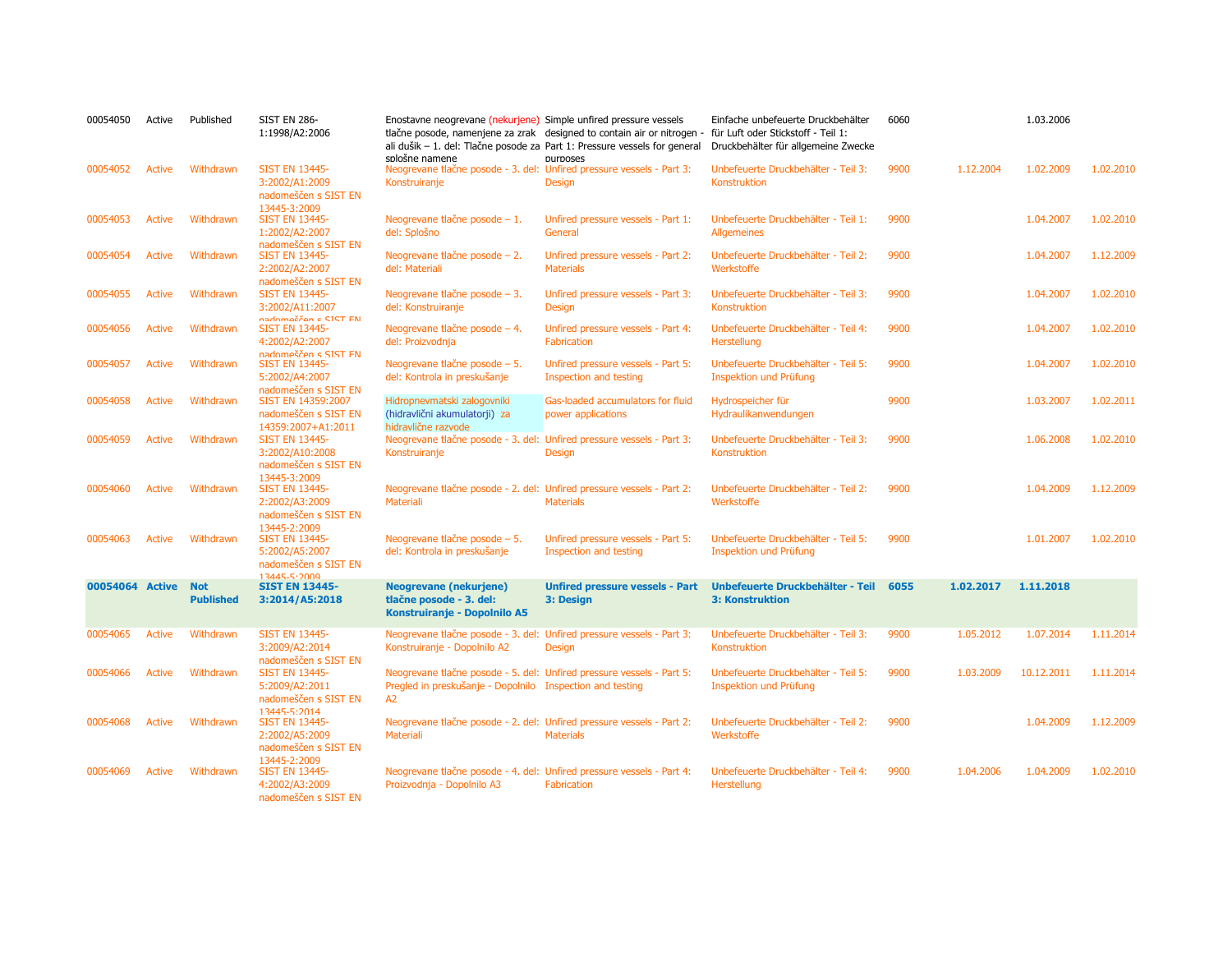| | | | | | | | | | | |
|---|---|---|---|---|---|---|---|---|---|---|
| 00054050 | Active | Published | SIST EN 286-1:1998/A2:2006 | Enostavne neogrevane (nekurjene) tlačne posode, namenjene za zrak ali dušik – 1. del: Tlačne posode za splošne namene | Simple unfired pressure vessels designed to contain air or nitrogen - Part 1: Pressure vessels for general purposes | Einfache unbefeuerte Druckbehälter für Luft oder Stickstoff - Teil 1: Druckbehälter für allgemeine Zwecke | 6060 | | 1.03.2006 | |
| 00054052 | Active | Withdrawn | SIST EN 13445-3:2002/A1:2009 nadomeščen s SIST EN 13445-3:2009 | Neogrevane tlačne posode - 3. del: Konstruiranje | Unfired pressure vessels - Part 3: Design | Unbefeuerte Druckbehälter - Teil 3: Konstruktion | 9900 | 1.12.2004 | 1.02.2009 | 1.02.2010 |
| 00054053 | Active | Withdrawn | SIST EN 13445-1:2002/A2:2007 nadomeščen s SIST EN | Neogrevane tlačne posode – 1. del: Splošno | Unfired pressure vessels - Part 1: General | Unbefeuerte Druckbehälter - Teil 1: Allgemeines | 9900 | | 1.04.2007 | 1.02.2010 |
| 00054054 | Active | Withdrawn | SIST EN 13445-2:2002/A2:2007 nadomeščen s SIST EN | Neogrevane tlačne posode – 2. del: Materiali | Unfired pressure vessels - Part 2: Materials | Unbefeuerte Druckbehälter - Teil 2: Werkstoffe | 9900 | | 1.04.2007 | 1.12.2009 |
| 00054055 | Active | Withdrawn | SIST EN 13445-3:2002/A11:2007 nadomeščen s SIST EN | Neogrevane tlačne posode – 3. del: Konstruiranje | Unfired pressure vessels - Part 3: Design | Unbefeuerte Druckbehälter - Teil 3: Konstruktion | 9900 | | 1.04.2007 | 1.02.2010 |
| 00054056 | Active | Withdrawn | SIST EN 13445-4:2002/A2:2007 nadomeščen s SIST EN | Neogrevane tlačne posode – 4. del: Proizvodnja | Unfired pressure vessels - Part 4: Fabrication | Unbefeuerte Druckbehälter - Teil 4: Herstellung | 9900 | | 1.04.2007 | 1.02.2010 |
| 00054057 | Active | Withdrawn | SIST EN 13445-5:2002/A4:2007 nadomeščen s SIST EN | Neogrevane tlačne posode – 5. del: Kontrola in preskušanje | Unfired pressure vessels - Part 5: Inspection and testing | Unbefeuerte Druckbehälter - Teil 5: Inspektion und Prüfung | 9900 | | 1.04.2007 | 1.02.2010 |
| 00054058 | Active | Withdrawn | SIST EN 14359:2007 nadomeščen s SIST EN 14359:2007+A1:2011 | Hidropnevmatski zalogovniki (hidravlični akumulatorji) za hidravlične razvode | Gas-loaded accumulators for fluid power applications | Hydrospeicher für Hydraulikanwendungen | 9900 | | 1.03.2007 | 1.02.2011 |
| 00054059 | Active | Withdrawn | SIST EN 13445-3:2002/A10:2008 nadomeščen s SIST EN 13445-3:2009 | Neogrevane tlačne posode - 3. del: Konstruiranje | Unfired pressure vessels - Part 3: Design | Unbefeuerte Druckbehälter - Teil 3: Konstruktion | 9900 | | 1.06.2008 | 1.02.2010 |
| 00054060 | Active | Withdrawn | SIST EN 13445-2:2002/A3:2009 nadomeščen s SIST EN 13445-2:2009 | Neogrevane tlačne posode - 2. del: Materiali | Unfired pressure vessels - Part 2: Materials | Unbefeuerte Druckbehälter - Teil 2: Werkstoffe | 9900 | | 1.04.2009 | 1.12.2009 |
| 00054063 | Active | Withdrawn | SIST EN 13445-5:2002/A5:2007 nadomeščen s SIST EN 13445-5:2009 | Neogrevane tlačne posode – 5. del: Kontrola in preskušanje | Unfired pressure vessels - Part 5: Inspection and testing | Unbefeuerte Druckbehälter - Teil 5: Inspektion und Prüfung | 9900 | | 1.01.2007 | 1.02.2010 |
| **00054064** | **Active** | **Not Published** | **SIST EN 13445-3:2014/A5:2018** | **Neogrevane (nekurjene) tlačne posode - 3. del: Konstruiranje - Dopolnilo A5** | **Unfired pressure vessels - Part 3: Design** | **Unbefeuerte Druckbehälter - Teil 3: Konstruktion** | **6055** | **1.02.2017** | **1.11.2018** | |
| 00054065 | Active | Withdrawn | SIST EN 13445-3:2009/A2:2014 nadomeščen s SIST EN | Neogrevane tlačne posode - 3. del: Konstruiranje - Dopolnilo A2 | Unfired pressure vessels - Part 3: Design | Unbefeuerte Druckbehälter - Teil 3: Konstruktion | 9900 | 1.05.2012 | 1.07.2014 | 1.11.2014 |
| 00054066 | Active | Withdrawn | SIST EN 13445-5:2009/A2:2011 nadomeščen s SIST EN 13445-5:2014 | Neogrevane tlačne posode - 5. del: Pregled in preskušanje - Dopolnilo A2 | Unfired pressure vessels - Part 5: Inspection and testing | Unbefeuerte Druckbehälter - Teil 5: Inspektion und Prüfung | 9900 | 1.03.2009 | 10.12.2011 | 1.11.2014 |
| 00054068 | Active | Withdrawn | SIST EN 13445-2:2002/A5:2009 nadomeščen s SIST EN 13445-2:2009 | Neogrevane tlačne posode - 2. del: Materiali | Unfired pressure vessels - Part 2: Materials | Unbefeuerte Druckbehälter - Teil 2: Werkstoffe | 9900 | | 1.04.2009 | 1.12.2009 |
| 00054069 | Active | Withdrawn | SIST EN 13445-4:2002/A3:2009 nadomeščen s SIST EN | Neogrevane tlačne posode - 4. del: Proizvodnja - Dopolnilo A3 | Unfired pressure vessels - Part 4: Fabrication | Unbefeuerte Druckbehälter - Teil 4: Herstellung | 9900 | 1.04.2006 | 1.04.2009 | 1.02.2010 |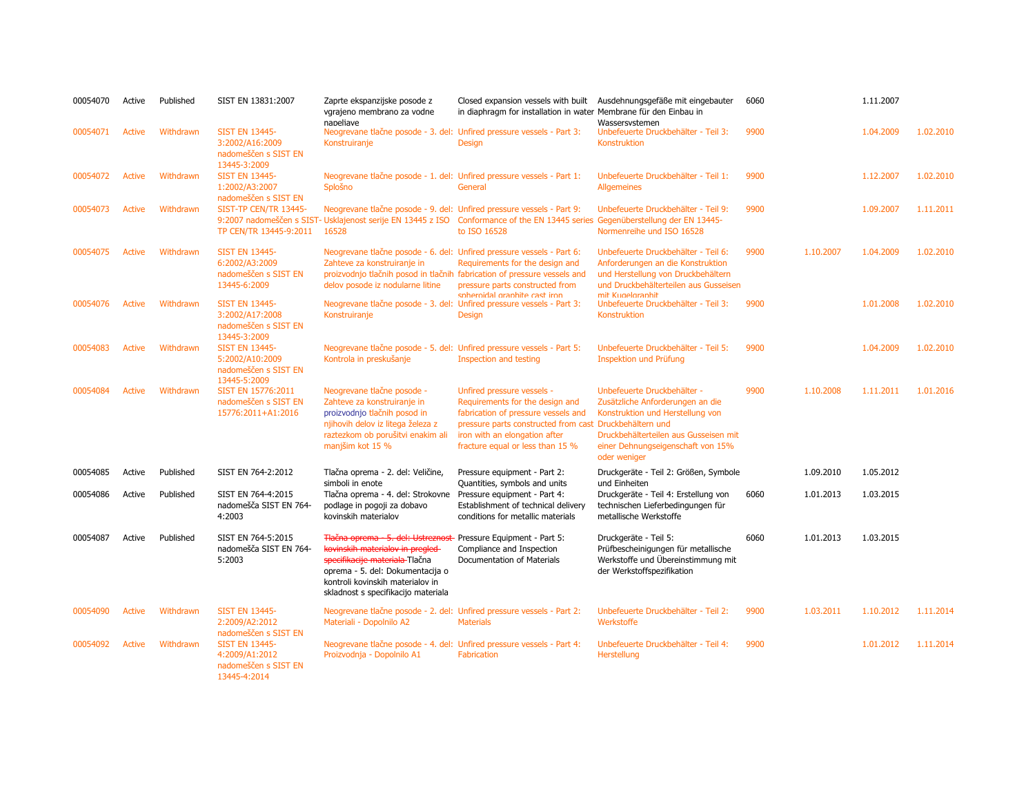| | | | | | | | | | | |
|---|---|---|---|---|---|---|---|---|---|---|
| 00054070 | Active | Published | SIST EN 13831:2007 | Zaprte ekspanzijske posode z vgrajeno membrano za vodne napeljave | Closed expansion vessels with built in diaphragm for installation in water | Ausdehnungsgefäße mit eingebauter Membrane für den Einbau in Wassersystemen | 6060 | | 1.11.2007 | |
| 00054071 | Active | Withdrawn | SIST EN 13445-3:2002/A16:2009 nadomeščen s SIST EN 13445-3:2009 | Neogrevane tlačne posode - 3. del: Konstruiranje | Unfired pressure vessels - Part 3: Design | Unbefeuerte Druckbehälter - Teil 3: Konstruktion | 9900 | | 1.04.2009 | 1.02.2010 |
| 00054072 | Active | Withdrawn | SIST EN 13445-1:2002/A3:2007 nadomeščen s SIST EN | Neogrevane tlačne posode - 1. del: Splošno | Unfired pressure vessels - Part 1: General | Unbefeuerte Druckbehälter - Teil 1: Allgemeines | 9900 | | 1.12.2007 | 1.02.2010 |
| 00054073 | Active | Withdrawn | SIST-TP CEN/TR 13445-9:2007 nadomeščen s SIST-TP CEN/TR 13445-9:2011 | Neogrevane tlačne posode - 9. del: Usklajenost serije EN 13445 z ISO 16528 | Unfired pressure vessels - Part 9: Conformance of the EN 13445 series to ISO 16528 | Unbefeuerte Druckbehälter - Teil 9: Gegenüberstellung der EN 13445-Normenreihe und ISO 16528 | 9900 | | 1.09.2007 | 1.11.2011 |
| 00054075 | Active | Withdrawn | SIST EN 13445-6:2002/A3:2009 nadomeščen s SIST EN 13445-6:2009 | Neogrevane tlačne posode - 6. del: Zahteve za konstruiranje in proizvodnjo tlačnih posod in tlačnih delov posode iz nodularne litine | Unfired pressure vessels - Part 6: Requirements for the design and fabrication of pressure vessels and pressure parts constructed from spheroidal graphite cast iron | Unbefeuerte Druckbehälter - Teil 6: Anforderungen an die Konstruktion und Herstellung von Druckbehältern und Druckbehälterteilen aus Gusseisen mit Kugelgraphit | 9900 | 1.10.2007 | 1.04.2009 | 1.02.2010 |
| 00054076 | Active | Withdrawn | SIST EN 13445-3:2002/A17:2008 nadomeščen s SIST EN 13445-3:2009 | Neogrevane tlačne posode - 3. del: Konstruiranje | Unfired pressure vessels - Part 3: Design | Unbefeuerte Druckbehälter - Teil 3: Konstruktion | 9900 | | 1.01.2008 | 1.02.2010 |
| 00054083 | Active | Withdrawn | SIST EN 13445-5:2002/A10:2009 nadomeščen s SIST EN 13445-5:2009 | Neogrevane tlačne posode - 5. del: Kontrola in preskušanje | Unfired pressure vessels - Part 5: Inspection and testing | Unbefeuerte Druckbehälter - Teil 5: Inspektion und Prüfung | 9900 | | 1.04.2009 | 1.02.2010 |
| 00054084 | Active | Withdrawn | SIST EN 15776:2011 nadomeščen s SIST EN 15776:2011+A1:2016 | Neogrevane tlačne posode - Zahteve za konstruiranje in proizvodnjo tlačnih posod in njihovih delov iz litega železa z raztezkom ob porušitvi enakim ali manjšim kot 15 % | Unfired pressure vessels - Requirements for the design and fabrication of pressure vessels and pressure parts constructed from cast iron with an elongation after fracture equal or less than 15 % | Unbefeuerte Druckbehälter - Zusätzliche Anforderungen an die Konstruktion und Herstellung von Druckbehältern und Druckbehälterteilen aus Gusseisen mit einer Dehnungseigenschaft von 15% oder weniger | 9900 | 1.10.2008 | 1.11.2011 | 1.01.2016 |
| 00054085 | Active | Published | SIST EN 764-2:2012 | Tlačna oprema - 2. del: Veličine, simboli in enote | Pressure equipment - Part 2: Quantities, symbols and units | Druckgeräte - Teil 2: Größen, Symbole und Einheiten | | 1.09.2010 | 1.05.2012 | |
| 00054086 | Active | Published | SIST EN 764-4:2015 nadomešča SIST EN 764-4:2003 | Tlačna oprema - 4. del: Strokovne podlage in pogoji za dobavo kovinskih materialov | Pressure equipment - Part 4: Establishment of technical delivery conditions for metallic materials | Druckgeräte - Teil 4: Erstellung von technischen Lieferbedingungen für metallische Werkstoffe | 6060 | 1.01.2013 | 1.03.2015 | |
| 00054087 | Active | Published | SIST EN 764-5:2015 nadomešča SIST EN 764-5:2003 | ~~Tlačna oprema - 5. del: Ustreznost kovinskih materialov in pregled specifikacije materiala~~ Tlačna oprema - 5. del: Dokumentacija o kontroli kovinskih materialov in skladnost s specifikacijo materiala | Pressure Equipment - Part 5: Compliance and Inspection Documentation of Materials | Druckgeräte - Teil 5: Prüfbescheinigungen für metallische Werkstoffe und Übereinstimmung mit der Werkstoffspezifikation | 6060 | 1.01.2013 | 1.03.2015 | |
| 00054090 | Active | Withdrawn | SIST EN 13445-2:2009/A2:2012 nadomeščen s SIST EN | Neogrevane tlačne posode - 2. del: Materiali - Dopolnilo A2 | Unfired pressure vessels - Part 2: Materials | Unbefeuerte Druckbehälter - Teil 2: Werkstoffe | 9900 | 1.03.2011 | 1.10.2012 | 1.11.2014 |
| 00054092 | Active | Withdrawn | SIST EN 13445-4:2009/A1:2012 nadomeščen s SIST EN 13445-4:2014 | Neogrevane tlačne posode - 4. del: Proizvodnja - Dopolnilo A1 | Unfired pressure vessels - Part 4: Fabrication | Unbefeuerte Druckbehälter - Teil 4: Herstellung | 9900 | | 1.01.2012 | 1.11.2014 |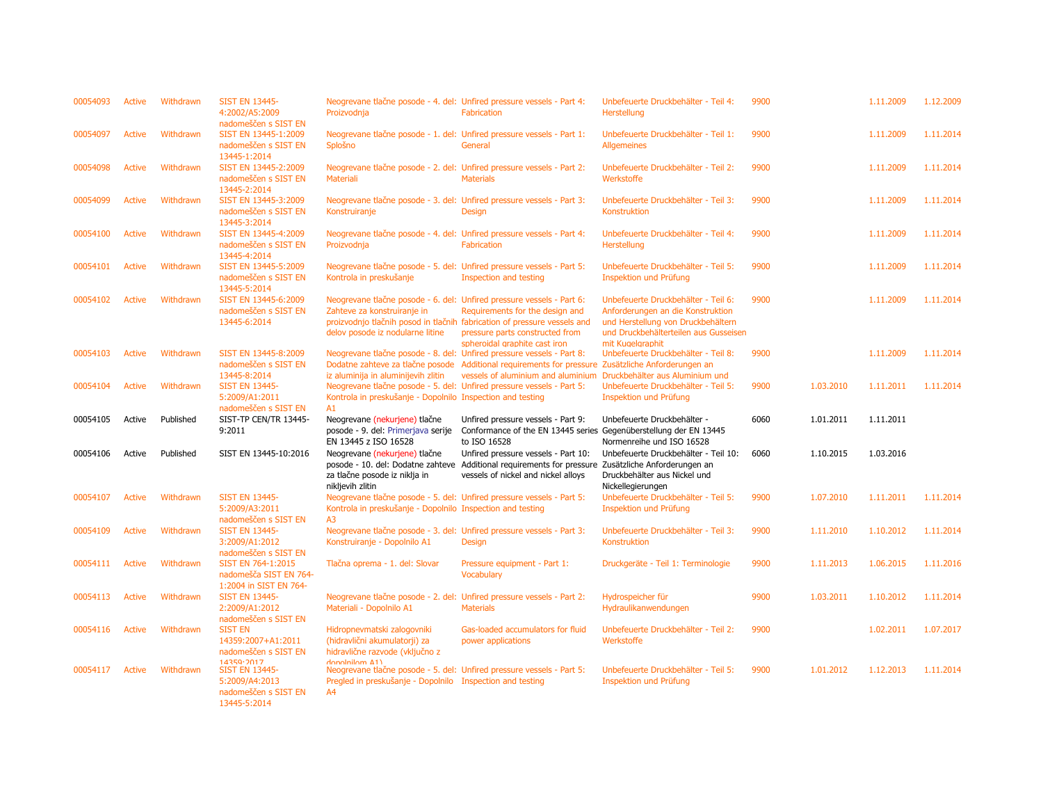| | | | | | | | | | | |
|---|---|---|---|---|---|---|---|---|---|---|
| 00054093 | Active | Withdrawn | SIST EN 13445-4:2002/A5:2009 nadomeščen s SIST EN | Neogrevane tlačne posode - 4. del: Proizvodnja | Unfired pressure vessels - Part 4: Fabrication | Unbefeuerte Druckbehälter - Teil 4: Herstellung | 9900 | | 1.11.2009 | 1.12.2009 |
| 00054097 | Active | Withdrawn | SIST EN 13445-1:2009 nadomeščen s SIST EN 13445-1:2014 | Neogrevane tlačne posode - 1. del: Splošno | Unfired pressure vessels - Part 1: General | Unbefeuerte Druckbehälter - Teil 1: Allgemeines | 9900 | | 1.11.2009 | 1.11.2014 |
| 00054098 | Active | Withdrawn | SIST EN 13445-2:2009 nadomeščen s SIST EN 13445-2:2014 | Neogrevane tlačne posode - 2. del: Materiali | Unfired pressure vessels - Part 2: Materials | Unbefeuerte Druckbehälter - Teil 2: Werkstoffe | 9900 | | 1.11.2009 | 1.11.2014 |
| 00054099 | Active | Withdrawn | SIST EN 13445-3:2009 nadomeščen s SIST EN 13445-3:2014 | Neogrevane tlačne posode - 3. del: Konstruiranje | Unfired pressure vessels - Part 3: Design | Unbefeuerte Druckbehälter - Teil 3: Konstruktion | 9900 | | 1.11.2009 | 1.11.2014 |
| 00054100 | Active | Withdrawn | SIST EN 13445-4:2009 nadomeščen s SIST EN 13445-4:2014 | Neogrevane tlačne posode - 4. del: Proizvodnja | Unfired pressure vessels - Part 4: Fabrication | Unbefeuerte Druckbehälter - Teil 4: Herstellung | 9900 | | 1.11.2009 | 1.11.2014 |
| 00054101 | Active | Withdrawn | SIST EN 13445-5:2009 nadomeščen s SIST EN 13445-5:2014 | Neogrevane tlačne posode - 5. del: Kontrola in preskušanje | Unfired pressure vessels - Part 5: Inspection and testing | Unbefeuerte Druckbehälter - Teil 5: Inspektion und Prüfung | 9900 | | 1.11.2009 | 1.11.2014 |
| 00054102 | Active | Withdrawn | SIST EN 13445-6:2009 nadomeščen s SIST EN 13445-6:2014 | Neogrevane tlačne posode - 6. del: Zahteve za konstruiranje in proizvodnjo tlačnih posod in tlačnih delov posode iz nodularne litine | Unfired pressure vessels - Part 6: Requirements for the design and fabrication of pressure vessels and pressure parts constructed from spheroidal graphite cast iron | Unbefeuerte Druckbehälter - Teil 6: Anforderungen an die Konstruktion und Herstellung von Druckbehältern und Druckbehälterteilen aus Gusseisen mit Kugelgraphit | 9900 | | 1.11.2009 | 1.11.2014 |
| 00054103 | Active | Withdrawn | SIST EN 13445-8:2009 nadomeščen s SIST EN 13445-8:2014 | Neogrevane tlačne posode - 8. del: Dodatne zahteve za tlačne posode iz aluminija in aluminijevih zlitin | Unfired pressure vessels - Part 8: Additional requirements for pressure vessels of aluminium and aluminium | Unbefeuerte Druckbehälter - Teil 8: Zusätzliche Anforderungen an Druckbehälter aus Aluminium und | 9900 | | 1.11.2009 | 1.11.2014 |
| 00054104 | Active | Withdrawn | SIST EN 13445-5:2009/A1:2011 nadomeščen s SIST EN | Neogrevane tlačne posode - 5. del: Kontrola in preskušanje - Dopolnilo A1 | Unfired pressure vessels - Part 5: Inspection and testing | Unbefeuerte Druckbehälter - Teil 5: Inspektion und Prüfung | 9900 | 1.03.2010 | 1.11.2011 | 1.11.2014 |
| 00054105 | Active | Published | SIST-TP CEN/TR 13445-9:2011 | Neogrevane (nekurjene) tlačne posode - 9. del: Primerjava serije EN 13445 z ISO 16528 | Unfired pressure vessels - Part 9: Conformance of the EN 13445 series to ISO 16528 | Unbefeuerte Druckbehälter - Gegenüberstellung der EN 13445 Normenreihe und ISO 16528 | 6060 | 1.01.2011 | 1.11.2011 | |
| 00054106 | Active | Published | SIST EN 13445-10:2016 | Neogrevane (nekurjene) tlačne posode - 10. del: Dodatne zahteve za tlačne posode iz niklja in nikljevih zlitin | Unfired pressure vessels - Part 10: Additional requirements for pressure vessels of nickel and nickel alloys | Unbefeuerte Druckbehälter - Teil 10: Zusätzliche Anforderungen an Druckbehälter aus Nickel und Nickellegierungen | 6060 | 1.10.2015 | 1.03.2016 | |
| 00054107 | Active | Withdrawn | SIST EN 13445-5:2009/A3:2011 nadomeščen s SIST EN | Neogrevane tlačne posode - 5. del: Kontrola in preskušanje - Dopolnilo A3 | Unfired pressure vessels - Part 5: Inspection and testing | Unbefeuerte Druckbehälter - Teil 5: Inspektion und Prüfung | 9900 | 1.07.2010 | 1.11.2011 | 1.11.2014 |
| 00054109 | Active | Withdrawn | SIST EN 13445-3:2009/A1:2012 nadomeščen s SIST EN | Neogrevane tlačne posode - 3. del: Konstruiranje - Dopolnilo A1 | Unfired pressure vessels - Part 3: Design | Unbefeuerte Druckbehälter - Teil 3: Konstruktion | 9900 | 1.11.2010 | 1.10.2012 | 1.11.2014 |
| 00054111 | Active | Withdrawn | SIST EN 764-1:2015 nadomešča SIST EN 764-1:2004 in SIST EN 764- | Tlačna oprema - 1. del: Slovar | Pressure equipment - Part 1: Vocabulary | Druckgeräte - Teil 1: Terminologie | 9900 | 1.11.2013 | 1.06.2015 | 1.11.2016 |
| 00054113 | Active | Withdrawn | SIST EN 13445-2:2009/A1:2012 nadomeščen s SIST EN | Neogrevane tlačne posode - 2. del: Materiali - Dopolnilo A1 | Unfired pressure vessels - Part 2: Materials | Hydrospeicher für Hydraulikanwendungen | 9900 | 1.03.2011 | 1.10.2012 | 1.11.2014 |
| 00054116 | Active | Withdrawn | SIST EN 14359:2007+A1:2011 nadomeščen s SIST EN 14359:2017 | Hidropnevmatski zalogovniki (hidravlični akumulatorji) za hidravlične razvode (vključno z dopolnilom A1) | Gas-loaded accumulators for fluid power applications | Unbefeuerte Druckbehälter - Teil 2: Werkstoffe | 9900 | | 1.02.2011 | 1.07.2017 |
| 00054117 | Active | Withdrawn | SIST EN 13445-5:2009/A4:2013 nadomeščen s SIST EN 13445-5:2014 | Neogrevane tlačne posode - 5. del: Pregled in preskušanje - Dopolnilo A4 | Unfired pressure vessels - Part 5: Inspection and testing | Unbefeuerte Druckbehälter - Teil 5: Inspektion und Prüfung | 9900 | 1.01.2012 | 1.12.2013 | 1.11.2014 |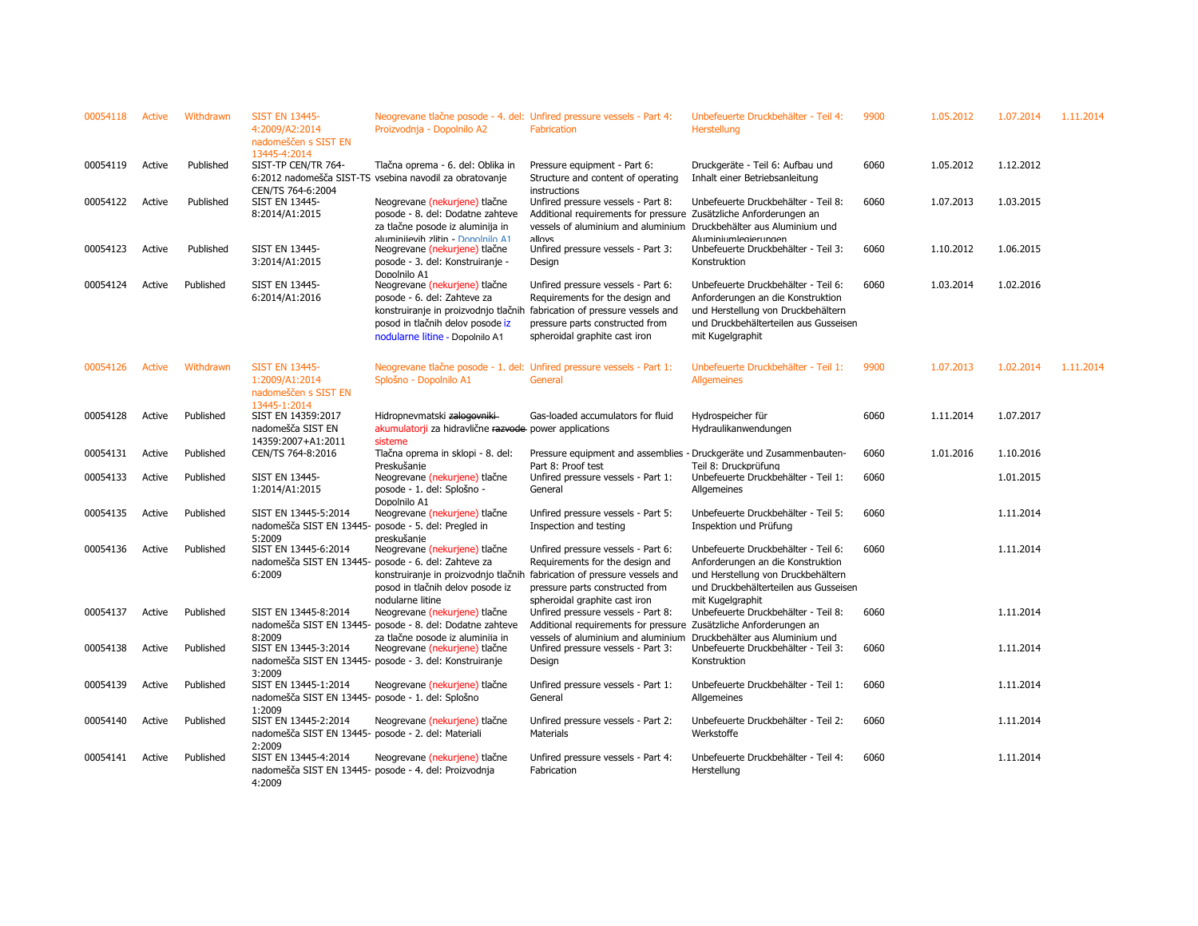| | | | | | | | | | | | |
|---|---|---|---|---|---|---|---|---|---|---|---|
| 00054118 | Active | Withdrawn | SIST EN 13445-4:2009/A2:2014 nadomeščen s SIST EN 13445-4:2014 | Neogrevane tlačne posode - 4. del: Proizvodnja - Dopolnilo A2 | Unfired pressure vessels - Part 4: Fabrication | Unbefeuerte Druckbehälter - Teil 4: Herstellung | 9900 | 1.05.2012 | 1.07.2014 | 1.11.2014 |
| 00054119 | Active | Published | SIST-TP CEN/TR 764-6:2012 nadomešča SIST-TS CEN/TS 764-6:2004 | Tlačna oprema - 6. del: Oblika in vsebina navodil za obratovanje | Pressure equipment - Part 6: Structure and content of operating instructions | Druckgeräte - Teil 6: Aufbau und Inhalt einer Betriebsanleitung | 6060 | 1.05.2012 | 1.12.2012 | |
| 00054122 | Active | Published | SIST EN 13445-8:2014/A1:2015 | Neogrevane (nekurjene) tlačne posode - 8. del: Dodatne zahteve za tlačne posode iz aluminija in aluminijevih zlitin - Dopolnilo A1 | Unfired pressure vessels - Part 8: Additional requirements for pressure vessels of aluminium and aluminium alloys | Unbefeuerte Druckbehälter - Teil 8: Zusätzliche Anforderungen an Druckbehälter aus Aluminium und Aluminiumlegierungen | 6060 | 1.07.2013 | 1.03.2015 | |
| 00054123 | Active | Published | SIST EN 13445-3:2014/A1:2015 | Neogrevane (nekurjene) tlačne posode - 3. del: Konstruiranje - Dopolnilo A1 | Unfired pressure vessels - Part 3: Design | Unbefeuerte Druckbehälter - Teil 3: Konstruktion | 6060 | 1.10.2012 | 1.06.2015 | |
| 00054124 | Active | Published | SIST EN 13445-6:2014/A1:2016 | Neogrevane (nekurjene) tlačne posode - 6. del: Zahteve za konstruiranje in proizvodnjo tlačnih posod in tlačnih delov posode iz nodularne litine - Dopolnilo A1 | Unfired pressure vessels - Part 6: Requirements for the design and fabrication of pressure vessels and pressure parts constructed from spheroidal graphite cast iron | Unbefeuerte Druckbehälter - Teil 6: Anforderungen an die Konstruktion und Herstellung von Druckbehältern und Druckbehälterteilen aus Gusseisen mit Kugelgraphit | 6060 | 1.03.2014 | 1.02.2016 | |
| 00054126 | Active | Withdrawn | SIST EN 13445-1:2009/A1:2014 nadomeščen s SIST EN 13445-1:2014 | Neogrevane tlačne posode - 1. del: Splošno - Dopolnilo A1 | Unfired pressure vessels - Part 1: General | Unbefeuerte Druckbehälter - Teil 1: Allgemeines | 9900 | 1.07.2013 | 1.02.2014 | 1.11.2014 |
| 00054128 | Active | Published | SIST EN 14359:2017 nadomešča SIST EN 14359:2007+A1:2011 | Hidropnevmatski ~~zalogovniki~~ akumulatorji za hidravlične ~~razvode~~ sisteme | Gas-loaded accumulators for fluid power applications | Hydrospeicher für Hydraulikanwendungen | 6060 | 1.11.2014 | 1.07.2017 | |
| 00054131 | Active | Published | CEN/TS 764-8:2016 | Tlačna oprema in sklopi - 8. del: Preskušanje | Pressure equipment and assemblies - Part 8: Proof test | Druckgeräte und Zusammenbauten-Teil 8: Druckprüfung | 6060 | 1.01.2016 | 1.10.2016 | |
| 00054133 | Active | Published | SIST EN 13445-1:2014/A1:2015 | Neogrevane (nekurjene) tlačne posode - 1. del: Splošno - Dopolnilo A1 | Unfired pressure vessels - Part 1: General | Unbefeuerte Druckbehälter - Teil 1: Allgemeines | 6060 | | 1.01.2015 | |
| 00054135 | Active | Published | SIST EN 13445-5:2014 nadomešča SIST EN 13445-5:2009 | Neogrevane (nekurjene) tlačne posode - 5. del: Pregled in preskušanje | Unfired pressure vessels - Part 5: Inspection and testing | Unbefeuerte Druckbehälter - Teil 5: Inspektion und Prüfung | 6060 | | 1.11.2014 | |
| 00054136 | Active | Published | SIST EN 13445-6:2014 nadomešča SIST EN 13445-6:2009 | Neogrevane (nekurjene) tlačne posode - 6. del: Zahteve za konstruiranje in proizvodnjo tlačnih posod in tlačnih delov posode iz nodularne litine | Unfired pressure vessels - Part 6: Requirements for the design and fabrication of pressure vessels and pressure parts constructed from spheroidal graphite cast iron | Unbefeuerte Druckbehälter - Teil 6: Anforderungen an die Konstruktion und Herstellung von Druckbehältern und Druckbehälterteilen aus Gusseisen mit Kugelgraphit | 6060 | | 1.11.2014 | |
| 00054137 | Active | Published | SIST EN 13445-8:2014 nadomešča SIST EN 13445-8:2009 | Neogrevane (nekurjene) tlačne posode - 8. del: Dodatne zahteve za tlačne posode iz aluminija in | Unfired pressure vessels - Part 8: Additional requirements for pressure vessels of aluminium and aluminium | Unbefeuerte Druckbehälter - Teil 8: Zusätzliche Anforderungen an Druckbehälter aus Aluminium und | 6060 | | 1.11.2014 | |
| 00054138 | Active | Published | SIST EN 13445-3:2014 nadomešča SIST EN 13445-3:2009 | Neogrevane (nekurjene) tlačne posode - 3. del: Konstruiranje | Unfired pressure vessels - Part 3: Design | Unbefeuerte Druckbehälter - Teil 3: Konstruktion | 6060 | | 1.11.2014 | |
| 00054139 | Active | Published | SIST EN 13445-1:2014 nadomešča SIST EN 13445-1:2009 | Neogrevane (nekurjene) tlačne posode - 1. del: Splošno | Unfired pressure vessels - Part 1: General | Unbefeuerte Druckbehälter - Teil 1: Allgemeines | 6060 | | 1.11.2014 | |
| 00054140 | Active | Published | SIST EN 13445-2:2014 nadomešča SIST EN 13445-2:2009 | Neogrevane (nekurjene) tlačne posode - 2. del: Materiali | Unfired pressure vessels - Part 2: Materials | Unbefeuerte Druckbehälter - Teil 2: Werkstoffe | 6060 | | 1.11.2014 | |
| 00054141 | Active | Published | SIST EN 13445-4:2014 nadomešča SIST EN 13445-4:2009 | Neogrevane (nekurjene) tlačne posode - 4. del: Proizvodnja | Unfired pressure vessels - Part 4: Fabrication | Unbefeuerte Druckbehälter - Teil 4: Herstellung | 6060 | | 1.11.2014 | |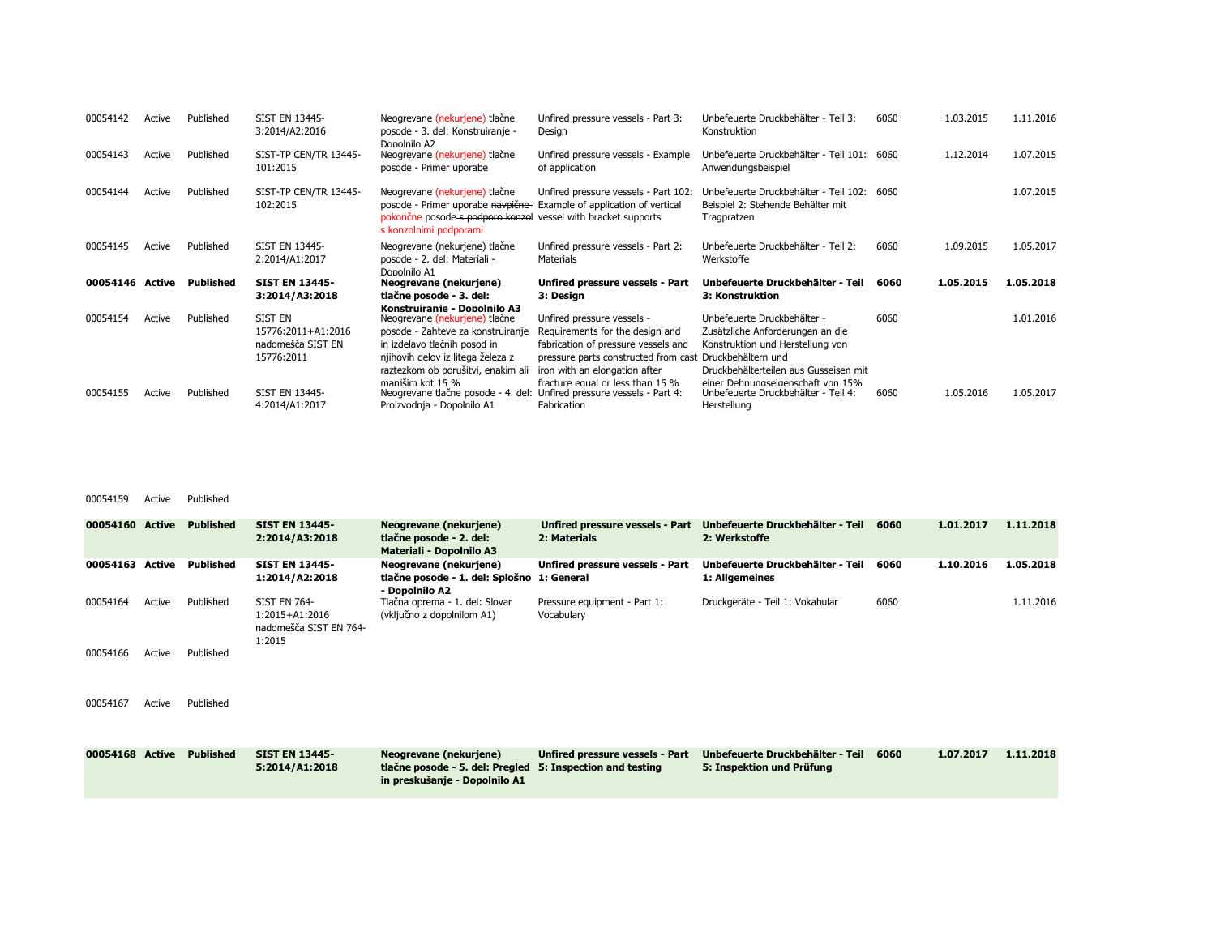| | | | | | | | | | |
|---|---|---|---|---|---|---|---|---|---|
| 00054142 | Active | Published | SIST EN 13445-3:2014/A2:2016 | Neogrevane (nekurjene) tlačne posode - 3. del: Konstruiranje - Dopolnilo A2 | Unfired pressure vessels - Part 3: Design | Unbefeuerte Druckbehälter - Teil 3: Konstruktion | 6060 | 1.03.2015 | 1.11.2016 |
| 00054143 | Active | Published | SIST-TP CEN/TR 13445-101:2015 | Neogrevane (nekurjene) tlačne posode - Primer uporabe | Unfired pressure vessels - Example of application | Unbefeuerte Druckbehälter - Teil 101: Anwendungsbeispiel | 6060 | 1.12.2014 | 1.07.2015 |
| 00054144 | Active | Published | SIST-TP CEN/TR 13445-102:2015 | Neogrevane (nekurjene) tlačne posode - Primer uporabe ~~navpične~~ pokončne posode ~~s podporo konzol~~ s konzolnimi podporami | Unfired pressure vessels - Part 102: Example of application of vertical vessel with bracket supports | Unbefeuerte Druckbehälter - Teil 102: Beispiel 2: Stehende Behälter mit Tragpratzen | 6060 | | 1.07.2015 |
| 00054145 | Active | Published | SIST EN 13445-2:2014/A1:2017 | Neogrevane (nekurjene) tlačne posode - 2. del: Materiali - Dopolnilo A1 | Unfired pressure vessels - Part 2: Materials | Unbefeuerte Druckbehälter - Teil 2: Werkstoffe | 6060 | 1.09.2015 | 1.05.2017 |
| **00054146** | **Active** | **Published** | **SIST EN 13445-3:2014/A3:2018** | **Neogrevane (nekurjene) tlačne posode - 3. del: Konstruiranje - Dopolnilo A3** | **Unfired pressure vessels - Part 3: Design** | **Unbefeuerte Druckbehälter - Teil 3: Konstruktion** | **6060** | **1.05.2015** | **1.05.2018** |
| 00054154 | Active | Published | SIST EN 15776:2011+A1:2016 nadomešča SIST EN 15776:2011 | Neogrevane (nekurjene) tlačne posode - Zahteve za konstruiranje in izdelavo tlačnih posod in njihovih delov iz litega železa z raztezkom ob porušitvi, enakim ali manjšim kot 15 % | Unfired pressure vessels - Requirements for the design and fabrication of pressure vessels and pressure parts constructed from cast iron with an elongation after fracture equal or less than 15 % | Unbefeuerte Druckbehälter - Zusätzliche Anforderungen an die Konstruktion und Herstellung von Druckbehältern und Druckbehälterteilen aus Gusseisen mit einer Dehnungseigenschaft von 15% | 6060 | | 1.01.2016 |
| 00054155 | Active | Published | SIST EN 13445-4:2014/A1:2017 | Neogrevane tlačne posode - 4. del: Proizvodnja - Dopolnilo A1 | Unfired pressure vessels - Part 4: Fabrication | Unbefeuerte Druckbehälter - Teil 4: Herstellung | 6060 | 1.05.2016 | 1.05.2017 |
| 00054159 | Active | Published | | | | | | | |
| **00054160** | **Active** | **Published** | **SIST EN 13445-2:2014/A3:2018** | **Neogrevane (nekurjene) tlačne posode - 2. del: Materiali - Dopolnilo A3** | **Unfired pressure vessels - Part 2: Materials** | **Unbefeuerte Druckbehälter - Teil 2: Werkstoffe** | **6060** | **1.01.2017** | **1.11.2018** |
| **00054163** | **Active** | **Published** | **SIST EN 13445-1:2014/A2:2018** | **Neogrevane (nekurjene) tlačne posode - 1. del: Splošno - Dopolnilo A2** | **Unfired pressure vessels - Part 1: General** | **Unbefeuerte Druckbehälter - Teil 1: Allgemeines** | **6060** | **1.10.2016** | **1.05.2018** |
| 00054164 | Active | Published | SIST EN 764-1:2015+A1:2016 nadomešča SIST EN 764-1:2015 | Tlačna oprema - 1. del: Slovar (vključno z dopolnilom A1) | Pressure equipment - Part 1: Vocabulary | Druckgeräte - Teil 1: Vokabular | 6060 | | 1.11.2016 |
| 00054166 | Active | Published | | | | | | | |
| 00054167 | Active | Published | | | | | | | |
| **00054168** | **Active** | **Published** | **SIST EN 13445-5:2014/A1:2018** | **Neogrevane (nekurjene) tlačne posode - 5. del: Pregled in preskušanje - Dopolnilo A1** | **Unfired pressure vessels - Part 5: Inspection and testing** | **Unbefeuerte Druckbehälter - Teil 5: Inspektion und Prüfung** | **6060** | **1.07.2017** | **1.11.2018** |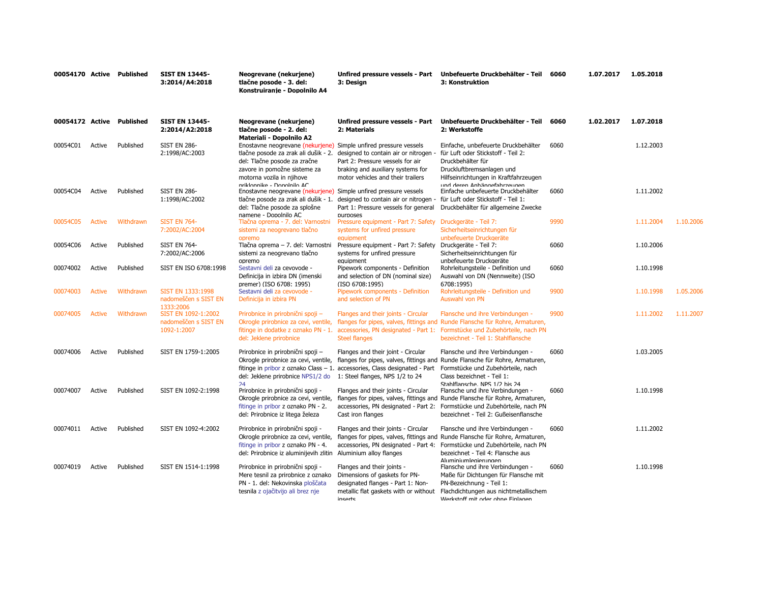| | | | | | | | | | | |
|---|---|---|---|---|---|---|---|---|---|---|
| **00054170** | **Active** | **Published** | **SIST EN 13445-3:2014/A4:2018** | **Neogrevane (nekurjene) tlačne posode - 3. del: Konstruiranje - Dopolnilo A4** | **Unfired pressure vessels - Part 3: Design** | **Unbefeuerte Druckbehälter - Teil 3: Konstruktion** | **6060** | **1.07.2017** | **1.05.2018** | |
| **00054172** | **Active** | **Published** | **SIST EN 13445-2:2014/A2:2018** | **Neogrevane (nekurjene) tlačne posode - 2. del: Materiali - Dopolnilo A2** | **Unfired pressure vessels - Part 2: Materials** | **Unbefeuerte Druckbehälter - Teil 2: Werkstoffe** | **6060** | **1.02.2017** | **1.07.2018** | |
| 00054C01 | Active | Published | SIST EN 286-2:1998/AC:2003 | Enostavne neogrevane (nekurjene) tlačne posode za zrak ali dušik - 2. del: Tlačne posode za zračne zavore in pomožne sisteme za motorna vozila in njihove priklopnike - Dopolnilo AC | Simple unfired pressure vessels designed to contain air or nitrogen - Part 2: Pressure vessels for air braking and auxiliary systems for motor vehicles and their trailers | Einfache, unbefeuerte Druckbehälter für Luft oder Stickstoff - Teil 2: Druckbehälter für Druckluftbremsanlagen und Hilfseinrichtungen in Kraftfahrzeugen und deren Anhängefahrzeugen | 6060 | | 1.12.2003 | |
| 00054C04 | Active | Published | SIST EN 286-1:1998/AC:2002 | Enostavne neogrevane (nekurjene) tlačne posode za zrak ali dušik - 1. del: Tlačne posode za splošne namene - Dopolnilo AC | Simple unfired pressure vessels designed to contain air or nitrogen - Part 1: Pressure vessels for general purposes | Einfache unbefeuerte Druckbehälter für Luft oder Stickstoff - Teil 1: Druckbehälter für allgemeine Zwecke | 6060 | | 1.11.2002 | |
| 00054C05 | Active | Withdrawn | SIST EN 764-7:2002/AC:2004 | Tlačna oprema - 7. del: Varnostni sistemi za neogrevano tlačno opremo | Pressure equipment - Part 7: Safety systems for unfired pressure equipment | Druckgeräte - Teil 7: Sicherheitseinrichtungen für unbefeuerte Druckgeräte | 9990 | | 1.11.2004 | 1.10.2006 |
| 00054C06 | Active | Published | SIST EN 764-7:2002/AC:2006 | Tlačna oprema – 7. del: Varnostni sistemi za neogrevano tlačno opremo | Pressure equipment - Part 7: Safety systems for unfired pressure equipment | Druckgeräte - Teil 7: Sicherheitseinrichtungen für unbefeuerte Druckgeräte | 6060 | | 1.10.2006 | |
| 00074002 | Active | Published | SIST EN ISO 6708:1998 | Sestavni deli za cevovode - Definicija in izbira DN (imenski premer) (ISO 6708: 1995) | Pipework components - Definition and selection of DN (nominal size) (ISO 6708:1995) | Rohrleitungsteile - Definition und Auswahl von DN (Nennweite) (ISO 6708:1995) | 6060 | | 1.10.1998 | |
| 00074003 | Active | Withdrawn | SIST EN 1333:1998 nadomeščen s SIST EN 1333:2006 | Sestavni deli za cevovode - Definicija in izbira PN | Pipework components - Definition and selection of PN | Rohrleitungsteile - Definition und Auswahl von PN | 9900 | | 1.10.1998 | 1.05.2006 |
| 00074005 | Active | Withdrawn | SIST EN 1092-1:2002 nadomeščen s SIST EN 1092-1:2007 | Prirobnice in prirobnični spoji – Okrogle prirobnice za cevi, ventile, fitinge in dodatke z oznako PN - 1. del: Jeklene prirobnice | Flanges and their joints - Circular flanges for pipes, valves, fittings and accessories, PN designated - Part 1: Steel flanges | Flansche und ihre Verbindungen - Runde Flansche für Rohre, Armaturen, Formstücke und Zubehörteile, nach PN bezeichnet - Teil 1: Stahlflansche | 9900 | | 1.11.2002 | 1.11.2007 |
| 00074006 | Active | Published | SIST EN 1759-1:2005 | Prirobnice in prirobnični spoji – Okrogle prirobnice za cevi, ventile, fitinge in pribor z oznako Class – 1. del: Jeklene prirobnice NPS1/2 do 24 | Flanges and their joint - Circular flanges for pipes, valves, fittings and accessories, Class designated - Part 1: Steel flanges, NPS 1/2 to 24 | Flansche und ihre Verbindungen - Runde Flansche für Rohre, Armaturen, Formstücke und Zubehörteile, nach Class bezeichnet - Teil 1: Stahlflansche, NPS 1/2 bis 24 | 6060 | | 1.03.2005 | |
| 00074007 | Active | Published | SIST EN 1092-2:1998 | Prirobnice in prirobnični spoji - Okrogle prirobnice za cevi, ventile, fitinge in pribor z oznako PN - 2. del: Prirobnice iz litega železa | Flanges and their joints - Circular flanges for pipes, valves, fittings and accessories, PN designated - Part 2: Cast iron flanges | Flansche und ihre Verbindungen - Runde Flansche für Rohre, Armaturen, Formstücke und Zubehörteile, nach PN bezeichnet - Teil 2: Gußeisenflansche | 6060 | | 1.10.1998 | |
| 00074011 | Active | Published | SIST EN 1092-4:2002 | Prirobnice in prirobnični spoji - Okrogle prirobnice za cevi, ventile, fitinge in pribor z oznako PN - 4. del: Prirobnice iz aluminijevih zlitin | Flanges and their joints - Circular flanges for pipes, valves, fittings and accessories, PN designated - Part 4: Aluminium alloy flanges | Flansche und ihre Verbindungen - Runde Flansche für Rohre, Armaturen, Formstücke und Zubehörteile, nach PN bezeichnet - Teil 4: Flansche aus Aluminiumlegierungen | 6060 | | 1.11.2002 | |
| 00074019 | Active | Published | SIST EN 1514-1:1998 | Prirobnice in prirobnični spoji - Mere tesnil za prirobnice z oznako PN - 1. del: Nekovinska ploščata tesnila z ojačitvijo ali brez nje | Flanges and their joints - Dimensions of gaskets for PN-designated flanges - Part 1: Non-metallic flat gaskets with or without inserts | Flansche und ihre Verbindungen - Maße für Dichtungen für Flansche mit PN-Bezeichnung - Teil 1: Flachdichtungen aus nichtmetallischem Werkstoff mit oder ohne Einlagen | 6060 | | 1.10.1998 | |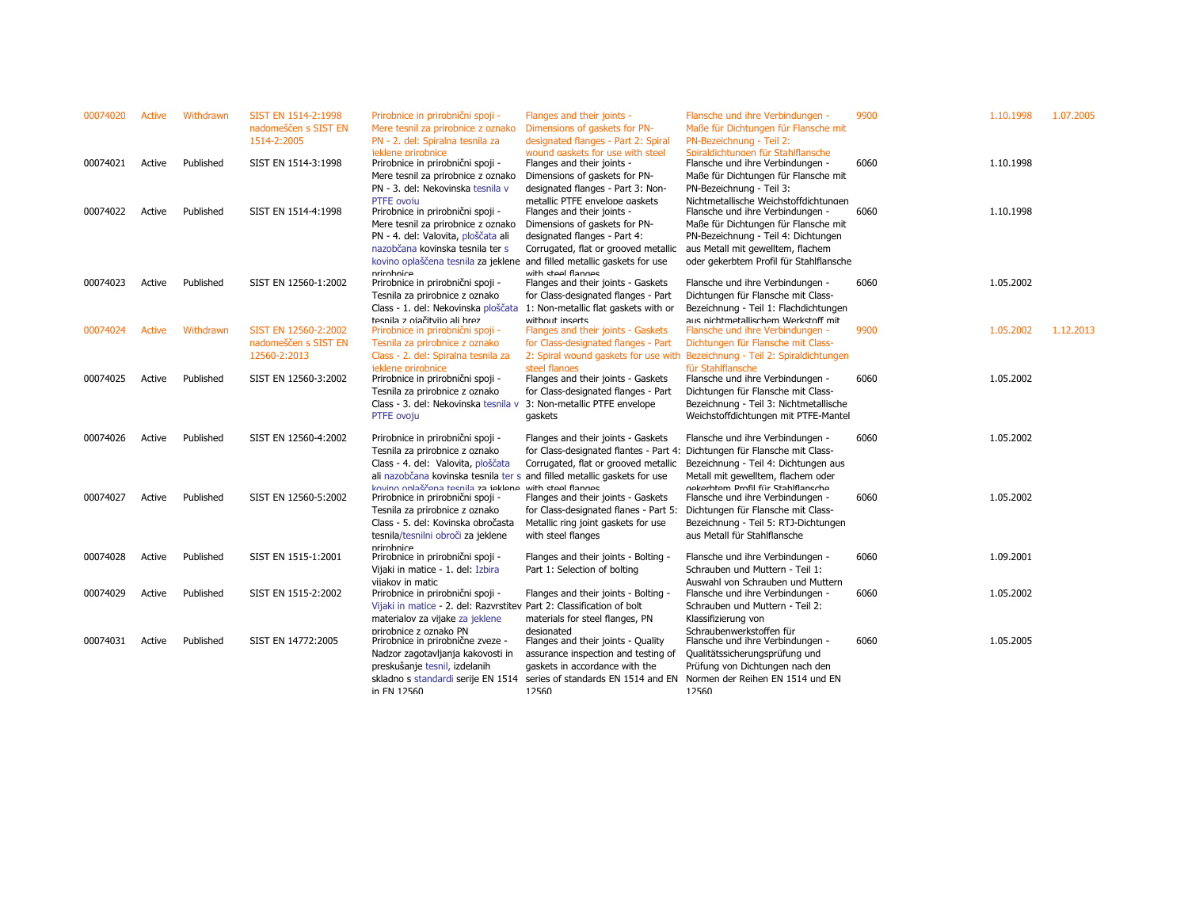| | | | | | | | | | |
|---|---|---|---|---|---|---|---|---|---|
| 00074020 | Active | Withdrawn | SIST EN 1514-2:1998 nadomeščen s SIST EN 1514-2:2005 | Prirobnice in prirobnični spoji - Mere tesnil za prirobnice z oznako PN - 2. del: Spiralna tesnila za jeklene prirobnice | Flanges and their joints - Dimensions of gaskets for PN-designated flanges - Part 2: Spiral wound gaskets for use with steel | Flansche und ihre Verbindungen - Maße für Dichtungen für Flansche mit PN-Bezeichnung - Teil 2: Spiraldichtungen für Stahlflansche | 9900 | 1.10.1998 | 1.07.2005 |
| 00074021 | Active | Published | SIST EN 1514-3:1998 | Prirobnice in prirobnični spoji - Mere tesnil za prirobnice z oznako PN - 3. del: Nekovinska tesnila v PTFE ovoju | Flanges and their joints - Dimensions of gaskets for PN-designated flanges - Part 3: Non-metallic PTFE envelope gaskets | Flansche und ihre Verbindungen - Maße für Dichtungen für Flansche mit PN-Bezeichnung - Teil 3: Nichtmetallische Weichstoffdichtungen | 6060 | 1.10.1998 | |
| 00074022 | Active | Published | SIST EN 1514-4:1998 | Prirobnice in prirobnični spoji - Mere tesnil za prirobnice z oznako PN - 4. del: Valovita, ploščata ali nazobčana kovinska tesnila ter s kovino oplaščena tesnila za jeklene prirobnice | Flanges and their joints - Dimensions of gaskets for PN-designated flanges - Part 4: Corrugated, flat or grooved metallic and filled metallic gaskets for use with steel flanges | Flansche und ihre Verbindungen - Maße für Dichtungen für Flansche mit PN-Bezeichnung - Teil 4: Dichtungen aus Metall mit gewelltem, flachem oder gekerbtem Profil für Stahlflansche | 6060 | 1.10.1998 | |
| 00074023 | Active | Published | SIST EN 12560-1:2002 | Prirobnice in prirobnični spoji - Tesnila za prirobnice z oznako Class - 1. del: Nekovinska ploščata tesnila z ojačitvijo ali brez | Flanges and their joints - Gaskets for Class-designated flanges - Part 1: Non-metallic flat gaskets with or without inserts | Flansche und ihre Verbindungen - Dichtungen für Flansche mit Class-Bezeichnung - Teil 1: Flachdichtungen aus nichtmetallischem Werkstoff mit | 6060 | 1.05.2002 | |
| 00074024 | Active | Withdrawn | SIST EN 12560-2:2002 nadomeščen s SIST EN 12560-2:2013 | Prirobnice in prirobnični spoji - Tesnila za prirobnice z oznako Class - 2. del: Spiralna tesnila za jeklene prirobnice | Flanges and their joints - Gaskets for Class-designated flanges - Part 2: Spiral wound gaskets for use with steel flanges | Flansche und ihre Verbindungen - Dichtungen für Flansche mit Class-Bezeichnung - Teil 2: Spiraldichtungen für Stahlflansche | 9900 | 1.05.2002 | 1.12.2013 |
| 00074025 | Active | Published | SIST EN 12560-3:2002 | Prirobnice in prirobnični spoji - Tesnila za prirobnice z oznako Class - 3. del: Nekovinska tesnila v PTFE ovoju | Flanges and their joints - Gaskets for Class-designated flanges - Part 3: Non-metallic PTFE envelope gaskets | Flansche und ihre Verbindungen - Dichtungen für Flansche mit Class-Bezeichnung - Teil 3: Nichtmetallische Weichstoffdichtungen mit PTFE-Mantel | 6060 | 1.05.2002 | |
| 00074026 | Active | Published | SIST EN 12560-4:2002 | Prirobnice in prirobnični spoji - Tesnila za prirobnice z oznako Class - 4. del: Valovita, ploščata ali nazobčana kovinska tesnila ter s kovino oplaščena tesnila za jeklene | Flanges and their joints - Gaskets for Class-designated flantes - Part 4: Corrugated, flat or grooved metallic and filled metallic gaskets for use with steel flanges | Flansche und ihre Verbindungen - Dichtungen für Flansche mit Class-Bezeichnung - Teil 4: Dichtungen aus Metall mit gewelltem, flachem oder gekerbtem Profil für Stahlflansche | 6060 | 1.05.2002 | |
| 00074027 | Active | Published | SIST EN 12560-5:2002 | Prirobnice in prirobnični spoji - Tesnila za prirobnice z oznako Class - 5. del: Kovinska obročasta tesnila/tesnilni obroči za jeklene prirobnice | Flanges and their joints - Gaskets for Class-designated flanes - Part 5: Metallic ring joint gaskets for use with steel flanges | Flansche und ihre Verbindungen - Dichtungen für Flansche mit Class-Bezeichnung - Teil 5: RTJ-Dichtungen aus Metall für Stahlflansche | 6060 | 1.05.2002 | |
| 00074028 | Active | Published | SIST EN 1515-1:2001 | Prirobnice in prirobnični spoji - Vijaki in matice - 1. del: Izbira vijakov in matic | Flanges and their joints - Bolting - Part 1: Selection of bolting | Flansche und ihre Verbindungen - Schrauben und Muttern - Teil 1: Auswahl von Schrauben und Muttern | 6060 | 1.09.2001 | |
| 00074029 | Active | Published | SIST EN 1515-2:2002 | Prirobnice in prirobnični spoji - Vijaki in matice - 2. del: Razvrstitev materialov za vijake za jeklene prirobnice z oznako PN | Flanges and their joints - Bolting - Part 2: Classification of bolt materials for steel flanges, PN designated | Flansche und ihre Verbindungen - Schrauben und Muttern - Teil 2: Klassifizierung von Schraubenwerkstoffen für | 6060 | 1.05.2002 | |
| 00074031 | Active | Published | SIST EN 14772:2005 | Prirobnice in prirobnične zveze - Nadzor zagotavljanja kakovosti in preskušanje tesnil, izdelanih skladno s standardi serije EN 1514 in EN 12560 | Flanges and their joints - Quality assurance inspection and testing of gaskets in accordance with the series of standards EN 1514 and EN 12560 | Flansche und ihre Verbindungen - Qualitätssicherungsprüfung und Prüfung von Dichtungen nach den Normen der Reihen EN 1514 und EN 12560 | 6060 | 1.05.2005 | |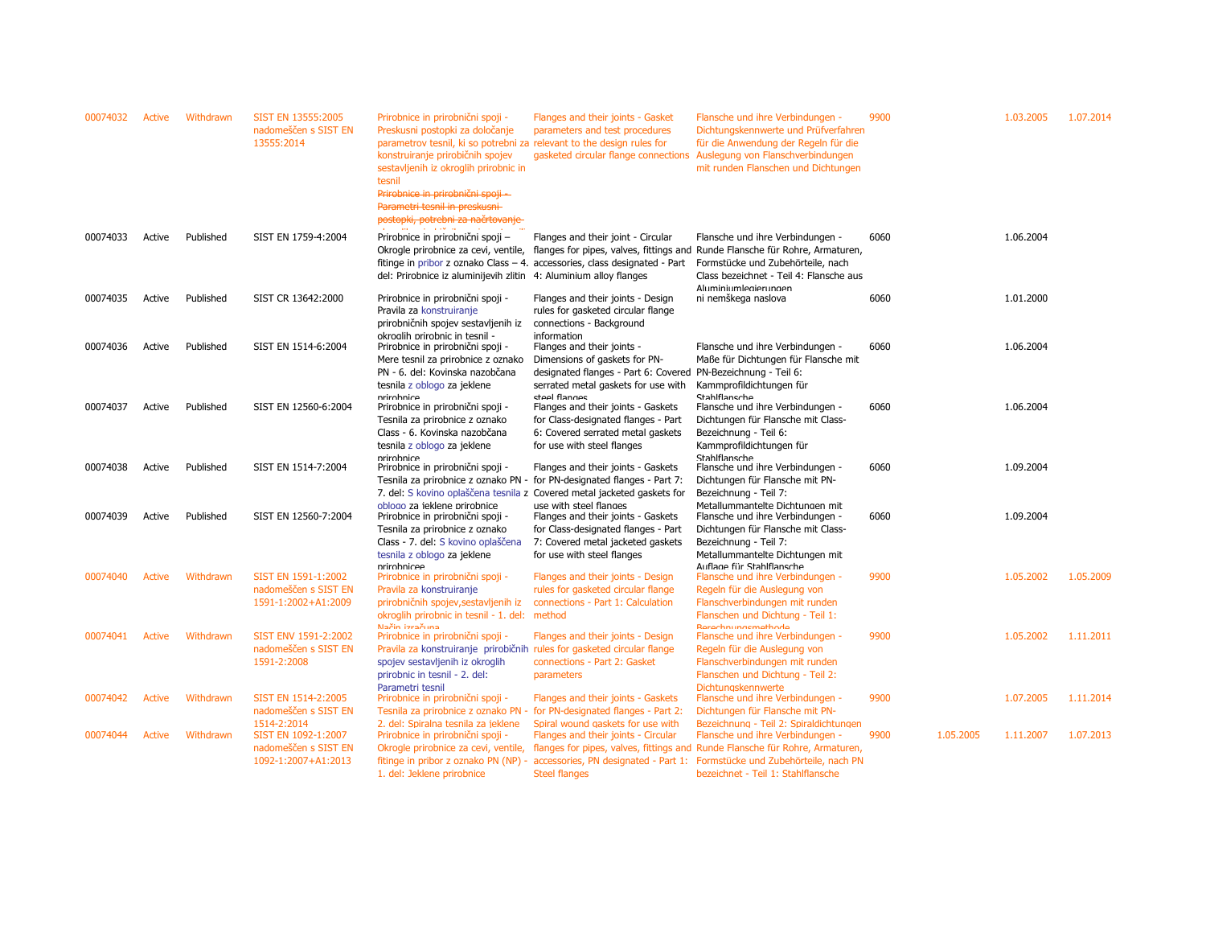| | | | | | | | | | | |
|---|---|---|---|---|---|---|---|---|---|---|
| 00074032 | Active | Withdrawn | SIST EN 13555:2005 nadomeščen s SIST EN 13555:2014 | Prirobnice in prirobnični spoji - Preskusni postopki za določanje parametrov tesnil, ki so potrebni za konstruiranje prirobničnih spojev sestavljenih iz okroglih prirobnic in tesnil ~~Prirobnice in prirobnični spoji - Parametri tesnil in preskusni postopki, potrebni za načrtovanje~~ | Flanges and their joints - Gasket parameters and test procedures relevant to the design rules for gasketed circular flange connections | Flansche und ihre Verbindungen - Dichtungskennwerte und Prüfverfahren für die Anwendung der Regeln für die Auslegung von Flanschverbindungen mit runden Flanschen und Dichtungen | 9900 | | 1.03.2005 | 1.07.2014 |
| 00074033 | Active | Published | SIST EN 1759-4:2004 | Prirobnice in prirobnični spoji – Okrogle prirobnice za cevi, ventile, fitinge in pribor z oznako Class – 4. del: Prirobnice iz aluminijevih zlitin | Flanges and their joint - Circular flanges for pipes, valves, fittings and accessories, class designated - Part 4: Aluminium alloy flanges | Flansche und ihre Verbindungen - Runde Flansche für Rohre, Armaturen, Formstücke und Zubehörteile, nach Class bezeichnet - Teil 4: Flansche aus Aluminiumlegierungen | 6060 | | 1.06.2004 | |
| 00074035 | Active | Published | SIST CR 13642:2000 | Prirobnice in prirobnični spoji - Pravila za konstruiranje prirobničnih spojev sestavljenih iz okroglih prirobnic in tesnil - | Flanges and their joints - Design rules for gasketed circular flange connections - Background information | ni nemškega naslova | 6060 | | 1.01.2000 | |
| 00074036 | Active | Published | SIST EN 1514-6:2004 | Prirobnice in prirobnični spoji - Mere tesnil za prirobnice z oznako PN - 6. del: Kovinska nazobčana tesnila z oblogo za jeklene prirobnice | Flanges and their joints - Dimensions of gaskets for PN-designated flanges - Part 6: Covered serrated metal gaskets for use with steel flanges | Flansche und ihre Verbindungen - Maße für Dichtungen für Flansche mit PN-Bezeichnung - Teil 6: Kammprofildichtungen für Stahlflansche | 6060 | | 1.06.2004 | |
| 00074037 | Active | Published | SIST EN 12560-6:2004 | Prirobnice in prirobnični spoji - Tesnila za prirobnice z oznako Class - 6. Kovinska nazobčana tesnila z oblogo za jeklene prirobnice | Flanges and their joints - Gaskets for Class-designated flanges - Part 6: Covered serrated metal gaskets for use with steel flanges | Flansche und ihre Verbindungen - Dichtungen für Flansche mit Class-Bezeichnung - Teil 6: Kammprofildichtungen für Stahlflansche | 6060 | | 1.06.2004 | |
| 00074038 | Active | Published | SIST EN 1514-7:2004 | Prirobnice in prirobnični spoji - Tesnila za prirobnice z oznako PN - 7. del: S kovino oplaščena tesnila z oblogo za jeklene prirobnice | Flanges and their joints - Gaskets for PN-designated flanges - Part 7: Covered metal jacketed gaskets for use with steel flanges | Flansche und ihre Verbindungen - Dichtungen für Flansche mit PN-Bezeichnung - Teil 7: Metallummantelte Dichtungen mit | 6060 | | 1.09.2004 | |
| 00074039 | Active | Published | SIST EN 12560-7:2004 | Prirobnice in prirobnični spoji - Tesnila za prirobnice z oznako Class - 7. del: S kovino oplaščena tesnila z oblogo za jeklene prirobnicee | Flanges and their joints - Gaskets for Class-designated flanges - Part 7: Covered metal jacketed gaskets for use with steel flanges | Flansche und ihre Verbindungen - Dichtungen für Flansche mit Class-Bezeichnung - Teil 7: Metallummantelte Dichtungen mit Auflage für Stahlflansche | 6060 | | 1.09.2004 | |
| 00074040 | Active | Withdrawn | SIST EN 1591-1:2002 nadomeščen s SIST EN 1591-1:2002+A1:2009 | Prirobnice in prirobnični spoji - Pravila za konstruiranje prirobničnih spojev,sestavljenih iz okroglih prirobnic in tesnil - 1. del: Način izračuna | Flanges and their joints - Design rules for gasketed circular flange connections - Part 1: Calculation method | Flansche und ihre Verbindungen - Regeln für die Auslegung von Flanschverbindungen mit runden Flanschen und Dichtung - Teil 1: Berechnungsmethode | 9900 | | 1.05.2002 | 1.05.2009 |
| 00074041 | Active | Withdrawn | SIST ENV 1591-2:2002 nadomeščen s SIST EN 1591-2:2008 | Prirobnice in prirobnični spoji - Pravila za konstruiranje prirobničnih spojev sestavljenih iz okroglih prirobnic in tesnil - 2. del: Parametri tesnil | Flanges and their joints - Design rules for gasketed circular flange connections - Part 2: Gasket parameters | Flansche und ihre Verbindungen - Regeln für die Auslegung von Flanschverbindungen mit runden Flanschen und Dichtung - Teil 2: Dichtungskennwerte | 9900 | | 1.05.2002 | 1.11.2011 |
| 00074042 | Active | Withdrawn | SIST EN 1514-2:2005 nadomeščen s SIST EN 1514-2:2014 | Prirobnice in prirobnični spoji - Tesnila za prirobnice z oznako PN - 2. del: Spiralna tesnila za jeklene | Flanges and their joints - Gaskets for PN-designated flanges - Part 2: Spiral wound gaskets for use with | Flansche und ihre Verbindungen - Dichtungen für Flansche mit PN-Bezeichnung - Teil 2: Spiraldichtungen | 9900 | | 1.07.2005 | 1.11.2014 |
| 00074044 | Active | Withdrawn | SIST EN 1092-1:2007 nadomeščen s SIST EN 1092-1:2007+A1:2013 | Prirobnice in prirobnični spoji - Okrogle prirobnice za cevi, ventile, fitinge in pribor z oznako PN (NP) - 1. del: Jeklene prirobnice | Flanges and their joints - Circular flanges for pipes, valves, fittings and accessories, PN designated - Part 1: Steel flanges | Flansche und ihre Verbindungen - Runde Flansche für Rohre, Armaturen, Formstücke und Zubehörteile, nach PN bezeichnet - Teil 1: Stahlflansche | 9900 | 1.05.2005 | 1.11.2007 | 1.07.2013 |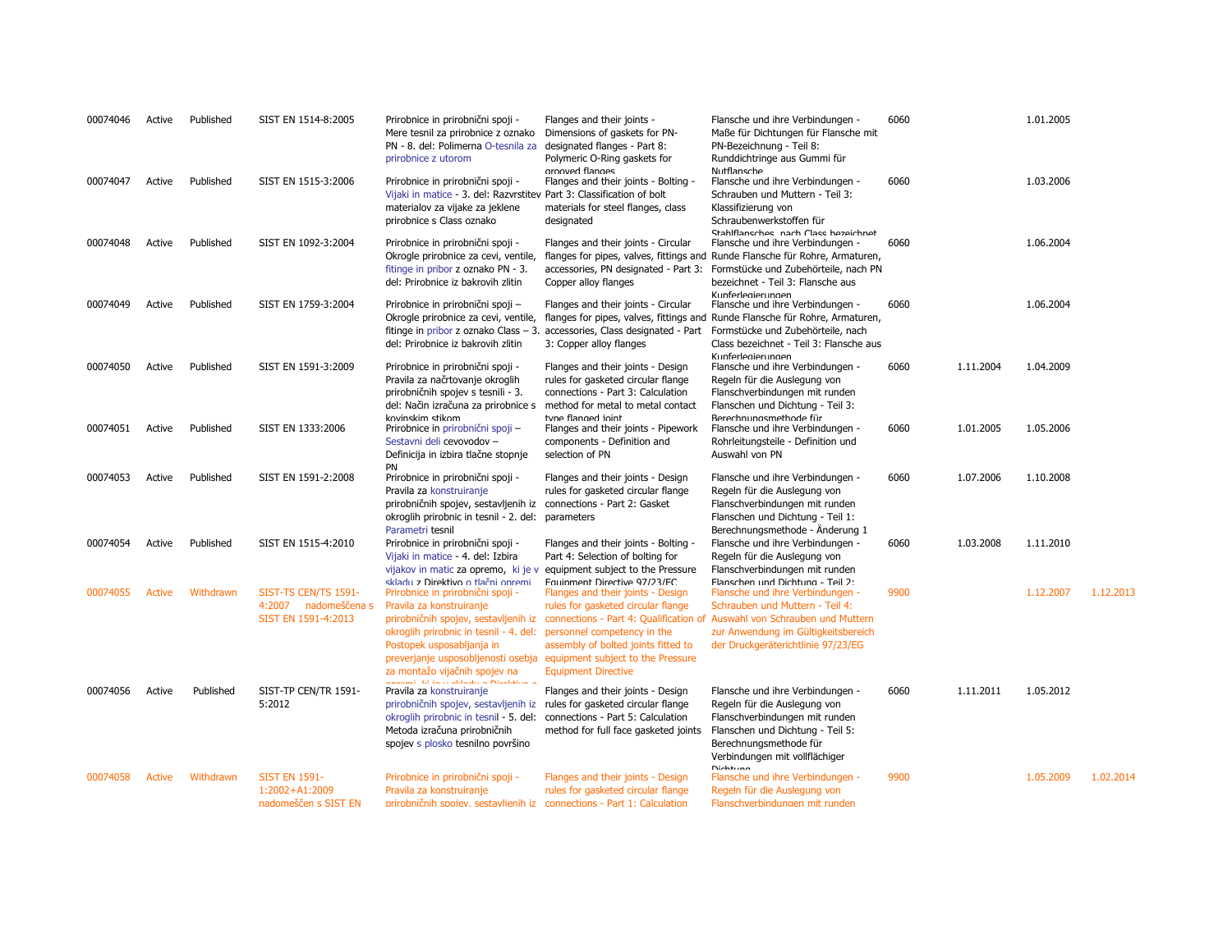| | | | | | | | | | | |
|---|---|---|---|---|---|---|---|---|---|---|
| 00074046 | Active | Published | SIST EN 1514-8:2005 | Prirobnice in prirobnični spoji - Mere tesnil za prirobnice z oznako PN - 8. del: Polimerna O-tesnila za prirobnice z utorom | Flanges and their joints - Dimensions of gaskets for PN-designated flanges - Part 8: Polymeric O-Ring gaskets for grooved flanges | Flansche und ihre Verbindungen - Maße für Dichtungen für Flansche mit PN-Bezeichnung - Teil 8: Runddichtringe aus Gummi für Nutflansche | 6060 | | 1.01.2005 | |
| 00074047 | Active | Published | SIST EN 1515-3:2006 | Prirobnice in prirobnični spoji - Vijaki in matice - 3. del: Razvrstitev materialov za vijake za jeklene prirobnice s Class oznako | Flanges and their joints - Bolting - Part 3: Classification of bolt materials for steel flanges, class designated | Flansche und ihre Verbindungen - Schrauben und Muttern - Teil 3: Klassifizierung von Schraubenwerkstoffen für Stahlflansches, nach Class bezeichnet | 6060 | | 1.03.2006 | |
| 00074048 | Active | Published | SIST EN 1092-3:2004 | Prirobnice in prirobnični spoji - Okrogle prirobnice za cevi, ventile, fitinge in pribor z oznako PN - 3. del: Prirobnice iz bakrovih zlitin | Flanges and their joints - Circular flanges for pipes, valves, fittings and accessories, PN designated - Part 3: Copper alloy flanges | Flansche und ihre Verbindungen - Runde Flansche für Rohre, Armaturen, Formstücke und Zubehörteile, nach PN bezeichnet - Teil 3: Flansche aus Kupferlegierungen | 6060 | | 1.06.2004 | |
| 00074049 | Active | Published | SIST EN 1759-3:2004 | Prirobnice in prirobnični spoji – Okrogle prirobnice za cevi, ventile, fitinge in pribor z oznako Class – 3. del: Prirobnice iz bakrovih zlitin | Flanges and their joints - Circular flanges for pipes, valves, fittings and accessories, Class designated - Part 3: Copper alloy flanges | Flansche und ihre Verbindungen - Runde Flansche für Rohre, Armaturen, Formstücke und Zubehörteile, nach Class bezeichnet - Teil 3: Flansche aus Kupferlegierungen | 6060 | | 1.06.2004 | |
| 00074050 | Active | Published | SIST EN 1591-3:2009 | Prirobnice in prirobnični spoji - Pravila za načrtovanje okroglih prirobničnih spojev s tesnili - 3. del: Način izračuna za prirobnice s kovinskim stikom | Flanges and their joints - Design rules for gasketed circular flange connections - Part 3: Calculation method for metal to metal contact type flanged joint | Flansche und ihre Verbindungen - Regeln für die Auslegung von Flanschverbindungen mit runden Flanschen und Dichtung - Teil 3: Berechnungsmethode für | 6060 | 1.11.2004 | 1.04.2009 | |
| 00074051 | Active | Published | SIST EN 1333:2006 | Prirobnice in prirobnični spoji – Sestavni deli cevovodov – Definicija in izbira tlačne stopnje PN | Flanges and their joints - Pipework components - Definition and selection of PN | Flansche und ihre Verbindungen - Rohrleitungsteile - Definition und Auswahl von PN | 6060 | 1.01.2005 | 1.05.2006 | |
| 00074053 | Active | Published | SIST EN 1591-2:2008 | Prirobnice in prirobnični spoji - Pravila za konstruiranje prirobničnih spojev, sestavljenih iz okroglih prirobnic in tesnil - 2. del: Parametri tesnil | Flanges and their joints - Design rules for gasketed circular flange connections - Part 2: Gasket parameters | Flansche und ihre Verbindungen - Regeln für die Auslegung von Flanschverbindungen mit runden Flanschen und Dichtung - Teil 1: Berechnungsmethode - Änderung 1 | 6060 | 1.07.2006 | 1.10.2008 | |
| 00074054 | Active | Published | SIST EN 1515-4:2010 | Prirobnice in prirobnični spoji - Vijaki in matice - 4. del: Izbira vijakov in matic za opremo, ki je v skladu z Direktivo o tlačni opremi | Flanges and their joints - Bolting - Part 4: Selection of bolting for equipment subject to the Pressure Equipment Directive 97/23/EC | Flansche und ihre Verbindungen - Regeln für die Auslegung von Flanschverbindungen mit runden Flanschen und Dichtung - Teil 2: | 6060 | 1.03.2008 | 1.11.2010 | |
| 00074055 | Active | Withdrawn | SIST-TS CEN/TS 1591-4:2007 nadomeščena s SIST EN 1591-4:2013 | Prirobnice in prirobnični spoji - Pravila za konstruiranje prirobničnih spojev, sestavljenih iz okroglih prirobnic in tesnil - 4. del: Postopek usposabljanja in preverjanje usposobljenosti osebja za montažo vijačnih spojev na opremi, ki je v skladu z Direktivo o | Flanges and their joints - Design rules for gasketed circular flange connections - Part 4: Qualification of personnel competency in the assembly of bolted joints fitted to equipment subject to the Pressure Equipment Directive | Flansche und ihre Verbindungen - Schrauben und Muttern - Teil 4: Auswahl von Schrauben und Muttern zur Anwendung im Gültigkeitsbereich der Druckgeräterichtlinie 97/23/EG | 9900 | | 1.12.2007 | 1.12.2013 |
| 00074056 | Active | Published | SIST-TP CEN/TR 1591-5:2012 | Pravila za konstruiranje prirobničnih spojev, sestavljenih iz okroglih prirobnic in tesnil - 5. del: Metoda izračuna prirobničnih spojev s plosko tesnilno površino | Flanges and their joints - Design rules for gasketed circular flange connections - Part 5: Calculation method for full face gasketed joints | Flansche und ihre Verbindungen - Regeln für die Auslegung von Flanschverbindungen mit runden Flanschen und Dichtung - Teil 5: Berechnungsmethode für Verbindungen mit vollflächiger Dichtung | 6060 | 1.11.2011 | 1.05.2012 | |
| 00074058 | Active | Withdrawn | SIST EN 1591-1:2002+A1:2009 nadomeščen s SIST EN | Prirobnice in prirobnični spoji - Pravila za konstruiranje prirobničnih spojev, sestavljenih iz | Flanges and their joints - Design rules for gasketed circular flange connections - Part 1: Calculation | Flansche und ihre Verbindungen - Regeln für die Auslegung von Flanschverbindungen mit runden | 9900 | | 1.05.2009 | 1.02.2014 |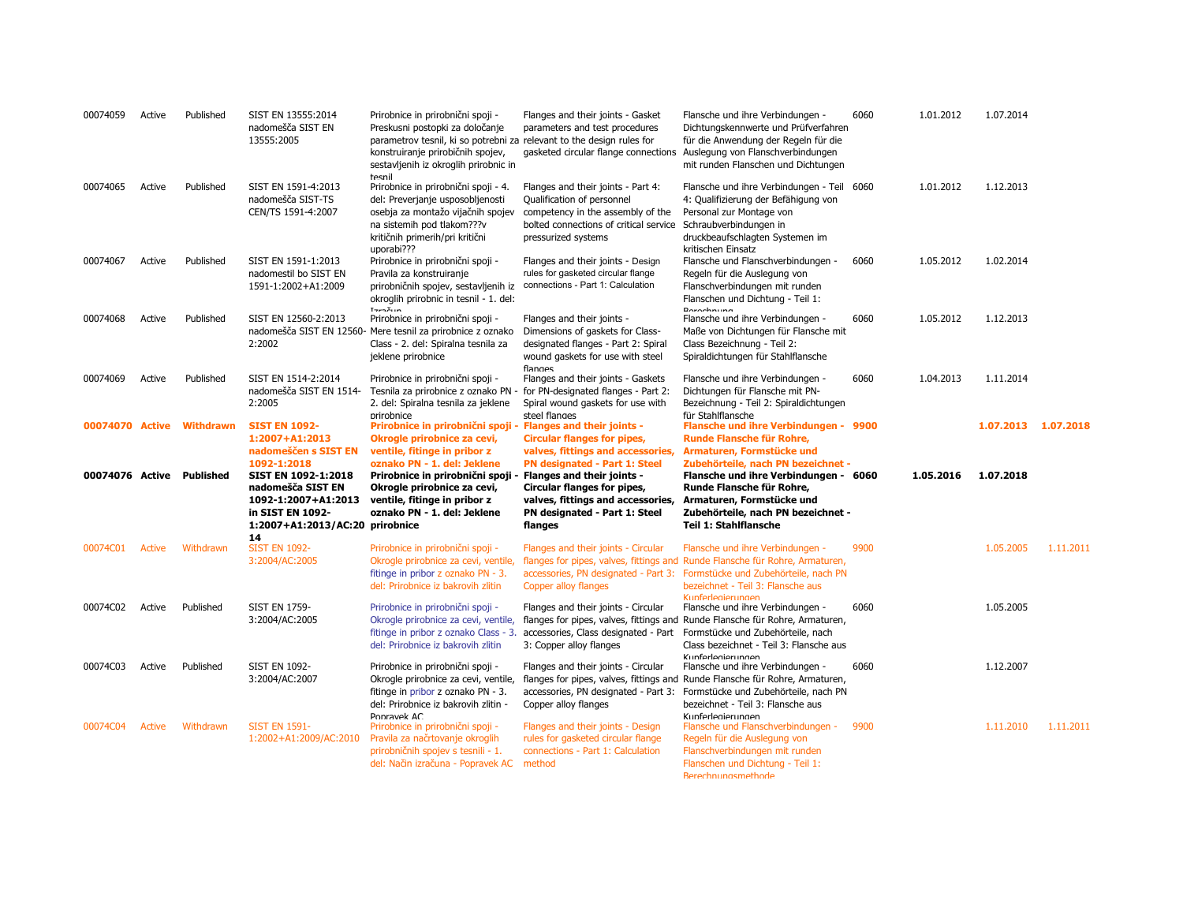| | | | | | | | | | | |
|---|---|---|---|---|---|---|---|---|---|---|
| 00074059 | Active | Published | SIST EN 13555:2014 nadomešča SIST EN 13555:2005 | Prirobnice in prirobnični spoji - Preskusni postopki za določanje parametrov tesnil, ki so potrebni za konstruiranje prirobičnih spojev, sestavljenih iz okroglih prirobnic in tesnil | Flanges and their joints - Gasket parameters and test procedures relevant to the design rules for gasketed circular flange connections | Flansche und ihre Verbindungen - Dichtungskennwerte und Prüfverfahren für die Anwendung der Regeln für die Auslegung von Flanschverbindungen mit runden Flanschen und Dichtungen | 6060 | 1.01.2012 | 1.07.2014 | |
| 00074065 | Active | Published | SIST EN 1591-4:2013 nadomešča SIST-TS CEN/TS 1591-4:2007 | Prirobnice in prirobnični spoji - 4. del: Preverjanje usposobljenosti osebja za montažo vijačnih spojev na sistemih pod tlakom???v kritičnih primerih/pri kritični uporabi??? | Flanges and their joints - Part 4: Qualification of personnel competency in the assembly of the bolted connections of critical service pressurized systems | Flansche und ihre Verbindungen - Teil 4: Qualifizierung der Befähigung von Personal zur Montage von Schraubverbindungen in druckbeaufschlagten Systemen im kritischen Einsatz | 6060 | 1.01.2012 | 1.12.2013 | |
| 00074067 | Active | Published | SIST EN 1591-1:2013 nadomestil bo SIST EN 1591-1:2002+A1:2009 | Prirobnice in prirobnični spoji - Pravila za konstruiranje prirobničnih spojev, sestavljenih iz okroglih prirobnic in tesnil - 1. del: Izračun | Flanges and their joints - Design rules for gasketed circular flange connections - Part 1: Calculation | Flansche und Flanschverbindungen - Regeln für die Auslegung von Flanschverbindungen mit runden Flanschen und Dichtung - Teil 1: Berechnung | 6060 | 1.05.2012 | 1.02.2014 | |
| 00074068 | Active | Published | SIST EN 12560-2:2013 nadomešča SIST EN 12560-2:2002 | Prirobnice in prirobnični spoji - Mere tesnil za prirobnice z oznako Class - 2. del: Spiralna tesnila za jeklene prirobnice | Flanges and their joints - Dimensions of gaskets for Class-designated flanges - Part 2: Spiral wound gaskets for use with steel flanges | Flansche und ihre Verbindungen - Maße von Dichtungen für Flansche mit Class Bezeichnung - Teil 2: Spiraldichtungen für Stahlflansche | 6060 | 1.05.2012 | 1.12.2013 | |
| 00074069 | Active | Published | SIST EN 1514-2:2014 nadomešča SIST EN 1514-2:2005 | Prirobnice in prirobnični spoji - Tesnila za prirobnice z oznako PN - 2. del: Spiralna tesnila za jeklene prirobnice | Flanges and their joints - Gaskets for PN-designated flanges - Part 2: Spiral wound gaskets for use with steel flanges | Flansche und ihre Verbindungen - Dichtungen für Flansche mit PN-Bezeichnung - Teil 2: Spiraldichtungen für Stahlflansche | 6060 | 1.04.2013 | 1.11.2014 | |
| **00074070** | **Active** | **Withdrawn** | **SIST EN 1092-1:2007+A1:2013 nadomeščen s SIST EN 1092-1:2018** | **Prirobnice in prirobnični spoji - Okrogle prirobnice za cevi, ventile, fitinge in pribor z oznako PN - 1. del: Jeklene** | **Flanges and their joints - Circular flanges for pipes, valves, fittings and accessories, PN designated - Part 1: Steel** | **Flansche und ihre Verbindungen - Runde Flansche für Rohre, Armaturen, Formstücke und Zubehörteile, nach PN bezeichnet -** | **9900** | | **1.07.2013** | **1.07.2018** |
| **00074076** | **Active** | **Published** | **SIST EN 1092-1:2018 nadomešča SIST EN 1092-1:2007+A1:2013 in SIST EN 1092-1:2007+A1:2013/AC:2014** | **Prirobnice in prirobnični spoji - Okrogle prirobnice za cevi, ventile, fitinge in pribor z oznako PN - 1. del: Jeklene prirobnice** | **Flanges and their joints - Circular flanges for pipes, valves, fittings and accessories, PN designated - Part 1: Steel flanges** | **Flansche und ihre Verbindungen - Runde Flansche für Rohre, Armaturen, Formstücke und Zubehörteile, nach PN bezeichnet - Teil 1: Stahlflansche** | **6060** | **1.05.2016** | **1.07.2018** | |
| 00074C01 | Active | Withdrawn | SIST EN 1092-3:2004/AC:2005 | Prirobnice in prirobnični spoji - Okrogle prirobnice za cevi, ventile, fitinge in pribor z oznako PN - 3. del: Prirobnice iz bakrovih zlitin | Flanges and their joints - Circular flanges for pipes, valves, fittings and accessories, PN designated - Part 3: Copper alloy flanges | Flansche und ihre Verbindungen - Runde Flansche für Rohre, Armaturen, Formstücke und Zubehörteile, nach PN bezeichnet - Teil 3: Flansche aus Kupferlegierungen | 9900 | | 1.05.2005 | 1.11.2011 |
| 00074C02 | Active | Published | SIST EN 1759-3:2004/AC:2005 | Prirobnice in prirobnični spoji - Okrogle prirobnice za cevi, ventile, fitinge in pribor z oznako Class - 3. del: Prirobnice iz bakrovih zlitin | Flanges and their joints - Circular flanges for pipes, valves, fittings and accessories, Class designated - Part 3: Copper alloy flanges | Flansche und ihre Verbindungen - Runde Flansche für Rohre, Armaturen, Formstücke und Zubehörteile, nach Class bezeichnet - Teil 3: Flansche aus Kupferlegierungen | 6060 | | 1.05.2005 | |
| 00074C03 | Active | Published | SIST EN 1092-3:2004/AC:2007 | Prirobnice in prirobnični spoji - Okrogle prirobnice za cevi, ventile, fitinge in pribor z oznako PN - 3. del: Prirobnice iz bakrovih zlitin - Popravek AC | Flanges and their joints - Circular flanges for pipes, valves, fittings and accessories, PN designated - Part 3: Copper alloy flanges | Flansche und ihre Verbindungen - Runde Flansche für Rohre, Armaturen, Formstücke und Zubehörteile, nach PN bezeichnet - Teil 3: Flansche aus Kupferlegierungen | 6060 | | 1.12.2007 | |
| 00074C04 | Active | Withdrawn | SIST EN 1591-1:2002+A1:2009/AC:2010 | Prirobnice in prirobnični spoji - Pravila za načrtovanje okroglih prirobničnih spojev s tesnili - 1. del: Način izračuna - Popravek AC | Flanges and their joints - Design rules for gasketed circular flange connections - Part 1: Calculation method | Flansche und Flanschverbindungen - Regeln für die Auslegung von Flanschverbindungen mit runden Flanschen und Dichtung - Teil 1: Berechnungsmethode | 9900 | | 1.11.2010 | 1.11.2011 |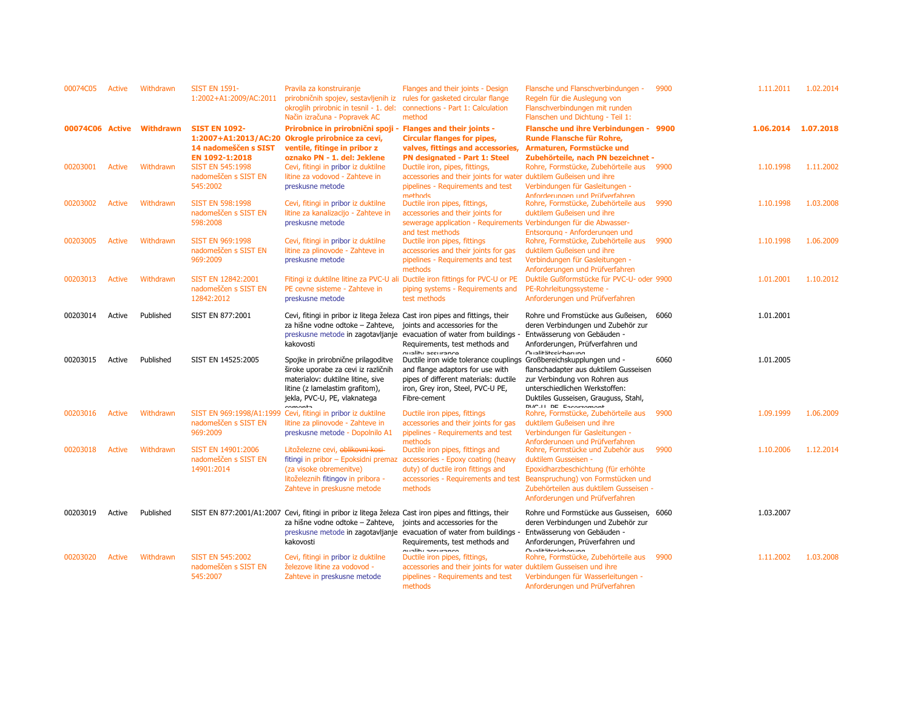| | | | | | | | | | |
|---|---|---|---|---|---|---|---|---|---|
| 00074C05 | Active | Withdrawn | SIST EN 1591-1:2002+A1:2009/AC:2011 | Pravila za konstruiranje prirobničnih spojev, sestavljenih iz okroglih prirobnic in tesnil - 1. del: Način izračuna - Popravek AC | Flanges and their joints - Design rules for gasketed circular flange connections - Part 1: Calculation method | Flansche und Flanschverbindungen - Regeln für die Auslegung von Flanschverbindungen mit runden Flanschen und Dichtung - Teil 1: | 9900 | 1.11.2011 | 1.02.2014 |
| **00074C06** | **Active** | **Withdrawn** | **SIST EN 1092-1:2007+A1:2013/AC:2014 nadomeščen s SIST EN 1092-1:2018** | **Prirobnice in prirobnični spoji - Okrogle prirobnice za cevi, ventile, fitinge in pribor z oznako PN - 1. del: Jeklene** | **Flanges and their joints - Circular flanges for pipes, valves, fittings and accessories, PN designated - Part 1: Steel** | **Flansche und ihre Verbindungen - Runde Flansche für Rohre, Armaturen, Formstücke und Zubehörteile, nach PN bezeichnet -** | **9900** | **1.06.2014** | **1.07.2018** |
| 00203001 | Active | Withdrawn | SIST EN 545:1998 nadomeščen s SIST EN 545:2002 | Cevi, fitingi in pribor iz duktilne litine za vodovod - Zahteve in preskusne metode | Ductile iron, pipes, fittings, accessories and their joints for water pipelines - Requirements and test methods | Rohre, Formstücke, Zubehörteile aus duktilem Gußeisen und ihre Verbindungen für Gasleitungen - Anforderungen und Prüfverfahren | 9900 | 1.10.1998 | 1.11.2002 |
| 00203002 | Active | Withdrawn | SIST EN 598:1998 nadomeščen s SIST EN 598:2008 | Cevi, fitingi in pribor iz duktilne litine za kanalizacijo - Zahteve in preskusne metode | Ductile iron pipes, fittings, accessories and their joints for sewerage application - Requirements and test methods | Rohre, Formstücke, Zubehörteile aus duktilem Gußeisen und ihre Verbindungen für die Abwasser-Entsorgung - Anforderungen und | 9990 | 1.10.1998 | 1.03.2008 |
| 00203005 | Active | Withdrawn | SIST EN 969:1998 nadomeščen s SIST EN 969:2009 | Cevi, fitingi in pribor iz duktilne litine za plinovode - Zahteve in preskusne metode | Ductile iron pipes, fittings accessories and their joints for gas pipelines - Requirements and test methods | Rohre, Formstücke, Zubehörteile aus duktilem Gußeisen und ihre Verbindungen für Gasleitungen - Anforderungen und Prüfverfahren | 9900 | 1.10.1998 | 1.06.2009 |
| 00203013 | Active | Withdrawn | SIST EN 12842:2001 nadomeščen s SIST EN 12842:2012 | Fitingi iz duktilne litine za PVC-U ali PE cevne sisteme - Zahteve in preskusne metode | Ductile iron fittings for PVC-U or PE piping systems - Requirements and test methods | Duktile Gußformstücke für PVC-U- oder PE-Rohrleitungssysteme - Anforderungen und Prüfverfahren | 9900 | 1.01.2001 | 1.10.2012 |
| 00203014 | Active | Published | SIST EN 877:2001 | Cevi, fitingi in pribor iz litega železa za hišne vodne odtoke – Zahteve, preskusne metode in zagotavljanje kakovosti | Cast iron pipes and fittings, their joints and accessories for the evacuation of water from buildings - Requirements, test methods and quality assurance | Rohre und Fromstücke aus Gußeisen, deren Verbindungen und Zubehör zur Entwässerung von Gebäuden - Anforderungen, Prüfverfahren und Qualitätssicherung | 6060 | 1.01.2001 | |
| 00203015 | Active | Published | SIST EN 14525:2005 | Spojke in prirobnične prilagoditve široke uporabe za cevi iz različnih materialov: duktilne litine, sive litine (z lamelastim grafitom), jekla, PVC-U, PE, vlaknatega cementa | Ductile iron wide tolerance couplings and flange adaptors for use with pipes of different materials: ductile iron, Grey iron, Steel, PVC-U PE, Fibre-cement | Großbereichskupplungen und -flanschadapter aus duktilem Gusseisen zur Verbindung von Rohren aus unterschiedlichen Werkstoffen: Duktiles Gusseisen, Grauguss, Stahl, PVC-U, PE, Faserzement | 6060 | 1.01.2005 | |
| 00203016 | Active | Withdrawn | SIST EN 969:1998/A1:1999 nadomeščen s SIST EN 969:2009 | Cevi, fitingi in pribor iz duktilne litine za plinovode - Zahteve in preskusne metode - Dopolnilo A1 | Ductile iron pipes, fittings accessories and their joints for gas pipelines - Requirements and test methods | Rohre, Formstücke, Zubehörteile aus duktilem Gußeisen und ihre Verbindungen für Gasleitungen - Anforderungen und Prüfverfahren | 9900 | 1.09.1999 | 1.06.2009 |
| 00203018 | Active | Withdrawn | SIST EN 14901:2006 nadomeščen s SIST EN 14901:2014 | Litoželezne cevi, ~~oblikovni kosi~~ fitingi in pribor – Epoksidni premaz (za visoke obremenitve) litoželeznih fitingov in pribora - Zahteve in preskusne metode | Ductile iron pipes, fittings and accessories - Epoxy coating (heavy duty) of ductile iron fittings and accessories - Requirements and test methods | Rohre, Formstücke und Zubehör aus duktilem Gusseisen - Epoxidharzbeschichtung (für erhöhte Beanspruchung) von Formstücken und Zubehörteilen aus duktilem Gusseisen - Anforderungen und Prüfverfahren | 9900 | 1.10.2006 | 1.12.2014 |
| 00203019 | Active | Published | SIST EN 877:2001/A1:2007 | Cevi, fitingi in pribor iz litega železa za hišne vodne odtoke – Zahteve, preskusne metode in zagotavljanje kakovosti | Cast iron pipes and fittings, their joints and accessories for the evacuation of water from buildings - Requirements, test methods and quality assurance | Rohre und Formstücke aus Gusseisen, deren Verbindungen und Zubehör zur Entwässerung von Gebäuden - Anforderungen, Prüverfahren und Qualitätssicherung | 6060 | 1.03.2007 | |
| 00203020 | Active | Withdrawn | SIST EN 545:2002 nadomeščen s SIST EN 545:2007 | Cevi, fitingi in pribor iz duktilne železove litine za vodovod - Zahteve in preskusne metode | Ductile iron pipes, fittings, accessories and their joints for water pipelines - Requirements and test methods | Rohre, Formstücke, Zubehörteile aus duktilem Gusseisen und ihre Verbindungen für Wasserleitungen - Anforderungen und Prüfverfahren | 9900 | 1.11.2002 | 1.03.2008 |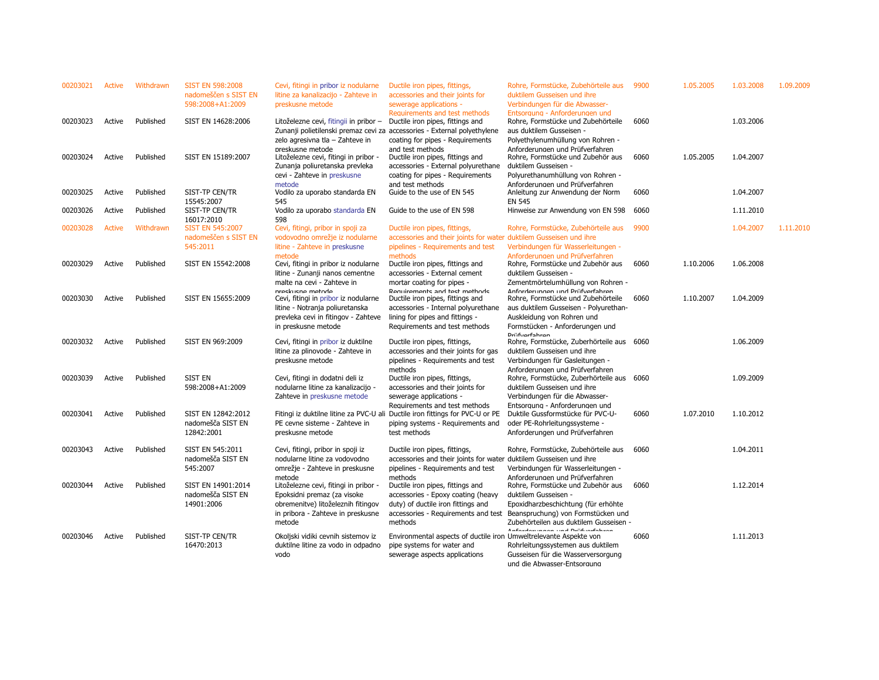| | | | | | | | | | | |
|---|---|---|---|---|---|---|---|---|---|---|
| 00203021 | Active | Withdrawn | SIST EN 598:2008 nadomeščen s SIST EN 598:2008+A1:2009 | Cevi, fitingi in pribor iz nodularne litine za kanalizacijo - Zahteve in preskusne metode | Ductile iron pipes, fittings, accessories and their joints for sewerage applications - Requirements and test methods | Rohre, Formstücke, Zubehörteile aus duktilem Gusseisen und ihre Verbindungen für die Abwasser-Entsorgung - Anforderungen und | 9900 | 1.05.2005 | 1.03.2008 | 1.09.2009 |
| 00203023 | Active | Published | SIST EN 14628:2006 | Litoželezne cevi, fitingi in pribor – Zunanji polietilenski premaz cevi za zelo agresivna tla – Zahteve in preskusne metode | Ductile iron pipes, fittings and accessories - External polyethylene coating for pipes - Requirements and test methods | Rohre, Formstücke und Zubehörteile aus duktilem Gusseisen - Polyethylenumhüllung von Rohren - Anforderungen und Prüfverfahren | 6060 | | 1.03.2006 | |
| 00203024 | Active | Published | SIST EN 15189:2007 | Litoželezne cevi, fitingi in pribor - Zunanja poliuretanska prevleka cevi - Zahteve in preskusne metode | Ductile iron pipes, fittings and accessories - External polyurethane coating for pipes - Requirements and test methods | Rohre, Formstücke und Zubehör aus duktilem Gusseisen - Polyurethanumhüllung von Rohren - Anforderungen und Prüfverfahren | 6060 | 1.05.2005 | 1.04.2007 | |
| 00203025 | Active | Published | SIST-TP CEN/TR 15545:2007 | Vodilo za uporabo standarda EN 545 | Guide to the use of EN 545 | Anleitung zur Anwendung der Norm EN 545 | 6060 | | 1.04.2007 | |
| 00203026 | Active | Published | SIST-TP CEN/TR 16017:2010 | Vodilo za uporabo standarda EN 598 | Guide to the use of EN 598 | Hinweise zur Anwendung von EN 598 | 6060 | | 1.11.2010 | |
| 00203028 | Active | Withdrawn | SIST EN 545:2007 nadomeščen s SIST EN 545:2011 | Cevi, fitingi, pribor in spoji za vodovodno omrežje iz nodularne litine - Zahteve in preskusne metode | Ductile iron pipes, fittings, accessories and their joints for water pipelines - Requirements and test methods | Rohre, Formstücke, Zubehörteile aus duktilem Gusseisen und ihre Verbindungen für Wasserleitungen - Anforderungen und Prüfverfahren | 9900 | | 1.04.2007 | 1.11.2010 |
| 00203029 | Active | Published | SIST EN 15542:2008 | Cevi, fitingi in pribor iz nodularne litine - Zunanji nanos cementne malte na cevi - Zahteve in preskusne metode | Ductile iron pipes, fittings and accessories - External cement mortar coating for pipes - Requirements and test methods | Rohre, Formstücke und Zubehör aus duktilem Gusseisen - Zementmörtelumhüllung von Rohren - Anforderungen und Prüfverfahren | 6060 | 1.10.2006 | 1.06.2008 | |
| 00203030 | Active | Published | SIST EN 15655:2009 | Cevi, fitingi in pribor iz nodularne litine - Notranja poliuretanska prevleka cevi in fitingov - Zahteve in preskusne metode | Ductile iron pipes, fittings and accessories - Internal polyurethane lining for pipes and fittings - Requirements and test methods | Rohre, Formstücke und Zubehörteile aus duktilem Gusseisen - Polyurethan-Auskleidung von Rohren und Formstücken - Anforderungen und Prüfverfahren | 6060 | 1.10.2007 | 1.04.2009 | |
| 00203032 | Active | Published | SIST EN 969:2009 | Cevi, fitingi in pribor iz duktilne litine za plinovode - Zahteve in preskusne metode | Ductile iron pipes, fittings, accessories and their joints for gas pipelines - Requirements and test methods | Rohre, Formstücke, Zuberhörteile aus duktilem Gusseisen und ihre Verbindungen für Gasleitungen - Anforderungen und Prüfverfahren | 6060 | | 1.06.2009 | |
| 00203039 | Active | Published | SIST EN 598:2008+A1:2009 | Cevi, fitingi in dodatni deli iz nodularne litine za kanalizacijo - Zahteve in preskusne metode | Ductile iron pipes, fittings, accessories and their joints for sewerage applications - Requirements and test methods | Rohre, Formstücke, Zuberhörteile aus duktilem Gusseisen und ihre Verbindungen für die Abwasser-Entsorgung - Anforderungen und | 6060 | | 1.09.2009 | |
| 00203041 | Active | Published | SIST EN 12842:2012 nadomešča SIST EN 12842:2001 | Fitingi iz duktilne litine za PVC-U ali PE cevne sisteme - Zahteve in preskusne metode | Ductile iron fittings for PVC-U or PE piping systems - Requirements and test methods | Duktile Gussformstücke für PVC-U- oder PE-Rohrleitungssysteme - Anforderungen und Prüfverfahren | 6060 | 1.07.2010 | 1.10.2012 | |
| 00203043 | Active | Published | SIST EN 545:2011 nadomešča SIST EN 545:2007 | Cevi, fitingi, pribor in spoji iz nodularne litine za vodovodno omrežje - Zahteve in preskusne metode | Ductile iron pipes, fittings, accessories and their joints for water pipelines - Requirements and test methods | Rohre, Formstücke, Zubehörteile aus duktilem Gusseisen und ihre Verbindungen für Wasserleitungen - Anforderungen und Prüfverfahren | 6060 | | 1.04.2011 | |
| 00203044 | Active | Published | SIST EN 14901:2014 nadomešča SIST EN 14901:2006 | Litoželezne cevi, fitingi in pribor - Epoksidni premaz (za visoke obremenitve) litoželeznih fitingov in pribora - Zahteve in preskusne metode | Ductile iron pipes, fittings and accessories - Epoxy coating (heavy duty) of ductile iron fittings and accessories - Requirements and test methods | Rohre, Formstücke und Zubehör aus duktilem Gusseisen - Epoxidharzbeschichtung (für erhöhte Beanspruchung) von Formstücken und Zubehörteilen aus duktilem Gusseisen - Anforderungen und Prüfverfahren | 6060 | | 1.12.2014 | |
| 00203046 | Active | Published | SIST-TP CEN/TR 16470:2013 | Okoljski vidiki cevnih sistemov iz duktilne litine za vodo in odpadno vodo | Environmental aspects of ductile iron pipe systems for water and sewerage aspects applications | Umweltrelevante Aspekte von Rohrleitungssystemen aus duktilem Gusseisen für die Wasserversorgung und die Abwasser-Entsorgung | 6060 | | 1.11.2013 | |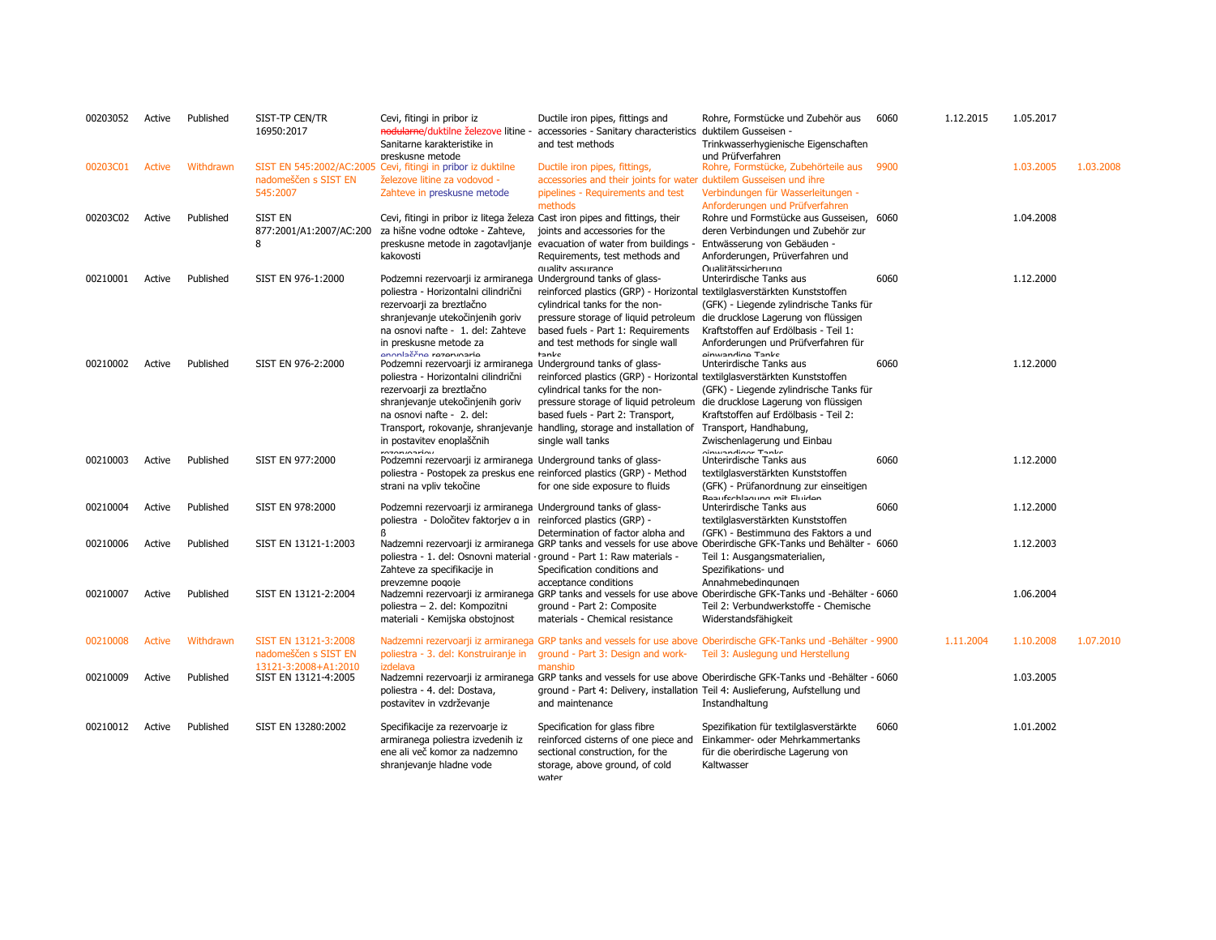| | | | | | | | | | | |
|---|---|---|---|---|---|---|---|---|---|---|
| 00203052 | Active | Published | SIST-TP CEN/TR 16950:2017 | Cevi, fitingi in pribor iz ~~nodularne~~/duktilne železove litine - Sanitarne karakteristike in preskusne metode | Ductile iron pipes, fittings and accessories - Sanitary characteristics and test methods | Rohre, Formstücke und Zubehör aus duktilem Gusseisen - Trinkwasserhygienische Eigenschaften und Prüfverfahren | 6060 | 1.12.2015 | 1.05.2017 | |
| 00203C01 | Active | Withdrawn | SIST EN 545:2002/AC:2005 nadomeščen s SIST EN 545:2007 | Cevi, fitingi in pribor iz duktilne železove litine za vodovod - Zahteve in preskusne metode | Ductile iron pipes, fittings, accessories and their joints for water pipelines - Requirements and test methods | Rohre, Formstücke, Zubehörteile aus duktilem Gusseisen und ihre Verbindungen für Wasserleitungen - Anforderungen und Prüfverfahren | 9900 | | 1.03.2005 | 1.03.2008 |
| 00203C02 | Active | Published | SIST EN 877:2001/A1:2007/AC:2008 | Cevi, fitingi in pribor iz litega železa za hišne vodne odtoke - Zahteve, preskusne metode in zagotavljanje kakovosti | Cast iron pipes and fittings, their joints and accessories for the evacuation of water from buildings - Requirements, test methods and quality assurance | Rohre und Formstücke aus Gusseisen, deren Verbindungen und Zubehör zur Entwässerung von Gebäuden - Anforderungen, Prüverfahren und Qualitätssicherung | 6060 | | 1.04.2008 | |
| 00210001 | Active | Published | SIST EN 976-1:2000 | Podzemni rezervoarji iz armiranega poliestra - Horizontalni cilindrični rezervoarji za breztlačno shranjevanje utekočinjenih goriv na osnovi nafte - 1. del: Zahteve in preskusne metode za enoplaščne rezervoarje | Underground tanks of glass-reinforced plastics (GRP) - Horizontal cylindrical tanks for the non-pressure storage of liquid petroleum based fuels - Part 1: Requirements and test methods for single wall tanks | Unterirdische Tanks aus textilglasverstärkten Kunststoffen (GFK) - Liegende zylindrische Tanks für die drucklose Lagerung von flüssigen Kraftstoffen auf Erdölbasis - Teil 1: Anforderungen und Prüfverfahren für einwandige Tanks | 6060 | | 1.12.2000 | |
| 00210002 | Active | Published | SIST EN 976-2:2000 | Podzemni rezervoarji iz armiranega poliestra - Horizontalni cilindrični rezervoarji za breztlačno shranjevanje utekočinjenih goriv na osnovi nafte - 2. del: Transport, rokovanje, shranjevanje in postavitev enoplaščnih rezervoarjev | Underground tanks of glass-reinforced plastics (GRP) - Horizontal cylindrical tanks for the non-pressure storage of liquid petroleum based fuels - Part 2: Transport, handling, storage and installation of single wall tanks | Unterirdische Tanks aus textilglasverstärkten Kunststoffen (GFK) - Liegende zylindrische Tanks für die drucklose Lagerung von flüssigen Kraftstoffen auf Erdölbasis - Teil 2: Transport, Handhabung, Zwischenlagerung und Einbau einwandiger Tanks | 6060 | | 1.12.2000 | |
| 00210003 | Active | Published | SIST EN 977:2000 | Podzemni rezervoarji iz armiranega poliestra - Postopek za preskus ene strani na vpliv tekočine | Underground tanks of glass-reinforced plastics (GRP) - Method for one side exposure to fluids | Unterirdische Tanks aus textilglasverstärkten Kunststoffen (GFK) - Prüfanordnung zur einseitigen Beaufschlagung mit Fluiden | 6060 | | 1.12.2000 | |
| 00210004 | Active | Published | SIST EN 978:2000 | Podzemni rezervoarji iz armiranega poliestra - Določitev faktorjev α in β | Underground tanks of glass-reinforced plastics (GRP) - Determination of factor alpha and | Unterirdische Tanks aus textilglasverstärkten Kunststoffen (GFK) - Bestimmung des Faktors a und | 6060 | | 1.12.2000 | |
| 00210006 | Active | Published | SIST EN 13121-1:2003 | Nadzemni rezervoarji iz armiranega poliestra - 1. del: Osnovni material - Zahteve za specifikacije in prevzemne pogoje | GRP tanks and vessels for use above ground - Part 1: Raw materials - Specification conditions and acceptance conditions | Oberirdische GFK-Tanks und Behälter - Teil 1: Ausgangsmaterialien, Spezifikations- und Annahmebedingungen | 6060 | | 1.12.2003 | |
| 00210007 | Active | Published | SIST EN 13121-2:2004 | Nadzemni rezervoarji iz armiranega poliestra – 2. del: Kompozitni materiali - Kemijska obstojnost | GRP tanks and vessels for use above ground - Part 2: Composite materials - Chemical resistance | Oberirdische GFK-Tanks und -Behälter - Teil 2: Verbundwerkstoffe - Chemische Widerstandsfähigkeit | 6060 | | 1.06.2004 | |
| 00210008 | Active | Withdrawn | SIST EN 13121-3:2008 nadomeščen s SIST EN 13121-3:2008+A1:2010 | Nadzemni rezervoarji iz armiranega poliestra - 3. del: Konstruiranje in izdelava | GRP tanks and vessels for use above ground - Part 3: Design and workmanship | Oberirdische GFK-Tanks und -Behälter - Teil 3: Auslegung und Herstellung | 9900 | 1.11.2004 | 1.10.2008 | 1.07.2010 |
| 00210009 | Active | Published | SIST EN 13121-4:2005 | Nadzemni rezervoarji iz armiranega poliestra - 4. del: Dostava, postavitev in vzdrževanje | GRP tanks and vessels for use above ground - Part 4: Delivery, installation and maintenance | Oberirdische GFK-Tanks und -Behälter - Teil 4: Auslieferung, Aufstellung und Instandhaltung | 6060 | | 1.03.2005 | |
| 00210012 | Active | Published | SIST EN 13280:2002 | Specifikacije za rezervoarje iz armiranega poliestra izvedenih iz ene ali več komor za nadzemno shranjevanje hladne vode | Specification for glass fibre reinforced cisterns of one piece and sectional construction, for the storage, above ground, of cold water | Spezifikation für textilglasverstärkte Einkammer- oder Mehrkammertanks für die oberirdische Lagerung von Kaltwasser | 6060 | | 1.01.2002 | |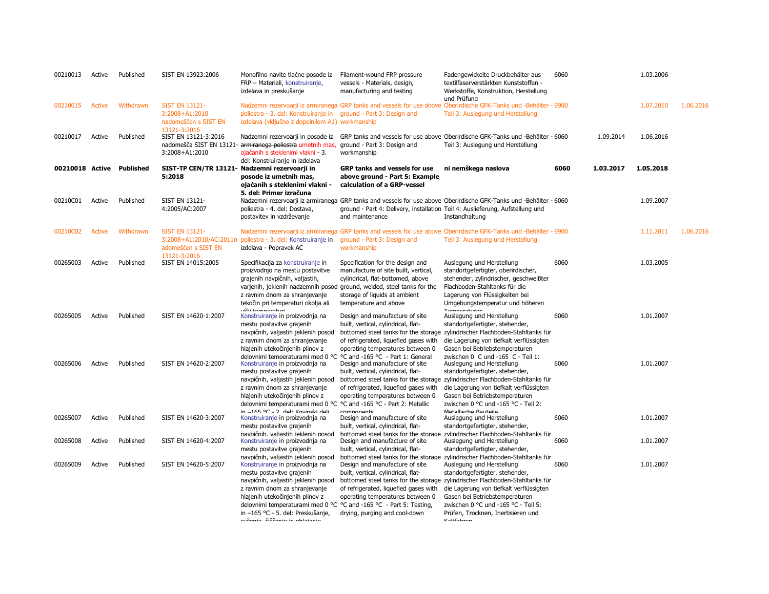| | | | | | | | | | | |
|---|---|---|---|---|---|---|---|---|---|---|
| 00210013 | Active | Published | SIST EN 13923:2006 | Monofilno navite tlačne posode iz FRP – Materiali, konstruiranje, izdelava in preskušanje | Filament-wound FRP pressure vessels - Materials, design, manufacturing and testing | Fadengewickelte Druckbehälter aus textilfaserverstärkten Kunststoffen - Werkstoffe, Konstruktion, Herstellung und Prüfung | 6060 | | 1.03.2006 | |
| 00210015 | Active | Withdrawn | SIST EN 13121-3:2008+A1:2010 nadomeščen s SIST EN 13121-3:2016 | Nadzemni rezervoarji iz armiranega poliestra - 3. del: Konstruiranje in izdelava (vključno z dopolnilom A1) | GRP tanks and vessels for use above ground - Part 3: Design and workmanship | Oberirdische GFK-Tanks und -Behälter - Teil 3: Auslegung und Herstellung | 9900 | | 1.07.2010 | 1.06.2016 |
| 00210017 | Active | Published | SIST EN 13121-3:2016 nadomešča SIST EN 13121-3:2008+A1:2010 | Nadzemni rezervoarji in posode iz ~~armiranega poliestra~~ umetnih mas, ojačanih s steklenimi vlakni - 3. del: Konstruiranje in izdelava | GRP tanks and vessels for use above ground - Part 3: Design and workmanship | Oberirdische GFK-Tanks und -Behälter - Teil 3: Auslegung und Herstellung | 6060 | 1.09.2014 | 1.06.2016 | |
| **00210018** | **Active** | **Published** | **SIST-TP CEN/TR 13121-5:2018** | **Nadzemni rezervoarji in posode iz umetnih mas, ojačanih s steklenimi vlakni - 5. del: Primer izračuna** | **GRP tanks and vessels for use above ground - Part 5: Example calculation of a GRP-vessel** | **ni nemškega naslova** | **6060** | **1.03.2017** | **1.05.2018** | |
| 00210C01 | Active | Published | SIST EN 13121-4:2005/AC:2007 | Nadzemni rezervoarji iz armiranega poliestra - 4. del: Dostava, postavitev in vzdrževanje | GRP tanks and vessels for use above ground - Part 4: Delivery, installation and maintenance | Oberirdische GFK-Tanks und -Behälter - Teil 4: Auslieferung, Aufstellung und Instandhaltung | 6060 | | 1.09.2007 | |
| 00210C02 | Active | Withdrawn | SIST EN 13121-3:2008+A1:2010/AC:2011nadomeščen s SIST EN 13121-3:2016 | Nadzemni rezervoarji iz armiranega poliestra - 3. del: Konstruiranje in izdelava - Popravek AC | GRP tanks and vessels for use above ground - Part 3: Design and workmanship | Oberirdische GFK-Tanks und -Behälter - Teil 3: Auslegung und Herstellung | 9900 | | 1.11.2011 | 1.06.2016 |
| 00265003 | Active | Published | SIST EN 14015:2005 | Specifikacija za konstruiranje in proizvodnjo na mestu postavitve grajenih navpičnih, valjastih, varjenih, jeklenih nadzemnih posod z ravnim dnom za shranjevanje tekočin pri temperaturi okolja ali višji temperaturi | Specification for the design and manufacture of site built, vertical, cylindrical, flat-bottomed, above ground, welded, steel tanks for the storage of liquids at ambient temperature and above | Auslegung und Herstellung standortgefertigter, oberirdischer, stehender, zylindrischer, geschweißter Flachboden-Stahltanks für die Lagerung von Flüssigkeiten bei Umgebungstemperatur und höheren Temperaturen | 6060 | | 1.03.2005 | |
| 00265005 | Active | Published | SIST EN 14620-1:2007 | Konstruiranje in proizvodnja na mestu postavitve grajenih navpičnih, valjastih jeklenih posod z ravnim dnom za shranjevanje hlajenih utekočinjenih plinov z delovnimi temperaturami med 0 °C | Design and manufacture of site built, vertical, cylindrical, flat-bottomed steel tanks for the storage of refrigerated, liquefied gases with operating temperatures between 0 °C and -165 °C - Part 1: General | Auslegung und Herstellung standortgefertigter, stehender, zylindrischer Flachboden-Stahltanks für die Lagerung von tiefkalt verflüssigten Gasen bei Betriebstemperaturen zwischen 0 C und -165 C - Teil 1: | 6060 | | 1.01.2007 | |
| 00265006 | Active | Published | SIST EN 14620-2:2007 | Konstruiranje in proizvodnja na mestu postavitve grajenih navpičnih, valjastih jeklenih posod z ravnim dnom za shranjevanje hlajenih utekočinjenih plinov z delovnimi temperaturami med 0 °C in –165 °C - 2. del: Kovinski deli | Design and manufacture of site built, vertical, cylindrical, flat-bottomed steel tanks for the storage of refrigerated, liquefied gases with operating temperatures between 0 °C and -165 °C - Part 2: Metallic components | Auslegung und Herstellung standortgefertigter, stehender, zylindrischer Flachboden-Stahltanks für die Lagerung von tiefkalt verflüssigten Gasen bei Betriebstemperaturen zwischen 0 °C und -165 °C - Teil 2: Metallische Bauteile | 6060 | | 1.01.2007 | |
| 00265007 | Active | Published | SIST EN 14620-3:2007 | Konstruiranje in proizvodnja na mestu postavitve grajenih navpičnih, valjastih jeklenih posod | Design and manufacture of site built, vertical, cylindrical, flat-bottomed steel tanks for the storage | Auslegung und Herstellung standortgefertigter, stehender, zylindrischer Flachboden-Stahltanks für | 6060 | | 1.01.2007 | |
| 00265008 | Active | Published | SIST EN 14620-4:2007 | Konstruiranje in proizvodnja na mestu postavitve grajenih navpičnih, valjastih jeklenih posod | Design and manufacture of site built, vertical, cylindrical, flat-bottomed steel tanks for the storage | Auslegung und Herstellung standortgefertigter, stehender, zylindrischer Flachboden-Stahltanks für | 6060 | | 1.01.2007 | |
| 00265009 | Active | Published | SIST EN 14620-5:2007 | Konstruiranje in proizvodnja na mestu postavitve grajenih navpičnih, valjastih jeklenih posod z ravnim dnom za shranjevanje hlajenih utekočinjenih plinov z delovnimi temperaturami med 0 °C in –165 °C - 5. del: Preskušanje, sušenje, čiščenje in ohlajanje | Design and manufacture of site built, vertical, cylindrical, flat-bottomed steel tanks for the storage of refrigerated, liquefied gases with operating temperatures between 0 °C and -165 °C - Part 5: Testing, drying, purging and cool-down | Auslegung und Herstellung standortgefertigter, stehender, zylindrischer Flachboden-Stahltanks für die Lagerung von tiefkalt verflüssigten Gasen bei Betriebstemperaturen zwischen 0 °C und -165 °C - Teil 5: Prüfen, Trocknen, Inertisieren und Kaltfahren | 6060 | | 1.01.2007 | |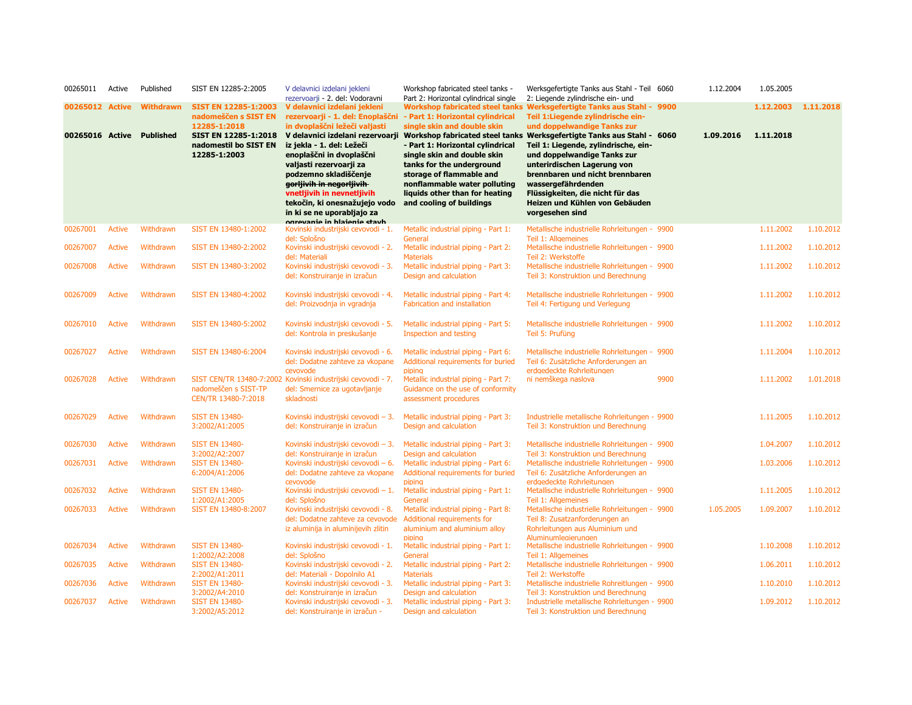| | | | | | | | | | | |
|---|---|---|---|---|---|---|---|---|---|---|
| 00265011 | Active | Published | SIST EN 12285-2:2005 | V delavnici izdelani jekleni rezervoarji - 2. del: Vodoravni | Workshop fabricated steel tanks - Part 2: Horizontal cylindrical single | Werksgefertigte Tanks aus Stahl - Teil 2: Liegende zylindrische ein- und | 6060 | 1.12.2004 | 1.05.2005 | |
| **00265012** | **Active** | **Withdrawn** | **SIST EN 12285-1:2003 nadomeščen s SIST EN 12285-1:2018** | **V delavnici izdelani jekleni rezervoarji - 1. del: Enoplaščni in dvoplaščni ležeči valjasti** | **Workshop fabricated steel tanks - Part 1: Horizontal cylindrical single skin and double skin** | **Werksgefertigte Tanks aus Stahl - Teil 1:Liegende zylindrische ein- und doppelwandige Tanks zur** | **9900** | | **1.12.2003** | **1.11.2018** |
| **00265016** | **Active** | **Published** | **SIST EN 12285-1:2018 nadomestil bo SIST EN 12285-1:2003** | **V delavnici izdelani rezervoarji iz jekla - 1. del: Ležeči enoplaščni in dvoplaščni valjasti rezervoarji za podzemno skladiščenje ~~gorljivih in negorljivih~~ vnetljivih in nevnetljivih tekočin, ki onesnažujejo vodo in ki se ne uporabljajo za ogrevanje in hlajenje stavb** | **Workshop fabricated steel tanks - Part 1: Horizontal cylindrical single skin and double skin tanks for the underground storage of flammable and nonflammable water polluting liquids other than for heating and cooling of buildings** | **Werksgefertigte Tanks aus Stahl - Teil 1: Liegende, zylindrische, ein- und doppelwandige Tanks zur unterirdischen Lagerung von brennbaren und nicht brennbaren wassergefährdenden Flüssigkeiten, die nicht für das Heizen und Kühlen von Gebäuden vorgesehen sind** | **6060** | **1.09.2016** | **1.11.2018** | |
| 00267001 | Active | Withdrawn | SIST EN 13480-1:2002 | Kovinski industrijski cevovodi - 1. del: Splošno | Metallic industrial piping - Part 1: General | Metallische industrielle Rohrleitungen - Teil 1: Allgemeines | 9900 | | 1.11.2002 | 1.10.2012 |
| 00267007 | Active | Withdrawn | SIST EN 13480-2:2002 | Kovinski industrijski cevovodi - 2. del: Materiali | Metallic industrial piping - Part 2: Materials | Metallische industrielle Rohrleitungen - Teil 2: Werkstoffe | 9900 | | 1.11.2002 | 1.10.2012 |
| 00267008 | Active | Withdrawn | SIST EN 13480-3:2002 | Kovinski industrijski cevovodi - 3. del: Konstruiranje in izračun | Metallic industrial piping - Part 3: Design and calculation | Metallische industrielle Rohrleitungen - Teil 3: Konstruktion und Berechnung | 9900 | | 1.11.2002 | 1.10.2012 |
| 00267009 | Active | Withdrawn | SIST EN 13480-4:2002 | Kovinski industrijski cevovodi - 4. del: Proizvodnja in vgradnja | Metallic industrial piping - Part 4: Fabrication and installation | Metallische industrielle Rohrleitungen - Teil 4: Fertigung und Verlegung | 9900 | | 1.11.2002 | 1.10.2012 |
| 00267010 | Active | Withdrawn | SIST EN 13480-5:2002 | Kovinski industrijski cevovodi - 5. del: Kontrola in preskušanje | Metallic industrial piping - Part 5: Inspection and testing | Metallische industrielle Rohrleitungen - Teil 5: Prüfung | 9900 | | 1.11.2002 | 1.10.2012 |
| 00267027 | Active | Withdrawn | SIST EN 13480-6:2004 | Kovinski industrijski cevovodi - 6. del: Dodatne zahteve za vkopane cevovode | Metallic industrial piping - Part 6: Additional requirements for buried piping | Metallische industrielle Rohrleitungen - Teil 6: Zusätzliche Anforderungen an erdgedeckte Rohrleitungen | 9900 | | 1.11.2004 | 1.10.2012 |
| 00267028 | Active | Withdrawn | SIST CEN/TR 13480-7:2002 nadomeščen s SIST-TP CEN/TR 13480-7:2018 | Kovinski industrijski cevovodi - 7. del: Smernice za ugotavljanje skladnosti | Metallic industrial piping - Part 7: Guidance on the use of conformity assessment procedures | ni nemškega naslova | 9900 | | 1.11.2002 | 1.01.2018 |
| 00267029 | Active | Withdrawn | SIST EN 13480-3:2002/A1:2005 | Kovinski industrijski cevovodi – 3. del: Konstruiranje in izračun | Metallic industrial piping - Part 3: Design and calculation | Industrielle metallische Rohrleitungen - Teil 3: Konstruktion und Berechnung | 9900 | | 1.11.2005 | 1.10.2012 |
| 00267030 | Active | Withdrawn | SIST EN 13480-3:2002/A2:2007 | Kovinski industrijski cevovodi – 3. del: Konstruiranje in izračun | Metallic industrial piping - Part 3: Design and calculation | Metallische industrielle Rohrleitungen - Teil 3: Konstruktion und Berechnung | 9900 | | 1.04.2007 | 1.10.2012 |
| 00267031 | Active | Withdrawn | SIST EN 13480-6:2004/A1:2006 | Kovinski industrijski cevovodi – 6. del: Dodatne zahteve za vkopane cevovode | Metallic industrial piping - Part 6: Additional requirements for buried piping | Metallische industrielle Rohrleitungen - Teil 6: Zusätzliche Anforderungen an erdgedeckte Rohrleitungen | 9900 | | 1.03.2006 | 1.10.2012 |
| 00267032 | Active | Withdrawn | SIST EN 13480-1:2002/A1:2005 | Kovinski industrijski cevovodi – 1. del: Splošno | Metallic industrial piping - Part 1: General | Metallische industrielle Rohrleitungen - Teil 1: Allgemeines | 9900 | | 1.11.2005 | 1.10.2012 |
| 00267033 | Active | Withdrawn | SIST EN 13480-8:2007 | Kovinski industrijski cevovodi - 8. del: Dodatne zahteve za cevovode iz aluminija in aluminijevih zlitin | Metallic industrial piping - Part 8: Additional requirements for aluminium and aluminium alloy piping | Metallische industrielle Rohrleitungen - Teil 8: Zusatzanforderungen an Rohrleitungen aus Aluminium und Aluminiumlegierungen | 9900 | 1.05.2005 | 1.09.2007 | 1.10.2012 |
| 00267034 | Active | Withdrawn | SIST EN 13480-1:2002/A2:2008 | Kovinski industrijski cevovodi - 1. del: Splošno | Metallic industrial piping - Part 1: General | Metallische industrielle Rohrleitungen - Teil 1: Allgemeines | 9900 | | 1.10.2008 | 1.10.2012 |
| 00267035 | Active | Withdrawn | SIST EN 13480-2:2002/A1:2011 | Kovinski industrijski cevovodi - 2. del: Materiali - Dopolnilo A1 | Metallic industrial piping - Part 2: Materials | Metallische industrielle Rohrleitungen - Teil 2: Werkstoffe | 9900 | | 1.06.2011 | 1.10.2012 |
| 00267036 | Active | Withdrawn | SIST EN 13480-3:2002/A4:2010 | Kovinski industrijski cevovodi - 3. del: Konstruiranje in izračun | Metallic industrial piping - Part 3: Design and calculation | Metallische industrielle Rohreitlungen - Teil 3: Konstruktion und Berechnung | 9900 | | 1.10.2010 | 1.10.2012 |
| 00267037 | Active | Withdrawn | SIST EN 13480-3:2002/A5:2012 | Kovinski industrijski cevovodi - 3. del: Konstruiranje in izračun - | Metallic industrial piping - Part 3: Design and calculation | Industrielle metallische Rohrleitungen - Teil 3: Konstruktion und Berechnung | 9900 | | 1.09.2012 | 1.10.2012 |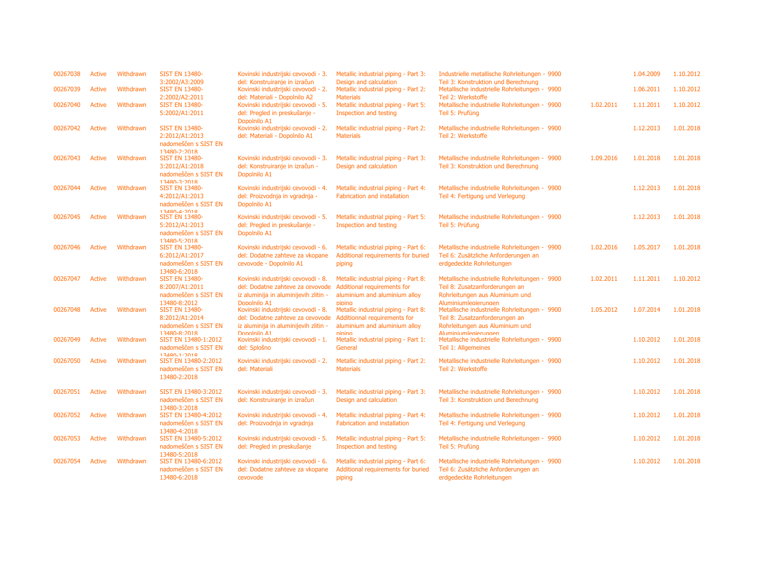| | | | | | | | | | | |
|---|---|---|---|---|---|---|---|---|---|---|
| 00267038 | Active | Withdrawn | SIST EN 13480-3:2002/A3:2009 | Kovinski industrijski cevovodi - 3. del: Konstruiranje in izračun | Metallic industrial piping - Part 3: Design and calculation | Industrielle metallische Rohrleitungen - Teil 3: Konstruktion und Berechnung | 9900 | | 1.04.2009 | 1.10.2012 |
| 00267039 | Active | Withdrawn | SIST EN 13480-2:2002/A2:2011 | Kovinski industrijski cevovodi - 2. del: Materiali - Dopolnilo A2 | Metallic industrial piping - Part 2: Materials | Metallische industrielle Rohrleitungen - Teil 2: Werkstoffe | 9900 | | 1.06.2011 | 1.10.2012 |
| 00267040 | Active | Withdrawn | SIST EN 13480-5:2002/A1:2011 | Kovinski industrijski cevovodi - 5. del: Pregled in preskušanje - Dopolnilo A1 | Metallic industrial piping - Part 5: Inspection and testing | Metallische industrielle Rohrleitungen - Teil 5: Prüfung | 9900 | 1.02.2011 | 1.11.2011 | 1.10.2012 |
| 00267042 | Active | Withdrawn | SIST EN 13480-2:2012/A1:2013 nadomeščen s SIST EN 13480-2:2018 | Kovinski industrijski cevovodi - 2. del: Materiali - Dopolnilo A1 | Metallic industrial piping - Part 2: Materials | Metallische industrielle Rohrleitungen - Teil 2: Werkstoffe | 9900 | | 1.12.2013 | 1.01.2018 |
| 00267043 | Active | Withdrawn | SIST EN 13480-3:2012/A1:2018 nadomeščen s SIST EN 13480-3:2018 | Kovinski industrijski cevovodi - 3. del: Konstruiranje in izračun - Dopolnilo A1 | Metallic industrial piping - Part 3: Design and calculation | Metallische industrielle Rohrleitungen - Teil 3: Konstruktion und Berechnung | 9900 | 1.09.2016 | 1.01.2018 | 1.01.2018 |
| 00267044 | Active | Withdrawn | SIST EN 13480-4:2012/A1:2013 nadomeščen s SIST EN 13480-4:2018 | Kovinski industrijski cevovodi - 4. del: Proizvodnja in vgradnja - Dopolnilo A1 | Metallic industrial piping - Part 4: Fabrication and installation | Metallische industrielle Rohrleitungen - Teil 4: Fertigung und Verlegung | 9900 | | 1.12.2013 | 1.01.2018 |
| 00267045 | Active | Withdrawn | SIST EN 13480-5:2012/A1:2013 nadomeščen s SIST EN 13480-5:2018 | Kovinski industrijski cevovodi - 5. del: Pregled in preskušanje - Dopolnilo A1 | Metallic industrial piping - Part 5: Inspection and testing | Metallische industrielle Rohrleitungen - Teil 5: Prüfung | 9900 | | 1.12.2013 | 1.01.2018 |
| 00267046 | Active | Withdrawn | SIST EN 13480-6:2012/A1:2017 nadomeščen s SIST EN 13480-6:2018 | Kovinski industrijski cevovodi - 6. del: Dodatne zahteve za vkopane cevovode - Dopolnilo A1 | Metallic industrial piping - Part 6: Additional requirements for buried piping | Metallische industrielle Rohrleitungen - Teil 6: Zusätzliche Anforderungen an erdgedeckte Rohrleitungen | 9900 | 1.02.2016 | 1.05.2017 | 1.01.2018 |
| 00267047 | Active | Withdrawn | SIST EN 13480-8:2007/A1:2011 nadomeščen s SIST EN 13480-8:2012 | Kovinski industrijski cevovodi - 8. del: Dodatne zahteve za cevovode iz aluminija in aluminijevih zlitin - Dopolnilo A1 | Metallic industrial piping - Part 8: Additional requirements for aluminium and aluminium alloy piping | Metallische industrielle Rohrleitungen - Teil 8: Zusatzanforderungen an Rohrleitungen aus Aluminium und Aluminiumlegierungen | 9900 | 1.02.2011 | 1.11.2011 | 1.10.2012 |
| 00267048 | Active | Withdrawn | SIST EN 13480-8:2012/A1:2014 nadomeščen s SIST EN 13480-8:2018 | Kovinski industrijski cevovodi - 8. del: Dodatne zahteve za cevovode iz aluminija in aluminijevih zlitin - Dopolnilo A1 | Metallic industrial piping - Part 8: Additionnal requirements for aluminium and aluminium alloy piping | Metallische industrielle Rohrleitungen - Teil 8: Zusatzanforderungen an Rohrleitungen aus Aluminium und Aluminiumlegierungen | 9900 | 1.05.2012 | 1.07.2014 | 1.01.2018 |
| 00267049 | Active | Withdrawn | SIST EN 13480-1:2012 nadomeščen s SIST EN 13480-1:2018 | Kovinski industrijski cevovodi - 1. del: Splošno | Metallic industrial piping - Part 1: General | Metallische industrielle Rohrleitungen - Teil 1: Allgemeines | 9900 | | 1.10.2012 | 1.01.2018 |
| 00267050 | Active | Withdrawn | SIST EN 13480-2:2012 nadomeščen s SIST EN 13480-2:2018 | Kovinski industrijski cevovodi - 2. del: Materiali | Metallic industrial piping - Part 2: Materials | Metallische industrielle Rohrleitungen - Teil 2: Werkstoffe | 9900 | | 1.10.2012 | 1.01.2018 |
| 00267051 | Active | Withdrawn | SIST EN 13480-3:2012 nadomeščen s SIST EN 13480-3:2018 | Kovinski industrijski cevovodi - 3. del: Konstruiranje in izračun | Metallic industrial piping - Part 3: Design and calculation | Metallische industrielle Rohrleitungen - Teil 3: Konstruktion und Berechnung | 9900 | | 1.10.2012 | 1.01.2018 |
| 00267052 | Active | Withdrawn | SIST EN 13480-4:2012 nadomeščen s SIST EN 13480-4:2018 | Kovinski industrijski cevovodi - 4. del: Proizvodnja in vgradnja | Metallic industrial piping - Part 4: Fabrication and installation | Metallische industrielle Rohrleitungen - Teil 4: Fertigung und Verlegung | 9900 | | 1.10.2012 | 1.01.2018 |
| 00267053 | Active | Withdrawn | SIST EN 13480-5:2012 nadomeščen s SIST EN 13480-5:2018 | Kovinski industrijski cevovodi - 5. del: Pregled in preskušanje | Metallic industrial piping - Part 5: Inspection and testing | Metallische industrielle Rohrleitungen - Teil 5: Prüfung | 9900 | | 1.10.2012 | 1.01.2018 |
| 00267054 | Active | Withdrawn | SIST EN 13480-6:2012 nadomeščen s SIST EN 13480-6:2018 | Kovinski industrijski cevovodi - 6. del: Dodatne zahteve za vkopane cevovode | Metallic industrial piping - Part 6: Additional requirements for buried piping | Metallische industrielle Rohrleitungen - Teil 6: Zusätzliche Anforderungen an erdgedeckte Rohrleitungen | 9900 | | 1.10.2012 | 1.01.2018 |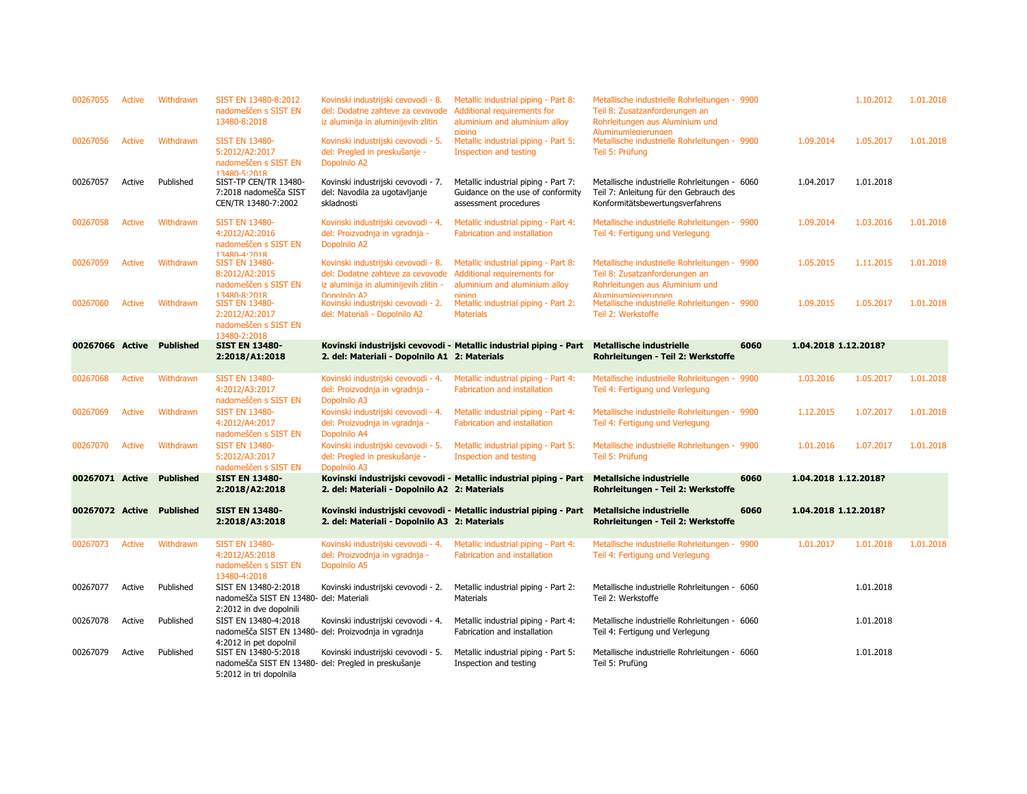| | | | | | | | | | | |
|---|---|---|---|---|---|---|---|---|---|---|
| 00267055 | Active | Withdrawn | SIST EN 13480-8:2012 nadomeščen s SIST EN 13480-8:2018 | Kovinski industrijski cevovodi - 8. del: Dodatne zahteve za cevovode iz aluminija in aluminijevih zlitin | Metallic industrial piping - Part 8: Additional requirements for aluminium and aluminium alloy piping | Metallische industrielle Rohrleitungen - Teil 8: Zusatzanforderungen an Rohrleitungen aus Aluminium und Aluminiumlegierungen | 9900 | | 1.10.2012 | 1.01.2018 |
| 00267056 | Active | Withdrawn | SIST EN 13480-5:2012/A2:2017 nadomeščen s SIST EN 13480-5:2018 | Kovinski industrijski cevovodi - 5. del: Pregled in preskušanje - Dopolnilo A2 | Metallic industrial piping - Part 5: Inspection and testing | Metallische industrielle Rohrleitungen - Teil 5: Prüfung | 9900 | 1.09.2014 | 1.05.2017 | 1.01.2018 |
| 00267057 | Active | Published | SIST-TP CEN/TR 13480-7:2018 nadomešča SIST CEN/TR 13480-7:2002 | Kovinski industrijski cevovodi - 7. del: Navodila za ugotavljanje skladnosti | Metallic industrial piping - Part 7: Guidance on the use of conformity assessment procedures | Metallische industrielle Rohrleitungen - Teil 7: Anleitung für den Gebrauch des Konformitätsbewertungsverfahrens | 6060 | 1.04.2017 | 1.01.2018 | |
| 00267058 | Active | Withdrawn | SIST EN 13480-4:2012/A2:2016 nadomeščen s SIST EN 13480-4:2018 | Kovinski industrijski cevovodi - 4. del: Proizvodnja in vgradnja - Dopolnilo A2 | Metallic industrial piping - Part 4: Fabrication and installation | Metallische industrielle Rohrleitungen - Teil 4: Fertigung und Verlegung | 9900 | 1.09.2014 | 1.03.2016 | 1.01.2018 |
| 00267059 | Active | Withdrawn | SIST EN 13480-8:2012/A2:2015 nadomeščen s SIST EN 13480-8:2018 | Kovinski industrijski cevovodi - 8. del: Dodatne zahteve za cevovode iz aluminija in aluminijevih zlitin - Dopolnilo A2 | Metallic industrial piping - Part 8: Additional requirements for aluminium and aluminium alloy piping | Metallische industrielle Rohrleitungen - Teil 8: Zusatzanforderungen an Rohrleitungen aus Aluminium und Aluminiumlegierungen | 9900 | 1.05.2015 | 1.11.2015 | 1.01.2018 |
| 00267060 | Active | Withdrawn | SIST EN 13480-2:2012/A2:2017 nadomeščen s SIST EN 13480-2:2018 | Kovinski industrijski cevovodi - 2. del: Materiali - Dopolnilo A2 | Metallic industrial piping - Part 2: Materials | Metallische industrielle Rohrleitungen - Teil 2: Werkstoffe | 9900 | 1.09.2015 | 1.05.2017 | 1.01.2018 |
| **00267066** | **Active** | **Published** | **SIST EN 13480-2:2018/A1:2018** | **Kovinski industrijski cevovodi - 2. del: Materiali - Dopolnilo A1** | **Metallic industrial piping - Part 2: Materials** | **Metallische industrielle Rohrleitungen - Teil 2: Werkstoffe** | **6060** | **1.04.2018** | **1.12.2018?** | |
| 00267068 | Active | Withdrawn | SIST EN 13480-4:2012/A3:2017 nadomeščen s SIST EN | Kovinski industrijski cevovodi - 4. del: Proizvodnja in vgradnja - Dopolnilo A3 | Metallic industrial piping - Part 4: Fabrication and installation | Metallische industrielle Rohrleitungen - Teil 4: Fertigung und Verlegung | 9900 | 1.03.2016 | 1.05.2017 | 1.01.2018 |
| 00267069 | Active | Withdrawn | SIST EN 13480-4:2012/A4:2017 nadomeščen s SIST EN | Kovinski industrijski cevovodi - 4. del: Proizvodnja in vgradnja - Dopolnilo A4 | Metallic industrial piping - Part 4: Fabrication and installation | Metallische industrielle Rohrleitungen - Teil 4: Fertigung und Verlegung | 9900 | 1.12.2015 | 1.07.2017 | 1.01.2018 |
| 00267070 | Active | Withdrawn | SIST EN 13480-5:2012/A3:2017 nadomeščen s SIST EN | Kovinski industrijski cevovodi - 5. del: Pregled in preskušanje - Dopolnilo A3 | Metallic industrial piping - Part 5: Inspection and testing | Metallische industrielle Rohrleitungen - Teil 5: Prüfung | 9900 | 1.01.2016 | 1.07.2017 | 1.01.2018 |
| **00267071** | **Active** | **Published** | **SIST EN 13480-2:2018/A2:2018** | **Kovinski industrijski cevovodi - 2. del: Materiali - Dopolnilo A2** | **Metallic industrial piping - Part 2: Materials** | **Metallsiche industrielle Rohrleitungen - Teil 2: Werkstoffe** | **6060** | **1.04.2018** | **1.12.2018?** | |
| **00267072** | **Active** | **Published** | **SIST EN 13480-2:2018/A3:2018** | **Kovinski industrijski cevovodi - 2. del: Materiali - Dopolnilo A3** | **Metallic industrial piping - Part 2: Materials** | **Metallsiche industrielle Rohrleitungen - Teil 2: Werkstoffe** | **6060** | **1.04.2018** | **1.12.2018?** | |
| 00267073 | Active | Withdrawn | SIST EN 13480-4:2012/A5:2018 nadomeščen s SIST EN 13480-4:2018 | Kovinski industrijski cevovodi - 4. del: Proizvodnja in vgradnja - Dopolnilo A5 | Metallic industrial piping - Part 4: Fabrication and installation | Metallische industrielle Rohrleitungen - Teil 4: Fertigung und Verlegung | 9900 | 1.01.2017 | 1.01.2018 | 1.01.2018 |
| 00267077 | Active | Published | SIST EN 13480-2:2018 nadomešča SIST EN 13480-2:2012 in dve dopolnili | Kovinski industrijski cevovodi - 2. del: Materiali | Metallic industrial piping - Part 2: Materials | Metallische industrielle Rohrleitungen - Teil 2: Werkstoffe | 6060 | | 1.01.2018 | |
| 00267078 | Active | Published | SIST EN 13480-4:2018 nadomešča SIST EN 13480-4:2012 in pet dopolnil | Kovinski industrijski cevovodi - 4. del: Proizvodnja in vgradnja | Metallic industrial piping - Part 4: Fabrication and installation | Metallische industrielle Rohrleitungen - Teil 4: Fertigung und Verlegung | 6060 | | 1.01.2018 | |
| 00267079 | Active | Published | SIST EN 13480-5:2018 nadomešča SIST EN 13480-5:2012 in tri dopolnila | Kovinski industrijski cevovodi - 5. del: Pregled in preskušanje | Metallic industrial piping - Part 5: Inspection and testing | Metallische industrielle Rohrleitungen - Teil 5: Prüfung | 6060 | | 1.01.2018 | |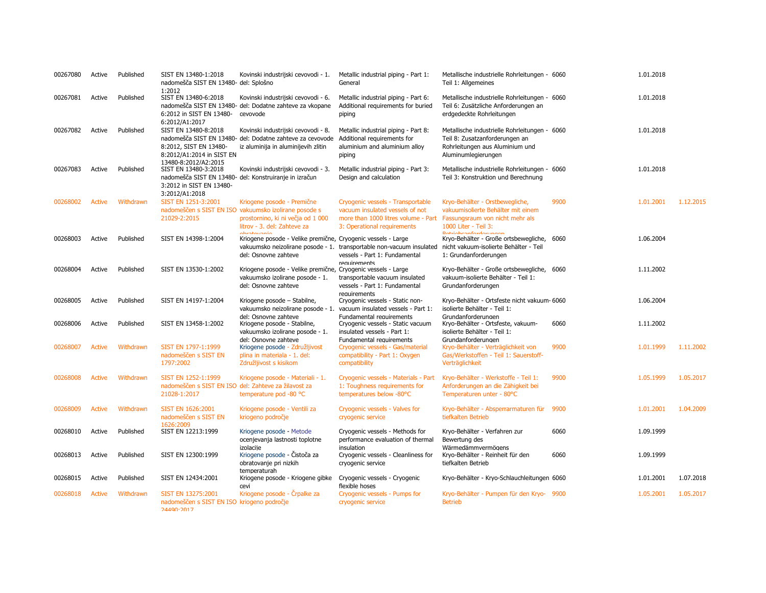| | | | | | | | | | |
|---|---|---|---|---|---|---|---|---|---|
| 00267080 | Active | Published | SIST EN 13480-1:2018 nadomešča SIST EN 13480-1:2012 | Kovinski industrijski cevovodi - 1. del: Splošno | Metallic industrial piping - Part 1: General | Metallische industrielle Rohrleitungen - Teil 1: Allgemeines | 6060 | 1.01.2018 | |
| 00267081 | Active | Published | SIST EN 13480-6:2018 nadomešča SIST EN 13480-6:2012 in SIST EN 13480-6:2012/A1:2017 | Kovinski industrijski cevovodi - 6. del: Dodatne zahteve za vkopane cevovode | Metallic industrial piping - Part 6: Additional requirements for buried piping | Metallische industrielle Rohrleitungen - Teil 6: Zusätzliche Anforderungen an erdgedeckte Rohrleitungen | 6060 | 1.01.2018 | |
| 00267082 | Active | Published | SIST EN 13480-8:2018 nadomešča SIST EN 13480-8:2012, SIST EN 13480-8:2012/A1:2014 in SIST EN 13480-8:2012/A2:2015 | Kovinski industrijski cevovodi - 8. del: Dodatne zahteve za cevovode iz aluminija in aluminijevih zlitin | Metallic industrial piping - Part 8: Additional requirements for aluminium and aluminium alloy piping | Metallische industrielle Rohrleitungen - Teil 8: Zusatzanforderungen an Rohrleitungen aus Aluminium und Aluminiumlegierungen | 6060 | 1.01.2018 | |
| 00267083 | Active | Published | SIST EN 13480-3:2018 nadomešča SIST EN 13480-3:2012 in SIST EN 13480-3:2012/A1:2018 | Kovinski industrijski cevovodi - 3. del: Konstruiranje in izračun | Metallic industrial piping - Part 3: Design and calculation | Metallische industrielle Rohrleitungen - Teil 3: Konstruktion und Berechnung | 6060 | 1.01.2018 | |
| 00268002 | Active | Withdrawn | SIST EN 1251-3:2001 nadomeščen s SIST EN ISO 21029-2:2015 | Kriogene posode - Premične vakuumsko izolirane posode s prostornino, ki ni večja od 1 000 litrov - 3. del: Zahteve za obratovanje | Cryogenic vessels - Transportable vacuum insulated vessels of not more than 1000 litres volume - Part 3: Operational requirements | Kryo-Behälter - Orstbewegliche, vakuumisolierte Behälter mit einem Fassungsraum von nicht mehr als 1000 Liter - Teil 3: Betriebsanforderungen | 9900 | 1.01.2001 | 1.12.2015 |
| 00268003 | Active | Published | SIST EN 14398-1:2004 | Kriogene posode - Velike premične, vakuumsko neizolirane posode - 1. del: Osnovne zahteve | Cryogenic vessels - Large transportable non-vacuum insulated vessels - Part 1: Fundamental requirements | Kryo-Behälter - Große ortsbewegliche, nicht vakuum-isolierte Behälter - Teil 1: Grundanforderungen | 6060 | 1.06.2004 | |
| 00268004 | Active | Published | SIST EN 13530-1:2002 | Kriogene posode - Velike premične, vakuumsko izolirane posode - 1. del: Osnovne zahteve | Cryogenic vessels - Large transportable vacuum insulated vessels - Part 1: Fundamental requirements | Kryo-Behälter - Große ortsbewegliche, vakuum-isolierte Behälter - Teil 1: Grundanforderungen | 6060 | 1.11.2002 | |
| 00268005 | Active | Published | SIST EN 14197-1:2004 | Kriogene posode – Stabilne, vakuumsko neizolirane posode - 1. del: Osnovne zahteve | Cryogenic vessels - Static non-vacuum insulated vessels - Part 1: Fundamental requirements | Kryo-Behälter - Ortsfeste nicht vakuum-isolierte Behälter - Teil 1: Grundanforderungen | 6060 | 1.06.2004 | |
| 00268006 | Active | Published | SIST EN 13458-1:2002 | Kriogene posode - Stabilne, vakuumsko izolirane posode - 1. del: Osnovne zahteve | Cryogenic vessels - Static vacuum insulated vessels - Part 1: Fundamental requirements | Kryo-Behälter - Ortsfeste, vakuum-isolierte Behälter - Teil 1: Grundanforderungen | 6060 | 1.11.2002 | |
| 00268007 | Active | Withdrawn | SIST EN 1797-1:1999 nadomeščen s SIST EN 1797:2002 | Kriogene posode - Združljivost plina in materiala - 1. del: Združljivost s kisikom | Cryogenic vessels - Gas/material compatibility - Part 1: Oxygen compatibility | Kryo-Behälter - Verträglichkeit von Gas/Werkstoffen - Teil 1: Sauerstoff-Verträglichkeit | 9900 | 1.01.1999 | 1.11.2002 |
| 00268008 | Active | Withdrawn | SIST EN 1252-1:1999 nadomeščen s SIST EN ISO 21028-1:2017 | Kriogene posode - Materiali - 1. del: Zahteve za žilavost za temperature pod -80 °C | Cryogenic vessels - Materials - Part 1: Toughness requirements for temperatures below -80°C | Kryo-Behälter - Werkstoffe - Teil 1: Anforderungen an die Zähigkeit bei Temperaturen unter - 80°C | 9900 | 1.05.1999 | 1.05.2017 |
| 00268009 | Active | Withdrawn | SIST EN 1626:2001 nadomeščen s SIST EN 1626:2009 | Kriogene posode - Ventili za kriogeno področje | Cryogenic vessels - Valves for cryogenic service | Kryo-Behälter - Absperrarmaturen für tiefkalten Betrieb | 9900 | 1.01.2001 | 1.04.2009 |
| 00268010 | Active | Published | SIST EN 12213:1999 | Kriogene posode - Metode ocenjevanja lastnosti toplotne izolacije | Cryogenic vessels - Methods for performance evaluation of thermal insulation | Kryo-Behälter - Verfahren zur Bewertung des Wärmedämmvermögens | 6060 | 1.09.1999 | |
| 00268013 | Active | Published | SIST EN 12300:1999 | Kriogene posode - Čistoča za obratovanje pri nizkih temperaturah | Cryogenic vessels - Cleanliness for cryogenic service | Kryo-Behälter - Reinheit für den tiefkalten Betrieb | 6060 | 1.09.1999 | |
| 00268015 | Active | Published | SIST EN 12434:2001 | Kriogene posode - Kriogene gibke cevi | Cryogenic vessels - Cryogenic flexible hoses | Kryo-Behälter - Kryo-Schlauchleitungen | 6060 | 1.01.2001 | 1.07.2018 |
| 00268018 | Active | Withdrawn | SIST EN 13275:2001 nadomeščen s SIST EN ISO 24490:2017 | Kriogene posode - Črpalke za kriogeno področje | Cryogenic vessels - Pumps for cryogenic service | Kryo-Behälter - Pumpen für den Kryo-Betrieb | 9900 | 1.05.2001 | 1.05.2017 |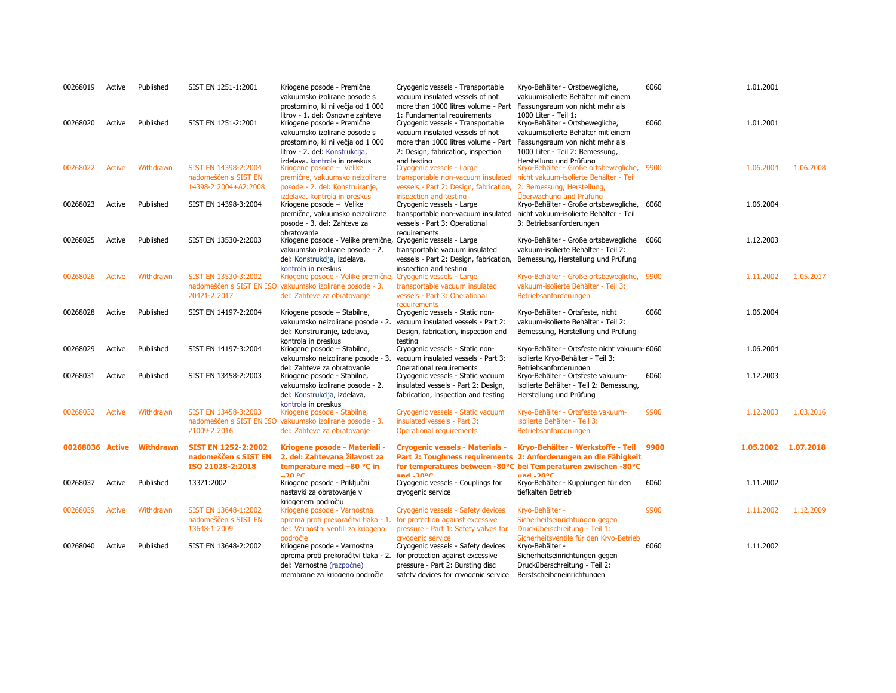| | | | | | | | | | |
|---|---|---|---|---|---|---|---|---|---|
| 00268019 | Active | Published | SIST EN 1251-1:2001 | Kriogene posode - Premične vakuumsko izolirane posode s prostornino, ki ni večja od 1 000 litrov - 1. del: Osnovne zahteve | Cryogenic vessels - Transportable vacuum insulated vessels of not more than 1000 litres volume - Part 1: Fundamental requirements | Kryo-Behälter - Orstbewegliche, vakuumisolierte Behälter mit einem Fassungsraum von nicht mehr als 1000 Liter - Teil 1: | 6060 | 1.01.2001 | |
| 00268020 | Active | Published | SIST EN 1251-2:2001 | Kriogene posode - Premične vakuumsko izolirane posode s prostornino, ki ni večja od 1 000 litrov - 2. del: Konstrukcija, izdelava, kontrola in preskus | Cryogenic vessels - Transportable vacuum insulated vessels of not more than 1000 litres volume - Part 2: Design, fabrication, inspection and testing | Kryo-Behälter - Ortsbewegliche, vakuumsisolierte Behälter mit einem Fassungsraum von nicht mehr als 1000 Liter - Teil 2: Bemessung, Herstellung und Prüfung | 6060 | 1.01.2001 | |
| 00268022 | Active | Withdrawn | SIST EN 14398-2:2004 nadomeščen s SIST EN 14398-2:2004+A2:2008 | Kriogene posode – Velike premične, vakuumsko neizolirane posode - 2. del: Konstruiranje, izdelava, kontrola in preskus | Cryogenic vessels - Large transportable non-vacuum insulated vessels - Part 2: Design, fabrication, inspection and testing | Kryo-Behälter - Große ortsbewegliche, nicht vakuum-isolierte Behälter - Teil 2: Bemessung, Herstellung, Überwachung und Prüfung | 9900 | 1.06.2004 | 1.06.2008 |
| 00268023 | Active | Published | SIST EN 14398-3:2004 | Kriogene posode – Velike premične, vakuumsko neizolirane posode - 3. del: Zahteve za obratovanje | Cryogenic vessels - Large transportable non-vacuum insulated vessels - Part 3: Operational requirements | Kryo-Behälter - Große ortsbewegliche, nicht vakuum-isolierte Behälter - Teil 3: Betriebsanforderungen | 6060 | 1.06.2004 | |
| 00268025 | Active | Published | SIST EN 13530-2:2003 | Kriogene posode - Velike premične, vakuumsko izolirane posode - 2. del: Konstrukcija, izdelava, kontrola in preskus | Cryogenic vessels - Large transportable vacuum insulated vessels - Part 2: Design, fabrication, inspection and testing | Kryo-Behälter - Große ortsbewegliche vakuum-isolierte Behälter - Teil 2: Bemessung, Herstellung und Prüfung | 6060 | 1.12.2003 | |
| 00268026 | Active | Withdrawn | SIST EN 13530-3:2002 nadomeščen s SIST EN ISO 20421-2:2017 | Kriogene posode - Velike premične, vakuumsko izolirane posode - 3. del: Zahteve za obratovanje | Cryogenic vessels - Large transportable vacuum insulated vessels - Part 3: Operational requirements | Kryo-Behälter - Große ortsbewegliche, vakuum-isolierte Behälter - Teil 3: Betriebsanforderungen | 9900 | 1.11.2002 | 1.05.2017 |
| 00268028 | Active | Published | SIST EN 14197-2:2004 | Kriogene posode – Stabilne, vakuumsko neizolirane posode - 2. del: Konstruiranje, izdelava, kontrola in preskus | Cryogenic vessels - Static non-vacuum insulated vessels - Part 2: Design, fabrication, inspection and testing | Kryo-Behälter - Ortsfeste, nicht vakuum-isolierte Behälter - Teil 2: Bemessung, Herstellung und Prüfung | 6060 | 1.06.2004 | |
| 00268029 | Active | Published | SIST EN 14197-3:2004 | Kriogene posode – Stabilne, vakuumsko neizolirane posode - 3. del: Zahteve za obratovanje | Cryogenic vessels - Static non-vacuum insulated vessels - Part 3: Operational requirements | Kryo-Behälter - Ortsfeste nicht vakuum-isolierte Kryo-Behälter - Teil 3: Betriebsanforderungen | 6060 | 1.06.2004 | |
| 00268031 | Active | Published | SIST EN 13458-2:2003 | Kriogene posode - Stabilne, vakuumsko izolirane posode - 2. del: Konstrukcija, izdelava, kontrola in preskus | Cryogenic vessels - Static vacuum insulated vessels - Part 2: Design, fabrication, inspection and testing | Kryo-Behälter - Ortsfeste vakuum-isolierte Behälter - Teil 2: Bemessung, Herstellung und Prüfung | 6060 | 1.12.2003 | |
| 00268032 | Active | Withdrawn | SIST EN 13458-3:2003 nadomeščen s SIST EN ISO 21009-2:2016 | Kriogene posode - Stabilne, vakuumsko izolirane posode - 3. del: Zahteve za obratovanje | Cryogenic vessels - Static vacuum insulated vessels - Part 3: Operational requirements | Kryo-Behälter - Ortsfeste vakuum-isolierte Behälter - Teil 3: Betriebsanforderungen | 9900 | 1.12.2003 | 1.03.2016 |
| **00268036** | **Active** | **Withdrawn** | **SIST EN 1252-2:2002 nadomeščen s SIST EN ISO 21028-2:2018** | **Kriogene posode - Materiali - 2. del: Zahtevana žilavost za temperature med –80 °C in –20 °C** | **Cryogenic vessels - Materials - Part 2: Toughness requirements for temperatures between -80°C and -20°C** | **Kryo-Behälter - Werkstoffe - Teil 2: Anforderungen an die Fähigkeit bei Temperaturen zwischen -80°C und -20°C** | **9900** | **1.05.2002** | **1.07.2018** |
| 00268037 | Active | Published | 13371:2002 | Kriogene posode - Priključni nastavki za obratovanje v kriogenem področju | Cryogenic vessels - Couplings for cryogenic service | Kryo-Behälter - Kupplungen für den tiefkalten Betrieb | 6060 | 1.11.2002 | |
| 00268039 | Active | Withdrawn | SIST EN 13648-1:2002 nadomeščen s SIST EN 13648-1:2009 | Kriogene posode - Varnostna oprema proti prekoračitvi tlaka - 1. del: Varnostni ventili za kriogeno področje | Cryogenic vessels - Safety devices for protection against excessive pressure - Part 1: Safety valves for cryogenic service | Kryo-Behälter - Sicherheitseinrichtungen gegen Drucküberschreitung - Teil 1: Sicherheitsventile für den Kryo-Betrieb | 9900 | 1.11.2002 | 1.12.2009 |
| 00268040 | Active | Published | SIST EN 13648-2:2002 | Kriogene posode - Varnostna oprema proti prekoračitvi tlaka - 2. del: Varnostne (razpočne) membrane za kriogeno področje | Cryogenic vessels - Safety devices for protection against excessive pressure - Part 2: Bursting disc safety devices for cryogenic service | Kryo-Behälter - Sicherheitseinrichtungen gegen Drucküberschreitung - Teil 2: Berstscheibeneinrichtungen | 6060 | 1.11.2002 | |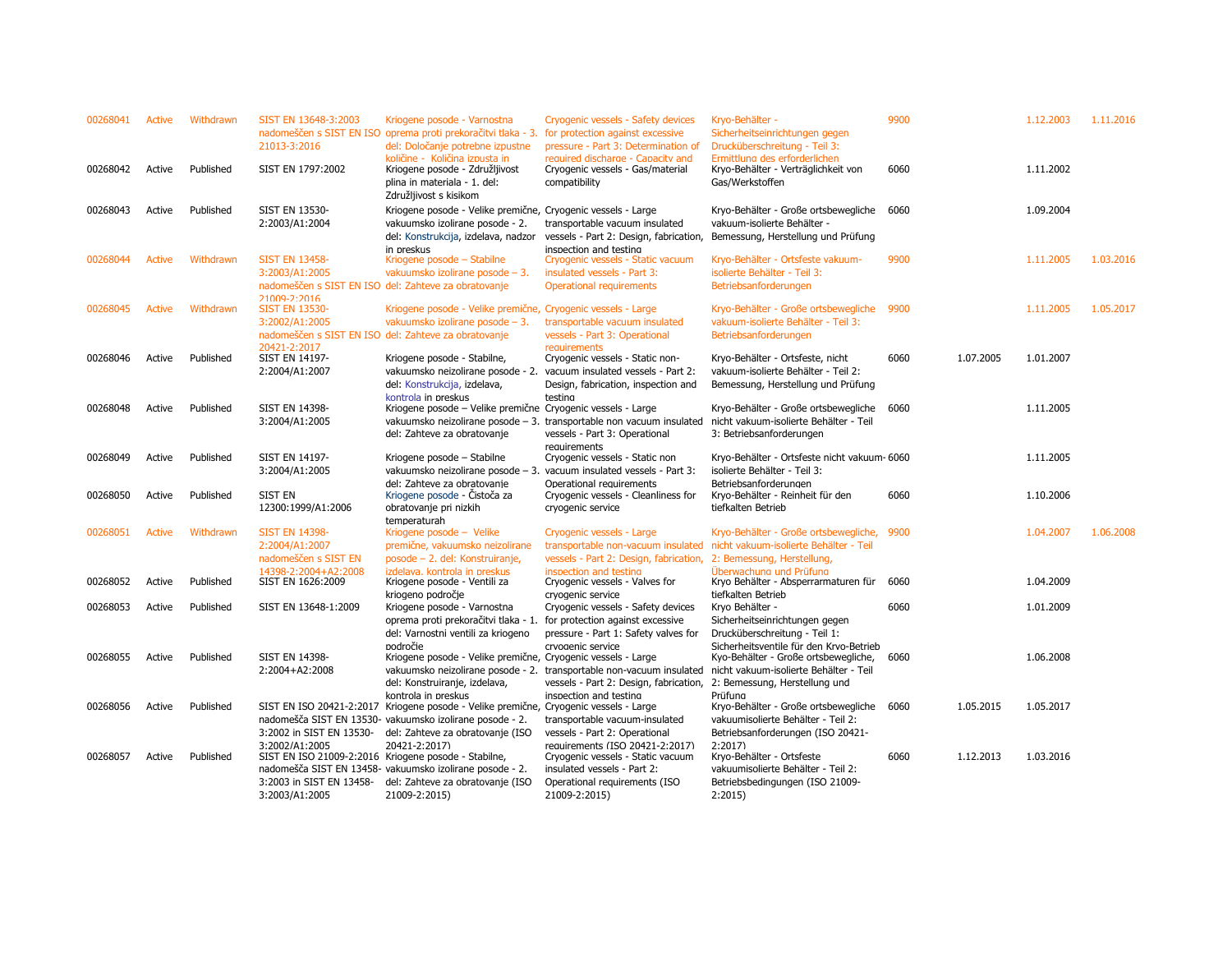| | | | | | | | | | | |
|---|---|---|---|---|---|---|---|---|---|---|
| 00268041 | Active | Withdrawn | SIST EN 13648-3:2003 nadomeščen s SIST EN ISO 21013-3:2016 | Kriogene posode - Varnostna oprema proti prekoračitvi tlaka - 3. del: Določanje potrebne izpustne količine - Količina izpusta in | Cryogenic vessels - Safety devices for protection against excessive pressure - Part 3: Determination of required discharge - Capacity and | Kryo-Behälter - Sicherheitseinrichtungen gegen Drucküberschreitung - Teil 3: Ermittlung des erforderlichen | 9900 | | 1.12.2003 | 1.11.2016 |
| 00268042 | Active | Published | SIST EN 1797:2002 | Kriogene posode - Združljivost plina in materiala - 1. del: Združljivost s kisikom | Cryogenic vessels - Gas/material compatibility | Kryo-Behälter - Verträglichkeit von Gas/Werkstoffen | 6060 | | 1.11.2002 | |
| 00268043 | Active | Published | SIST EN 13530-2:2003/A1:2004 | Kriogene posode - Velike premične, vakuumsko izolirane posode - 2. del: Konstrukcija, izdelava, nadzor in preskus | Cryogenic vessels - Large transportable vacuum insulated vessels - Part 2: Design, fabrication, inspection and testing | Kryo-Behälter - Große ortsbewegliche vakuum-isolierte Behälter - Bemessung, Herstellung und Prüfung | 6060 | | 1.09.2004 | |
| 00268044 | Active | Withdrawn | SIST EN 13458-3:2003/A1:2005 nadomeščen s SIST EN ISO 21009-2:2016 | Kriogene posode – Stabilne vakuumsko izolirane posode – 3. del: Zahteve za obratovanje | Cryogenic vessels - Static vacuum insulated vessels - Part 3: Operational requirements | Kryo-Behälter - Ortsfeste vakuum-isolierte Behälter - Teil 3: Betriebsanforderungen | 9900 | | 1.11.2005 | 1.03.2016 |
| 00268045 | Active | Withdrawn | SIST EN 13530-3:2002/A1:2005 nadomeščen s SIST EN ISO 20421-2:2017 | Kriogene posode - Velike premične, vakuumsko izolirane posode – 3. del: Zahteve za obratovanje | Cryogenic vessels - Large transportable vacuum insulated vessels - Part 3: Operational requirements | Kryo-Behälter - Große ortsbewegliche vakuum-isolierte Behälter - Teil 3: Betriebsanforderungen | 9900 | | 1.11.2005 | 1.05.2017 |
| 00268046 | Active | Published | SIST EN 14197-2:2004/A1:2007 | Kriogene posode - Stabilne, vakuumsko neizolirane posode - 2. del: Konstrukcija, izdelava, kontrola in preskus | Cryogenic vessels - Static non-vacuum insulated vessels - Part 2: Design, fabrication, inspection and testing | Kryo-Behälter - Ortsfeste, nicht vakuum-isolierte Behälter - Teil 2: Bemessung, Herstellung und Prüfung | 6060 | 1.07.2005 | 1.01.2007 | |
| 00268048 | Active | Published | SIST EN 14398-3:2004/A1:2005 | Kriogene posode – Velike premične vakuumsko neizolirane posode – 3. del: Zahteve za obratovanje | Cryogenic vessels - Large transportable non vacuum insulated vessels - Part 3: Operational requirements | Kryo-Behälter - Große ortsbewegliche nicht vakuum-isolierte Behälter - Teil 3: Betriebsanforderungen | 6060 | | 1.11.2005 | |
| 00268049 | Active | Published | SIST EN 14197-3:2004/A1:2005 | Kriogene posode – Stabilne vakuumsko neizolirane posode – 3. del: Zahteve za obratovanje | Cryogenic vessels - Static non vacuum insulated vessels - Part 3: Operational requirements | Kryo-Behälter - Ortsfeste nicht vakuum-isolierte Behälter - Teil 3: Betriebsanforderungen | 6060 | | 1.11.2005 | |
| 00268050 | Active | Published | SIST EN 12300:1999/A1:2006 | Kriogene posode - Čistoča za obratovanje pri nizkih temperaturah | Cryogenic vessels - Cleanliness for cryogenic service | Kryo-Behälter - Reinheit für den tiefkalten Betrieb | 6060 | | 1.10.2006 | |
| 00268051 | Active | Withdrawn | SIST EN 14398-2:2004/A1:2007 nadomeščen s SIST EN 14398-2:2004+A2:2008 | Kriogene posode – Velike premične, vakuumsko neizolirane posode – 2. del: Konstruiranje, izdelava, kontrola in preskus | Cryogenic vessels - Large transportable non-vacuum insulated vessels - Part 2: Design, fabrication, inspection and testing | Kryo-Behälter - Große ortsbewegliche, nicht vakuum-isolierte Behälter - Teil 2: Bemessung, Herstellung, Überwachung und Prüfung | 9900 | | 1.04.2007 | 1.06.2008 |
| 00268052 | Active | Published | SIST EN 1626:2009 | Kriogene posode - Ventili za kriogeno področje | Cryogenic vessels - Valves for cryogenic service | Kryo Behälter - Absperrarmaturen für tiefkalten Betrieb | 6060 | | 1.04.2009 | |
| 00268053 | Active | Published | SIST EN 13648-1:2009 | Kriogene posode - Varnostna oprema proti prekoračitvi tlaka - 1. del: Varnostni ventili za kriogeno področje | Cryogenic vessels - Safety devices for protection against excessive pressure - Part 1: Safety valves for cryogenic service | Kryo Behälter - Sicherheitseinrichtungen gegen Drucküberschreitung - Teil 1: Sicherheitsventile für den Kryo-Betrieb | 6060 | | 1.01.2009 | |
| 00268055 | Active | Published | SIST EN 14398-2:2004+A2:2008 | Kriogene posode - Velike premične, vakuumsko neizolirane posode - 2. del: Konstruiranje, izdelava, kontrola in preskus | Cryogenic vessels - Large transportable non-vacuum insulated vessels - Part 2: Design, fabrication, inspection and testing | Kyo-Behälter - Große ortsbewegliche, nicht vakuum-isolierte Behälter - Teil 2: Bemessung, Herstellung und Prüfung | 6060 | | 1.06.2008 | |
| 00268056 | Active | Published | SIST EN ISO 20421-2:2017 nadomešča SIST EN 13530-3:2002 in SIST EN 13530-3:2002/A1:2005 | Kriogene posode - Velike premične, vakuumsko izolirane posode - 2. del: Zahteve za obratovanje (ISO 20421-2:2017) | Cryogenic vessels - Large transportable vacuum-insulated vessels - Part 2: Operational requirements (ISO 20421-2:2017) | Kryo-Behälter - Große ortsbewegliche vakuumisolierte Behälter - Teil 2: Betriebsanforderungen (ISO 20421-2:2017) | 6060 | 1.05.2015 | 1.05.2017 | |
| 00268057 | Active | Published | SIST EN ISO 21009-2:2016 nadomešča SIST EN 13458-3:2003 in SIST EN 13458-3:2003/A1:2005 | Kriogene posode - Stabilne, vakuumsko izolirane posode - 2. del: Zahteve za obratovanje (ISO 21009-2:2015) | Cryogenic vessels - Static vacuum insulated vessels - Part 2: Operational requirements (ISO 21009-2:2015) | Kryo-Behälter - Ortsfeste vakuumisolierte Behälter - Teil 2: Betriebsbedingungen (ISO 21009-2:2015) | 6060 | 1.12.2013 | 1.03.2016 | |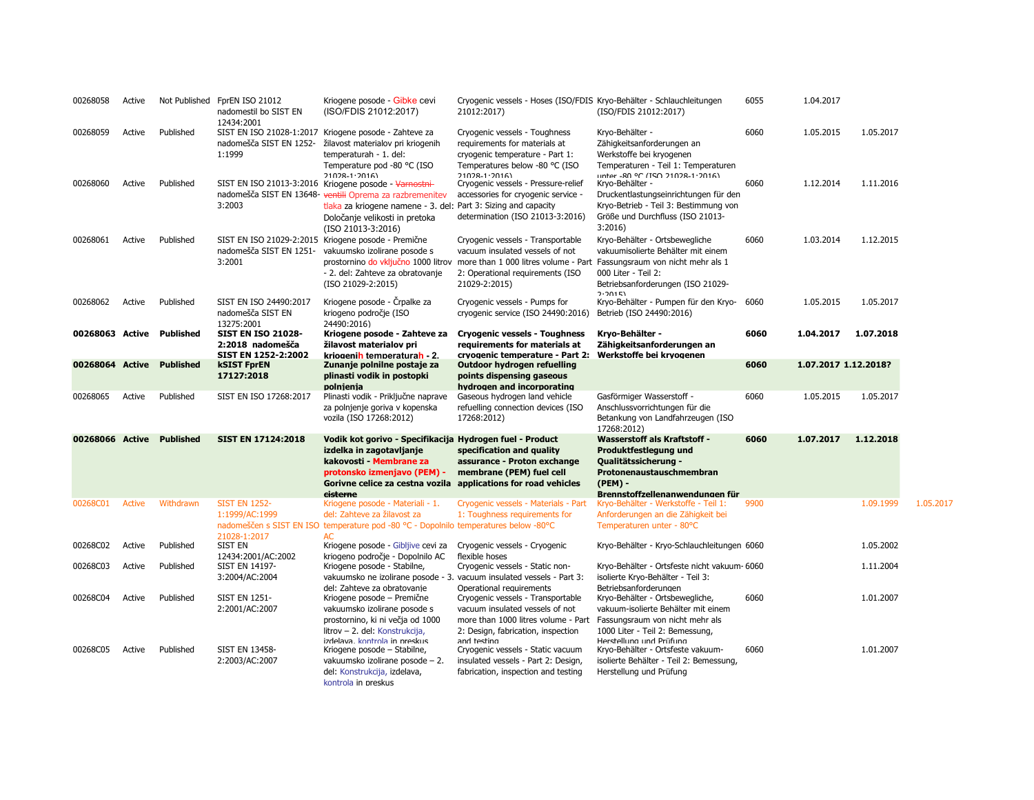| | | | | | | | | | | |
|---|---|---|---|---|---|---|---|---|---|---|
| 00268058 | Active | Not Published | FprEN ISO 21012 nadomestil bo SIST EN 12434:2001 | Kriogene posode - Gibke cevi (ISO/FDIS 21012:2017) | Cryogenic vessels - Hoses (ISO/FDIS 21012:2017) | Kryo-Behälter - Schlauchleitungen (ISO/FDIS 21012:2017) | 6055 | 1.04.2017 | | |
| 00268059 | Active | Published | SIST EN ISO 21028-1:2017 nadomešča SIST EN 1252-1:1999 | Kriogene posode - Zahteve za žilavost materialov pri kriogenih temperaturah - 1. del: Temperature pod -80 °C (ISO 21028-1:2016) | Cryogenic vessels - Toughness requirements for materials at cryogenic temperature - Part 1: Temperatures below -80 °C (ISO 21028-1:2016) | Kryo-Behälter - Zähigkeitsanforderungen an Werkstoffe bei kryogenen Temperaturen - Teil 1: Temperaturen unter -80 °C (ISO 21028-1:2016) | 6060 | 1.05.2015 | 1.05.2017 | |
| 00268060 | Active | Published | SIST EN ISO 21013-3:2016 nadomešča SIST EN 13648-3:2003 | Kriogene posode - ~~Varnostni ventili~~ Oprema za razbremenitev tlaka za kriogene namene - 3. del: Določanje velikosti in pretoka (ISO 21013-3:2016) | Cryogenic vessels - Pressure-relief accessories for cryogenic service - Part 3: Sizing and capacity determination (ISO 21013-3:2016) | Kryo-Behälter - Druckentlastungseinrichtungen für den Kryo-Betrieb - Teil 3: Bestimmung von Größe und Durchfluss (ISO 21013-3:2016) | 6060 | 1.12.2014 | 1.11.2016 | |
| 00268061 | Active | Published | SIST EN ISO 21029-2:2015 nadomešča SIST EN 1251-3:2001 | Kriogene posode - Premične vakuumsko izolirane posode s prostornino do vključno 1000 litrov - 2. del: Zahteve za obratovanje (ISO 21029-2:2015) | Cryogenic vessels - Transportable vacuum insulated vessels of not more than 1 000 litres volume - Part 2: Operational requirements (ISO 21029-2:2015) | Kryo-Behälter - Ortsbewegliche vakuumisolierte Behälter mit einem Fassungsraum von nicht mehr als 1 000 Liter - Teil 2: Betriebsanforderungen (ISO 21029-2:2015) | 6060 | 1.03.2014 | 1.12.2015 | |
| 00268062 | Active | Published | SIST EN ISO 24490:2017 nadomešča SIST EN 13275:2001 | Kriogene posode - Črpalke za kriogeno področje (ISO 24490:2016) | Cryogenic vessels - Pumps for cryogenic service (ISO 24490:2016) | Kryo-Behälter - Pumpen für den Kryo-Betrieb (ISO 24490:2016) | 6060 | 1.05.2015 | 1.05.2017 | |
| **00268063** | **Active** | **Published** | **SIST EN ISO 21028-2:2018 nadomešča SIST EN 1252-2:2002** | **Kriogene posode - Zahteve za žilavost materialov pri kriogenih temperaturah - 2.** | **Cryogenic vessels - Toughness requirements for materials at cryogenic temperature - Part 2:** | **Kryo-Behälter - Zähigkeitsanforderungen an Werkstoffe bei kryogenen** | **6060** | **1.04.2017** | **1.07.2018** | |
| **00268064** | **Active** | **Published** | **kSIST FprEN 17127:2018** | **Zunanje polnilne postaje za plinasti vodik in postopki polnjenja** | **Outdoor hydrogen refuelling points dispensing gaseous hydrogen and incorporating** | | **6060** | **1.07.2017** | **1.12.2018?** | |
| 00268065 | Active | Published | SIST EN ISO 17268:2017 | Plinasti vodik - Priključne naprave za polnjenje goriva v kopenska vozila (ISO 17268:2017) | Gaseous hydrogen land vehicle refuelling connection devices (ISO 17268:2012) | Gasförmiger Wasserstoff - Anschlussvorrichtungen für die Betankung von Landfahrzeugen (ISO 17268:2012) | 6060 | 1.05.2015 | 1.05.2017 | |
| **00268066** | **Active** | **Published** | **SIST EN 17124:2018** | **Vodik kot gorivo - Specifikacija izdelka in zagotavljanje kakovosti - Membrane za protonsko izmenjavo (PEM) - Gorivne celice za cestna vozila ~~cisterne~~** | **Hydrogen fuel - Product specification and quality assurance - Proton exchange membrane (PEM) fuel cell applications for road vehicles** | **Wasserstoff als Kraftstoff - Produktfestlegung und Qualitätssicherung - Protonenaustauschmembran (PEM) - Brennstoffzellenanwendungen für** | **6060** | **1.07.2017** | **1.12.2018** | |
| 00268C01 | Active | Withdrawn | SIST EN 1252-1:1999/AC:1999 nadomeščen s SIST EN ISO 21028-1:2017 | Kriogene posode - Materiali - 1. del: Zahteve za žilavost za temperature pod -80 °C - Dopolnilo AC | Cryogenic vessels - Materials - Part 1: Toughness requirements for temperatures below -80°C | Kryo-Behälter - Werkstoffe - Teil 1: Anforderungen an die Zähigkeit bei Temperaturen unter - 80°C | 9900 | | 1.09.1999 | 1.05.2017 |
| 00268C02 | Active | Published | SIST EN 12434:2001/AC:2002 | Kriogene posode - Gibljive cevi za kriogeno področje - Dopolnilo AC | Cryogenic vessels - Cryogenic flexible hoses | Kryo-Behälter - Kryo-Schlauchleitungen | 6060 | | 1.05.2002 | |
| 00268C03 | Active | Published | SIST EN 14197-3:2004/AC:2004 | Kriogene posode - Stabilne, vakuumsko ne izolirane posode - 3. del: Zahteve za obratovanje | Cryogenic vessels - Static non-vacuum insulated vessels - Part 3: Operational requirements | Kryo-Behälter - Ortsfeste nicht vakuum-isolierte Kryo-Behälter - Teil 3: Betriebsanforderungen | 6060 | | 1.11.2004 | |
| 00268C04 | Active | Published | SIST EN 1251-2:2001/AC:2007 | Kriogene posode – Premične vakuumsko izolirane posode s prostornino, ki ni večja od 1000 litrov – 2. del: Konstrukcija, izdelava, kontrola in preskus | Cryogenic vessels - Transportable vacuum insulated vessels of not more than 1000 litres volume - Part 2: Design, fabrication, inspection and testing | Kryo-Behälter - Ortsbewegliche, vakuum-isolierte Behälter mit einem Fassungsraum von nicht mehr als 1000 Liter - Teil 2: Bemessung, Herstellung und Prüfung | 6060 | | 1.01.2007 | |
| 00268C05 | Active | Published | SIST EN 13458-2:2003/AC:2007 | Kriogene posode – Stabilne, vakuumsko izolirane posode – 2. del: Konstrukcija, izdelava, kontrola in preskus | Cryogenic vessels - Static vacuum insulated vessels - Part 2: Design, fabrication, inspection and testing | Kryo-Behälter - Ortsfeste vakuum-isolierte Behälter - Teil 2: Bemessung, Herstellung und Prüfung | 6060 | | 1.01.2007 | |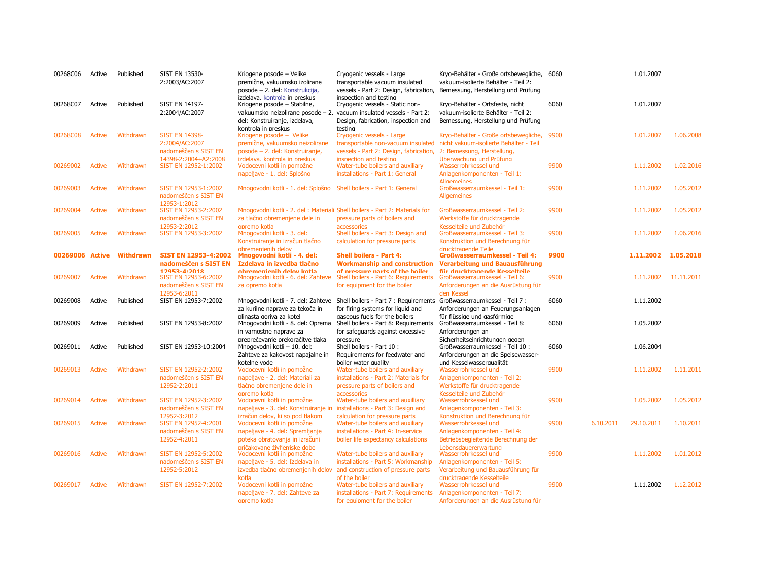| | | | | | | | | | | |
|---|---|---|---|---|---|---|---|---|---|---|
| 00268C06 | Active | Published | SIST EN 13530-2:2003/AC:2007 | Kriogene posode – Velike premične, vakuumsko izolirane posode – 2. del: Konstrukcija, izdelava, kontrola in preskus | Cryogenic vessels - Large transportable vacuum insulated vessels - Part 2: Design, fabrication, inspection and testing | Kryo-Behälter - Große ortsbewegliche, vakuum-isolierte Behälter - Teil 2: Bemessung, Herstellung und Prüfung | 6060 | | 1.01.2007 | |
| 00268C07 | Active | Published | SIST EN 14197-2:2004/AC:2007 | Kriogene posode – Stabilne, vakuumsko neizolirane posode – 2. del: Konstruiranje, izdelava, kontrola in preskus | Cryogenic vessels - Static non-vacuum insulated vessels - Part 2: Design, fabrication, inspection and testing | Kryo-Behälter - Ortsfeste, nicht vakuum-isolierte Behälter - Teil 2: Bemessung, Herstellung und Prüfung | 6060 | | 1.01.2007 | |
| 00268C08 | Active | Withdrawn | SIST EN 14398-2:2004/AC:2007 nadomeščen s SIST EN 14398-2:2004+A2:2008 | Kriogene posode – Velike premične, vakuumsko neizolirane posode – 2. del: Konstruiranje, izdelava, kontrola in preskus | Cryogenic vessels - Large transportable non-vacuum insulated vessels - Part 2: Design, fabrication, inspection and testing | Kryo-Behälter - Große ortsbewegliche, nicht vakuum-isolierte Behälter - Teil 2: Bemessung, Herstellung, Überwachung und Prüfung | 9900 | | 1.01.2007 | 1.06.2008 |
| 00269002 | Active | Withdrawn | SIST EN 12952-1:2002 | Vodocevni kotli in pomožne napeljave - 1. del: Splošno | Water-tube boilers and auxiliary installations - Part 1: General | Wasserrohrkessel und Anlagenkomponenten - Teil 1: Allgemeines | 9900 | | 1.11.2002 | 1.02.2016 |
| 00269003 | Active | Withdrawn | SIST EN 12953-1:2002 nadomeščen s SIST EN 12953-1:2012 | Mnogovodni kotli - 1. del: Splošno | Shell boilers - Part 1: General | Großwasserraumkessel - Teil 1: Allgemeines | 9900 | | 1.11.2002 | 1.05.2012 |
| 00269004 | Active | Withdrawn | SIST EN 12953-2:2002 nadomeščen s SIST EN 12953-2:2012 | Mnogovodni kotli - 2. del : Materiali za tlačno obremenjene dele in opremo kotla | Shell boilers - Part 2: Materials for pressure parts of boilers and accessories | Großwasserraumkessel - Teil 2: Werkstoffe für drucktragende Kesselteile und Zubehör | 9900 | | 1.11.2002 | 1.05.2012 |
| 00269005 | Active | Withdrawn | SIST EN 12953-3:2002 | Mnogovodni kotli - 3. del: Konstruiranje in izračun tlačno obremenjenih delov | Shell boilers - Part 3: Design and calculation for pressure parts | Großwasserraumkessel - Teil 3: Konstruktion und Berechnung für drucktragende Teile | 9900 | | 1.11.2002 | 1.06.2016 |
| **00269006** | **Active** | **Withdrawn** | **SIST EN 12953-4:2002 nadomeščen s SIST EN 12953-4:2018** | **Mnogovodni kotli - 4. del: Izdelava in izvedba tlačno obremenjenih delov kotla** | **Shell boilers - Part 4: Workmanship and construction of pressure parts of the boiler** | **Großwasserraumkessel - Teil 4: Verarbeitung und Bauausführung für drucktragende Kesselteile** | **9900** | | **1.11.2002** | **1.05.2018** |
| 00269007 | Active | Withdrawn | SIST EN 12953-6:2002 nadomeščen s SIST EN 12953-6:2011 | Mnogovodni kotli - 6. del: Zahteve za opremo kotla | Shell boilers - Part 6: Requirements for equipment for the boiler | Großwasserraumkessel - Teil 6: Anforderungen an die Ausrüstung für den Kessel | 9900 | | 1.11.2002 | 11.11.2011 |
| 00269008 | Active | Published | SIST EN 12953-7:2002 | Mnogovodni kotli - 7. del: Zahteve za kurilne naprave za tekoča in plinasta goriva za kotel | Shell boilers - Part 7 : Requirements for firing systems for liquid and gaseous fuels for the boilers | Großwasserraumkessel - Teil 7 : Anforderungen an Feuerungsanlagen für flüssige und gasförmige | 6060 | | 1.11.2002 | |
| 00269009 | Active | Published | SIST EN 12953-8:2002 | Mnogovodni kotli - 8. del: Oprema in varnostne naprave za preprečevanje prekoračitve tlaka | Shell boilers - Part 8: Requirements for safeguards against excessive pressure | Großwasserraumkessel - Teil 8: Anforderungen an Sicherheitseinrichtungen gegen | 6060 | | 1.05.2002 | |
| 00269011 | Active | Published | SIST EN 12953-10:2004 | Mnogovodni kotli – 10. del: Zahteve za kakovost napajalne in kotelne vode | Shell boilers - Part 10 : Requirements for feedwater and boiler water quality | Großwasserraumkessel - Teil 10 : Anforderungen an die Speisewasser- und Kesselwasserqualität | 6060 | | 1.06.2004 | |
| 00269013 | Active | Withdrawn | SIST EN 12952-2:2002 nadomeščen s SIST EN 12952-2:2011 | Vodocevni kotli in pomožne napeljave - 2. del: Materiali za tlačno obremenjene dele in opremo kotla | Water-tube boilers and auxiliary installations - Part 2: Materials for pressure parts of boilers and accessories | Wasserrohrkessel und Anlagenkomponenten - Teil 2: Werkstoffe für drucktragende Kesselteile und Zubehör | 9900 | | 1.11.2002 | 1.11.2011 |
| 00269014 | Active | Withdrawn | SIST EN 12952-3:2002 nadomeščen s SIST EN 12952-3:2012 | Vodocevni kotli in pomožne napeljave - 3. del: Konstruiranje in izračun delov, ki so pod tlakom | Water-tube boilers and auxiliary installations - Part 3: Design and calculation for pressure parts | Wasserrohrkessel und Anlagenkomponenten - Teil 3: Konstruktion und Berechnung für | 9900 | | 1.05.2002 | 1.05.2012 |
| 00269015 | Active | Withdrawn | SIST EN 12952-4:2001 nadomeščen s SIST EN 12952-4:2011 | Vodocevni kotli in pomožne napeljave - 4. del: Spremljanje poteka obratovanja in izračuni pričakovane življenjske dobe | Water-tube boilers and auxiliary installations - Part 4: In-service boiler life expectancy calculations | Wasserrohrkessel und Anlagenkomponenten - Teil 4: Betriebsbegleitende Berechnung der Lebensdauererwartung | 9900 | 6.10.2011 | 29.10.2011 | 1.10.2011 |
| 00269016 | Active | Withdrawn | SIST EN 12952-5:2002 nadomeščen s SIST EN 12952-5:2012 | Vodocevni kotli in pomožne napeljave - 5. del: Izdelava in izvedba tlačno obremenjenih delov kotla | Water-tube boilers and auxiliary installations - Part 5: Workmanship and construction of pressure parts of the boiler | Wasserrohrkessel und Anlagenkomponenten - Teil 5: Verarbeitung und Bauausführung für drucktragende Kesselteile | 9900 | | 1.11.2002 | 1.01.2012 |
| 00269017 | Active | Withdrawn | SIST EN 12952-7:2002 | Vodocevni kotli in pomožne napeljave - 7. del: Zahteve za opremo kotla | Water-tube boilers and auxiliary installations - Part 7: Requirements for equipment for the boiler | Wasserrohrkessel und Anlagenkomponenten - Teil 7: Anforderungen an die Ausrüstung für | 9900 | | 1.11.2002 | 1.12.2012 |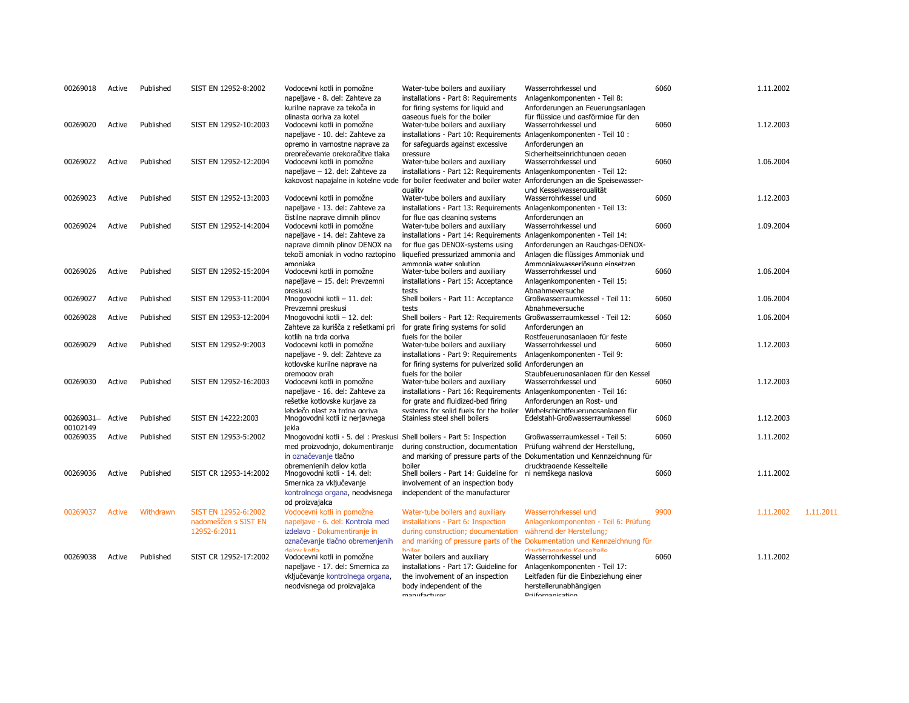| | | | | | | | | | |
|---|---|---|---|---|---|---|---|---|---|
| 00269018 | Active | Published | SIST EN 12952-8:2002 | Vodocevni kotli in pomožne napeljave - 8. del: Zahteve za kurilne naprave za tekoča in plinasta goriva za kotel | Water-tube boilers and auxiliary installations - Part 8: Requirements for firing systems for liquid and gaseous fuels for the boiler | Wasserrohrkessel und Anlagenkomponenten - Teil 8: Anforderungen an Feuerungsanlagen für flüssige und gasförmige für den | 6060 | 1.11.2002 | |
| 00269020 | Active | Published | SIST EN 12952-10:2003 | Vodocevni kotli in pomožne napeljave - 10. del: Zahteve za opremo in varnostne naprave za preprečevanje prekoračitve tlaka | Water-tube boilers and auxiliary installations - Part 10: Requirements for safeguards against excessive pressure | Wasserrohrkessel und Anlagenkomponenten - Teil 10 : Anforderungen an Sicherheitseinrichtungen gegen | 6060 | 1.12.2003 | |
| 00269022 | Active | Published | SIST EN 12952-12:2004 | Vodocevni kotli in pomožne napeljave – 12. del: Zahteve za kakovost napajalne in kotelne vode | Water-tube boilers and auxiliary installations - Part 12: Requirements for boiler feedwater and boiler water quality | Wasserrohrkessel und Anlagenkomponenten - Teil 12: Anforderungen an die Speisewasser- und Kesselwasserqualität | 6060 | 1.06.2004 | |
| 00269023 | Active | Published | SIST EN 12952-13:2003 | Vodocevni kotli in pomožne napeljave - 13. del: Zahteve za čistilne naprave dimnih plinov | Water-tube boilers and auxiliary installations - Part 13: Requirements for flue gas cleaning systems | Wasserrohrkessel und Anlagenkomponenten - Teil 13: Anforderungen an | 6060 | 1.12.2003 | |
| 00269024 | Active | Published | SIST EN 12952-14:2004 | Vodocevni kotli in pomožne napeljave - 14. del: Zahteve za naprave dimnih plinov DENOX na tekoči amoniak in vodno raztopino amoniaka | Water-tube boilers and auxiliary installations - Part 14: Requirements for flue gas DENOX-systems using liquefied pressurized ammonia and ammonia water solution | Wasserrohrkessel und Anlagenkomponenten - Teil 14: Anforderungen an Rauchgas-DENOX-Anlagen die flüssiges Ammoniak und Ammoniakwasserlösung einsetzen | 6060 | 1.09.2004 | |
| 00269026 | Active | Published | SIST EN 12952-15:2004 | Vodocevni kotli in pomožne napeljave – 15. del: Prevzemni preskusi | Water-tube boilers and auxiliary installations - Part 15: Acceptance tests | Wasserrohrkessel und Anlagenkomponenten - Teil 15: Abnahmeversuche | 6060 | 1.06.2004 | |
| 00269027 | Active | Published | SIST EN 12953-11:2004 | Mnogovodni kotli – 11. del: Prevzemni preskusi | Shell boilers - Part 11: Acceptance tests | Großwasserraumkessel - Teil 11: Abnahmeversuche | 6060 | 1.06.2004 | |
| 00269028 | Active | Published | SIST EN 12953-12:2004 | Mnogovodni kotli – 12. del: Zahteve za kurišča z rešetkami pri kotlih na trda goriva | Shell boilers - Part 12: Requirements for grate firing systems for solid fuels for the boiler | Großwasserraumkessel - Teil 12: Anforderungen an Rostfeuerungsanlagen für feste | 6060 | 1.06.2004 | |
| 00269029 | Active | Published | SIST EN 12952-9:2003 | Vodocevni kotli in pomožne napeljave - 9. del: Zahteve za kotlovske kurilne naprave na premogov prah | Water-tube boilers and auxiliary installations - Part 9: Requirements for firing systems for pulverized solid fuels for the boiler | Wasserrohrkessel und Anlagenkomponenten - Teil 9: Anforderungen an Staubfeuerungsanlagen für den Kessel | 6060 | 1.12.2003 | |
| 00269030 | Active | Published | SIST EN 12952-16:2003 | Vodocevni kotli in pomožne napeljave - 16. del: Zahteve za rešetke kotlovske kurjave za lebdečo plast za trdna goriva | Water-tube boilers and auxiliary installations - Part 16: Requirements for grate and fluidized-bed firing systems for solid fuels for the boiler | Wasserrohrkessel und Anlagenkomponenten - Teil 16: Anforderungen an Rost- und Wirbelschichtfeuerungsanlagen für | 6060 | 1.12.2003 | |
| ~~00269031~~ 00102149 | Active | Published | SIST EN 14222:2003 | Mnogovodni kotli iz nerjavnega jekla | Stainless steel shell boilers | Edelstahl-Großwasserraumkessel | 6060 | 1.12.2003 | |
| 00269035 | Active | Published | SIST EN 12953-5:2002 | Mnogovodni kotli - 5. del : Preskusi med proizvodnjo, dokumentiranje in označevanje tlačno obremenjenih delov kotla | Shell boilers - Part 5: Inspection during construction, documentation and marking of pressure parts of the boiler | Großwasserraumkessel - Teil 5: Prüfung während der Herstellung, Dokumentation und Kennzeichnung für drucktragende Kesselteile | 6060 | 1.11.2002 | |
| 00269036 | Active | Published | SIST CR 12953-14:2002 | Mnogovodni kotli - 14. del: Smernica za vključevanje kontrolnega organa, neodvisnega od proizvajalca | Shell boilers - Part 14: Guideline for involvement of an inspection body independent of the manufacturer | ni nemškega naslova | 6060 | 1.11.2002 | |
| 00269037 | Active | Withdrawn | SIST EN 12952-6:2002 nadomeščen s SIST EN 12952-6:2011 | Vodocevni kotli in pomožne napeljave - 6. del: Kontrola med izdelavo - Dokumentiranje in označevanje tlačno obremenjenih delov kotla | Water-tube boilers and auxiliary installations - Part 6: Inspection during construction; documentation and marking of pressure parts of the boiler | Wasserrohrkessel und Anlagenkomponenten - Teil 6: Prüfung während der Herstellung; Dokumentation und Kennzeichnung für drucktragende Kesselteile | 9900 | 1.11.2002 | 1.11.2011 |
| 00269038 | Active | Published | SIST CR 12952-17:2002 | Vodocevni kotli in pomožne napeljave - 17. del: Smernica za vključevanje kontrolnega organa, neodvisnega od proizvajalca | Water boilers and auxiliary installations - Part 17: Guideline for the involvement of an inspection body independent of the manufacturer | Wasserrohrkessel und Anlagenkomponenten - Teil 17: Leitfaden für die Einbeziehung einer herstellerunabhängigen Prüforganisation | 6060 | 1.11.2002 | |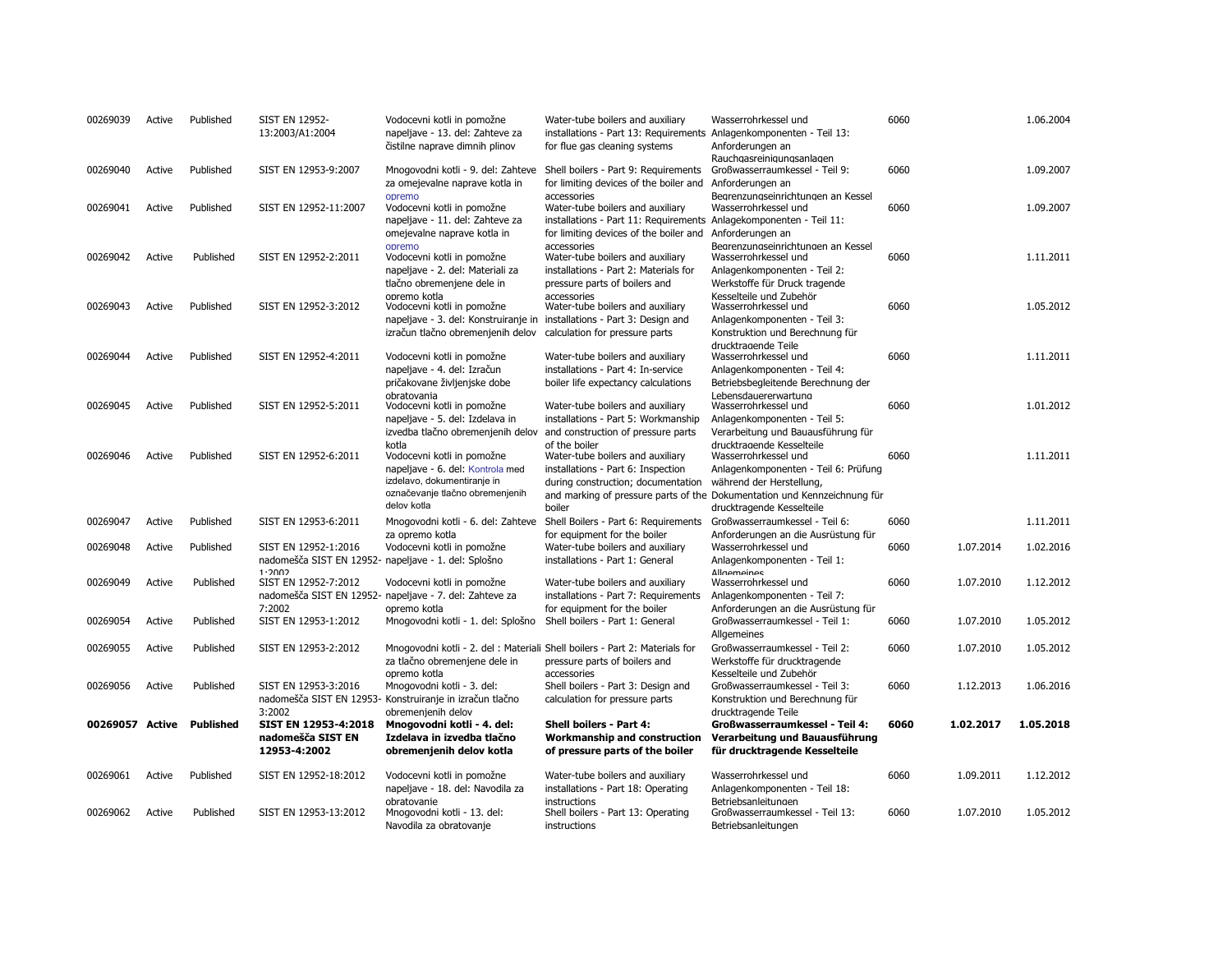| | | | | | | | | | |
|---|---|---|---|---|---|---|---|---|---|
| 00269039 | Active | Published | SIST EN 12952-13:2003/A1:2004 | Vodocevni kotli in pomožne napeljave - 13. del: Zahteve za čistilne naprave dimnih plinov | Water-tube boilers and auxiliary installations - Part 13: Requirements for flue gas cleaning systems | Wasserrohrkessel und Anlagenkomponenten - Teil 13: Anforderungen an Rauchgasreinigungsanlagen | 6060 | | 1.06.2004 |
| 00269040 | Active | Published | SIST EN 12953-9:2007 | Mnogovodni kotli - 9. del: Zahteve za omejevalne naprave kotla in opremo | Shell boilers - Part 9: Requirements for limiting devices of the boiler and accessories | Großwasserraumkessel - Teil 9: Anforderungen an Begrenzungseinrichtungen an Kessel | 6060 | | 1.09.2007 |
| 00269041 | Active | Published | SIST EN 12952-11:2007 | Vodocevni kotli in pomožne napeljave - 11. del: Zahteve za omejevalne naprave kotla in opremo | Water-tube boilers and auxiliary installations - Part 11: Requirements for limiting devices of the boiler and accessories | Wasserrohrkessel und Anlagekomponenten - Teil 11: Anforderungen an Begrenzungseinrichtungen an Kessel | 6060 | | 1.09.2007 |
| 00269042 | Active | Published | SIST EN 12952-2:2011 | Vodocevni kotli in pomožne napeljave - 2. del: Materiali za tlačno obremenjene dele in opremo kotla | Water-tube boilers and auxiliary installations - Part 2: Materials for pressure parts of boilers and accessories | Wasserrohrkessel und Anlagenkomponenten - Teil 2: Werkstoffe für Druck tragende Kesselteile und Zubehör | 6060 | | 1.11.2011 |
| 00269043 | Active | Published | SIST EN 12952-3:2012 | Vodocevni kotli in pomožne napeljave - 3. del: Konstruiranje in izračun tlačno obremenjenih delov | Water-tube boilers and auxiliary installations - Part 3: Design and calculation for pressure parts | Wasserrohrkessel und Anlagenkomponenten - Teil 3: Konstruktion und Berechnung für drucktragende Teile | 6060 | | 1.05.2012 |
| 00269044 | Active | Published | SIST EN 12952-4:2011 | Vodocevni kotli in pomožne napeljave - 4. del: Izračun pričakovane življenjske dobe obratovanja | Water-tube boilers and auxiliary installations - Part 4: In-service boiler life expectancy calculations | Wasserrohrkessel und Anlagenkomponenten - Teil 4: Betriebsbegleitende Berechnung der Lebensdauererwartung | 6060 | | 1.11.2011 |
| 00269045 | Active | Published | SIST EN 12952-5:2011 | Vodocevni kotli in pomožne napeljave - 5. del: Izdelava in izvedba tlačno obremenjenih delov kotla | Water-tube boilers and auxiliary installations - Part 5: Workmanship and construction of pressure parts of the boiler | Wasserrohrkessel und Anlagenkomponenten - Teil 5: Verarbeitung und Bauausführung für drucktragende Kesselteile | 6060 | | 1.01.2012 |
| 00269046 | Active | Published | SIST EN 12952-6:2011 | Vodocevni kotli in pomožne napeljave - 6. del: Kontrola med izdelavo, dokumentiranje in označevanje tlačno obremenjenih delov kotla | Water-tube boilers and auxiliary installations - Part 6: Inspection during construction; documentation and marking of pressure parts of the boiler | Wasserrohrkessel und Anlagenkomponenten - Teil 6: Prüfung während der Herstellung, Dokumentation und Kennzeichnung für drucktragende Kesselteile | 6060 | | 1.11.2011 |
| 00269047 | Active | Published | SIST EN 12953-6:2011 | Mnogovodni kotli - 6. del: Zahteve za opremo kotla | Shell Boilers - Part 6: Requirements for equipment for the boiler | Großwasserraumkessel - Teil 6: Anforderungen an die Ausrüstung für | 6060 | | 1.11.2011 |
| 00269048 | Active | Published | SIST EN 12952-1:2016 nadomešča SIST EN 12952-1:2002 | Vodocevni kotli in pomožne napeljave - 1. del: Splošno | Water-tube boilers and auxiliary installations - Part 1: General | Wasserrohrkessel und Anlagenkomponenten - Teil 1: Allgemeines | 6060 | 1.07.2014 | 1.02.2016 |
| 00269049 | Active | Published | SIST EN 12952-7:2012 nadomešča SIST EN 12952-7:2002 | Vodocevni kotli in pomožne napeljave - 7. del: Zahteve za opremo kotla | Water-tube boilers and auxiliary installations - Part 7: Requirements for equipment for the boiler | Wasserrohrkessel und Anlagenkomponenten - Teil 7: Anforderungen an die Ausrüstung für | 6060 | 1.07.2010 | 1.12.2012 |
| 00269054 | Active | Published | SIST EN 12953-1:2012 | Mnogovodni kotli - 1. del: Splošno | Shell boilers - Part 1: General | Großwasserraumkessel - Teil 1: Allgemeines | 6060 | 1.07.2010 | 1.05.2012 |
| 00269055 | Active | Published | SIST EN 12953-2:2012 | Mnogovodni kotli - 2. del : Materiali za tlačno obremenjene dele in opremo kotla | Shell boilers - Part 2: Materials for pressure parts of boilers and accessories | Großwasserraumkessel - Teil 2: Werkstoffe für drucktragende Kesselteile und Zubehör | 6060 | 1.07.2010 | 1.05.2012 |
| 00269056 | Active | Published | SIST EN 12953-3:2016 nadomešča SIST EN 12953-3:2002 | Mnogovodni kotli - 3. del: Konstruiranje in izračun tlačno obremenjenih delov | Shell boilers - Part 3: Design and calculation for pressure parts | Großwasserraumkessel - Teil 3: Konstruktion und Berechnung für drucktragende Teile | 6060 | 1.12.2013 | 1.06.2016 |
| **00269057** | **Active** | **Published** | **SIST EN 12953-4:2018 nadomešča SIST EN 12953-4:2002** | **Mnogovodni kotli - 4. del: Izdelava in izvedba tlačno obremenjenih delov kotla** | **Shell boilers - Part 4: Workmanship and construction of pressure parts of the boiler** | **Großwasserraumkessel - Teil 4: Verarbeitung und Bauausführung für drucktragende Kesselteile** | **6060** | **1.02.2017** | **1.05.2018** |
| 00269061 | Active | Published | SIST EN 12952-18:2012 | Vodocevni kotli in pomožne napeljave - 18. del: Navodila za obratovanje | Water-tube boilers and auxiliary installations - Part 18: Operating instructions | Wasserrohrkessel und Anlagenkomponenten - Teil 18: Betriebsanleitungen | 6060 | 1.09.2011 | 1.12.2012 |
| 00269062 | Active | Published | SIST EN 12953-13:2012 | Mnogovodni kotli - 13. del: Navodila za obratovanje | Shell boilers - Part 13: Operating instructions | Großwasserraumkessel - Teil 13: Betriebsanleitungen | 6060 | 1.07.2010 | 1.05.2012 |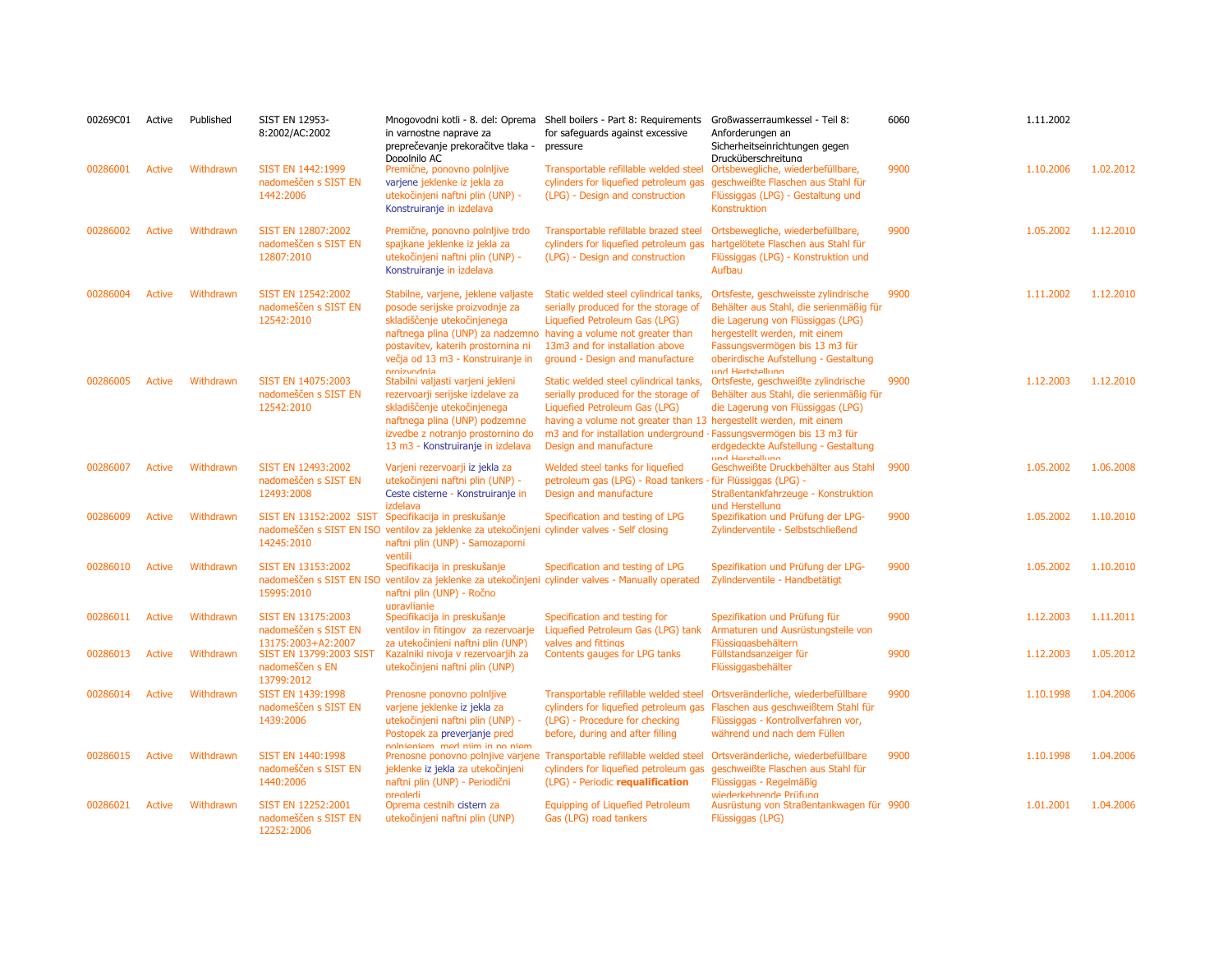| | | | | | | | | | |
|---|---|---|---|---|---|---|---|---|---|
| 00269C01 | Active | Published | SIST EN 12953-8:2002/AC:2002 | Mnogovodni kotli - 8. del: Oprema in varnostne naprave za preprečevanje prekoračitve tlaka - Dopolnilo AC | Shell boilers - Part 8: Requirements for safeguards against excessive pressure | Großwasserraumkessel - Teil 8: Anforderungen an Sicherheitseinrichtungen gegen Drucküberschreitung | 6060 | 1.11.2002 | |
| 00286001 | Active | Withdrawn | SIST EN 1442:1999 nadomeščen s SIST EN 1442:2006 | Premične, ponovno polnljive varjene jeklenke iz jekla za utekočinjeni naftni plin (UNP) - Konstruiranje in izdelava | Transportable refillable welded steel cylinders for liquefied petroleum gas (LPG) - Design and construction | Ortsbewegliche, wiederbefüllbare, geschweißte Flaschen aus Stahl für Flüssiggas (LPG) - Gestaltung und Konstruktion | 9900 | 1.10.2006 | 1.02.2012 |
| 00286002 | Active | Withdrawn | SIST EN 12807:2002 nadomeščen s SIST EN 12807:2010 | Premične, ponovno polnljive trdo spajkane jeklenke iz jekla za utekočinjeni naftni plin (UNP) - Konstruiranje in izdelava | Transportable refillable brazed steel cylinders for liquefied petroleum gas (LPG) - Design and construction | Ortsbewegliche, wiederbefüllbare, hartgelötete Flaschen aus Stahl für Flüssiggas (LPG) - Konstruktion und Aufbau | 9900 | 1.05.2002 | 1.12.2010 |
| 00286004 | Active | Withdrawn | SIST EN 12542:2002 nadomeščen s SIST EN 12542:2010 | Stabilne, varjene, jeklene valjaste posode serijske proizvodnje za skladiščenje utekočinjenega naftnega plina (UNP) za nadzemno postavitev, katerih prostornina ni večja od 13 m3 - Konstruiranje in proizvodnja | Static welded steel cylindrical tanks, serially produced for the storage of Liquefied Petroleum Gas (LPG) having a volume not greater than 13m3 and for installation above ground - Design and manufacture | Ortsfeste, geschweisste zylindrische Behälter aus Stahl, die serienmäßig für die Lagerung von Flüssiggas (LPG) hergestellt werden, mit einem Fassungsvermögen bis 13 m3 für oberirdische Aufstellung - Gestaltung und Herstellung | 9900 | 1.11.2002 | 1.12.2010 |
| 00286005 | Active | Withdrawn | SIST EN 14075:2003 nadomeščen s SIST EN 12542:2010 | Stabilni valjasti varjeni jekleni rezervoarji serijske izdelave za skladiščenje utekočinjenega naftnega plina (UNP) podzemne izvedbe z notranjo prostornino do 13 m3 - Konstruiranje in izdelava | Static welded steel cylindrical tanks, serially produced for the storage of Liquefied Petroleum Gas (LPG) having a volume not greater than 13 m3 and for installation underground - Design and manufacture | Ortsfeste, geschweißte zylindrische Behälter aus Stahl, die serienmäßig für die Lagerung von Flüssiggas (LPG) hergestellt werden, mit einem Fassungsvermögen bis 13 m3 für erdgedeckte Aufstellung - Gestaltung und Herstellung | 9900 | 1.12.2003 | 1.12.2010 |
| 00286007 | Active | Withdrawn | SIST EN 12493:2002 nadomeščen s SIST EN 12493:2008 | Varjeni rezervoarji iz jekla za utekočinjeni naftni plin (UNP) - Ceste cisterne - Konstruiranje in izdelava | Welded steel tanks for liquefied petroleum gas (LPG) - Road tankers - Design and manufacture | Geschweißte Druckbehälter aus Stahl für Flüssiggas (LPG) - Straßentankfahrzeuge - Konstruktion und Herstellung | 9900 | 1.05.2002 | 1.06.2008 |
| 00286009 | Active | Withdrawn | SIST EN 13152:2002 SIST nadomeščen s SIST EN ISO 14245:2010 | Specifikacija in preskušanje ventilov za jeklenke za utekočinjeni naftni plin (UNP) - Samozaporni ventili | Specification and testing of LPG cylinder valves - Self closing | Spezifikation und Prüfung der LPG-Zylinderventile - Selbstschließend | 9900 | 1.05.2002 | 1.10.2010 |
| 00286010 | Active | Withdrawn | SIST EN 13153:2002 nadomeščen s SIST EN ISO 15995:2010 | Specifikacija in preskušanje ventilov za jeklenke za utekočinjeni naftni plin (UNP) - Ročno upravljanje | Specification and testing of LPG cylinder valves - Manually operated | Spezifikation und Prüfung der LPG-Zylinderventile - Handbetätigt | 9900 | 1.05.2002 | 1.10.2010 |
| 00286011 | Active | Withdrawn | SIST EN 13175:2003 nadomeščen s SIST EN 13175:2003+A2:2007 | Specifikacija in preskušanje ventilov in fitingov za rezervoarje za utekočinjeni naftni plin (UNP) | Specification and testing for Liquefied Petroleum Gas (LPG) tank valves and fittings | Spezifikation und Prüfung für Armaturen und Ausrüstungsteile von Flüssiggasbehältern | 9900 | 1.12.2003 | 1.11.2011 |
| 00286013 | Active | Withdrawn | SIST EN 13799:2003 SIST nadomeščen s EN 13799:2012 | Kazalniki nivoja v rezervoarjih za utekočinjeni naftni plin (UNP) | Contents gauges for LPG tanks | Füllstandsanzeiger für Flüssiggasbehälter | 9900 | 1.12.2003 | 1.05.2012 |
| 00286014 | Active | Withdrawn | SIST EN 1439:1998 nadomeščen s SIST EN 1439:2006 | Prenosne ponovno polnljive varjene jeklenke iz jekla za utekočinjeni naftni plin (UNP) - Postopek za preverjanje pred polnjenjem, med njim in po njem | Transportable refillable welded steel cylinders for liquefied petroleum gas (LPG) - Procedure for checking before, during and after filling | Ortsveränderliche, wiederbefüllbare Flaschen aus geschweißtem Stahl für Flüssiggas - Kontrollverfahren vor, während und nach dem Füllen | 9900 | 1.10.1998 | 1.04.2006 |
| 00286015 | Active | Withdrawn | SIST EN 1440:1998 nadomeščen s SIST EN 1440:2006 | Prenosne ponovno polnjive varjene jeklenke iz jekla za utekočinjeni naftni plin (UNP) - Periodični pregledi | Transportable refillable welded steel cylinders for liquefied petroleum gas (LPG) - Periodic **requalification** | Ortsveränderliche, wiederbefüllbare geschweißte Flaschen aus Stahl für Flüssiggas - Regelmäßig wiederkehrende Prüfung | 9900 | 1.10.1998 | 1.04.2006 |
| 00286021 | Active | Withdrawn | SIST EN 12252:2001 nadomeščen s SIST EN 12252:2006 | Oprema cestnih cistern za utekočinjeni naftni plin (UNP) | Equipping of Liquefied Petroleum Gas (LPG) road tankers | Ausrüstung von Straßentankwagen für Flüssiggas (LPG) | 9900 | 1.01.2001 | 1.04.2006 |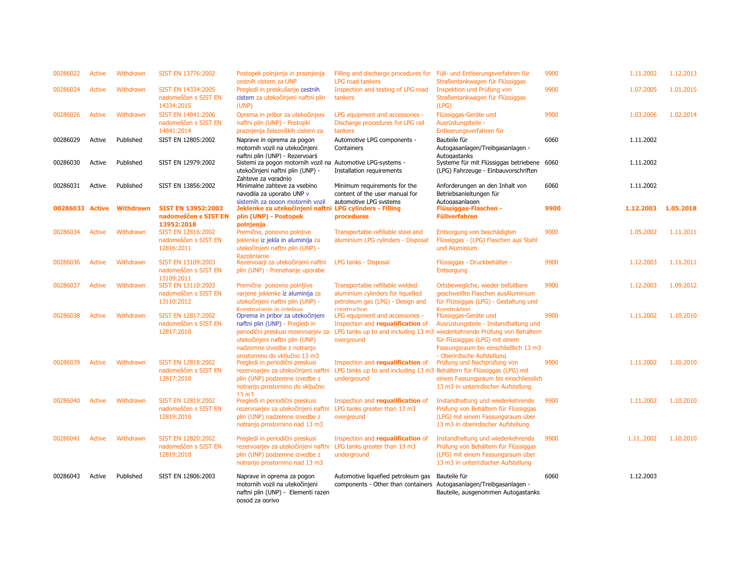| | | | | | | | | | |
|---|---|---|---|---|---|---|---|---|---|
| 00286022 | Active | Withdrawn | SIST EN 13776:2002 | Postopek polnjenja in praznjenja cestnih cistern za UNP | Filling and discharge procedures for LPG road tankers | Füll- und Entleerungsverfahren für Straßentankwagen für Flüssiggas | 9900 | 1.11.2002 | 1.12.2013 |
| 00286024 | Active | Withdrawn | SIST EN 14334:2005 nadomeščen s SIST EN 14334:2015 | Pregledi in preskušanje cestnih cistern za utekočinjeni naftni plin (UNP) | Inspection and testing of LPG road tankers | Inspektion und Prüfung von Straßentankwagen für Flüssiggas (LPG) | 9900 | 1.07.2005 | 1.01.2015 |
| 00286026 | Active | Withdrawn | SIST EN 14841:2006 nadomeščen s SIST EN 14841:2014 | Oprema in pribor za utekočinjeni naftni plin (UNP) - Postopki praznjenja železniških cistern za | LPG equipment and accessories - Discharge procedures for LPG rail tankers | Flüssiggas-Geräte und Ausrüstungsteile - Entleerungsverfahren für | 9900 | 1.03.2006 | 1.02.2014 |
| 00286029 | Active | Published | SIST EN 12805:2002 | Naprave in oprema za pogon motornih vozil na utekočinjeni naftni plin (UNP) - Rezervoarji | Automotive LPG components - Containers | Bauteile für Autogasanlagen/Treibgasanlagen - Autogastanks | 6060 | 1.11.2002 | |
| 00286030 | Active | Published | SIST EN 12979:2002 | Sistemi za pogon motornih vozil na utekočinjeni naftni plin (UNP) - Zahteve za vgradnjo | Automotive LPG-systems - Installation requirements | Systeme für mit Flüssiggas betriebene (LPG) Fahrzeuge - Einbauvorschriften | 6060 | 1.11.2002 | |
| 00286031 | Active | Published | SIST EN 13856:2002 | Minimalne zahteve za vsebino navodila za uporabo UNP v sistemih za pogon motornih vozil | Minimum requirements for the content of the user manual for automotive LPG systems | Anforderungen an den Inhalt von Betriebsanleitungen für Autogasanlagen | 6060 | 1.11.2002 | |
| **00286033** | **Active** | **Withdrawn** | **SIST EN 13952:2003 nadomeščen s SIST EN 13952:2018** | **Jeklenke za utekočinjeni naftni plin (UNP) - Postopek polnjenja** | **LPG cylinders - Filling procedures** | **Flüssiggas-Flaschen - Füllverfahren** | **9900** | **1.12.2003** | **1.05.2018** |
| 00286034 | Active | Withdrawn | SIST EN 12816:2002 nadomeščen s SIST EN 12816:2011 | Premične, ponovno polnljive jeklenke iz jekla in aluminija za utekočinjeni naftni plin (UNP) - Razplinjanje | Transportable refillable steel and aluminium LPG cylinders - Disposal | Entsorgung von beschädigten Flüssiggas - (LPG) Flaschen aus Stahl und Aluminium | 9000 | 1.05.2002 | 1.11.2011 |
| 00286036 | Active | Withdrawn | SIST EN 13109:2003 nadomeščen s SIST EN 13109:2011 | Rezervoarji za utekočinjeni naftni plin (UNP) - Prenehanje uporabe | LPG tanks - Disposal | Flüssiggas - Druckbehälter - Entsorgung | 9900 | 1.12.2003 | 1.11.2011 |
| 00286037 | Active | Withdrawn | SIST EN 13110:2003 nadomeščen s SIST EN 13110:2012 | Premične ponovno polnljive varjene jeklenke iz aluminija za utekočinjeni naftni plin (UNP) - Konstruiranje in izdelava | Transportable refillable welded aluminium cylinders for liquefied petroleum gas (LPG) - Design and construction | Ortsbewegliche, wieder befüllbare geschweißte Flaschen ausAluminium für Flüssiggas (LPG) - Gestaltung und Konstruktion | 9900 | 1.12.2003 | 1.09.2012 |
| 00286038 | Active | Withdrawn | SIST EN 12817:2002 nadomeščen s SIST EN 12817:2010 | Oprema in pribor za utekočinjeni naftni plin (UNP) - Pregledi in periodični preskusi rezervoarjev za utekočinjeni naftni plin (UNP) nadzemne izvedbe z notranjo prostornino do vključno 13 m3 | LPG equipment and accessories - Inspection and **requalification** of LPG tanks up to and including 13 m3 overground | Flüssiggas-Geräte und Ausrüstungsteile - Instandhaltung und wiederkehrende Prüfung von Behältern für Flüssiggas (LPG) mit einem Fassungsraum bis einschließlich 13 m3 - Oberirdische Aufstellung | 9900 | 1.11.2002 | 1.10.2010 |
| 00286039 | Active | Withdrawn | SIST EN 12818:2002 nadomeščen s SIST EN 12817:2010 | Pregledi in periodični preskusi rezervoarjev za utekočinjeni naftni plin (UNP) podzemne izvedbe z notranjo prostornino do vključno 13 m3 | Inspection and **requalification** of LPG tanks up to and including 13 m3 underground | Prüfung und Nachprüfung von Behältern für Flüssiggas (LPG) mit einem Fassungsraum bis einschliesslich 13 m3 in unterirdischer Aufstellung | 9900 | 1.11.2002 | 1.10.2010 |
| 00286040 | Active | Withdrawn | SIST EN 12819:2002 nadomeščen s SIST EN 12819:2010 | Pregledi in periodični preskusi rezervoarjev za utekočinjeni naftni plin (UNP) nadzemne izvedbe z notranjo prostornino nad 13 m3 | Inspection and **requalification** of LPG tanks greater than 13 m3 overground | Instandhaltung und wiederkehrende Prüfung von Behältern für Flüssiggas (LPG) mit einem Fassungsraum über 13 m3 in oberirdischer Aufstellung | 9900 | 1.11.2002 | 1.10.2010 |
| 00286041 | Active | Withdrawn | SIST EN 12820:2002 nadomeščen s SIST EN 12819:2010 | Pregledi in periodični preskusi rezervoarjev za utekočinjeni naftni plin (UNP) podzemne izvedbe z notranjo prostornino nad 13 m3 | Inspection and **requalification** of LPG tanks greater than 13 m3 underground | Instandhaltung und wiederkehrende Prüfung von Behältern für Flüssiggas (LPG) mit einem Fassungsraum über 13 m3 in unterirdischer Aufstellung | 9900 | 1.11..2002 | 1.10.2010 |
| 00286043 | Active | Published | SIST EN 12806:2003 | Naprave in oprema za pogon motornih vozil na utekočinjeni naftni plin (UNP) - Elementi razen posod za gorivo | Automotive liquefied petroleum gas components - Other than containers | Bauteile für Autogasanlagen/Treibgasanlagen - Bauteile, ausgenommen Autogastanks | 6060 | 1.12.2003 | |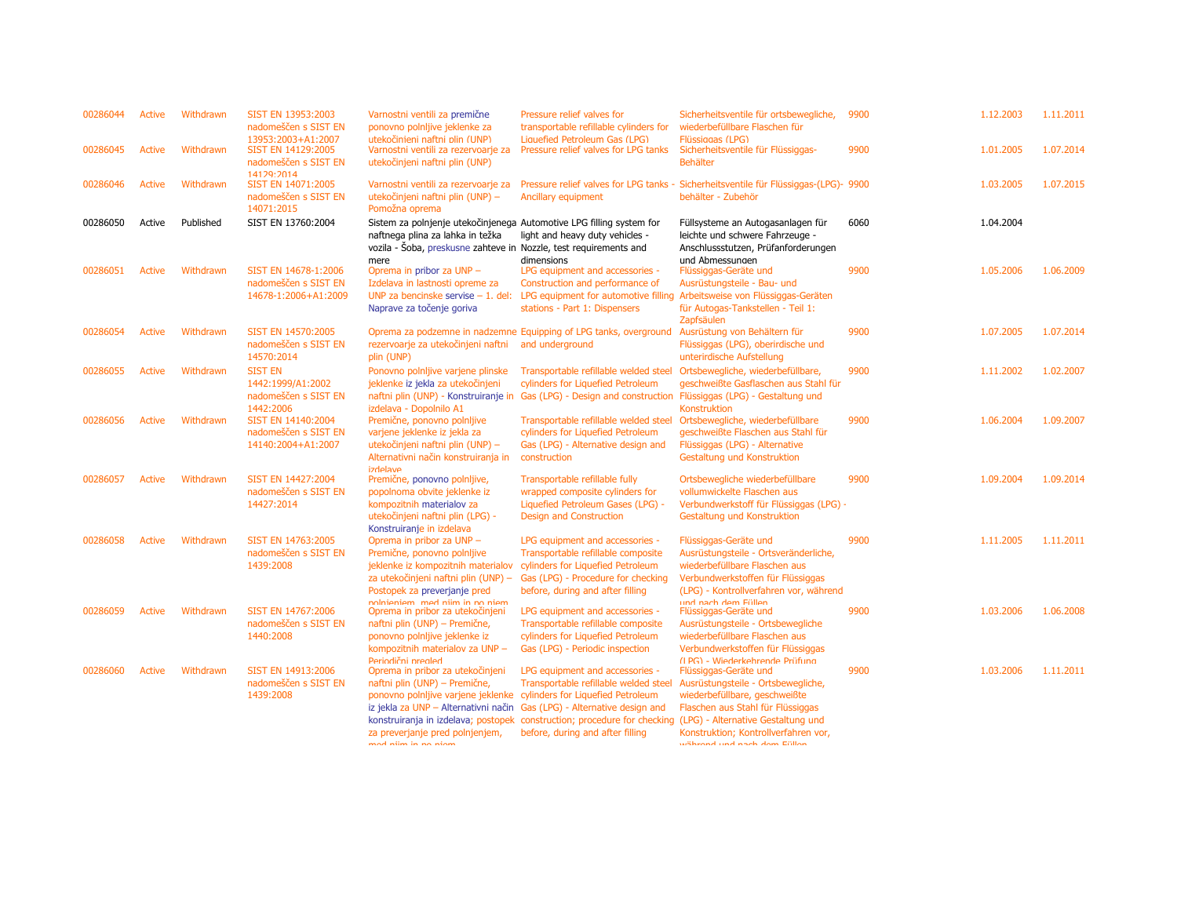| | | | | | | | | | |
|---|---|---|---|---|---|---|---|---|---|
| 00286044 | Active | Withdrawn | SIST EN 13953:2003 nadomeščen s SIST EN 13953:2003+A1:2007 | Varnostni ventili za premične ponovno polnljive jeklenke za utekočinjeni naftni plin (UNP) | Pressure relief valves for transportable refillable cylinders for Liquefied Petroleum Gas (LPG) | Sicherheitsventile für ortsbewegliche, wiederbefüllbare Flaschen für Flüssiggas (LPG) | 9900 | 1.12.2003 | 1.11.2011 |
| 00286045 | Active | Withdrawn | SIST EN 14129:2005 nadomeščen s SIST EN 14129:2014 | Varnostni ventili za rezervoarje za utekočinjeni naftni plin (UNP) | Pressure relief valves for LPG tanks | Sicherheitsventile für Flüssiggas-Behälter | 9900 | 1.01.2005 | 1.07.2014 |
| 00286046 | Active | Withdrawn | SIST EN 14071:2005 nadomeščen s SIST EN 14071:2015 | Varnostni ventili za rezervoarje za utekočinjeni naftni plin (UNP) – Pomožna oprema | Pressure relief valves for LPG tanks - Ancillary equipment | Sicherheitsventile für Flüssiggas-(LPG)-behälter - Zubehör | 9900 | 1.03.2005 | 1.07.2015 |
| 00286050 | Active | Published | SIST EN 13760:2004 | Sistem za polnjenje utekočinjenega naftnega plina za lahka in težka vozila - Šoba, preskusne zahteve in mere | Automotive LPG filling system for light and heavy duty vehicles - Nozzle, test requirements and dimensions | Füllsysteme an Autogasanlagen für leichte und schwere Fahrzeuge - Anschlussstutzen, Prüfanforderungen und Abmessungen | 6060 | 1.04.2004 | |
| 00286051 | Active | Withdrawn | SIST EN 14678-1:2006 nadomeščen s SIST EN 14678-1:2006+A1:2009 | Oprema in pribor za UNP – Izdelava in lastnosti opreme za UNP za bencinske servise – 1. del: Naprave za točenje goriva | LPG equipment and accessories - Construction and performance of LPG equipment for automotive filling stations - Part 1: Dispensers | Flüssiggas-Geräte und Ausrüstungsteile - Bau- und Arbeitsweise von Flüssiggas-Geräten für Autogas-Tankstellen - Teil 1: Zapfsäulen | 9900 | 1.05.2006 | 1.06.2009 |
| 00286054 | Active | Withdrawn | SIST EN 14570:2005 nadomeščen s SIST EN 14570:2014 | Oprema za podzemne in nadzemne rezervoarje za utekočinjeni naftni plin (UNP) | Equipping of LPG tanks, overground and underground | Ausrüstung von Behältern für Flüssiggas (LPG), oberirdische und unterirdische Aufstellung | 9900 | 1.07.2005 | 1.07.2014 |
| 00286055 | Active | Withdrawn | SIST EN 1442:1999/A1:2002 nadomeščen s SIST EN 1442:2006 | Ponovno polnljive varjene plinske jeklenke iz jekla za utekočinjeni naftni plin (UNP) - Konstruiranje in izdelava - Dopolnilo A1 | Transportable refillable welded steel cylinders for Liquefied Petroleum Gas (LPG) - Design and construction | Ortsbewegliche, wiederbefüllbare, geschweißte Gasflaschen aus Stahl für Flüssiggas (LPG) - Gestaltung und Konstruktion | 9900 | 1.11.2002 | 1.02.2007 |
| 00286056 | Active | Withdrawn | SIST EN 14140:2004 nadomeščen s SIST EN 14140:2004+A1:2007 | Premične, ponovno polnljive varjene jeklenke iz jekla za utekočinjeni naftni plin (UNP) – Alternativni način konstruiranja in izdelave | Transportable refillable welded steel cylinders for Liquefied Petroleum Gas (LPG) - Alternative design and construction | Ortsbewegliche, wiederbefüllbare geschweißte Flaschen aus Stahl für Flüssiggas (LPG) - Alternative Gestaltung und Konstruktion | 9900 | 1.06.2004 | 1.09.2007 |
| 00286057 | Active | Withdrawn | SIST EN 14427:2004 nadomeščen s SIST EN 14427:2014 | Premične, ponovno polnljive, popolnoma obvite jeklenke iz kompozitnih materialov za utekočinjeni naftni plin (LPG) - Konstruiranje in izdelava | Transportable refillable fully wrapped composite cylinders for Liquefied Petroleum Gases (LPG) - Design and Construction | Ortsbewegliche wiederbefüllbare vollumwickelte Flaschen aus Verbundwerkstoff für Flüssiggas (LPG) - Gestaltung und Konstruktion | 9900 | 1.09.2004 | 1.09.2014 |
| 00286058 | Active | Withdrawn | SIST EN 14763:2005 nadomeščen s SIST EN 1439:2008 | Oprema in pribor za UNP – Premične, ponovno polnljive jeklenke iz kompozitnih materialov za utekočinjeni naftni plin (UNP) – Postopek za preverjanje pred polnjenjem, med njim in po njem | LPG equipment and accessories - Transportable refillable composite cylinders for Liquefied Petroleum Gas (LPG) - Procedure for checking before, during and after filling | Flüssiggas-Geräte und Ausrüstungsteile - Ortsveränderliche, wiederbefüllbare Flaschen aus Verbundwerkstoffen für Flüssiggas (LPG) - Kontrollverfahren vor, während und nach dem Füllen | 9900 | 1.11.2005 | 1.11.2011 |
| 00286059 | Active | Withdrawn | SIST EN 14767:2006 nadomeščen s SIST EN 1440:2008 | Oprema in pribor za utekočinjeni naftni plin (UNP) – Premične, ponovno polnljive jeklenke iz kompozitnih materialov za UNP – Periodični pregled | LPG equipment and accessories - Transportable refillable composite cylinders for Liquefied Petroleum Gas (LPG) - Periodic inspection | Flüssiggas-Geräte und Ausrüstungsteile - Ortsbewegliche wiederbefüllbare Flaschen aus Verbundwerkstoffen für Flüssiggas (LPG) - Wiederkehrende Prüfung | 9900 | 1.03.2006 | 1.06.2008 |
| 00286060 | Active | Withdrawn | SIST EN 14913:2006 nadomeščen s SIST EN 1439:2008 | Oprema in pribor za utekočinjeni naftni plin (UNP) – Premične, ponovno polnljive varjene jeklenke iz jekla za UNP – Alternativni način konstruiranja in izdelava; postopek za preverjanje pred polnjenjem, med njim in po njem | LPG equipment and accessories - Transportable refillable welded steel cylinders for Liquefied Petroleum Gas (LPG) - Alternative design and construction; procedure for checking before, during and after filling | Flüssiggas-Geräte und Ausrüstungsteile - Ortsbewegliche, wiederbefüllbare, geschweißte Flaschen aus Stahl für Flüssiggas (LPG) - Alternative Gestaltung und Konstruktion; Kontrollverfahren vor, während und nach dem Füllen | 9900 | 1.03.2006 | 1.11.2011 |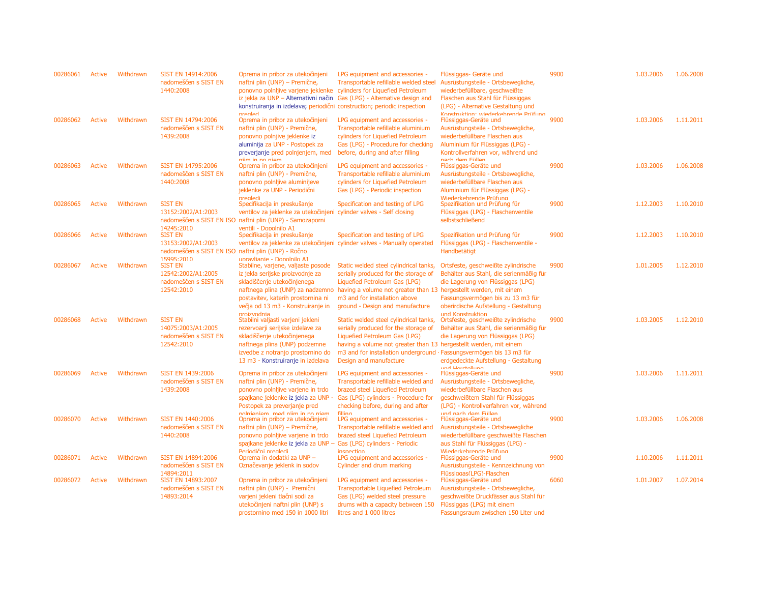| | | | | | | | | | |
|---|---|---|---|---|---|---|---|---|---|
| 00286061 | Active | Withdrawn | SIST EN 14914:2006 nadomeščen s SIST EN 1440:2008 | Oprema in pribor za utekočinjeni naftni plin (UNP) – Premične, ponovno polnljive varjene jeklenke iz jekla za UNP – Alternativni način konstruiranja in izdelava; periodični pregled | LPG equipment and accessories - Transportable refillable welded steel cylinders for Liquefied Petroleum Gas (LPG) - Alternative design and construction; periodic inspection | Flüssiggas- Geräte und Ausrüstungsteile - Ortsbewegliche, wiederbefüllbare, geschweißte Flaschen aus Stahl für Flüssiggas (LPG) - Alternative Gestaltung und Konstruktion; wiederkehrende Prüfung | 9900 | 1.03.2006 | 1.06.2008 |
| 00286062 | Active | Withdrawn | SIST EN 14794:2006 nadomeščen s SIST EN 1439:2008 | Oprema in pribor za utekočinjeni naftni plin (UNP) - Premične, ponovno polnljive jeklenke iz aluminija za UNP - Postopek za preverjanje pred polnjenjem, med njim in po njem | LPG equipment and accessories - Transportable refillable aluminium cylinders for Liquefied Petroleum Gas (LPG) - Procedure for checking before, during and after filling | Flüssiggas-Geräte und Ausrüstungsteile - Ortsbewegliche, wiederbefüllbare Flaschen aus Aluminium für Flüssiggas (LPG) - Kontrollverfahren vor, während und nach dem Füllen | 9900 | 1.03.2006 | 1.11.2011 |
| 00286063 | Active | Withdrawn | SIST EN 14795:2006 nadomeščen s SIST EN 1440:2008 | Oprema in pribor za utekočinjeni naftni plin (UNP) - Premične, ponovno polnljive aluminijeve jeklenke za UNP - Periodični pregledi | LPG equipment and accessories - Transportable refillable aluminium cylinders for Liquefied Petroleum Gas (LPG) - Periodic inspection | Flüssiggas-Geräte und Ausrüstungsteile - Ortsbewegliche, wiederbefüllbare Flaschen aus Aluminium für Flüssiggas (LPG) - Wiederkehrende Prüfung | 9900 | 1.03.2006 | 1.06.2008 |
| 00286065 | Active | Withdrawn | SIST EN 13152:2002/A1:2003 nadomeščen s SIST EN ISO 14245:2010 | Specifikacija in preskušanje ventilov za jeklenke za utekočinjeni naftni plin (UNP) - Samozaporni ventili - Dopolnilo A1 | Specification and testing of LPG cylinder valves - Self closing | Spezifikation und Prüfung für Flüssiggas (LPG) - Flaschenventile selbstschließend | 9900 | 1.12.2003 | 1.10.2010 |
| 00286066 | Active | Withdrawn | SIST EN 13153:2002/A1:2003 nadomeščen s SIST EN ISO 15995:2010 | Specifikacija in preskušanje ventilov za jeklenke za utekočinjeni naftni plin (UNP) - Ročno upravljanje - Dopolnilo A1 | Specification and testing of LPG cylinder valves - Manually operated | Spezifikation und Prüfung für Flüssiggas (LPG) - Flaschenventile - Handbetätigt | 9900 | 1.12.2003 | 1.10.2010 |
| 00286067 | Active | Withdrawn | SIST EN 12542:2002/A1:2005 nadomeščen s SIST EN 12542:2010 | Stabilne, varjene, valjaste posode iz jekla serijske proizvodnje za skladiščenje utekočinjenega naftnega plina (UNP) za nadzemno postavitev, katerih prostornina ni večja od 13 m3 - Konstruiranje in proizvodnja | Static welded steel cylindrical tanks, serially produced for the storage of Liquefied Petroleum Gas (LPG) having a volume not greater than 13 m3 and for installation above ground - Design and manufacture | Ortsfeste, geschweißte zylindrische Behälter aus Stahl, die serienmäßig für die Lagerung von Flüssiggas (LPG) hergestellt werden, mit einem Fassungsvermögen bis zu 13 m3 für oberirdische Aufstellung - Gestaltung und Konstruktion | 9900 | 1.01.2005 | 1.12.2010 |
| 00286068 | Active | Withdrawn | SIST EN 14075:2003/A1:2005 nadomeščen s SIST EN 12542:2010 | Stabilni valjasti varjeni jekleni rezervoarji serijske izdelave za skladiščenje utekočinjenega naftnega plina (UNP) podzemne izvedbe z notranjo prostornino do 13 m3 - Konstruiranje in izdelava | Static welded steel cylindrical tanks, serially produced for the storage of Liquefied Petroleum Gas (LPG) having a volume not greater than 13 m3 and for installation underground - Design and manufacture | Ortsfeste, geschweißte zylindrische Behälter aus Stahl, die serienmäßig für die Lagerung von Flüssiggas (LPG) hergestellt werden, mit einem Fassungsvermögen bis 13 m3 für erdgedeckte Aufstellung - Gestaltung und Herstellung | 9900 | 1.03.2005 | 1.12.2010 |
| 00286069 | Active | Withdrawn | SIST EN 1439:2006 nadomeščen s SIST EN 1439:2008 | Oprema in pribor za utekočinjeni naftni plin (UNP) - Premične, ponovno polnljive varjene in trdo spajkane jeklenke iz jekla za UNP - Postopek za preverjanje pred polnjenjem, med njim in po njem | LPG equipment and accessories - Transportable refillable welded and brazed steel Liquefied Petroleum Gas (LPG) cylinders - Procedure for checking before, during and after filling | Flüssiggas-Geräte und Ausrüstungsteile - Ortsbewegliche, wiederbefüllbare Flaschen aus geschweißtem Stahl für Flüssiggas (LPG) - Kontrollverfahren vor, während und nach dem Füllen | 9900 | 1.03.2006 | 1.11.2011 |
| 00286070 | Active | Withdrawn | SIST EN 1440:2006 nadomeščen s SIST EN 1440:2008 | Oprema in pribor za utekočinjeni naftni plin (UNP) – Premične, ponovno polnljive varjene in trdo spajkane jeklenke iz jekla za UNP – Periodični pregledi | LPG equipment and accessories - Transportable refillable welded and brazed steel Liquefied Petroleum Gas (LPG) cylinders - Periodic inspection | Flüssiggas-Geräte und Ausrüstungsteile - Ortsbewegliche wiederbefüllbare geschweißte Flaschen aus Stahl für Flüssiggas (LPG) - Wiederkehrende Prüfung | 9900 | 1.03.2006 | 1.06.2008 |
| 00286071 | Active | Withdrawn | SIST EN 14894:2006 nadomeščen s SIST EN 14894:2011 | Oprema in dodatki za UNP – Označevanje jeklenk in sodov | LPG equipment and accessories - Cylinder and drum marking | Flüssiggas-Geräte und Ausrüstungsteile - Kennzeichnung von Flüssiggas(LPG)-Flaschen | 9900 | 1.10.2006 | 1.11.2011 |
| 00286072 | Active | Withdrawn | SIST EN 14893:2007 nadomeščen s SIST EN 14893:2014 | Oprema in pribor za utekočinjeni naftni plin (UNP) - Premični varjeni jekleni tlačni sodi za utekočinjeni naftni plin (UNP) s prostornino med 150 in 1000 litri | LPG equipment and accessories - Transportable Liquefied Petroleum Gas (LPG) welded steel pressure drums with a capacity between 150 litres and 1 000 litres | Flüssiggas-Geräte und Ausrüstungsteile - Ortsbewegliche, geschweißte Druckfässer aus Stahl für Flüssiggas (LPG) mit einem Fassungsraum zwischen 150 Liter und | 6060 | 1.01.2007 | 1.07.2014 |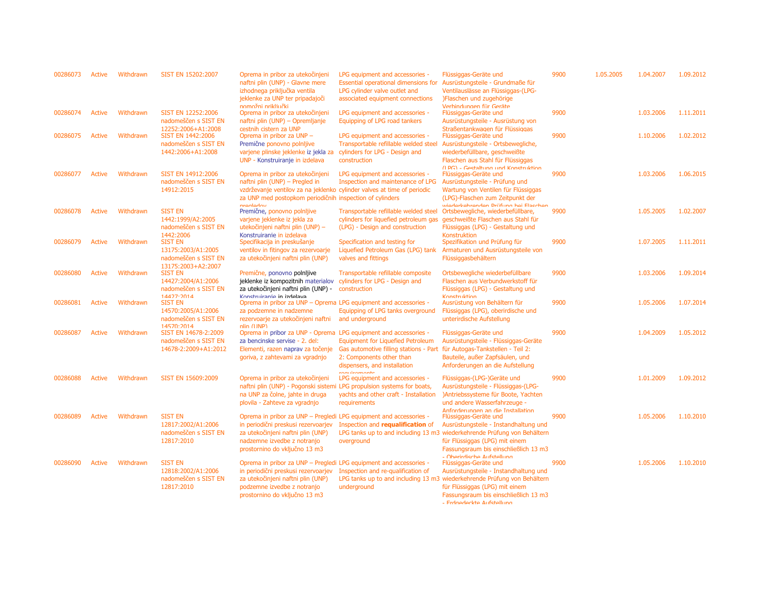| | | | | | | | | | | |
|---|---|---|---|---|---|---|---|---|---|---|
| 00286073 | Active | Withdrawn | SIST EN 15202:2007 | Oprema in pribor za utekočinjeni naftni plin (UNP) - Glavne mere izhodnega priključka ventila jeklenke za UNP ter pripadajoči pomožni priključki | LPG equipment and accessories - Essential operational dimensions for LPG cylinder valve outlet and associated equipment connections | Flüssiggas-Geräte und Ausrüstungsteile - Grundmaße für Ventilauslässe an Flüssiggas-(LPG-)Flaschen und zugehörige Verbindungen für Geräte | 9900 | 1.05.2005 | 1.04.2007 | 1.09.2012 |
| 00286074 | Active | Withdrawn | SIST EN 12252:2006 nadomeščen s SIST EN 12252:2006+A1:2008 | Oprema in pribor za utekočinjeni naftni plin (UNP) – Opremljanje cestnih cistern za UNP | LPG equipment and accessories - Equipping of LPG road tankers | Flüssiggas-Geräte und Ausrüstungsteile - Ausrüstung von Straßentankwagen für Flüssiggas | 9900 | | 1.03.2006 | 1.11.2011 |
| 00286075 | Active | Withdrawn | SIST EN 1442:2006 nadomeščen s SIST EN 1442:2006+A1:2008 | Oprema in pribor za UNP – Premične ponovno polnljive varjene plinske jeklenke iz jekla za UNP - Konstruiranje in izdelava | LPG equipment and accessories - Transportable refillable welded steel cylinders for LPG - Design and construction | Flüssiggas-Geräte und Ausrüstungsteile - Ortsbewegliche, wiederbefüllbare, geschweißte Flaschen aus Stahl für Flüssiggas (LPG) - Gestaltung und Konstruktion | 9900 | | 1.10.2006 | 1.02.2012 |
| 00286077 | Active | Withdrawn | SIST EN 14912:2006 nadomeščen s SIST EN 14912:2015 | Oprema in pribor za utekočinjeni naftni plin (UNP) – Pregled in vzdrževanje ventilov za na jeklenko za UNP med postopkom periodičnih pregledov | LPG equipment and accessories - Inspection and maintenance of LPG cylinder valves at time of periodic inspection of cylinders | Flüssiggas-Geräte und Ausrüstungsteile - Prüfung und Wartung von Ventilen für Flüssiggas (LPG)-Flaschen zum Zeitpunkt der wiederkehrenden Prüfung bei Flaschen | 9900 | | 1.03.2006 | 1.06.2015 |
| 00286078 | Active | Withdrawn | SIST EN 1442:1999/A2:2005 nadomeščen s SIST EN 1442:2006 | Premične, ponovno polnljive varjene jeklenke iz jekla za utekočinjeni naftni plin (UNP) – Konstruiranje in izdelava | Transportable refillable welded steel cylinders for liquefied petroleum gas (LPG) - Design and construction | Ortsbewegliche, wiederbefüllbare, geschweißte Flaschen aus Stahl für Flüssiggas (LPG) - Gestaltung und Konstruktion | 9900 | | 1.05.2005 | 1.02.2007 |
| 00286079 | Active | Withdrawn | SIST EN 13175:2003/A1:2005 nadomeščen s SIST EN 13175:2003+A2:2007 | Specifikacija in preskušanje ventilov in fitingov za rezervoarje za utekočinjeni naftni plin (UNP) | Specification and testing for Liquefied Petroleum Gas (LPG) tank valves and fittings | Spezifikation und Prüfung für Armaturen und Ausrüstungsteile von Flüssiggasbehältern | 9900 | | 1.07.2005 | 1.11.2011 |
| 00286080 | Active | Withdrawn | SIST EN 14427:2004/A1:2006 nadomeščen s SIST EN 14427:2014 | Premične, ponovno polnljive jeklenke iz kompozitnih materialov za utekočinjeni naftni plin (UNP) - Konstruiranje in izdelava | Transportable refillable composite cylinders for LPG - Design and construction | Ortsbewegliche wiederbefüllbare Flaschen aus Verbundwerkstoff für Flüssiggas (LPG) - Gestaltung und Konstruktion | 9900 | | 1.03.2006 | 1.09.2014 |
| 00286081 | Active | Withdrawn | SIST EN 14570:2005/A1:2006 nadomeščen s SIST EN 14570:2014 | Oprema in pribor za UNP – Oprema za podzemne in nadzemne rezervoarje za utekočinjeni naftni plin (UNP) | LPG equipment and accessories - Equipping of LPG tanks overground and underground | Ausrüstung von Behältern für Flüssiggas (LPG), oberirdische und unterirdische Aufstellung | 9900 | | 1.05.2006 | 1.07.2014 |
| 00286087 | Active | Withdrawn | SIST EN 14678-2:2009 nadomeščen s SIST EN 14678-2:2009+A1:2012 | Oprema in pribor za UNP - Oprema za bencinske servise - 2. del: Elementi, razen naprav za točenje goriva, z zahtevami za vgradnjo | LPG equipment and accessories - Equipment for Liquefied Petroleum Gas automotive filling stations - Part 2: Components other than dispensers, and installation requirements | Flüssiggas-Geräte und Ausrüstungsteile - Flüssiggas-Geräte für Autogas-Tankstellen - Teil 2: Bauteile, außer Zapfsäulen, und Anforderungen an die Aufstellung | 9900 | | 1.04.2009 | 1.05.2012 |
| 00286088 | Active | Withdrawn | SIST EN 15609:2009 | Oprema in pribor za utekočinjeni naftni plin (UNP) - Pogonski sistemi na UNP za čolne, jahte in druga plovila - Zahteve za vgradnjo | LPG equipment and accessories - LPG propulsion systems for boats, yachts and other craft - Installation requirements | Flüssiggas-(LPG-)Geräte und Ausrüstungsteile - Flüssiggas-(LPG-)Antriebssysteme für Boote, Yachten und andere Wasserfahrzeuge - Anforderungen an die Installation | 9900 | | 1.01.2009 | 1.09.2012 |
| 00286089 | Active | Withdrawn | SIST EN 12817:2002/A1:2006 nadomeščen s SIST EN 12817:2010 | Oprema in pribor za UNP – Pregledi in periodični preskusi rezervoarjev za utekočinjeni naftni plin (UNP) nadzemne izvedbe z notranjo prostornino do vključno 13 m3 | LPG equipment and accessories - Inspection and **requalification** of LPG tanks up to and including 13 m3 overground | Flüssiggas-Geräte und Ausrüstungsteile - Instandhaltung und wiederkehrende Prüfung von Behältern für Flüssiggas (LPG) mit einem Fassungsraum bis einschließlich 13 m3 - Oberirdische Aufstellung | 9900 | | 1.05.2006 | 1.10.2010 |
| 00286090 | Active | Withdrawn | SIST EN 12818:2002/A1:2006 nadomeščen s SIST EN 12817:2010 | Oprema in pribor za UNP – Pregledi in periodični preskusi rezervoarjev za utekočinjeni naftni plin (UNP) podzemne izvedbe z notranjo prostornino do vključno 13 m3 | LPG equipment and accessories - Inspection and re-qualification of LPG tanks up to and including 13 m3 underground | Flüssiggas-Geräte und Ausrüstungsteile - Instandhaltung und wiederkehrende Prüfung von Behältern für Flüssiggas (LPG) mit einem Fassungsraum bis einschließlich 13 m3 - Erdgedeckte Aufstellung | 9900 | | 1.05.2006 | 1.10.2010 |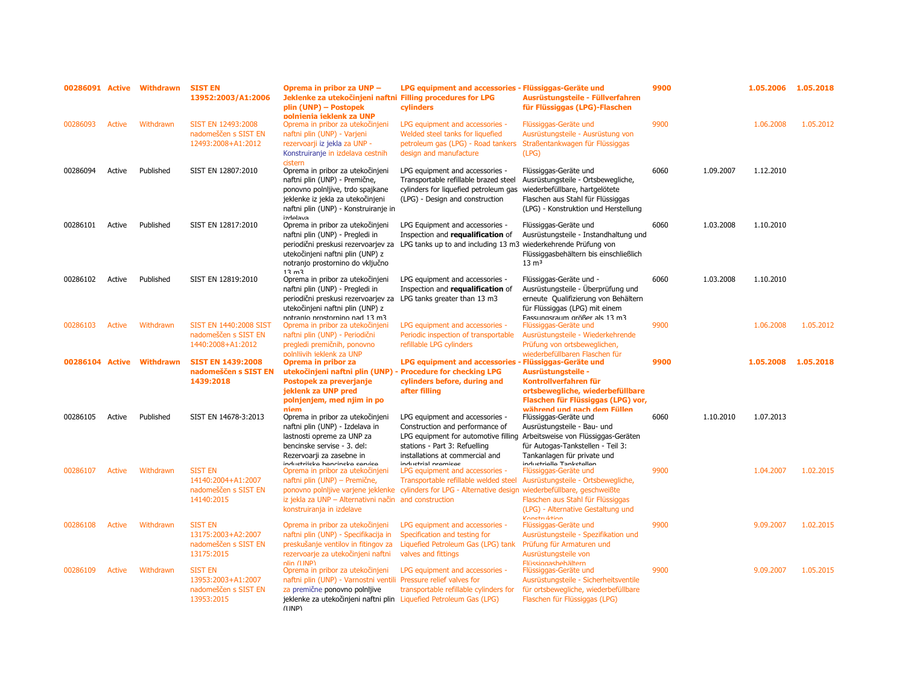| | | | | | | | | | | |
|---|---|---|---|---|---|---|---|---|---|---|
| **00286091** | **Active** | **Withdrawn** | **SIST EN 13952:2003/A1:2006** | **Oprema in pribor za UNP – Jeklenke za utekočinjeni naftni plin (UNP) – Postopek polnjenja jeklenk za UNP** | **LPG equipment and accessories - Filling procedures for LPG cylinders** | **Flüssiggas-Geräte und Ausrüstungsteile - Füllverfahren für Flüssiggas (LPG)-Flaschen** | **9900** | | **1.05.2006** | **1.05.2018** |
| 00286093 | Active | Withdrawn | SIST EN 12493:2008 nadomeščen s SIST EN 12493:2008+A1:2012 | Oprema in pribor za utekočinjeni naftni plin (UNP) - Varjeni rezervoarji iz jekla za UNP - Konstruiranje in izdelava cestnih cistern | LPG equipment and accessories - Welded steel tanks for liquefied petroleum gas (LPG) - Road tankers design and manufacture | Flüssiggas-Geräte und Ausrüstungsteile - Ausrüstung von Straßentankwagen für Flüssiggas (LPG) | 9900 | | 1.06.2008 | 1.05.2012 |
| 00286094 | Active | Published | SIST EN 12807:2010 | Oprema in pribor za utekočinjeni naftni plin (UNP) - Premične, ponovno polnljive, trdo spajkane jeklenke iz jekla za utekočinjeni naftni plin (UNP) - Konstruiranje in izdelava | LPG equipment and accessories - Transportable refillable brazed steel cylinders for liquefied petroleum gas (LPG) - Design and construction | Flüssiggas-Geräte und Ausrüstungsteile - Ortsbewegliche, wiederbefüllbare, hartgelötete Flaschen aus Stahl für Flüssiggas (LPG) - Konstruktion und Herstellung | 6060 | 1.09.2007 | 1.12.2010 | |
| 00286101 | Active | Published | SIST EN 12817:2010 | Oprema in pribor za utekočinjeni naftni plin (UNP) - Pregledi in periodični preskusi rezervoarjev za utekočinjeni naftni plin (UNP) z notranjo prostornino do vključno 13 m3 | LPG Equipment and accessories - Inspection and **requalification** of LPG tanks up to and including 13 m3 | Flüssiggas-Geräte und Ausrüstungsteile - Instandhaltung und wiederkehrende Prüfung von Flüssiggasbehältern bis einschließlich 13 m³ | 6060 | 1.03.2008 | 1.10.2010 | |
| 00286102 | Active | Published | SIST EN 12819:2010 | Oprema in pribor za utekočinjeni naftni plin (UNP) - Pregledi in periodični preskusi rezervoarjev za utekočinjeni naftni plin (UNP) z notranjo prostornino nad 13 m3 | LPG equipment and accessories - Inspection and **requalification** of LPG tanks greater than 13 m3 | Flüssiggas-Geräte und - Ausrüstungsteile - Überprüfung und erneute Qualifizierung von Behältern für Flüssiggas (LPG) mit einem Fassungsraum größer als 13 m3 | 6060 | 1.03.2008 | 1.10.2010 | |
| 00286103 | Active | Withdrawn | SIST EN 1440:2008 SIST nadomeščen s SIST EN 1440:2008+A1:2012 | Oprema in pribor za utekočinjeni naftni plin (UNP) - Periodični pregledi premičnih, ponovno polnljivih jeklenk za UNP | LPG equipment and accessories - Periodic inspection of transportable refillable LPG cylinders | Flüssiggas-Geräte und Ausrüstungsteile - Wiederkehrende Prüfung von ortsbeweglichen, wiederbefüllbaren Flaschen für | 9900 | | 1.06.2008 | 1.05.2012 |
| **00286104** | **Active** | **Withdrawn** | **SIST EN 1439:2008 nadomeščen s SIST EN 1439:2018** | **Oprema in pribor za utekočinjeni naftni plin (UNP) - Postopek za preverjanje jeklenk za UNP pred polnjenjem, med njim in po njem** | **LPG equipment and accessories - Procedure for checking LPG cylinders before, during and after filling** | **Flüssiggas-Geräte und Ausrüstungsteile - Kontrollverfahren für ortsbewegliche, wiederbefüllbare Flaschen für Flüssiggas (LPG) vor, während und nach dem Füllen** | **9900** | | **1.05.2008** | **1.05.2018** |
| 00286105 | Active | Published | SIST EN 14678-3:2013 | Oprema in pribor za utekočinjeni naftni plin (UNP) - Izdelava in lastnosti opreme za UNP za bencinske servise - 3. del: Rezervoarji za zasebne in industrijske bencinske servise | LPG equipment and accessories - Construction and performance of LPG equipment for automotive filling stations - Part 3: Refuelling installations at commercial and industrial premises | Flüssiggas-Geräte und Ausrüstungsteile - Bau- und Arbeitsweise von Flüssiggas-Geräten für Autogas-Tankstellen - Teil 3: Tankanlagen für private und industrielle Tankstellen | 6060 | 1.10.2010 | 1.07.2013 | |
| 00286107 | Active | Withdrawn | SIST EN 14140:2004+A1:2007 nadomeščen s SIST EN 14140:2015 | Oprema in pribor za utekočinjeni naftni plin (UNP) – Premične, ponovno polnljive varjene jeklenke iz jekla za UNP – Alternativni način konstruiranja in izdelave | LPG equipment and accessories - Transportable refillable welded steel cylinders for LPG - Alternative design and construction | Flüssiggas-Geräte und Ausrüstungsteile - Ortsbewegliche, wiederbefüllbare, geschweißte Flaschen aus Stahl für Flüssiggas (LPG) - Alternative Gestaltung und Konstruktion | 9900 | | 1.04.2007 | 1.02.2015 |
| 00286108 | Active | Withdrawn | SIST EN 13175:2003+A2:2007 nadomeščen s SIST EN 13175:2015 | Oprema in pribor za utekočinjeni naftni plin (UNP) - Specifikacija in preskušanje ventilov in fitingov za rezervoarje za utekočinjeni naftni plin (UNP) | LPG equipment and accessories - Specification and testing for Liquefied Petroleum Gas (LPG) tank valves and fittings | Flüssiggas-Geräte und Ausrüstungsteile - Spezifikation und Prüfung für Armaturen und Ausrüstungsteile von Flüssiggasbehältern | 9900 | | 9.09.2007 | 1.02.2015 |
| 00286109 | Active | Withdrawn | SIST EN 13953:2003+A1:2007 nadomeščen s SIST EN 13953:2015 | Oprema in pribor za utekočinjeni naftni plin (UNP) - Varnostni ventili za premične ponovno polnljive jeklenke za utekočinjeni naftni plin (UNP) | LPG equipment and accessories - Pressure relief valves for transportable refillable cylinders for Liquefied Petroleum Gas (LPG) | Flüssiggas-Geräte und Ausrüstungsteile - Sicherheitsventile für ortsbewegliche, wiederbefüllbare Flaschen für Flüssiggas (LPG) | 9900 | | 9.09.2007 | 1.05.2015 |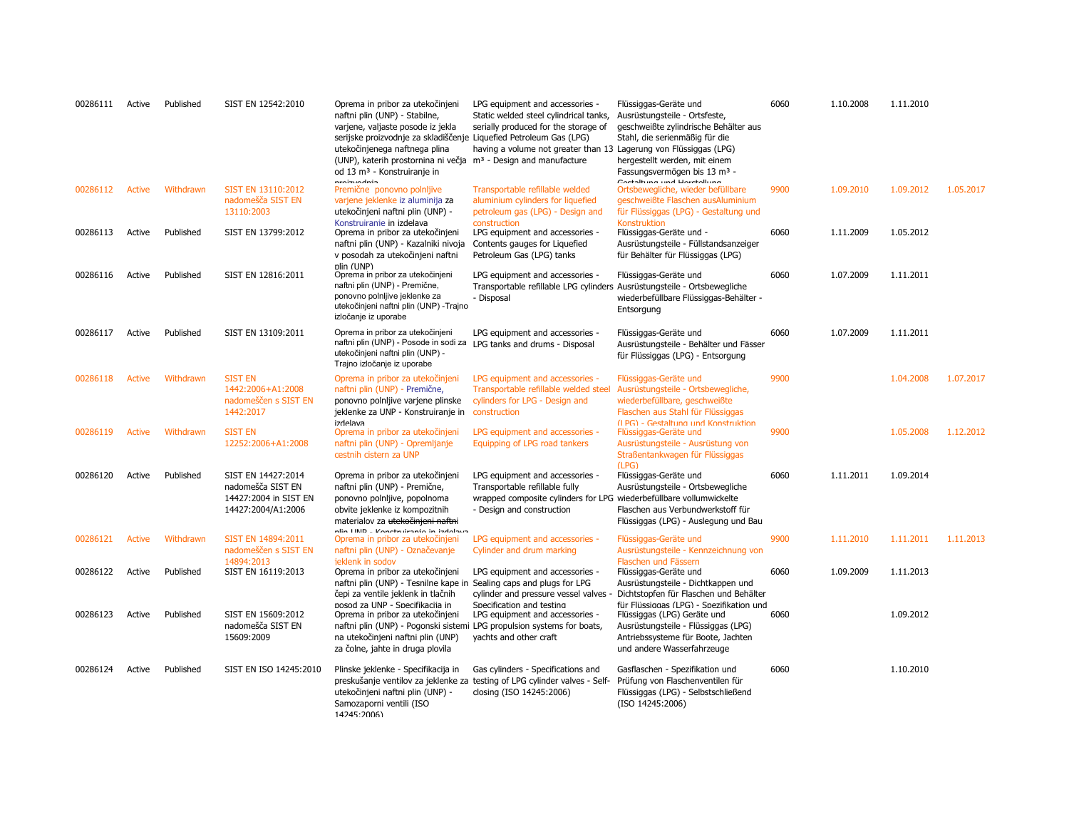| | | | | | | | | | | |
|---|---|---|---|---|---|---|---|---|---|---|
| 00286111 | Active | Published | SIST EN 12542:2010 | Oprema in pribor za utekočinjeni naftni plin (UNP) - Stabilne, varjene, valjaste posode iz jekla serijske proizvodnje za skladiščenje utekočinjenega naftnega plina (UNP), katerih prostornina ni večja od 13 m³ - Konstruiranje in proizvodnja | LPG equipment and accessories - Static welded steel cylindrical tanks, serially produced for the storage of Liquefied Petroleum Gas (LPG) having a volume not greater than 13 m³ - Design and manufacture | Flüssiggas-Geräte und Ausrüstungsteile - Ortsfeste, geschweißte zylindrische Behälter aus Stahl, die serienmäßig für die Lagerung von Flüssiggas (LPG) hergestellt werden, mit einem Fassungsvermögen bis 13 m³ - Gestaltung und Herstellung | 6060 | 1.10.2008 | 1.11.2010 | |
| 00286112 | Active | Withdrawn | SIST EN 13110:2012 nadomešča SIST EN 13110:2003 | Premične ponovno polnljive varjene jeklenke iz aluminija za utekočinjeni naftni plin (UNP) - Konstruiranje in izdelava | Transportable refillable welded aluminium cylinders for liquefied petroleum gas (LPG) - Design and construction | Ortsbewegliche, wieder befüllbare geschweißte Flaschen ausAluminium für Flüssiggas (LPG) - Gestaltung und Konstruktion | 9900 | 1.09.2010 | 1.09.2012 | 1.05.2017 |
| 00286113 | Active | Published | SIST EN 13799:2012 | Oprema in pribor za utekočinjeni naftni plin (UNP) - Kazalniki nivoja v posodah za utekočinjeni naftni plin (UNP) | LPG equipment and accessories - Contents gauges for Liquefied Petroleum Gas (LPG) tanks | Flüssiggas-Geräte und - Ausrüstungsteile - Füllstandsanzeiger für Behälter für Flüssiggas (LPG) | 6060 | 1.11.2009 | 1.05.2012 | |
| 00286116 | Active | Published | SIST EN 12816:2011 | Oprema in pribor za utekočinjeni naftni plin (UNP) - Premične, ponovno polnljive jeklenke za utekočinjeni naftni plin (UNP) -Trajno izločanje iz uporabe | LPG equipment and accessories - Transportable refillable LPG cylinders - Disposal | Flüssiggas-Geräte und Ausrüstungsteile - Ortsbewegliche wiederbefüllbare Flüssiggas-Behälter - Entsorgung | 6060 | 1.07.2009 | 1.11.2011 | |
| 00286117 | Active | Published | SIST EN 13109:2011 | Oprema in pribor za utekočinjeni naftni plin (UNP) - Posode in sodi za utekočinjeni naftni plin (UNP) - Trajno izločanje iz uporabe | LPG equipment and accessories - LPG tanks and drums - Disposal | Flüssiggas-Geräte und Ausrüstungsteile - Behälter und Fässer für Flüssiggas (LPG) - Entsorgung | 6060 | 1.07.2009 | 1.11.2011 | |
| 00286118 | Active | Withdrawn | SIST EN 1442:2006+A1:2008 nadomeščen s SIST EN 1442:2017 | Oprema in pribor za utekočinjeni naftni plin (UNP) - Premične, ponovno polnljive varjene plinske jeklenke za UNP - Konstruiranje in izdelava | LPG equipment and accessories - Transportable refillable welded steel cylinders for LPG - Design and construction | Flüssiggas-Geräte und Ausrüstungsteile - Ortsbewegliche, wiederbefüllbare, geschweißte Flaschen aus Stahl für Flüssiggas (LPG) - Gestaltung und Konstruktion | 9900 | | 1.04.2008 | 1.07.2017 |
| 00286119 | Active | Withdrawn | SIST EN 12252:2006+A1:2008 | Oprema in pribor za utekočinjeni naftni plin (UNP) - Opremljanje cestnih cistern za UNP | LPG equipment and accessories - Equipping of LPG road tankers | Flüssiggas-Geräte und Ausrüstungsteile - Ausrüstung von Straßentankwagen für Flüssiggas (LPG) | 9900 | | 1.05.2008 | 1.12.2012 |
| 00286120 | Active | Published | SIST EN 14427:2014 nadomešča SIST EN 14427:2004 in SIST EN 14427:2004/A1:2006 | Oprema in pribor za utekočinjeni naftni plin (UNP) - Premične, ponovno polnljive, popolnoma obvite jeklenke iz kompozitnih materialov za ~~utekočinjeni naftni~~ plin UNP - Konstruiranje in izdelava | LPG equipment and accessories - Transportable refillable fully wrapped composite cylinders for LPG - Design and construction | Flüssiggas-Geräte und Ausrüstungsteile - Ortsbewegliche wiederbefüllbare vollumwickelte Flaschen aus Verbundwerkstoff für Flüssiggas (LPG) - Auslegung und Bau | 6060 | 1.11.2011 | 1.09.2014 | |
| 00286121 | Active | Withdrawn | SIST EN 14894:2011 nadomeščen s SIST EN 14894:2013 | Oprema in pribor za utekočinjeni naftni plin (UNP) - Označevanje jeklenk in sodov | LPG equipment and accessories - Cylinder and drum marking | Flüssiggas-Geräte und Ausrüstungsteile - Kennzeichnung von Flaschen und Fässern | 9900 | 1.11.2010 | 1.11.2011 | 1.11.2013 |
| 00286122 | Active | Published | SIST EN 16119:2013 | Oprema in pribor za utekočinjeni naftni plin (UNP) - Tesnilne kape in čepi za ventile jeklenk in tlačnih posod za UNP - Specifikacija in preskušanje | LPG equipment and accessories - Sealing caps and plugs for LPG cylinder and pressure vessel valves - Specification and testing | Flüssiggas-Geräte und Ausrüstungsteile - Dichtkappen und Dichtstopfen für Flaschen und Behälter für Flüssiggas (LPG) - Spezifikation und Prüfung | 6060 | 1.09.2009 | 1.11.2013 | |
| 00286123 | Active | Published | SIST EN 15609:2012 nadomešča SIST EN 15609:2009 | Oprema in pribor za utekočinjeni naftni plin (UNP) - Pogonski sistemi na utekočinjeni naftni plin (UNP) za čolne, jahte in druga plovila | LPG equipment and accessories - LPG propulsion systems for boats, yachts and other craft | Flüssiggas (LPG) Geräte und Ausrüstungsteile - Flüssiggas (LPG) Antriebssysteme für Boote, Jachten und andere Wasserfahrzeuge | 6060 | | 1.09.2012 | |
| 00286124 | Active | Published | SIST EN ISO 14245:2010 | Plinske jeklenke - Specifikacija in preskušanje ventilov za jeklenke za utekočinjeni naftni plin (UNP) - Samozaporni ventili (ISO 14245:2006) | Gas cylinders - Specifications and testing of LPG cylinder valves - Self-closing (ISO 14245:2006) | Gasflaschen - Spezifikation und Prüfung von Flaschenventilen für Flüssiggas (LPG) - Selbstschließend (ISO 14245:2006) | 6060 | | 1.10.2010 | |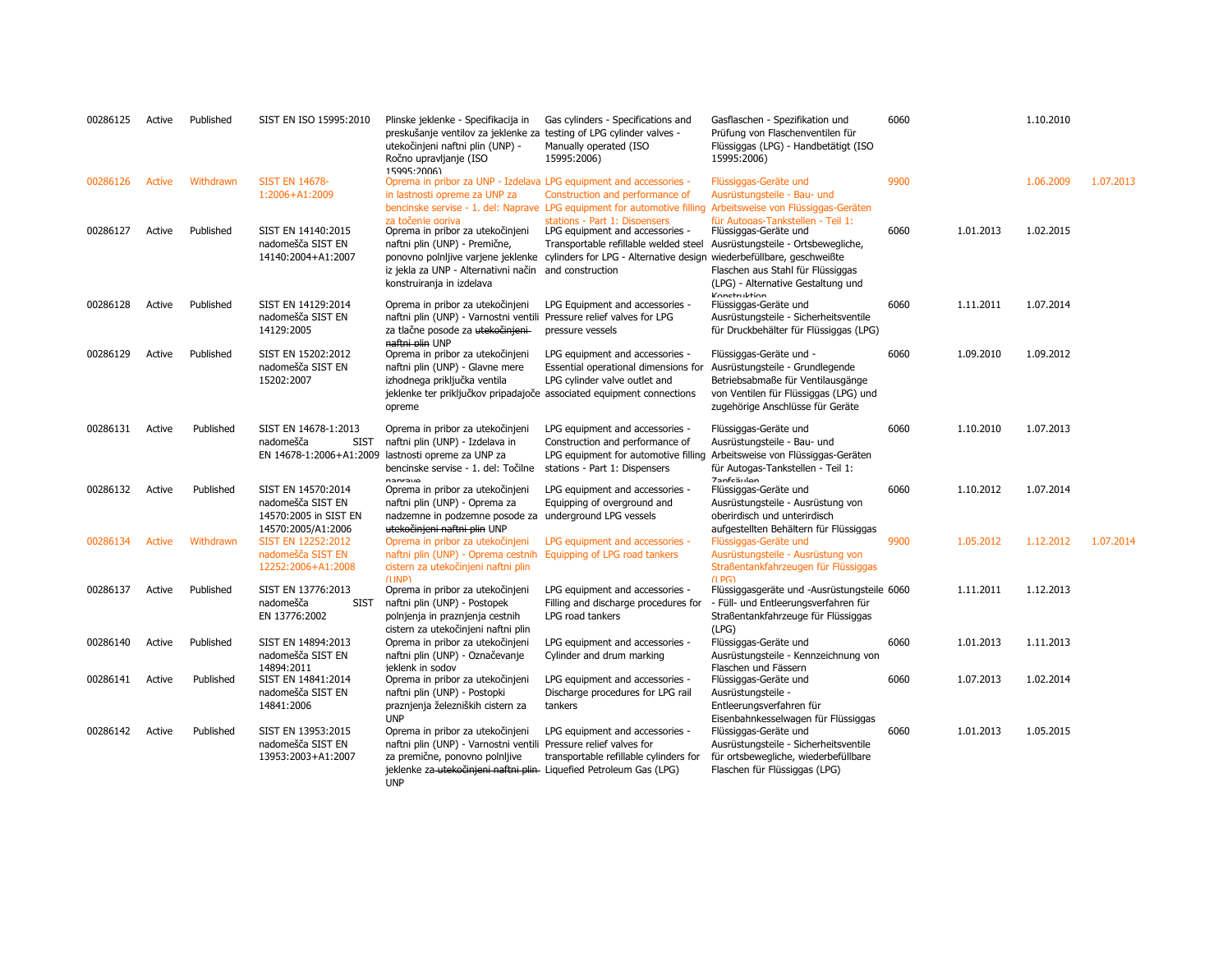| | | | | | | | | | | |
|---|---|---|---|---|---|---|---|---|---|---|
| 00286125 | Active | Published | SIST EN ISO 15995:2010 | Plinske jeklenke - Specifikacija in preskušanje ventilov za jeklenke za utekočinjeni naftni plin (UNP) - Ročno upravljanje (ISO 15995:2006) | Gas cylinders - Specifications and testing of LPG cylinder valves - Manually operated (ISO 15995:2006) | Gasflaschen - Spezifikation und Prüfung von Flaschenventilen für Flüssiggas (LPG) - Handbetätigt (ISO 15995:2006) | 6060 | | 1.10.2010 | |
| 00286126 | Active | Withdrawn | SIST EN 14678-1:2006+A1:2009 | Oprema in pribor za UNP - Izdelava in lastnosti opreme za UNP za bencinske servise - 1. del: Naprave za točenje goriva | LPG equipment and accessories - Construction and performance of LPG equipment for automotive filling stations - Part 1: Dispensers | Flüssiggas-Geräte und Ausrüstungsteile - Bau- und Arbeitsweise von Flüssiggas-Geräten für Autogas-Tankstellen - Teil 1: | 9900 | | 1.06.2009 | 1.07.2013 |
| 00286127 | Active | Published | SIST EN 14140:2015 nadomešča SIST EN 14140:2004+A1:2007 | Oprema in pribor za utekočinjeni naftni plin (UNP) - Premične, ponovno polnljive varjene jeklenke iz jekla za UNP - Alternativni način konstruiranja in izdelava | LPG equipment and accessories - Transportable refillable welded steel cylinders for LPG - Alternative design and construction | Flüssiggas-Geräte und Ausrüstungsteile - Ortsbewegliche, wiederbefüllbare, geschweißte Flaschen aus Stahl für Flüssiggas (LPG) - Alternative Gestaltung und Konstruktion | 6060 | 1.01.2013 | 1.02.2015 | |
| 00286128 | Active | Published | SIST EN 14129:2014 nadomešča SIST EN 14129:2005 | Oprema in pribor za utekočinjeni naftni plin (UNP) - Varnostni ventili za tlačne posode za ~~utekočinjeni naftni plin~~ UNP | LPG Equipment and accessories - Pressure relief valves for LPG pressure vessels | Flüssiggas-Geräte und Ausrüstungsteile - Sicherheitsventile für Druckbehälter für Flüssiggas (LPG) | 6060 | 1.11.2011 | 1.07.2014 | |
| 00286129 | Active | Published | SIST EN 15202:2012 nadomešča SIST EN 15202:2007 | Oprema in pribor za utekočinjeni naftni plin (UNP) - Glavne mere izhodnega priključka ventila jeklenke ter priključkov pripadajoče opreme | LPG equipment and accessories - Essential operational dimensions for LPG cylinder valve outlet and associated equipment connections | Flüssiggas-Geräte und - Ausrüstungsteile - Grundlegende Betriebsabmaße für Ventilausgänge von Ventilen für Flüssiggas (LPG) und zugehörige Anschlüsse für Geräte | 6060 | 1.09.2010 | 1.09.2012 | |
| 00286131 | Active | Published | SIST EN 14678-1:2013 nadomešča SIST EN 14678-1:2006+A1:2009 | Oprema in pribor za utekočinjeni naftni plin (UNP) - Izdelava in lastnosti opreme za UNP za bencinske servise - 1. del: Točilne naprave | LPG equipment and accessories - Construction and performance of LPG equipment for automotive filling stations - Part 1: Dispensers | Flüssiggas-Geräte und Ausrüstungsteile - Bau- und Arbeitsweise von Flüssiggas-Geräten für Autogas-Tankstellen - Teil 1: Zapfsäulen | 6060 | 1.10.2010 | 1.07.2013 | |
| 00286132 | Active | Published | SIST EN 14570:2014 nadomešča SIST EN 14570:2005 in SIST EN 14570:2005/A1:2006 | Oprema in pribor za utekočinjeni naftni plin (UNP) - Oprema za nadzemne in podzemne posode za ~~utekočinjeni naftni plin~~ UNP | LPG equipment and accessories - Equipping of overground and underground LPG vessels | Flüssiggas-Geräte und Ausrüstungsteile - Ausrüstung von oberirdisch und unterirdisch aufgestellten Behältern für Flüssiggas | 6060 | 1.10.2012 | 1.07.2014 | |
| 00286134 | Active | Withdrawn | SIST EN 12252:2012 nadomešča SIST EN 12252:2006+A1:2008 | Oprema in pribor za utekočinjeni naftni plin (UNP) - Oprema cestnih cistern za utekočinjeni naftni plin (UNP) | LPG equipment and accessories - Equipping of LPG road tankers | Flüssiggas-Geräte und Ausrüstungsteile - Ausrüstung von Straßentankfahrzeugen für Flüssiggas (LPG) | 9900 | 1.05.2012 | 1.12.2012 | 1.07.2014 |
| 00286137 | Active | Published | SIST EN 13776:2013 nadomešča SIST EN 13776:2002 | Oprema in pribor za utekočinjeni naftni plin (UNP) - Postopek polnjenja in praznjenja cestnih cistern za utekočinjeni naftni plin | LPG equipment and accessories - Filling and discharge procedures for LPG road tankers | Flüssiggasgeräte und -Ausrüstungsteile - Füll- und Entleerungsverfahren für Straßentankfahrzeuge für Flüssiggas (LPG) | 6060 | 1.11.2011 | 1.12.2013 | |
| 00286140 | Active | Published | SIST EN 14894:2013 nadomešča SIST EN 14894:2011 | Oprema in pribor za utekočinjeni naftni plin (UNP) - Označevanje jeklenk in sodov | LPG equipment and accessories - Cylinder and drum marking | Flüssiggas-Geräte und Ausrüstungsteile - Kennzeichnung von Flaschen und Fässern | 6060 | 1.01.2013 | 1.11.2013 | |
| 00286141 | Active | Published | SIST EN 14841:2014 nadomešča SIST EN 14841:2006 | Oprema in pribor za utekočinjeni naftni plin (UNP) - Postopki praznjenja železniških cistern za UNP | LPG equipment and accessories - Discharge procedures for LPG rail tankers | Flüssiggas-Geräte und Ausrüstungsteile - Entleerungsverfahren für Eisenbahnkesselwagen für Flüssiggas | 6060 | 1.07.2013 | 1.02.2014 | |
| 00286142 | Active | Published | SIST EN 13953:2015 nadomešča SIST EN 13953:2003+A1:2007 | Oprema in pribor za utekočinjeni naftni plin (UNP) - Varnostni ventili za premične, ponovno polnljive jeklenke za ~~utekočinjeni naftni plin~~ UNP | LPG equipment and accessories - Pressure relief valves for transportable refillable cylinders for Liquefied Petroleum Gas (LPG) | Flüssiggas-Geräte und Ausrüstungsteile - Sicherheitsventile für ortsbewegliche, wiederbefüllbare Flaschen für Flüssiggas (LPG) | 6060 | 1.01.2013 | 1.05.2015 | |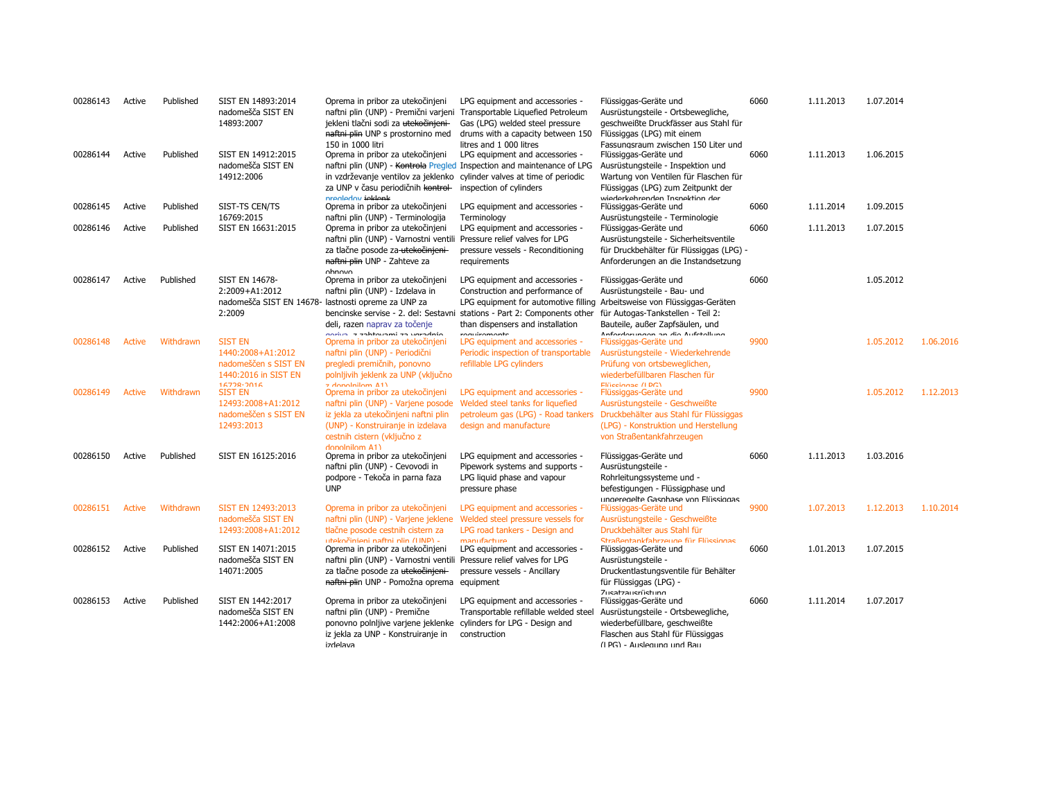| | | | | | | | | | | |
|---|---|---|---|---|---|---|---|---|---|---|
| 00286143 | Active | Published | SIST EN 14893:2014 nadomešča SIST EN 14893:2007 | Oprema in pribor za utekočinjeni naftni plin (UNP) - Premični varjeni jekleni tlačni sodi za ~~utekočinjeni naftni plin~~ UNP s prostornino med 150 in 1000 litri | LPG equipment and accessories - Transportable Liquefied Petroleum Gas (LPG) welded steel pressure drums with a capacity between 150 litres and 1 000 litres | Flüssiggas-Geräte und Ausrüstungsteile - Ortsbewegliche, geschweißte Druckfässer aus Stahl für Flüssiggas (LPG) mit einem Fassungsraum zwischen 150 Liter und | 6060 | 1.11.2013 | 1.07.2014 | |
| 00286144 | Active | Published | SIST EN 14912:2015 nadomešča SIST EN 14912:2006 | Oprema in pribor za utekočinjeni naftni plin (UNP) - ~~Kontrola~~ Pregled in vzdrževanje ventilov za jeklenko za UNP v času periodičnih ~~kontrol~~ pregledov ~~jeklenk~~ | LPG equipment and accessories - Inspection and maintenance of LPG cylinder valves at time of periodic inspection of cylinders | Flüssiggas-Geräte und Ausrüstungsteile - Inspektion und Wartung von Ventilen für Flaschen für Flüssiggas (LPG) zum Zeitpunkt der wiederkehrenden Inspektion der | 6060 | 1.11.2013 | 1.06.2015 | |
| 00286145 | Active | Published | SIST-TS CEN/TS 16769:2015 | Oprema in pribor za utekočinjeni naftni plin (UNP) - Terminologija | LPG equipment and accessories - Terminology | Flüssiggas-Geräte und Ausrüstungsteile - Terminologie | 6060 | 1.11.2014 | 1.09.2015 | |
| 00286146 | Active | Published | SIST EN 16631:2015 | Oprema in pribor za utekočinjeni naftni plin (UNP) - Varnostni ventili za tlačne posode za ~~utekočinjeni naftni plin~~ UNP - Zahteve za obnovo | LPG equipment and accessories - Pressure relief valves for LPG pressure vessels - Reconditioning requirements | Flüssiggas-Geräte und Ausrüstungsteile - Sicherheitsventile für Druckbehälter für Flüssiggas (LPG) - Anforderungen an die Instandsetzung | 6060 | 1.11.2013 | 1.07.2015 | |
| 00286147 | Active | Published | SIST EN 14678-2:2009+A1:2012 nadomešča SIST EN 14678-2:2009 | Oprema in pribor za utekočinjeni naftni plin (UNP) - Izdelava in lastnosti opreme za UNP za bencinske servise - 2. del: Sestavni deli, razen naprav za točenje goriva, z zahtevami za vgradnjo | LPG equipment and accessories - Construction and performance of LPG equipment for automotive filling stations - Part 2: Components other than dispensers and installation requirements | Flüssiggas-Geräte und Ausrüstungsteile - Bau- und Arbeitsweise von Flüssiggas-Geräten für Autogas-Tankstellen - Teil 2: Bauteile, außer Zapfsäulen, und Anforderungen an die Aufstellung | 6060 | | 1.05.2012 | |
| 00286148 | Active | Withdrawn | SIST EN 1440:2008+A1:2012 nadomeščen s SIST EN 1440:2016 in SIST EN 16728:2016 | Oprema in pribor za utekočinjeni naftni plin (UNP) - Periodični pregledi premičnih, ponovno polnljivih jeklenk za UNP (vključno z dopolnilom A1) | LPG equipment and accessories - Periodic inspection of transportable refillable LPG cylinders | Flüssiggas-Geräte und Ausrüstungsteile - Wiederkehrende Prüfung von ortsbeweglichen, wiederbefüllbaren Flaschen für Flüssiggas (LPG) | 9900 | | 1.05.2012 | 1.06.2016 |
| 00286149 | Active | Withdrawn | SIST EN 12493:2008+A1:2012 nadomeščen s SIST EN 12493:2013 | Oprema in pribor za utekočinjeni naftni plin (UNP) - Varjene posode iz jekla za utekočinjeni naftni plin (UNP) - Konstruiranje in izdelava cestnih cistern (vključno z dopolnilom A1) | LPG equipment and accessories - Welded steel tanks for liquefied petroleum gas (LPG) - Road tankers design and manufacture | Flüssiggas-Geräte und Ausrüstungsteile - Geschweißte Druckbehälter aus Stahl für Flüssiggas (LPG) - Konstruktion und Herstellung von Straßentankfahrzeugen | 9900 | | 1.05.2012 | 1.12.2013 |
| 00286150 | Active | Published | SIST EN 16125:2016 | Oprema in pribor za utekočinjeni naftni plin (UNP) - Cevovodi in podpore - Tekoča in parna faza UNP | LPG equipment and accessories - Pipework systems and supports - LPG liquid phase and vapour pressure phase | Flüssiggas-Geräte und Ausrüstungsteile - Rohrleitungssysteme und -befestigungen - Flüssigphase und ungeregelte Gasphase von Flüssiggas | 6060 | 1.11.2013 | 1.03.2016 | |
| 00286151 | Active | Withdrawn | SIST EN 12493:2013 nadomešča SIST EN 12493:2008+A1:2012 | Oprema in pribor za utekočinjeni naftni plin (UNP) - Varjene jeklene tlačne posode cestnih cistern za utekočinjeni naftni plin (UNP) - | LPG equipment and accessories - Welded steel pressure vessels for LPG road tankers - Design and manufacture | Flüssiggas-Geräte und Ausrüstungsteile - Geschweißte Druckbehälter aus Stahl für Straßentankfahrzeuge für Flüssiggas | 9900 | 1.07.2013 | 1.12.2013 | 1.10.2014 |
| 00286152 | Active | Published | SIST EN 14071:2015 nadomešča SIST EN 14071:2005 | Oprema in pribor za utekočinjeni naftni plin (UNP) - Varnostni ventili za tlačne posode za ~~utekočinjeni naftni plin~~ UNP - Pomožna oprema | LPG equipment and accessories - Pressure relief valves for LPG pressure vessels - Ancillary equipment | Flüssiggas-Geräte und Ausrüstungsteile - Druckentlastungsventile für Behälter für Flüssiggas (LPG) - Zusatzausrüstung | 6060 | 1.01.2013 | 1.07.2015 | |
| 00286153 | Active | Published | SIST EN 1442:2017 nadomešča SIST EN 1442:2006+A1:2008 | Oprema in pribor za utekočinjeni naftni plin (UNP) - Premične ponovno polnljive varjene jeklenke iz jekla za UNP - Konstruiranje in izdelava | LPG equipment and accessories - Transportable refillable welded steel cylinders for LPG - Design and construction | Flüssiggas-Geräte und Ausrüstungsteile - Ortsbewegliche, wiederbefüllbare, geschweißte Flaschen aus Stahl für Flüssiggas (LPG) - Auslegung und Bau | 6060 | 1.11.2014 | 1.07.2017 | |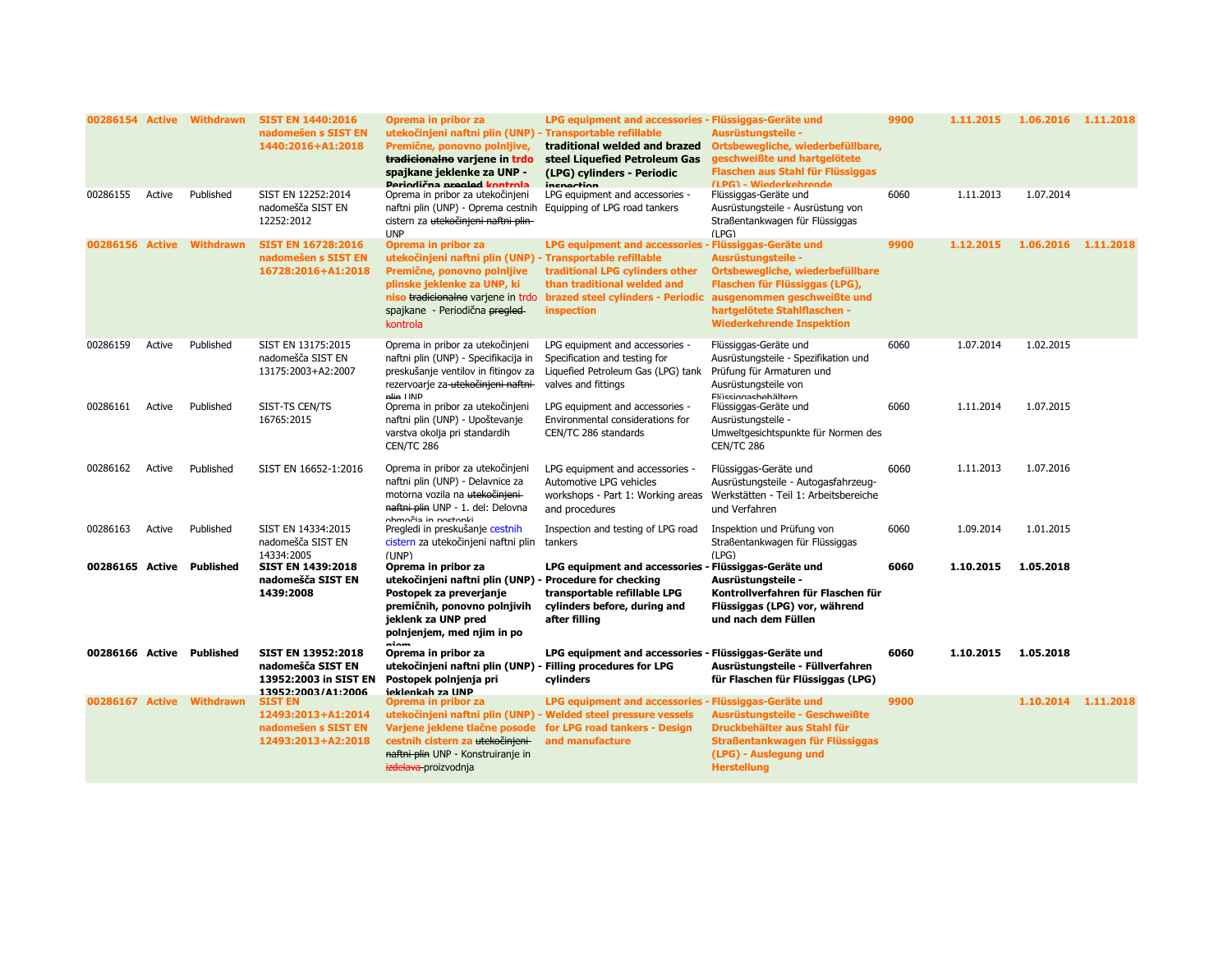| | | | | | | | | | | |
|---|---|---|---|---|---|---|---|---|---|---|
| 00286154 | Active | Withdrawn | SIST EN 1440:2016 nadomešen s SIST EN 1440:2016+A1:2018 | Oprema in pribor za utekočinjeni naftni plin (UNP) - Premične, ponovno polnljive, ~~tradicionalno~~ varjene in trdo spajkane jeklenke za UNP - Periodična ~~pregled~~ kontrola | LPG equipment and accessories - Transportable refillable traditional welded and brazed steel Liquefied Petroleum Gas (LPG) cylinders - Periodic inspection | Flüssiggas-Geräte und Ausrüstungsteile - Ortsbewegliche, wiederbefüllbare, geschweißte und hartgelötete Flaschen aus Stahl für Flüssiggas (LPG) - Wiederkehrende | 9900 | 1.11.2015 | 1.06.2016 | 1.11.2018 |
| 00286155 | Active | Published | SIST EN 12252:2014 nadomešča SIST EN 12252:2012 | Oprema in pribor za utekočinjeni naftni plin (UNP) - Oprema cestnih cistern za ~~utekočinjeni naftni plin~~ UNP | LPG equipment and accessories - Equipping of LPG road tankers | Flüssiggas-Geräte und Ausrüstungsteile - Ausrüstung von Straßentankwagen für Flüssiggas (LPG) | 6060 | 1.11.2013 | 1.07.2014 | |
| 00286156 | Active | Withdrawn | SIST EN 16728:2016 nadomešen s SIST EN 16728:2016+A1:2018 | Oprema in pribor za utekočinjeni naftni plin (UNP) - Premične, ponovno polnljive plinske jeklenke za UNP, ki niso ~~tradicionalno~~ varjene in trdo spajkane - Periodična ~~pregled~~ kontrola | LPG equipment and accessories - Transportable refillable traditional LPG cylinders other than traditional welded and brazed steel cylinders - Periodic inspection | Flüssiggas-Geräte und Ausrüstungsteile - Ortsbewegliche, wiederbefüllbare Flaschen für Flüssiggas (LPG), ausgenommen geschweißte und hartgelötete Stahlflaschen - Wiederkehrende Inspektion | 9900 | 1.12.2015 | 1.06.2016 | 1.11.2018 |
| 00286159 | Active | Published | SIST EN 13175:2015 nadomešča SIST EN 13175:2003+A2:2007 | Oprema in pribor za utekočinjeni naftni plin (UNP) - Specifikacija in preskušanje ventilov in fitingov za rezervoarje za ~~utekočinjeni naftni plin~~ UNP | LPG equipment and accessories - Specification and testing for Liquefied Petroleum Gas (LPG) tank valves and fittings | Flüssiggas-Geräte und Ausrüstungsteile - Spezifikation und Prüfung für Armaturen und Ausrüstungsteile von Flüssiggasbehältern | 6060 | 1.07.2014 | 1.02.2015 | |
| 00286161 | Active | Published | SIST-TS CEN/TS 16765:2015 | Oprema in pribor za utekočinjeni naftni plin (UNP) - Upoštevanje varstva okolja pri standardih CEN/TC 286 | LPG equipment and accessories - Environmental considerations for CEN/TC 286 standards | Flüssiggas-Geräte und Ausrüstungsteile - Umweltgesichtspunkte für Normen des CEN/TC 286 | 6060 | 1.11.2014 | 1.07.2015 | |
| 00286162 | Active | Published | SIST EN 16652-1:2016 | Oprema in pribor za utekočinjeni naftni plin (UNP) - Delavnice za motorna vozila na ~~utekočinjeni naftni plin~~ UNP - 1. del: Delovna območja in postopki | LPG equipment and accessories - Automotive LPG vehicles workshops - Part 1: Working areas and procedures | Flüssiggas-Geräte und Ausrüstungsteile - Autogasfahrzeug-Werkstätten - Teil 1: Arbeitsbereiche und Verfahren | 6060 | 1.11.2013 | 1.07.2016 | |
| 00286163 | Active | Published | SIST EN 14334:2015 nadomešča SIST EN 14334:2005 | Pregledi in preskušanje cestnih cistern za utekočinjeni naftni plin (UNP) | Inspection and testing of LPG road tankers | Inspektion und Prüfung von Straßentankwagen für Flüssiggas (LPG) | 6060 | 1.09.2014 | 1.01.2015 | |
| **00286165** | **Active** | **Published** | **SIST EN 1439:2018 nadomešča SIST EN 1439:2008** | **Oprema in pribor za utekočinjeni naftni plin (UNP) - Postopek za preverjanje premičnih, ponovno polnjivih jeklenk za UNP pred polnjenjem, med njim in po njem** | **LPG equipment and accessories - Procedure for checking transportable refillable LPG cylinders before, during and after filling** | **Flüssiggas-Geräte und Ausrüstungsteile - Kontrollverfahren für Flaschen für Flüssiggas (LPG) vor, während und nach dem Füllen** | **6060** | **1.10.2015** | **1.05.2018** | |
| **00286166** | **Active** | **Published** | **SIST EN 13952:2018 nadomešča SIST EN 13952:2003 in SIST EN 13952:2003/A1:2006** | **Oprema in pribor za utekočinjeni naftni plin (UNP) - Postopek polnjenja pri jeklenkah za UNP** | **LPG equipment and accessories - Filling procedures for LPG cylinders** | **Flüssiggas-Geräte und Ausrüstungsteile - Füllverfahren für Flaschen für Flüssiggas (LPG)** | **6060** | **1.10.2015** | **1.05.2018** | |
| 00286167 | Active | Withdrawn | SIST EN 12493:2013+A1:2014 nadomešen s SIST EN 12493:2013+A2:2018 | Oprema in pribor za utekočinjeni naftni plin (UNP) - Varjene jeklene tlačne posode cestnih cistern za ~~utekočinjeni naftni plin~~ UNP - Konstruiranje in ~~izdelava~~ proizvodnja | LPG equipment and accessories - Welded steel pressure vessels for LPG road tankers - Design and manufacture | Flüssiggas-Geräte und Ausrüstungsteile - Geschweißte Druckbehälter aus Stahl für Straßentankwagen für Flüssiggas (LPG) - Auslegung und Herstellung | 9900 | | 1.10.2014 | 1.11.2018 |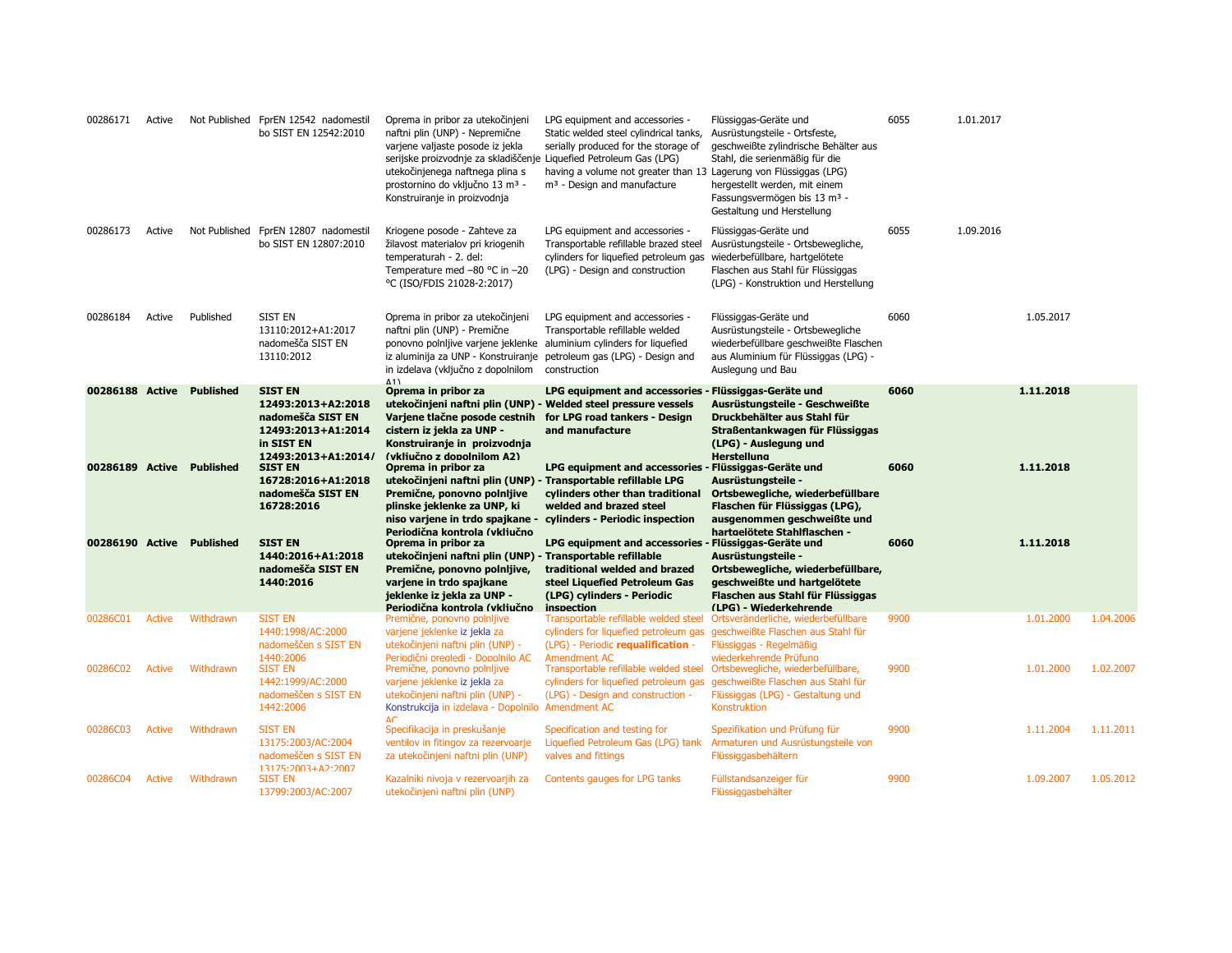| | | | | | | | | | | |
|---|---|---|---|---|---|---|---|---|---|---|
| 00286171 | Active | Not Published | FprEN 12542 nadomestil bo SIST EN 12542:2010 | Oprema in pribor za utekočinjeni naftni plin (UNP) - Nepremične varjene valjaste posode iz jekla serijske proizvodnje za skladiščenje utekočinjenega naftnega plina s prostornino do vključno 13 m³ - Konstruiranje in proizvodnja | LPG equipment and accessories - Static welded steel cylindrical tanks, serially produced for the storage of Liquefied Petroleum Gas (LPG) having a volume not greater than 13 m³ - Design and manufacture | Flüssiggas-Geräte und Ausrüstungsteile - Ortsfeste, geschweißte zylindrische Behälter aus Stahl, die serienmäßig für die Lagerung von Flüssiggas (LPG) hergestellt werden, mit einem Fassungsvermögen bis 13 m³ - Gestaltung und Herstellung | 6055 | 1.01.2017 | | |
| 00286173 | Active | Not Published | FprEN 12807 nadomestil bo SIST EN 12807:2010 | Kriogene posode - Zahteve za žilavost materialov pri kriogenih temperaturah - 2. del: Temperature med –80 °C in –20 °C (ISO/FDIS 21028-2:2017) | LPG equipment and accessories - Transportable refillable brazed steel cylinders for liquefied petroleum gas (LPG) - Design and construction | Flüssiggas-Geräte und Ausrüstungsteile - Ortsbewegliche, wiederbefüllbare, hartgelötete Flaschen aus Stahl für Flüssiggas (LPG) - Konstruktion und Herstellung | 6055 | 1.09.2016 | | |
| 00286184 | Active | Published | SIST EN 13110:2012+A1:2017 nadomešča SIST EN 13110:2012 | Oprema in pribor za utekočinjeni naftni plin (UNP) - Premične ponovno polnljive varjene jeklenke iz aluminija za UNP - Konstruiranje in izdelava (vključno z dopolnilom A1) | LPG equipment and accessories - Transportable refillable welded aluminium cylinders for liquefied petroleum gas (LPG) - Design and construction | Flüssiggas-Geräte und Ausrüstungsteile - Ortsbewegliche wiederbefüllbare geschweißte Flaschen aus Aluminium für Flüssiggas (LPG) - Auslegung und Bau | 6060 | | 1.05.2017 | |
| **00286188** | **Active** | **Published** | **SIST EN 12493:2013+A2:2018 nadomešča SIST EN 12493:2013+A1:2014 in SIST EN 12493:2013+A1:2014/** | **Oprema in pribor za utekočinjeni naftni plin (UNP) - Varjene tlačne posode cestnih cistern iz jekla za UNP - Konstruiranje in proizvodnja (vključno z dopolnilom A2)** | **LPG equipment and accessories - Welded steel pressure vessels for LPG road tankers - Design and manufacture** | **Flüssiggas-Geräte und Ausrüstungsteile - Geschweißte Druckbehälter aus Stahl für Straßentankwagen für Flüssiggas (LPG) - Auslegung und Herstellung** | **6060** | | **1.11.2018** | |
| **00286189** | **Active** | **Published** | **SIST EN 16728:2016+A1:2018 nadomešča SIST EN 16728:2016** | **Oprema in pribor za utekočinjeni naftni plin (UNP) - Premične, ponovno polnljive plinske jeklenke za UNP, ki niso varjene in trdo spajkane - Periodična kontrola (vključno** | **LPG equipment and accessories - Transportable refillable LPG cylinders other than traditional welded and brazed steel cylinders - Periodic inspection** | **Flüssiggas-Geräte und Ausrüstungsteile - Ortsbewegliche, wiederbefüllbare Flaschen für Flüssiggas (LPG), ausgenommen geschweißte und hartgelötete Stahlflaschen -** | **6060** | | **1.11.2018** | |
| **00286190** | **Active** | **Published** | **SIST EN 1440:2016+A1:2018 nadomešča SIST EN 1440:2016** | **Oprema in pribor za utekočinjeni naftni plin (UNP) - Premične, ponovno polnljive, varjene in trdo spajkane jeklenke iz jekla za UNP - Periodična kontrola (vključno** | **LPG equipment and accessories - Transportable refillable traditional welded and brazed steel Liquefied Petroleum Gas (LPG) cylinders - Periodic inspection** | **Flüssiggas-Geräte und Ausrüstungsteile - Ortsbewegliche, wiederbefüllbare, geschweißte und hartgelötete Flaschen aus Stahl für Flüssiggas (LPG) - Wiederkehrende** | **6060** | | **1.11.2018** | |
| 00286C01 | Active | Withdrawn | SIST EN 1440:1998/AC:2000 nadomeščen s SIST EN 1440:2006 | Premične, ponovno polnljive varjene jeklenke iz jekla za utekočinjeni naftni plin (UNP) - Periodični pregledi - Dopolnilo AC | Transportable refillable welded steel cylinders for liquefied petroleum gas (LPG) - Periodic **requalification** - Amendment AC | Ortsveränderliche, wiederbefüllbare geschweißte Flaschen aus Stahl für Flüssiggas - Regelmäßig wiederkehrende Prüfung | 9900 | | 1.01.2000 | 1.04.2006 |
| 00286C02 | Active | Withdrawn | SIST EN 1442:1999/AC:2000 nadomeščen s SIST EN 1442:2006 | Premične, ponovno polnljive varjene jeklenke iz jekla za utekočinjeni naftni plin (UNP) - Konstrukcija in izdelava - Dopolnilo AC | Transportable refillable welded steel cylinders for liquefied petroleum gas (LPG) - Design and construction - Amendment AC | Ortsbewegliche, wiederbefüllbare, geschweißte Flaschen aus Stahl für Flüssiggas (LPG) - Gestaltung und Konstruktion | 9900 | | 1.01.2000 | 1.02.2007 |
| 00286C03 | Active | Withdrawn | SIST EN 13175:2003/AC:2004 nadomeščen s SIST EN 13175:2003+A2:2007 | Specifikacija in preskušanje ventilov in fitingov za rezervoarje za utekočinjeni naftni plin (UNP) | Specification and testing for Liquefied Petroleum Gas (LPG) tank valves and fittings | Spezifikation und Prüfung für Armaturen und Ausrüstungsteile von Flüssiggasbehältern | 9900 | | 1.11.2004 | 1.11.2011 |
| 00286C04 | Active | Withdrawn | SIST EN 13799:2003/AC:2007 | Kazalniki nivoja v rezervoarjih za utekočinjeni naftni plin (UNP) | Contents gauges for LPG tanks | Füllstandsanzeiger für Flüssiggasbehälter | 9900 | | 1.09.2007 | 1.05.2012 |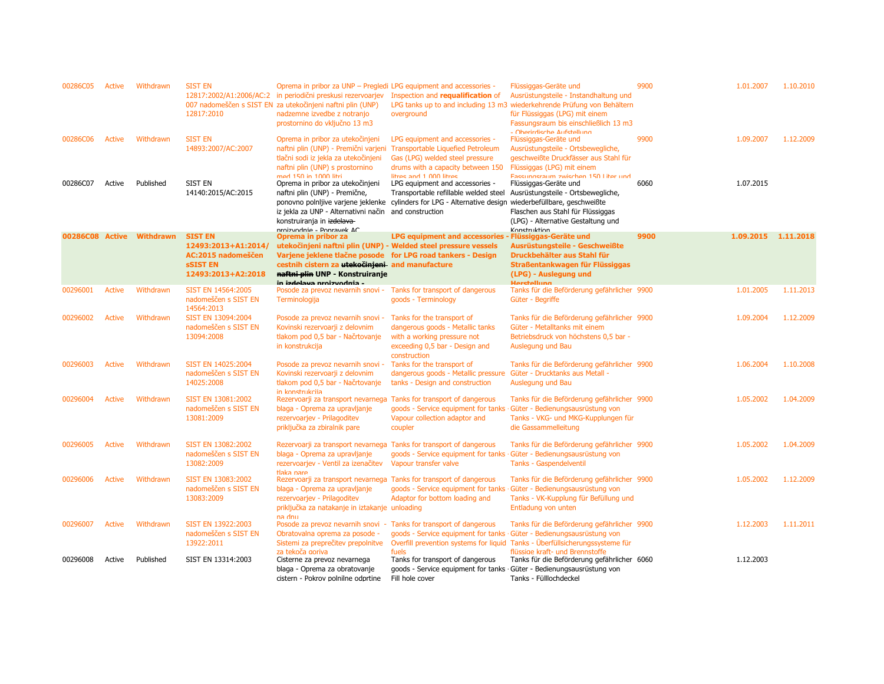| | | | | | | | | | | |
|---|---|---|---|---|---|---|---|---|---|---|
| 00286C05 | Active | Withdrawn | SIST EN 12817:2002/A1:2006/AC:2007 nadomeščen s SIST EN 12817:2010 | Oprema in pribor za UNP – Pregledi in periodični preskusi rezervoarjev za utekočinjeni naftni plin (UNP) nadzemne izvedbe z notranjo prostornino do vključno 13 m3 | LPG equipment and accessories - Inspection and **requalification** of LPG tanks up to and including 13 m3 overground | Flüssiggas-Geräte und Ausrüstungsteile - Instandhaltung und wiederkehrende Prüfung von Behältern für Flüssiggas (LPG) mit einem Fassungsraum bis einschließlich 13 m3 - Oberirdische Aufstellung | 9900 | | 1.01.2007 | 1.10.2010 |
| 00286C06 | Active | Withdrawn | SIST EN 14893:2007/AC:2007 | Oprema in pribor za utekočinjeni naftni plin (UNP) - Premični varjeni tlačni sodi iz jekla za utekočinjeni naftni plin (UNP) s prostornino med 150 in 1000 litri | LPG equipment and accessories - Transportable Liquefied Petroleum Gas (LPG) welded steel pressure drums with a capacity between 150 litres and 1 000 litres | Flüssiggas-Geräte und Ausrüstungsteile - Ortsbewegliche, geschweißte Druckfässer aus Stahl für Flüssiggas (LPG) mit einem Fassungsraum zwischen 150 Liter und | 9900 | | 1.09.2007 | 1.12.2009 |
| 00286C07 | Active | Published | SIST EN 14140:2015/AC:2015 | Oprema in pribor za utekočinjeni naftni plin (UNP) - Premične, ponovno polnljive varjene jeklenke iz jekla za UNP - Alternativni način konstruiranja in ~~izdelava~~ proizvodnje - Popravek AC | LPG equipment and accessories - Transportable refillable welded steel cylinders for LPG - Alternative design and construction | Flüssiggas-Geräte und Ausrüstungsteile - Ortsbewegliche, wiederbefüllbare, geschweißte Flaschen aus Stahl für Flüssiggas (LPG) - Alternative Gestaltung und Konstruktion | 6060 | | 1.07.2015 | |
| **00286C08** | **Active** | **Withdrawn** | **SIST EN 12493:2013+A1:2014/AC:2015 nadomeščen sSIST EN 12493:2013+A2:2018** | **Oprema in pribor za utekočinjeni naftni plin (UNP) - Varjene jeklene tlačne posode cestnih cistern za ~~utekočinjeni naftni plin~~ UNP - Konstruiranje in izdelava proizvodnja -** | **LPG equipment and accessories - Welded steel pressure vessels for LPG road tankers - Design and manufacture** | **Flüssiggas-Geräte und Ausrüstungsteile - Geschweißte Druckbehälter aus Stahl für Straßentankwagen für Flüssiggas (LPG) - Auslegung und Herstellung** | **9900** | | **1.09.2015** | **1.11.2018** |
| 00296001 | Active | Withdrawn | SIST EN 14564:2005 nadomeščen s SIST EN 14564:2013 | Posode za prevoz nevarnih snovi - Terminologija | Tanks for transport of dangerous goods - Terminology | Tanks für die Beförderung gefährlicher Güter - Begriffe | 9900 | | 1.01.2005 | 1.11.2013 |
| 00296002 | Active | Withdrawn | SIST EN 13094:2004 nadomeščen s SIST EN 13094:2008 | Posode za prevoz nevarnih snovi - Kovinski rezervoarji z delovnim tlakom pod 0,5 bar - Načrtovanje in konstrukcija | Tanks for the transport of dangerous goods - Metallic tanks with a working pressure not exceeding 0,5 bar - Design and construction | Tanks für die Beförderung gefährlicher Güter - Metalltanks mit einem Betriebsdruck von höchstens 0,5 bar - Auslegung und Bau | 9900 | | 1.09.2004 | 1.12.2009 |
| 00296003 | Active | Withdrawn | SIST EN 14025:2004 nadomeščen s SIST EN 14025:2008 | Posode za prevoz nevarnih snovi - Kovinski rezervoarji z delovnim tlakom pod 0,5 bar - Načrtovanje in konstrukcija | Tanks for the transport of dangerous goods - Metallic pressure tanks - Design and construction | Tanks für die Beförderung gefährlicher Güter - Drucktanks aus Metall - Auslegung und Bau | 9900 | | 1.06.2004 | 1.10.2008 |
| 00296004 | Active | Withdrawn | SIST EN 13081:2002 nadomeščen s SIST EN 13081:2009 | Rezervoarji za transport nevarnega blaga - Oprema za upravljanje rezervoarjev - Prilagoditev priključka za zbiralnik pare | Tanks for transport of dangerous goods - Service equipment for tanks - Vapour collection adaptor and coupler | Tanks für die Beförderung gefährlicher Güter - Bedienungsausrüstung von Tanks - VKG- und MKG-Kupplungen für die Gassammelleitung | 9900 | | 1.05.2002 | 1.04.2009 |
| 00296005 | Active | Withdrawn | SIST EN 13082:2002 nadomeščen s SIST EN 13082:2009 | Rezervoarji za transport nevarnega blaga - Oprema za upravljanje rezervoarjev - Ventil za izenačitev tlaka pare | Tanks for transport of dangerous goods - Service equipment for tanks - Vapour transfer valve | Tanks für die Beförderung gefährlicher Güter - Bedienungsausrüstung von Tanks - Gaspendelventil | 9900 | | 1.05.2002 | 1.04.2009 |
| 00296006 | Active | Withdrawn | SIST EN 13083:2002 nadomeščen s SIST EN 13083:2009 | Rezervoarji za transport nevarnega blaga - Oprema za upravljanje rezervoarjev - Prilagoditev priključka za natakanje in iztakanje na dnu | Tanks for transport of dangerous goods - Service equipment for tanks - Adaptor for bottom loading and unloading | Tanks für die Beförderung gefährlicher Güter - Bedienungsausrüstung von Tanks - VK-Kupplung für Befüllung und Entladung von unten | 9900 | | 1.05.2002 | 1.12.2009 |
| 00296007 | Active | Withdrawn | SIST EN 13922:2003 nadomeščen s SIST EN 13922:2011 | Posode za prevoz nevarnih snovi - Obratovalna oprema za posode - Sistemi za preprečitev prepolnitve za tekoča goriva | Tanks for transport of dangerous goods - Service equipment for tanks - Overfill prevention systems for liquid fuels | Tanks für die Beförderung gefährlicher Güter - Bedienungsausrüstung von Tanks - Überfüllsicherungssysteme für flüssige kraft- und Brennstoffe | 9900 | | 1.12.2003 | 1.11.2011 |
| 00296008 | Active | Published | SIST EN 13314:2003 | Cisterne za prevoz nevarnega blaga - Oprema za obratovanje cistern - Pokrov polnilne odprtine | Tanks for transport of dangerous goods - Service equipment for tanks - Fill hole cover | Tanks für die Beförderung gefährlicher Güter - Bedienungsausrüstung von Tanks - Fülllochdeckel | 6060 | | 1.12.2003 | |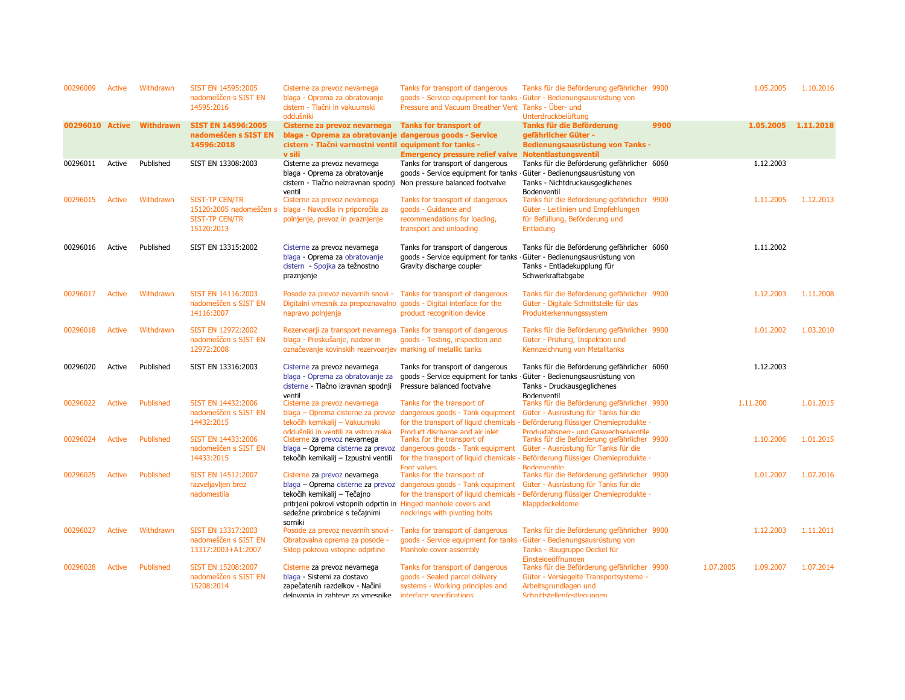| | | | | | | | | | | | |
|---|---|---|---|---|---|---|---|---|---|---|---|
| 00296009 | Active | Withdrawn | SIST EN 14595:2005 nadomeščen s SIST EN 14595:2016 | Cisterne za prevoz nevarnega blaga - Oprema za obratovanje cistern - Tlačni in vakuumski oddušniki | Tanks for transport of dangerous goods - Service equipment for tanks - Pressure and Vacuum Breather Vent | Tanks für die Beförderung gefährlicher Güter - Bedienungsausrüstung von Tanks - Über- und Unterdruckbelüftung | 9900 | | 1.05.2005 | 1.10.2016 |
| **00296010** | **Active** | **Withdrawn** | **SIST EN 14596:2005 nadomeščen s SIST EN 14596:2018** | **Cisterne za prevoz nevarnega blaga - Oprema za obratovanje cistern - Tlačni varnostni ventil v sili** | **Tanks for transport of dangerous goods - Service equipment for tanks - Emergency pressure relief valve** | **Tanks für die Beförderung gefährlicher Güter - Bedienungsausrüstung von Tanks - Notentlastungsventil** | **9900** | | **1.05.2005** | **1.11.2018** |
| 00296011 | Active | Published | SIST EN 13308:2003 | Cisterne za prevoz nevarnega blaga - Oprema za obratovanje cistern - Tlačno neizravnan spodnji ventil | Tanks for transport of dangerous goods - Service equipment for tanks - Non pressure balanced footvalve | Tanks für die Beförderung gefährlicher Güter - Bedienungsausrüstung von Tanks - Nichtdruckausgeglichenes Bodenventil | 6060 | | 1.12.2003 | |
| 00296015 | Active | Withdrawn | SIST-TP CEN/TR 15120:2005 nadomeščen s SIST-TP CEN/TR 15120:2013 | Cisterne za prevoz nevarnega blaga - Navodila in priporočila za polnjenje, prevoz in praznjenje | Tanks for transport of dangerous goods - Guidance and recommendations for loading, transport and unloading | Tanks für die Beförderung gefährlicher Güter - Leitlinien und Empfehlungen für Befüllung, Beförderung und Entladung | 9900 | | 1.11.2005 | 1.12.2013 |
| 00296016 | Active | Published | SIST EN 13315:2002 | Cisterne za prevoz nevarnega blaga - Oprema za obratovanje cistern - Spojka za težnostno praznjenje | Tanks for transport of dangerous goods - Service equipment for tanks - Gravity discharge coupler | Tanks für die Beförderung gefährlicher Güter - Bedienungsausrüstung von Tanks - Entladekupplung für Schwerkraftabgabe | 6060 | | 1.11.2002 | |
| 00296017 | Active | Withdrawn | SIST EN 14116:2003 nadomeščen s SIST EN 14116:2007 | Posode za prevoz nevarnih snovi - Digitalni vmesnik za prepoznavalno napravo polnjenja | Tanks for transport of dangerous goods - Digital interface for the product recognition device | Tanks für die Beförderung gefährlicher Güter - Digitale Schnittstelle für das Produkterkennungssystem | 9900 | | 1.12.2003 | 1.11.2008 |
| 00296018 | Active | Withdrawn | SIST EN 12972:2002 nadomeščen s SIST EN 12972:2008 | Rezervoarji za transport nevarnega blaga - Preskušanje, nadzor in označevanje kovinskih rezervoarjev | Tanks for transport of dangerous goods - Testing, inspection and marking of metallic tanks | Tanks für die Beförderung gefährlicher Güter - Prüfung, Inspektion und Kennzeichnung von Metalltanks | 9900 | | 1.01.2002 | 1.03.2010 |
| 00296020 | Active | Published | SIST EN 13316:2003 | Cisterne za prevoz nevarnega blaga - Oprema za obratovanje za cisterne - Tlačno izravnan spodnji ventil | Tanks for transport of dangerous goods - Service equipment for tanks - Pressure balanced footvalve | Tanks für die Beförderung gefährlicher Güter - Bedienungsausrüstung von Tanks - Druckausgeglichenes Bodenventil | 6060 | | 1.12.2003 | |
| 00296022 | Active | Published | SIST EN 14432:2006 nadomeščen s SIST EN 14432:2015 | Cisterne za prevoz nevarnega blaga – Oprema cisterne za prevoz tekočih kemikalij – Vakuumski oddušniki in ventili za vstop zraka | Tanks for the transport of dangerous goods - Tank equipment for the transport of liquid chemicals - Product discharge and air inlet | Tanks für die Beförderung gefährlicher Güter - Ausrüstung für Tanks für die Beförderung flüssiger Chemieprodukte - Produktabsperr- und Gaswechselventile | 9900 | | 1.11.200 | 1.01.2015 |
| 00296024 | Active | Published | SIST EN 14433:2006 nadomeščen s SIST EN 14433:2015 | Cisterne za prevoz nevarnega blaga – Oprema cisterne za prevoz tekočih kemikalij – Izpustni ventili | Tanks for the transport of dangerous goods - Tank equipment for the transport of liquid chemicals - Foot valves | Tanks für die Beförderung gefährlicher Güter - Ausrüstung für Tanks für die Beförderung flüssiger Chemieprodukte - Bodenventile | 9900 | | 1.10.2006 | 1.01.2015 |
| 00296025 | Active | Published | SIST EN 14512:2007 razveljavljen brez nadomestila | Cisterne za prevoz nevarnega blaga – Oprema cisterne za prevoz tekočih kemikalij – Tečajno pritrjeni pokrovi vstopnih odprtin in sedežne prirobnice s tečajnimi sorniki | Tanks for the transport of dangerous goods - Tank equipment for the transport of liquid chemicals - Hinged manhole covers and neckrings with pivoting bolts | Tanks für die Beförderung gefährlicher Güter - Ausrüstung für Tanks für die Beförderung flüssiger Chemieprodukte - Klappdeckeldome | 9900 | | 1.01.2007 | 1.07.2016 |
| 00296027 | Active | Withdrawn | SIST EN 13317:2003 nadomeščen s SIST EN 13317:2003+A1:2007 | Posode za prevoz nevarnih snovi - Obratovalna oprema za posode - Sklop pokrova vstopne odprtine | Tanks for transport of dangerous goods - Service equipment for tanks - Manhole cover assembly | Tanks für die Beförderung gefährlicher Güter - Bedienungsausrüstung von Tanks - Baugruppe Deckel für Einsteigeöffnungen | 9900 | | 1.12.2003 | 1.11.2011 |
| 00296028 | Active | Published | SIST EN 15208:2007 nadomeščen s SIST EN 15208:2014 | Cisterne za prevoz nevarnega blaga - Sistemi za dostavo zapečatenih razdelkov - Načini delovanja in zahteve za vmesnike | Tanks for transport of dangerous goods - Sealed parcel delivery systems - Working principles and interface specifications | Tanks für die Beförderung gefährlicher Güter - Versiegelte Transportsysteme - Arbeitsgrundlagen und Schnittstellenfestlegungen | 9900 | 1.07.2005 | 1.09.2007 | 1.07.2014 |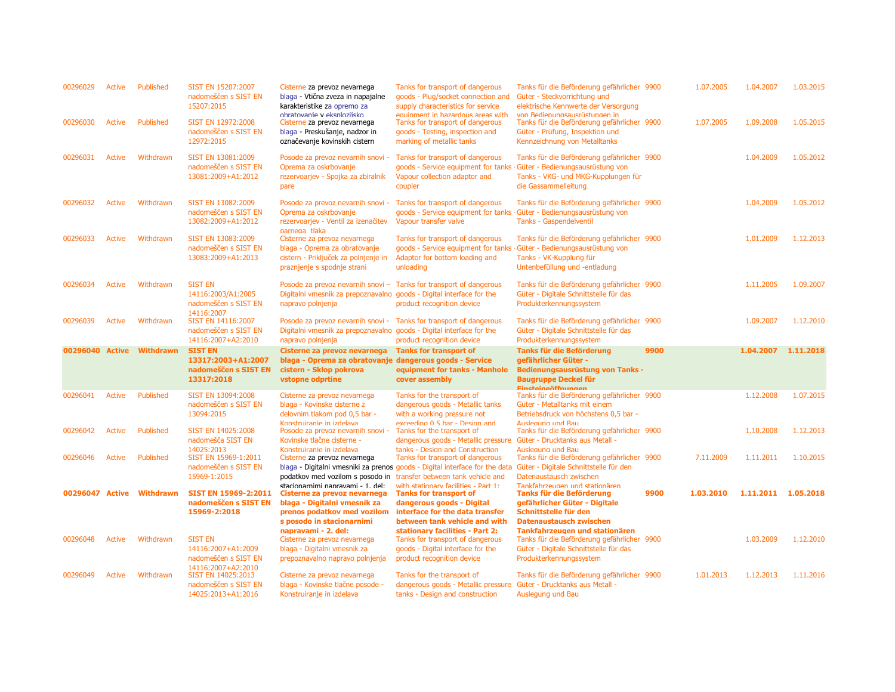| | | | | | | | | | | |
|---|---|---|---|---|---|---|---|---|---|---|
| 00296029 | Active | Published | SIST EN 15207:2007 nadomeščen s SIST EN 15207:2015 | Cisterne za prevoz nevarnega blaga - Vtična zveza in napajalne karakteristike za opremo za obratovanje v eksplozijsko | Tanks for transport of dangerous goods - Plug/socket connection and supply characteristics for service equipment in hazardous areas with | Tanks für die Beförderung gefährlicher Güter - Steckvorrichtung und elektrische Kennwerte der Versorgung von Bedienungsausrüstungen in | 9900 | 1.07.2005 | 1.04.2007 | 1.03.2015 |
| 00296030 | Active | Published | SIST EN 12972:2008 nadomeščen s SIST EN 12972:2015 | Cisterne za prevoz nevarnega blaga - Preskušanje, nadzor in označevanje kovinskih cistern | Tanks for transport of dangerous goods - Testing, inspection and marking of metallic tanks | Tanks für die Beförderung gefährlicher Güter - Prüfung, Inspektion und Kennzeichnung von Metalltanks | 9900 | 1.07.2005 | 1.09.2008 | 1.05.2015 |
| 00296031 | Active | Withdrawn | SIST EN 13081:2009 nadomeščen s SIST EN 13081:2009+A1:2012 | Posode za prevoz nevarnih snovi - Oprema za oskrbovanje rezervoarjev - Spojka za zbiralnik pare | Tanks for transport of dangerous goods - Service equipment for tanks - Vapour collection adaptor and coupler | Tanks für die Beförderung gefährlicher Güter - Bedienungsausrüstung von Tanks - VKG- und MKG-Kupplungen für die Gassammelleitung | 9900 | | 1.04.2009 | 1.05.2012 |
| 00296032 | Active | Withdrawn | SIST EN 13082:2009 nadomeščen s SIST EN 13082:2009+A1:2012 | Posode za prevoz nevarnih snovi - Oprema za oskrbovanje rezervoarjev - Ventil za izenačitev parnega tlaka | Tanks for transport of dangerous goods - Service equipment for tanks - Vapour transfer valve | Tanks für die Beförderung gefährlicher Güter - Bedienungsausrüstung von Tanks - Gaspendelventil | 9900 | | 1.04.2009 | 1.05.2012 |
| 00296033 | Active | Withdrawn | SIST EN 13083:2009 nadomeščen s SIST EN 13083:2009+A1:2013 | Cisterne za prevoz nevarnega blaga - Oprema za obratovanje cistern - Priključek za polnjenje in praznjenje s spodnje strani | Tanks for transport of dangerous goods - Service equipment for tanks - Adaptor for bottom loading and unloading | Tanks für die Beförderung gefährlicher Güter - Bedienungsausrüstung von Tanks - VK-Kupplung für Untenbefüllung und -entladung | 9900 | | 1.01.2009 | 1.12.2013 |
| 00296034 | Active | Withdrawn | SIST EN 14116:2003/A1:2005 nadomeščen s SIST EN 14116:2007 | Posode za prevoz nevarnih snovi – Digitalni vmesnik za prepoznavalno napravo polnjenja | Tanks for transport of dangerous goods - Digital interface for the product recognition device | Tanks für die Beförderung gefährlicher Güter - Digitale Schnittstelle für das Produkterkennungssystem | 9900 | | 1.11.2005 | 1.09.2007 |
| 00296039 | Active | Withdrawn | SIST EN 14116:2007 nadomeščen s SIST EN 14116:2007+A2:2010 | Posode za prevoz nevarnih snovi - Digitalni vmesnik za prepoznavalno napravo polnjenja | Tanks for transport of dangerous goods - Digital interface for the product recognition device | Tanks für die Beförderung gefährlicher Güter - Digitale Schnittstelle für das Produkterkennungssystem | 9900 | | 1.09.2007 | 1.12.2010 |
| **00296040** | **Active** | **Withdrawn** | **SIST EN 13317:2003+A1:2007 nadomeščen s SIST EN 13317:2018** | **Cisterne za prevoz nevarnega blaga - Oprema za obratovanje cistern - Sklop pokrova vstopne odprtine** | **Tanks for transport of dangerous goods - Service equipment for tanks - Manhole cover assembly** | **Tanks für die Beförderung gefährlicher Güter - Bedienungsausrüstung von Tanks - Baugruppe Deckel für Einsteigeöffnungen** | **9900** | | **1.04.2007** | **1.11.2018** |
| 00296041 | Active | Published | SIST EN 13094:2008 nadomeščen s SIST EN 13094:2015 | Cisterne za prevoz nevarnega blaga - Kovinske cisterne z delovnim tlakom pod 0,5 bar - Konstruiranje in izdelava | Tanks for the transport of dangerous goods - Metallic tanks with a working pressure not exceeding 0,5 bar - Design and | Tanks für die Beförderung gefährlicher Güter - Metalltanks mit einem Betriebsdruck von höchstens 0,5 bar - Auslegung und Bau | 9900 | | 1.12.2008 | 1.07.2015 |
| 00296042 | Active | Published | SIST EN 14025:2008 nadomešča SIST EN 14025:2013 | Posode za prevoz nevarnih snovi - Kovinske tlačne cisterne - Konstruiranje in izdelava | Tanks for the transport of dangerous goods - Metallic pressure tanks - Design and Construction | Tanks für die Beförderung gefährlicher Güter - Drucktanks aus Metall - Auslegung und Bau | 9900 | | 1.10.2008 | 1.12.2013 |
| 00296046 | Active | Published | SIST EN 15969-1:2011 nadomeščen s SIST EN 15969-1:2015 | Cisterne za prevoz nevarnega blaga - Digitalni vmesniki za prenos podatkov med vozilom s posodo in stacionarnimi napravami - 1. del: | Tanks for transport of dangerous goods - Digital interface for the data transfer between tank vehicle and with stationary facilities - Part 1: | Tanks für die Beförderung gefährlicher Güter - Digitale Schnittstelle für den Datenaustausch zwischen Tankfahrzeugen und stationären | 9900 | 7.11.2009 | 1.11.2011 | 1.10.2015 |
| **00296047** | **Active** | **Withdrawn** | **SIST EN 15969-2:2011 nadomeščen s SIST EN 15969-2:2018** | **Cisterne za prevoz nevarnega blaga - Digitalni vmesnik za prenos podatkov med vozilom s posodo in stacionarnimi napravami - 2. del:** | **Tanks for transport of dangerous goods - Digital interface for the data transfer between tank vehicle and with stationary facilities - Part 2:** | **Tanks für die Beförderung gefährlicher Güter - Digitale Schnittstelle für den Datenaustausch zwischen Tankfahrzeugen und stationären** | **9900** | **1.03.2010** | **1.11.2011** | **1.05.2018** |
| 00296048 | Active | Withdrawn | SIST EN 14116:2007+A1:2009 nadomeščen s SIST EN 14116:2007+A2:2010 | Cisterne za prevoz nevarnega blaga - Digitalni vmesnik za prepoznavalno napravo polnjenja | Tanks for transport of dangerous goods - Digital interface for the product recognition device | Tanks für die Beförderung gefährlicher Güter - Digitale Schnittstelle für das Produkterkennungssystem | 9900 | | 1.03.2009 | 1.12.2010 |
| 00296049 | Active | Withdrawn | SIST EN 14025:2013 nadomeščen s SIST EN 14025:2013+A1:2016 | Cisterne za prevoz nevarnega blaga - Kovinske tlačne posode - Konstruiranje in izdelava | Tanks for the transport of dangerous goods - Metallic pressure tanks - Design and construction | Tanks für die Beförderung gefährlicher Güter - Drucktanks aus Metall - Auslegung und Bau | 9900 | 1.01.2013 | 1.12.2013 | 1.11.2016 |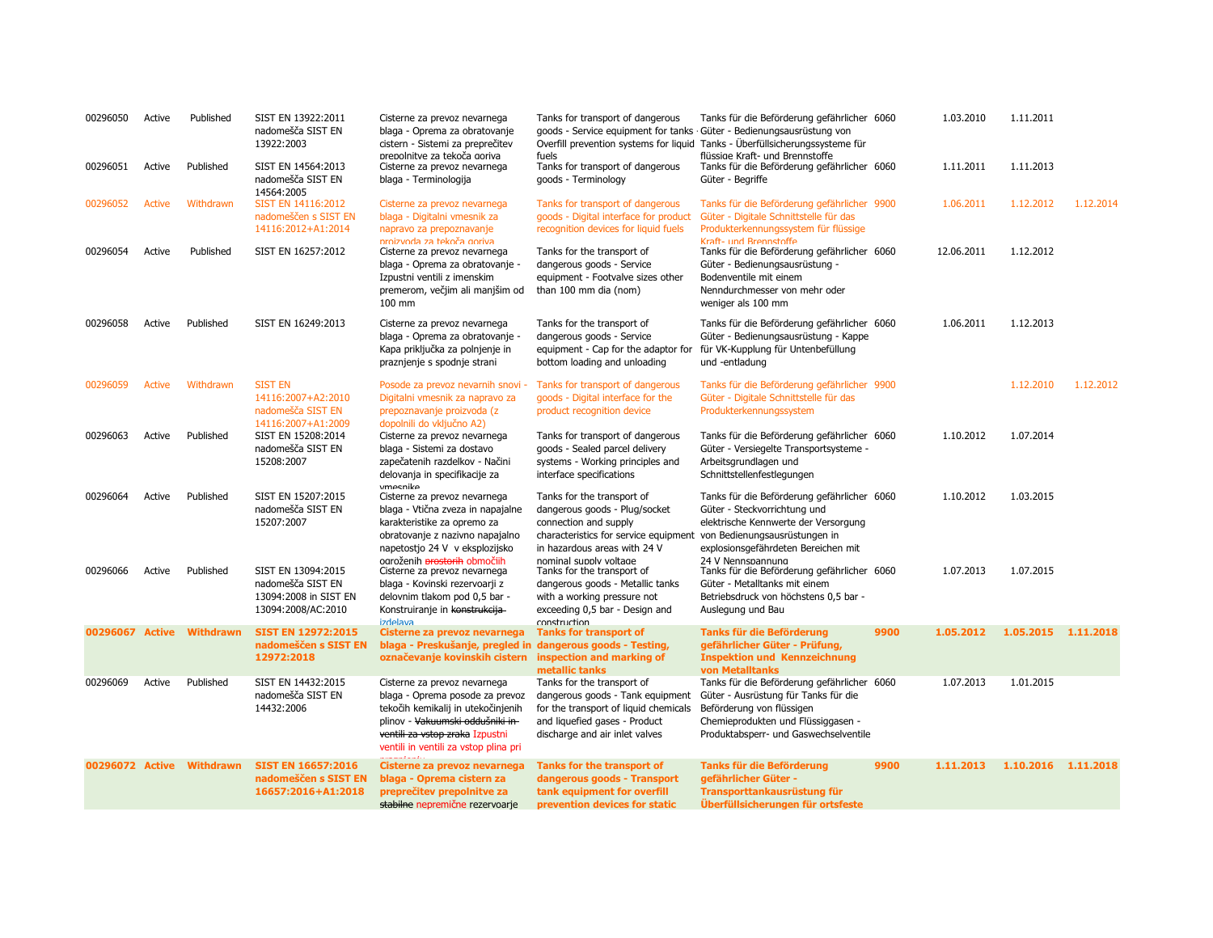| | | | | | | | | | | |
|---|---|---|---|---|---|---|---|---|---|---|
| 00296050 | Active | Published | SIST EN 13922:2011 nadomešča SIST EN 13922:2003 | Cisterne za prevoz nevarnega blaga - Oprema za obratovanje cistern - Sistemi za preprečitev prepolnitve za tekoča goriva | Tanks for transport of dangerous goods - Service equipment for tanks - Overfill prevention systems for liquid fuels | Tanks für die Beförderung gefährlicher Güter - Bedienungsausrüstung von Tanks - Überfüllsicherungssysteme für flüssige Kraft- und Brennstoffe | 6060 | 1.03.2010 | 1.11.2011 | |
| 00296051 | Active | Published | SIST EN 14564:2013 nadomešča SIST EN 14564:2005 | Cisterne za prevoz nevarnega blaga - Terminologija | Tanks for transport of dangerous goods - Terminology | Tanks für die Beförderung gefährlicher Güter - Begriffe | 6060 | 1.11.2011 | 1.11.2013 | |
| 00296052 | Active | Withdrawn | SIST EN 14116:2012 nadomeščen s SIST EN 14116:2012+A1:2014 | Cisterne za prevoz nevarnega blaga - Digitalni vmesnik za napravo za prepoznavanje proizvoda za tekoča goriva | Tanks for transport of dangerous goods - Digital interface for product recognition devices for liquid fuels | Tanks für die Beförderung gefährlicher Güter - Digitale Schnittstelle für das Produkterkennungssystem für flüssige Kraft- und Brennstoffe | 9900 | 1.06.2011 | 1.12.2012 | 1.12.2014 |
| 00296054 | Active | Published | SIST EN 16257:2012 | Cisterne za prevoz nevarnega blaga - Oprema za obratovanje - Izpustni ventili z imenskim premerom, večjim ali manjšim od 100 mm | Tanks for the transport of dangerous goods - Service equipment - Footvalve sizes other than 100 mm dia (nom) | Tanks für die Beförderung gefährlicher Güter - Bedienungsausrüstung - Bodenventile mit einem Nenndurchmesser von mehr oder weniger als 100 mm | 6060 | 12.06.2011 | 1.12.2012 | |
| 00296058 | Active | Published | SIST EN 16249:2013 | Cisterne za prevoz nevarnega blaga - Oprema za obratovanje - Kapa priključka za polnjenje in praznjenje s spodnje strani | Tanks for the transport of dangerous goods - Service equipment - Cap for the adaptor for bottom loading and unloading | Tanks für die Beförderung gefährlicher Güter - Bedienungsausrüstung - Kappe für VK-Kupplung für Untenbefüllung und -entladung | 6060 | 1.06.2011 | 1.12.2013 | |
| 00296059 | Active | Withdrawn | SIST EN 14116:2007+A2:2010 nadomešča SIST EN 14116:2007+A1:2009 | Posode za prevoz nevarnih snovi - Digitalni vmesnik za napravo za prepoznavanje proizvoda (z dopolnili do vključno A2) | Tanks for transport of dangerous goods - Digital interface for the product recognition device | Tanks für die Beförderung gefährlicher Güter - Digitale Schnittstelle für das Produkterkennungssystem | 9900 | | 1.12.2010 | 1.12.2012 |
| 00296063 | Active | Published | SIST EN 15208:2014 nadomešča SIST EN 15208:2007 | Cisterne za prevoz nevarnega blaga - Sistemi za dostavo zapečatenih razdelkov - Načini delovanja in specifikacije za vmesnike | Tanks for transport of dangerous goods - Sealed parcel delivery systems - Working principles and interface specifications | Tanks für die Beförderung gefährlicher Güter - Versiegelte Transportsysteme - Arbeitsgrundlagen und Schnittstellenfestlegungen | 6060 | 1.10.2012 | 1.07.2014 | |
| 00296064 | Active | Published | SIST EN 15207:2015 nadomešča SIST EN 15207:2007 | Cisterne za prevoz nevarnega blaga - Vtična zveza in napajalne karakteristike za opremo za obratovanje z nazivno napajalno napetostjo 24 V v eksplozijsko ogroženih ~~prostorih~~ območjih | Tanks for the transport of dangerous goods - Plug/socket connection and supply characteristics for service equipment in hazardous areas with 24 V nominal supply voltage | Tanks für die Beförderung gefährlicher Güter - Steckvorrichtung und elektrische Kennwerte der Versorgung von Bedienungsausrüstungen in explosionsgefährdeten Bereichen mit 24 V Nennspannung | 6060 | 1.10.2012 | 1.03.2015 | |
| 00296066 | Active | Published | SIST EN 13094:2015 nadomešča SIST EN 13094:2008 in SIST EN 13094:2008/AC:2010 | Cisterne za prevoz nevarnega blaga - Kovinski rezervoarji z delovnim tlakom pod 0,5 bar - Konstruiranje in ~~konstrukcija~~ izdelava | Tanks for the transport of dangerous goods - Metallic tanks with a working pressure not exceeding 0,5 bar - Design and construction | Tanks für die Beförderung gefährlicher Güter - Metalltanks mit einem Betriebsdruck von höchstens 0,5 bar - Auslegung und Bau | 6060 | 1.07.2013 | 1.07.2015 | |
| **00296067** | **Active** | **Withdrawn** | **SIST EN 12972:2015 nadomeščen s SIST EN 12972:2018** | **Cisterne za prevoz nevarnega blaga - Preskušanje, pregled in označevanje kovinskih cistern** | **Tanks for transport of dangerous goods - Testing, inspection and marking of metallic tanks** | **Tanks für die Beförderung gefährlicher Güter - Prüfung, Inspektion und Kennzeichnung von Metalltanks** | **9900** | **1.05.2012** | **1.05.2015** | **1.11.2018** |
| 00296069 | Active | Published | SIST EN 14432:2015 nadomešča SIST EN 14432:2006 | Cisterne za prevoz nevarnega blaga - Oprema posode za prevoz tekočih kemikalij in utekočinjenih plinov - ~~Vakuumski oddušniki in ventili za vstop zraka~~ Izpustni ventili in ventili za vstop plina pri praznjenju | Tanks for the transport of dangerous goods - Tank equipment for the transport of liquid chemicals and liquefied gases - Product discharge and air inlet valves | Tanks für die Beförderung gefährlicher Güter - Ausrüstung für Tanks für die Beförderung von flüssigen Chemieprodukten und Flüssiggasen - Produktabsperr- und Gaswechselventile | 6060 | 1.07.2013 | 1.01.2015 | |
| **00296072** | **Active** | **Withdrawn** | **SIST EN 16657:2016 nadomeščen s SIST EN 16657:2016+A1:2018** | **Cisterne za prevoz nevarnega blaga - Oprema cistern za preprečitev prepolnitve za ~~stabilne~~ nepremične rezervoarje** | **Tanks for the transport of dangerous goods - Transport tank equipment for overfill prevention devices for static** | **Tanks für die Beförderung gefährlicher Güter - Transporttankausrüstung für Überfüllsicherungen für ortsfeste** | **9900** | **1.11.2013** | **1.10.2016** | **1.11.2018** |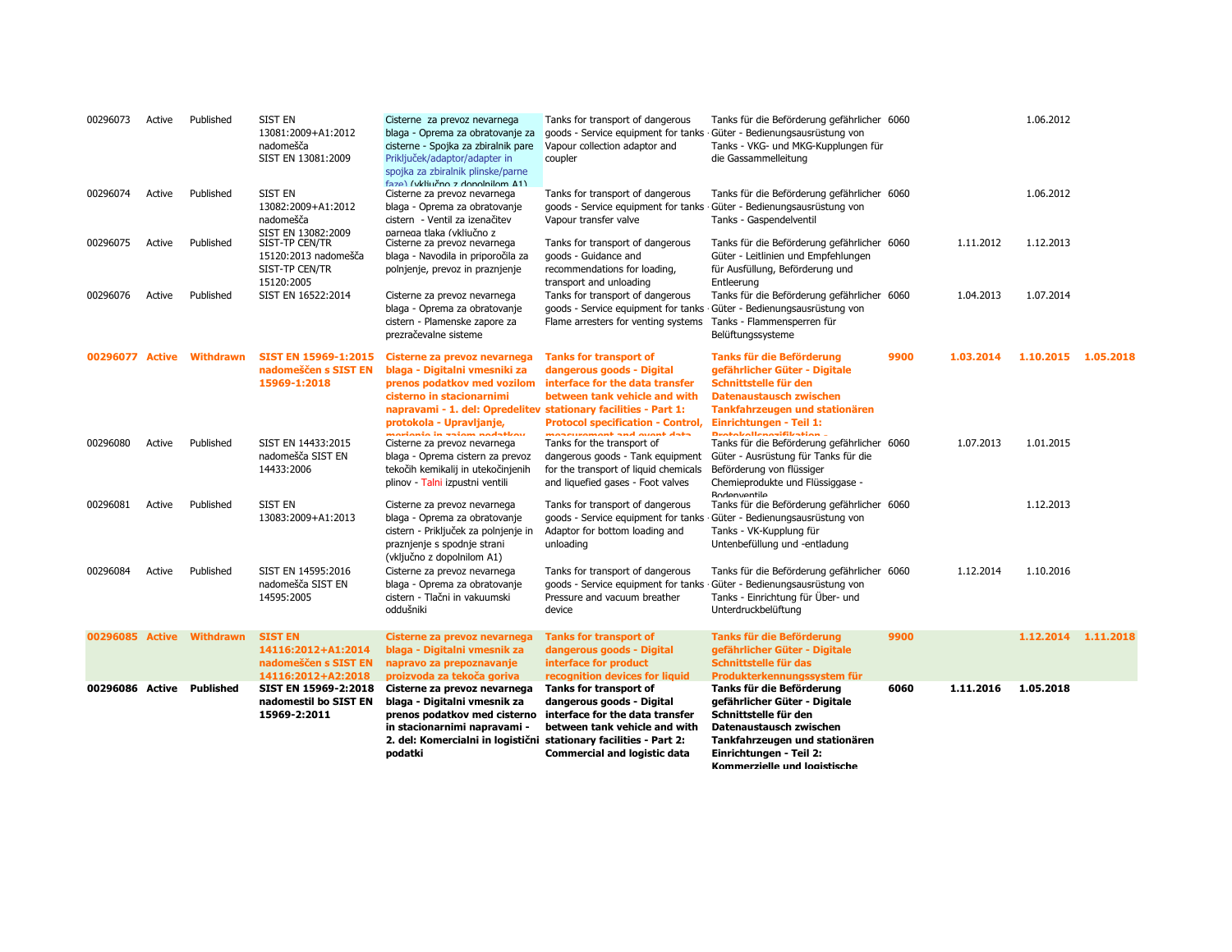| | | | | | | | | | | |
|---|---|---|---|---|---|---|---|---|---|---|
| 00296073 | Active | Published | SIST EN 13081:2009+A1:2012 nadomešča SIST EN 13081:2009 | Cisterne za prevoz nevarnega blaga - Oprema za obratovanje za cisterne - Spojka za zbiralnik pare Priključek/adaptor/adapter in spojka za zbiralnik plinske/parne faze) (vključno z dopolnilom A1) | Tanks for transport of dangerous goods - Service equipment for tanks - Vapour collection adaptor and coupler | Tanks für die Beförderung gefährlicher Güter - Bedienungsausrüstung von Tanks - VKG- und MKG-Kupplungen für die Gassammelleitung | 6060 | | 1.06.2012 | |
| 00296074 | Active | Published | SIST EN 13082:2009+A1:2012 nadomešča SIST EN 13082:2009 | Cisterne za prevoz nevarnega blaga - Oprema za obratovanje cistern - Ventil za izenačitev parnega tlaka (vključno z | Tanks for transport of dangerous goods - Service equipment for tanks - Vapour transfer valve | Tanks für die Beförderung gefährlicher Güter - Bedienungsausrüstung von Tanks - Gaspendelventil | 6060 | | 1.06.2012 | |
| 00296075 | Active | Published | SIST-TP CEN/TR 15120:2013 nadomešča SIST-TP CEN/TR 15120:2005 | Cisterne za prevoz nevarnega blaga - Navodila in priporočila za polnjenje, prevoz in praznjenje | Tanks for transport of dangerous goods - Guidance and recommendations for loading, transport and unloading | Tanks für die Beförderung gefährlicher Güter - Leitlinien und Empfehlungen für Ausfüllung, Beförderung und Entleerung | 6060 | 1.11.2012 | 1.12.2013 | |
| 00296076 | Active | Published | SIST EN 16522:2014 | Cisterne za prevoz nevarnega blaga - Oprema za obratovanje cistern - Plamenske zapore za prezračevalne sisteme | Tanks for transport of dangerous goods - Service equipment for tanks - Flame arresters for venting systems | Tanks für die Beförderung gefährlicher Güter - Bedienungsausrüstung von Tanks - Flammensperren für Belüftungssysteme | 6060 | 1.04.2013 | 1.07.2014 | |
| **00296077** | **Active** | **Withdrawn** | **SIST EN 15969-1:2015 nadomeščen s SIST EN 15969-1:2018** | **Cisterne za prevoz nevarnega blaga - Digitalni vmesniki za prenos podatkov med vozilom cisterno in stacionarnimi napravami - 1. del: Opredelitev protokola - Upravljanje, merjenje in zajem podatkov** | **Tanks for transport of dangerous goods - Digital interface for the data transfer between tank vehicle and with stationary facilities - Part 1: Protocol specification - Control, measurement and event data** | **Tanks für die Beförderung gefährlicher Güter - Digitale Schnittstelle für den Datenaustausch zwischen Tankfahrzeugen und stationären Einrichtungen - Teil 1: Protokollspezifikation -** | **9900** | **1.03.2014** | **1.10.2015** | **1.05.2018** |
| 00296080 | Active | Published | SIST EN 14433:2015 nadomešča SIST EN 14433:2006 | Cisterne za prevoz nevarnega blaga - Oprema cistern za prevoz tekočih kemikalij in utekočinjenih plinov - Talni izpustni ventili | Tanks for the transport of dangerous goods - Tank equipment for the transport of liquid chemicals and liquefied gases - Foot valves | Tanks für die Beförderung gefährlicher Güter - Ausrüstung für Tanks für die Beförderung von flüssiger Chemieprodukte und Flüssiggase - Bodenventile | 6060 | 1.07.2013 | 1.01.2015 | |
| 00296081 | Active | Published | SIST EN 13083:2009+A1:2013 | Cisterne za prevoz nevarnega blaga - Oprema za obratovanje cistern - Priključek za polnjenje in praznjenje s spodnje strani (vključno z dopolnilom A1) | Tanks for transport of dangerous goods - Service equipment for tanks - Adaptor for bottom loading and unloading | Tanks für die Beförderung gefährlicher Güter - Bedienungsausrüstung von Tanks - VK-Kupplung für Untenbefüllung und -entladung | 6060 | | 1.12.2013 | |
| 00296084 | Active | Published | SIST EN 14595:2016 nadomešča SIST EN 14595:2005 | Cisterne za prevoz nevarnega blaga - Oprema za obratovanje cistern - Tlačni in vakuumski oddušniki | Tanks for transport of dangerous goods - Service equipment for tanks - Pressure and vacuum breather device | Tanks für die Beförderung gefährlicher Güter - Bedienungsausrüstung von Tanks - Einrichtung für Über- und Unterdruckbelüftung | 6060 | 1.12.2014 | 1.10.2016 | |
| **00296085** | **Active** | **Withdrawn** | **SIST EN 14116:2012+A1:2014 nadomeščen s SIST EN 14116:2012+A2:2018** | **Cisterne za prevoz nevarnega blaga - Digitalni vmesnik za napravo za prepoznavanje proizvoda za tekoča goriva** | **Tanks for transport of dangerous goods - Digital interface for product recognition devices for liquid** | **Tanks für die Beförderung gefährlicher Güter - Digitale Schnittstelle für das Produkterkennungssystem für** | **9900** | | **1.12.2014** | **1.11.2018** |
| **00296086** | **Active** | **Published** | **SIST EN 15969-2:2018 nadomestil bo SIST EN 15969-2:2011** | **Cisterne za prevoz nevarnega blaga - Digitalni vmesnik za prenos podatkov med cisterno in stacionarnimi napravami - 2. del: Komercialni in logistični podatki** | **Tanks for transport of dangerous goods - Digital interface for the data transfer between tank vehicle and with stationary facilities - Part 2: Commercial and logistic data** | **Tanks für die Beförderung gefährlicher Güter - Digitale Schnittstelle für den Datenaustausch zwischen Tankfahrzeugen und stationären Einrichtungen - Teil 2: Kommerzielle und logistische** | **6060** | **1.11.2016** | **1.05.2018** | |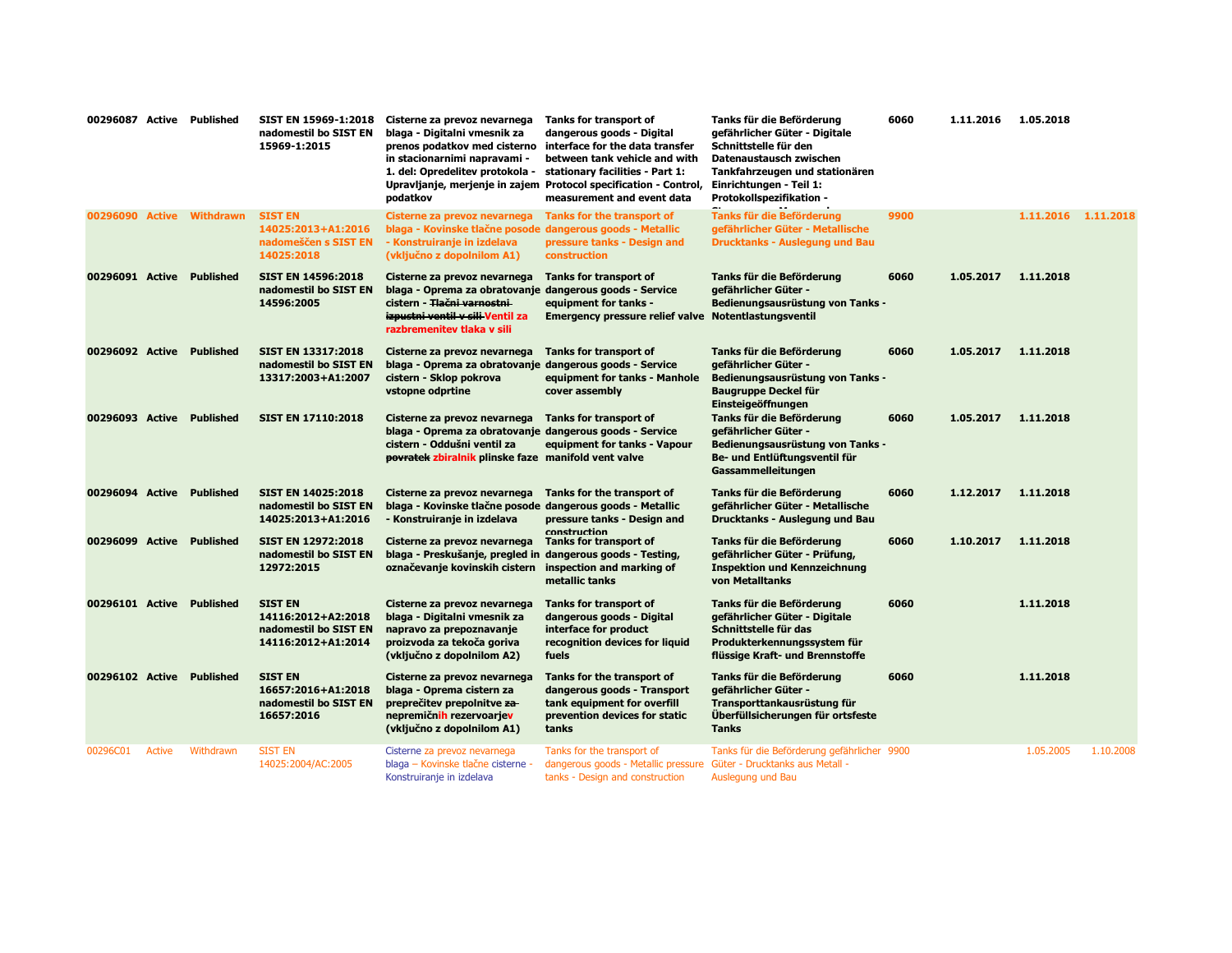| | | | | | | | | | | |
|---|---|---|---|---|---|---|---|---|---|---|
| 00296087 | Active | Published | SIST EN 15969-1:2018 nadomestil bo SIST EN 15969-1:2015 | Cisterne za prevoz nevarnega blaga - Digitalni vmesnik za prenos podatkov med cisterno in stacionarnimi napravami - 1. del: Opredelitev protokola - Upravljanje, merjenje in zajem podatkov | Tanks for transport of dangerous goods - Digital interface for the data transfer between tank vehicle and with stationary facilities - Part 1: Protocol specification - Control, measurement and event data | Tanks für die Beförderung gefährlicher Güter - Digitale Schnittstelle für den Datenaustausch zwischen Tankfahrzeugen und stationären Einrichtungen - Teil 1: Protokollspezifikation - | 6060 | 1.11.2016 | 1.05.2018 | |
| 00296090 | Active | Withdrawn | SIST EN 14025:2013+A1:2016 nadomeščen s SIST EN 14025:2018 | Cisterne za prevoz nevarnega blaga - Kovinske tlačne posode - Konstruiranje in izdelava (vključno z dopolnilom A1) | Tanks for the transport of dangerous goods - Metallic pressure tanks - Design and construction | Tanks für die Beförderung gefährlicher Güter - Metallische Drucktanks - Auslegung und Bau | 9900 | | 1.11.2016 | 1.11.2018 |
| 00296091 | Active | Published | SIST EN 14596:2018 nadomestil bo SIST EN 14596:2005 | Cisterne za prevoz nevarnega blaga - Oprema za obratovanje cistern - ~~Tlačni varnostni izpustni ventil v sili~~ Ventil za razbremenitev tlaka v sili | Tanks for transport of dangerous goods - Service equipment for tanks - Emergency pressure relief valve | Tanks für die Beförderung gefährlicher Güter - Bedienungsausrüstung von Tanks - Notentlastungsventil | 6060 | 1.05.2017 | 1.11.2018 | |
| 00296092 | Active | Published | SIST EN 13317:2018 nadomestil bo SIST EN 13317:2003+A1:2007 | Cisterne za prevoz nevarnega blaga - Oprema za obratovanje cistern - Sklop pokrova vstopne odprtine | Tanks for transport of dangerous goods - Service equipment for tanks - Manhole cover assembly | Tanks für die Beförderung gefährlicher Güter - Bedienungsausrüstung von Tanks - Baugruppe Deckel für Einsteigeöffnungen | 6060 | 1.05.2017 | 1.11.2018 | |
| 00296093 | Active | Published | SIST EN 17110:2018 | Cisterne za prevoz nevarnega blaga - Oprema za obratovanje cistern - Oddušni ventil za ~~povratek~~ zbiralnik plinske faze | Tanks for transport of dangerous goods - Service equipment for tanks - Vapour manifold vent valve | Tanks für die Beförderung gefährlicher Güter - Bedienungsausrüstung von Tanks - Be- und Entlüftungsventil für Gassammelleitungen | 6060 | 1.05.2017 | 1.11.2018 | |
| 00296094 | Active | Published | SIST EN 14025:2018 nadomestil bo SIST EN 14025:2013+A1:2016 | Cisterne za prevoz nevarnega blaga - Kovinske tlačne posode - Konstruiranje in izdelava | Tanks for the transport of dangerous goods - Metallic pressure tanks - Design and construction | Tanks für die Beförderung gefährlicher Güter - Metallische Drucktanks - Auslegung und Bau | 6060 | 1.12.2017 | 1.11.2018 | |
| 00296099 | Active | Published | SIST EN 12972:2018 nadomestil bo SIST EN 12972:2015 | Cisterne za prevoz nevarnega blaga - Preskušanje, pregled in označevanje kovinskih cistern | Tanks for transport of dangerous goods - Testing, inspection and marking of metallic tanks | Tanks für die Beförderung gefährlicher Güter - Prüfung, Inspektion und Kennzeichnung von Metalltanks | 6060 | 1.10.2017 | 1.11.2018 | |
| 00296101 | Active | Published | SIST EN 14116:2012+A2:2018 nadomestil bo SIST EN 14116:2012+A1:2014 | Cisterne za prevoz nevarnega blaga - Digitalni vmesnik za napravo za prepoznavanje proizvoda za tekoča goriva (vključno z dopolnilom A2) | Tanks for transport of dangerous goods - Digital interface for product recognition devices for liquid fuels | Tanks für die Beförderung gefährlicher Güter - Digitale Schnittstelle für das Produkterkennungssystem für flüssige Kraft- und Brennstoffe | 6060 | | 1.11.2018 | |
| 00296102 | Active | Published | SIST EN 16657:2016+A1:2018 nadomestil bo SIST EN 16657:2016 | Cisterne za prevoz nevarnega blaga - Oprema cistern za preprečitev prepolnitve ~~za~~ nepremičnih rezervoarjev (vključno z dopolnilom A1) | Tanks for the transport of dangerous goods - Transport tank equipment for overfill prevention devices for static tanks | Tanks für die Beförderung gefährlicher Güter - Transporttankausrüstung für Überfüllsicherungen für ortsfeste Tanks | 6060 | | 1.11.2018 | |
| 00296C01 | Active | Withdrawn | SIST EN 14025:2004/AC:2005 | Cisterne za prevoz nevarnega blaga – Kovinske tlačne cisterne - Konstruiranje in izdelava | Tanks for the transport of dangerous goods - Metallic pressure tanks - Design and construction | Tanks für die Beförderung gefährlicher Güter - Drucktanks aus Metall - Auslegung und Bau | 9900 | | 1.05.2005 | 1.10.2008 |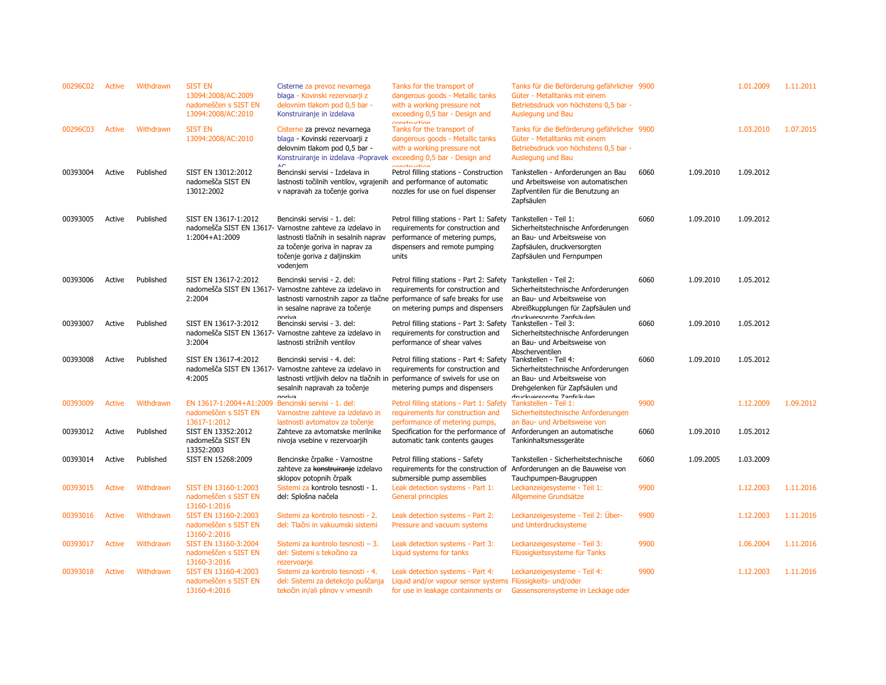| | | | | | | | | | | |
|---|---|---|---|---|---|---|---|---|---|---|
| 00296C02 | Active | Withdrawn | SIST EN 13094:2008/AC:2009 nadomeščen s SIST EN 13094:2008/AC:2010 | Cisterne za prevoz nevarnega blaga - Kovinski rezervoarji z delovnim tlakom pod 0,5 bar - Konstruiranje in izdelava | Tanks for the transport of dangerous goods - Metallic tanks with a working pressure not exceeding 0,5 bar - Design and construction | Tanks für die Beförderung gefährlicher Güter - Metalltanks mit einem Betriebsdruck von höchstens 0,5 bar - Auslegung und Bau | 9900 | | 1.01.2009 | 1.11.2011 |
| 00296C03 | Active | Withdrawn | SIST EN 13094:2008/AC:2010 | Cisterne za prevoz nevarnega blaga - Kovinski rezervoarji z delovnim tlakom pod 0,5 bar - Konstruiranje in izdelava -Popravek AC | Tanks for the transport of dangerous goods - Metallic tanks with a working pressure not exceeding 0,5 bar - Design and construction | Tanks für die Beförderung gefährlicher Güter - Metalltanks mit einem Betriebsdruck von höchstens 0,5 bar - Auslegung und Bau | 9900 | | 1.03.2010 | 1.07.2015 |
| 00393004 | Active | Published | SIST EN 13012:2012 nadomešča SIST EN 13012:2002 | Bencinski servisi - Izdelava in lastnosti točilnih ventilov, vgrajenih v napravah za točenje goriva | Petrol filling stations - Construction and performance of automatic nozzles for use on fuel dispenser | Tankstellen - Anforderungen an Bau und Arbeitsweise von automatischen Zapfventilen für die Benutzung an Zapfsäulen | 6060 | 1.09.2010 | 1.09.2012 | |
| 00393005 | Active | Published | SIST EN 13617-1:2012 nadomešča SIST EN 13617-1:2004+A1:2009 | Bencinski servisi - 1. del: Varnostne zahteve za izdelavo in lastnosti tlačnih in sesalnih naprav za točenje goriva in naprav za točenje goriva z daljinskim vodenjem | Petrol filling stations - Part 1: Safety requirements for construction and performance of metering pumps, dispensers and remote pumping units | Tankstellen - Teil 1: Sicherheitstechnische Anforderungen an Bau- und Arbeitsweise von Zapfsäulen, druckversorgten Zapfsäulen und Fernpumpen | 6060 | 1.09.2010 | 1.09.2012 | |
| 00393006 | Active | Published | SIST EN 13617-2:2012 nadomešča SIST EN 13617-2:2004 | Bencinski servisi - 2. del: Varnostne zahteve za izdelavo in lastnosti varnostnih zapor za tlačne in sesalne naprave za točenje goriva | Petrol filling stations - Part 2: Safety requirements for construction and performance of safe breaks for use on metering pumps and dispensers | Tankstellen - Teil 2: Sicherheitstechnische Anforderungen an Bau- und Arbeitsweise von Abreißkupplungen für Zapfsäulen und druckversorgte Zapfsäulen | 6060 | 1.09.2010 | 1.05.2012 | |
| 00393007 | Active | Published | SIST EN 13617-3:2012 nadomešča SIST EN 13617-3:2004 | Bencinski servisi - 3. del: Varnostne zahteve za izdelavo in lastnosti strižnih ventilov | Petrol filling stations - Part 3: Safety requirements for construction and performance of shear valves | Tankstellen - Teil 3: Sicherheitstechnische Anforderungen an Bau- und Arbeitsweise von Abscherventilen | 6060 | 1.09.2010 | 1.05.2012 | |
| 00393008 | Active | Published | SIST EN 13617-4:2012 nadomešča SIST EN 13617-4:2005 | Bencinski servisi - 4. del: Varnostne zahteve za izdelavo in lastnosti vrtljivih delov na tlačnih in sesalnih napravah za točenje goriva | Petrol filling stations - Part 4: Safety requirements for construction and performance of swivels for use on metering pumps and dispensers | Tankstellen - Teil 4: Sicherheitstechnische Anforderungen an Bau- und Arbeitsweise von Drehgelenken für Zapfsäulen und druckversorgte Zapfsäulen | 6060 | 1.09.2010 | 1.05.2012 | |
| 00393009 | Active | Withdrawn | EN 13617-1:2004+A1:2009 nadomeščen s SIST EN 13617-1:2012 | Bencinski servisi - 1. del: Varnostne zahteve za izdelavo in lastnosti avtomatov za točenje | Petrol filling stations - Part 1: Safety requirements for construction and performance of metering pumps, | Tankstellen - Teil 1: Sicherheitstechnische Anforderungen an Bau- und Arbeitsweise von | 9900 | | 1.12.2009 | 1.09.2012 |
| 00393012 | Active | Published | SIST EN 13352:2012 nadomešča SIST EN 13352:2003 | Zahteve za avtomatske merilnike nivoja vsebine v rezervoarjih | Specification for the performance of automatic tank contents gauges | Anforderungen an automatische Tankinhaltsmessgeräte | 6060 | 1.09.2010 | 1.05.2012 | |
| 00393014 | Active | Published | SIST EN 15268:2009 | Bencinske črpalke - Varnostne zahteve za ~~konstruiranje~~ izdelavo sklopov potopnih črpalk | Petrol filling stations - Safety requirements for the construction of submersible pump assemblies | Tankstellen - Sicherheitstechnische Anforderungen an die Bauweise von Tauchpumpen-Baugruppen | 6060 | 1.09.2005 | 1.03.2009 | |
| 00393015 | Active | Withdrawn | SIST EN 13160-1:2003 nadomeščen s SIST EN 13160-1:2016 | Sistemi za kontrolo tesnosti - 1. del: Splošna načela | Leak detection systems - Part 1: General principles | Leckanzeigesysteme - Teil 1: Allgemeine Grundsätze | 9900 | | 1.12.2003 | 1.11.2016 |
| 00393016 | Active | Withdrawn | SIST EN 13160-2:2003 nadomeščen s SIST EN 13160-2:2016 | Sistemi za kontrolo tesnosti - 2. del: Tlačni in vakuumski sistemi | Leak detection systems - Part 2: Pressure and vacuum systems | Leckanzeigesysteme - Teil 2: Über- und Unterdrucksysteme | 9900 | | 1.12.2003 | 1.11.2016 |
| 00393017 | Active | Withdrawn | SIST EN 13160-3:2004 nadomeščen s SIST EN 13160-3:2016 | Sistemi za kontrolo tesnosti – 3. del: Sistemi s tekočino za rezervoarje | Leak detection systems - Part 3: Liquid systems for tanks | Leckanzeigesysteme - Teil 3: Flüssigkeitssysteme für Tanks | 9900 | | 1.06.2004 | 1.11.2016 |
| 00393018 | Active | Withdrawn | SIST EN 13160-4:2003 nadomeščen s SIST EN 13160-4:2016 | Sistemi za kontrolo tesnosti - 4. del: Sistemi za detekcijo puščanja tekočin in/ali plinov v vmesnih | Leak detection systems - Part 4: Liquid and/or vapour sensor systems for use in leakage containments or | Leckanzeigesysteme - Teil 4: Flüssigkeits- und/oder Gassensorensysteme in Leckage oder | 9900 | | 1.12.2003 | 1.11.2016 |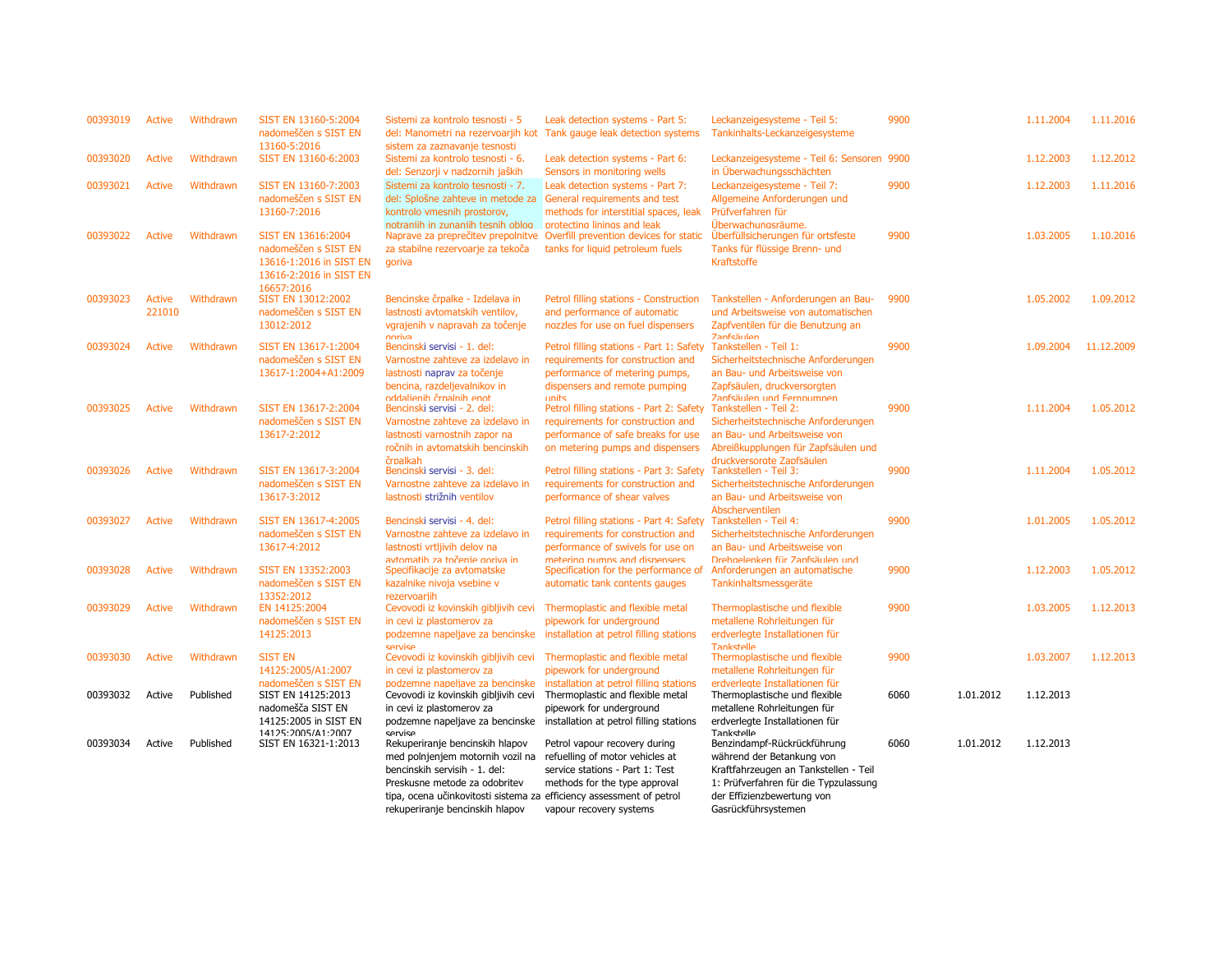| | | | | | | | | | | |
|---|---|---|---|---|---|---|---|---|---|---|
| 00393019 | Active | Withdrawn | SIST EN 13160-5:2004 nadomeščen s SIST EN 13160-5:2016 | Sistemi za kontrolo tesnosti - 5 del: Manometri na rezervoarjih kot sistem za zaznavanje tesnosti | Leak detection systems - Part 5: Tank gauge leak detection systems | Leckanzeigesysteme - Teil 5: Tankinhalts-Leckanzeigesysteme | 9900 | | 1.11.2004 | 1.11.2016 |
| 00393020 | Active | Withdrawn | SIST EN 13160-6:2003 | Sistemi za kontrolo tesnosti - 6. del: Senzorji v nadzornih jaških | Leak detection systems - Part 6: Sensors in monitoring wells | Leckanzeigesysteme - Teil 6: Sensoren in Überwachungsschächten | 9900 | | 1.12.2003 | 1.12.2012 |
| 00393021 | Active | Withdrawn | SIST EN 13160-7:2003 nadomeščen s SIST EN 13160-7:2016 | Sistemi za kontrolo tesnosti - 7. del: Splošne zahteve in metode za kontrolo vmesnih prostorov, notranjih in zunanjih tesnih oblog | Leak detection systems - Part 7: General requirements and test methods for interstitial spaces, leak protecting linings and leak | Leckanzeigesysteme - Teil 7: Allgemeine Anforderungen und Prüfverfahren für Überwachungsräume, | 9900 | | 1.12.2003 | 1.11.2016 |
| 00393022 | Active | Withdrawn | SIST EN 13616:2004 nadomeščen s SIST EN 13616-1:2016 in SIST EN 13616-2:2016 in SIST EN 16657:2016 | Naprave za preprečitev prepolnitve za stabilne rezervoarje za tekoča goriva | Overfill prevention devices for static tanks for liquid petroleum fuels | Überfüllsicherungen für ortsfeste Tanks für flüssige Brenn- und Kraftstoffe | 9900 | | 1.03.2005 | 1.10.2016 |
| 00393023 | Active 221010 | Withdrawn | SIST EN 13012:2002 nadomeščen s SIST EN 13012:2012 | Bencinske črpalke - Izdelava in lastnosti avtomatskih ventilov, vgrajenih v napravah za točenje goriva | Petrol filling stations - Construction and performance of automatic nozzles for use on fuel dispensers | Tankstellen - Anforderungen an Bau- und Arbeitsweise von automatischen Zapfventilen für die Benutzung an Zapfsäulen | 9900 | | 1.05.2002 | 1.09.2012 |
| 00393024 | Active | Withdrawn | SIST EN 13617-1:2004 nadomeščen s SIST EN 13617-1:2004+A1:2009 | Bencinski servisi - 1. del: Varnostne zahteve za izdelavo in lastnosti naprav za točenje bencina, razdeljevalnikov in oddaljenih črpalnih enot | Petrol filling stations - Part 1: Safety requirements for construction and performance of metering pumps, dispensers and remote pumping units | Tankstellen - Teil 1: Sicherheitstechnische Anforderungen an Bau- und Arbeitsweise von Zapfsäulen, druckversorgten Zapfsäulen und Fernpumpen | 9900 | | 1.09.2004 | 11.12.2009 |
| 00393025 | Active | Withdrawn | SIST EN 13617-2:2004 nadomeščen s SIST EN 13617-2:2012 | Bencinski servisi - 2. del: Varnostne zahteve za izdelavo in lastnosti varnostnih zapor na ročnih in avtomatskih bencinskih črpalkah | Petrol filling stations - Part 2: Safety requirements for construction and performance of safe breaks for use on metering pumps and dispensers | Tankstellen - Teil 2: Sicherheitstechnische Anforderungen an Bau- und Arbeitsweise von Abreißkupplungen für Zapfsäulen und druckversorgte Zapfsäulen | 9900 | | 1.11.2004 | 1.05.2012 |
| 00393026 | Active | Withdrawn | SIST EN 13617-3:2004 nadomeščen s SIST EN 13617-3:2012 | Bencinski servisi - 3. del: Varnostne zahteve za izdelavo in lastnosti strižnih ventilov | Petrol filling stations - Part 3: Safety requirements for construction and performance of shear valves | Tankstellen - Teil 3: Sicherheitstechnische Anforderungen an Bau- und Arbeitsweise von Abscherventilen | 9900 | | 1.11.2004 | 1.05.2012 |
| 00393027 | Active | Withdrawn | SIST EN 13617-4:2005 nadomeščen s SIST EN 13617-4:2012 | Bencinski servisi - 4. del: Varnostne zahteve za izdelavo in lastnosti vrtljivih delov na avtomatih za točenje goriva in | Petrol filling stations - Part 4: Safety requirements for construction and performance of swivels for use on metering pumps and dispensers | Tankstellen - Teil 4: Sicherheitstechnische Anforderungen an Bau- und Arbeitsweise von Drehgelenken für Zapfsäulen und | 9900 | | 1.01.2005 | 1.05.2012 |
| 00393028 | Active | Withdrawn | SIST EN 13352:2003 nadomeščen s SIST EN 13352:2012 | Specifikacije za avtomatske kazalnike nivoja vsebine v rezervoarjih | Specification for the performance of automatic tank contents gauges | Anforderungen an automatische Tankinhaltsmessgeräte | 9900 | | 1.12.2003 | 1.05.2012 |
| 00393029 | Active | Withdrawn | EN 14125:2004 nadomeščen s SIST EN 14125:2013 | Cevovodi iz kovinskih gibljivih cevi in cevi iz plastomerov za podzemne napeljave za bencinske servise | Thermoplastic and flexible metal pipework for underground installation at petrol filling stations | Thermoplastische und flexible metallene Rohrleitungen für erdverlegte Installationen für Tankstelle | 9900 | | 1.03.2005 | 1.12.2013 |
| 00393030 | Active | Withdrawn | SIST EN 14125:2005/A1:2007 nadomeščen s SIST EN | Cevovodi iz kovinskih gibljivih cevi in cevi iz plastomerov za podzemne napeljave za bencinske | Thermoplastic and flexible metal pipework for underground installation at petrol filling stations | Thermoplastische und flexible metallene Rohrleitungen für erdverlegte Installationen für | 9900 | | 1.03.2007 | 1.12.2013 |
| 00393032 | Active | Published | SIST EN 14125:2013 nadomešča SIST EN 14125:2005 in SIST EN 14125:2005/A1:2007 | Cevovodi iz kovinskih gibljivih cevi in cevi iz plastomerov za podzemne napeljave za bencinske servise | Thermoplastic and flexible metal pipework for underground installation at petrol filling stations | Thermoplastische und flexible metallene Rohrleitungen für erdverlegte Installationen für Tankstelle | 6060 | 1.01.2012 | 1.12.2013 | |
| 00393034 | Active | Published | SIST EN 16321-1:2013 | Rekuperiranje bencinskih hlapov med polnjenjem motornih vozil na bencinskih servisih - 1. del: Preskusne metode za odobritev tipa, ocena učinkovitosti sistema za rekuperiranje bencinskih hlapov | Petrol vapour recovery during refuelling of motor vehicles at service stations - Part 1: Test methods for the type approval efficiency assessment of petrol vapour recovery systems | Benzindampf-Rückrückführung während der Betankung von Kraftfahrzeugen an Tankstellen - Teil 1: Prüfverfahren für die Typzulassung der Effizienzbewertung von Gasrückführsystemen | 6060 | 1.01.2012 | 1.12.2013 | |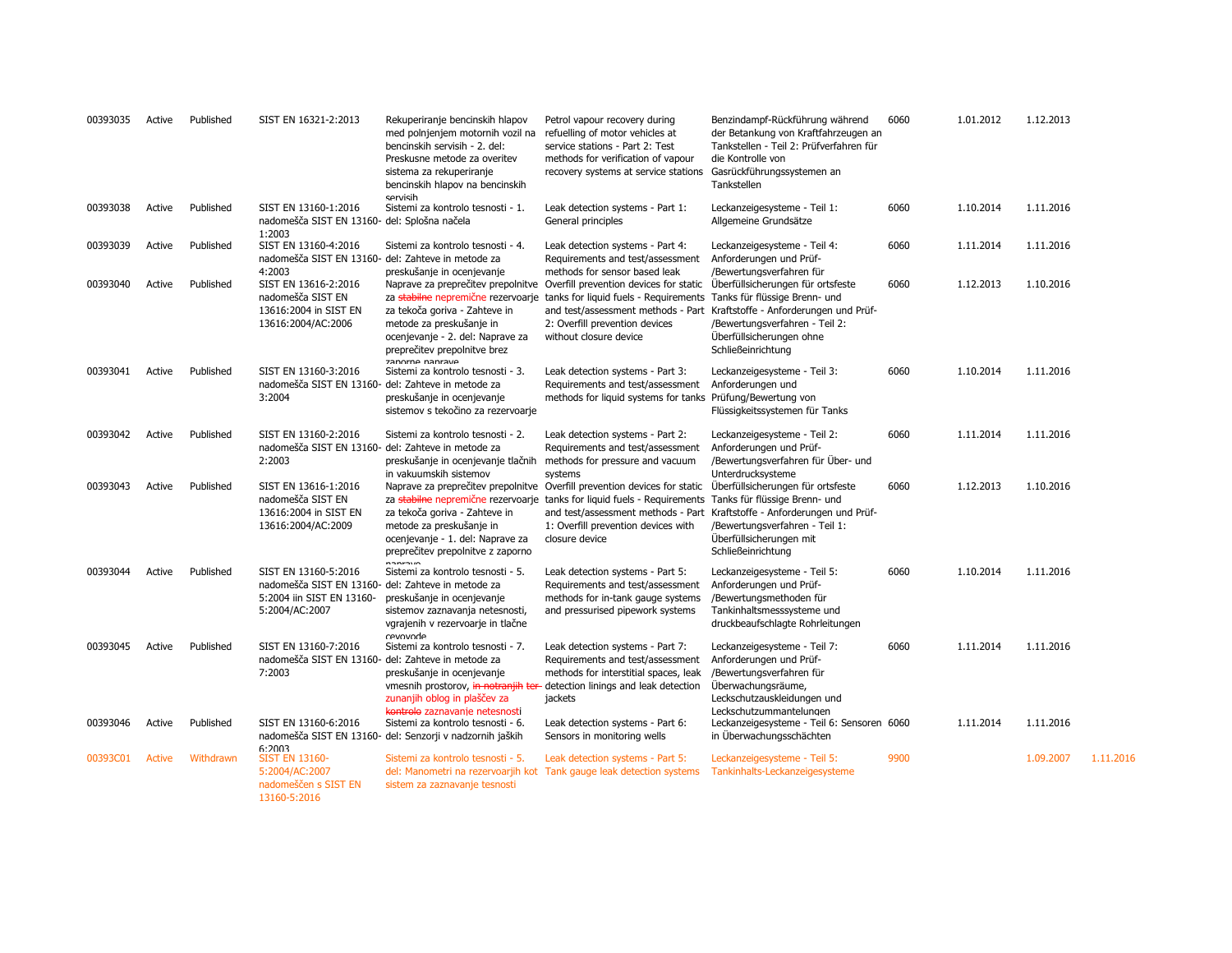| | | | | | | | | | | |
|---|---|---|---|---|---|---|---|---|---|---|
| 00393035 | Active | Published | SIST EN 16321-2:2013 | Rekuperiranje bencinskih hlapov med polnjenjem motornih vozil na bencinskih servisih - 2. del: Preskusne metode za overitev sistema za rekuperiranje bencinskih hlapov na bencinskih servisih | Petrol vapour recovery during refuelling of motor vehicles at service stations - Part 2: Test methods for verification of vapour recovery systems at service stations | Benzindampf-Rückführung während der Betankung von Kraftfahrzeugen an Tankstellen - Teil 2: Prüfverfahren für die Kontrolle von Gasrückführungssystemen an Tankstellen | 6060 | 1.01.2012 | 1.12.2013 | |
| 00393038 | Active | Published | SIST EN 13160-1:2016 nadomešča SIST EN 13160-1:2003 | Sistemi za kontrolo tesnosti - 1. del: Splošna načela | Leak detection systems - Part 1: General principles | Leckanzeigesysteme - Teil 1: Allgemeine Grundsätze | 6060 | 1.10.2014 | 1.11.2016 | |
| 00393039 | Active | Published | SIST EN 13160-4:2016 nadomešča SIST EN 13160-4:2003 | Sistemi za kontrolo tesnosti - 4. del: Zahteve in metode za preskušanje in ocenjevanje | Leak detection systems - Part 4: Requirements and test/assessment methods for sensor based leak | Leckanzeigesysteme - Teil 4: Anforderungen und Prüf-/Bewertungsverfahren für | 6060 | 1.11.2014 | 1.11.2016 | |
| 00393040 | Active | Published | SIST EN 13616-2:2016 nadomešča SIST EN 13616:2004 in SIST EN 13616:2004/AC:2006 | Naprave za preprečitev prepolnitve za ~~stabilne~~ nepremične rezervoarje za tekoča goriva - Zahteve in metode za preskušanje in ocenjevanje - 2. del: Naprave za preprečitev prepolnitve brez zaporne naprave | Overfill prevention devices for static tanks for liquid fuels - Requirements and test/assessment methods - Part 2: Overfill prevention devices without closure device | Überfüllsicherungen für ortsfeste Tanks für flüssige Brenn- und Kraftstoffe - Anforderungen und Prüf-/Bewertungsverfahren - Teil 2: Überfüllsicherungen ohne Schließeinrichtung | 6060 | 1.12.2013 | 1.10.2016 | |
| 00393041 | Active | Published | SIST EN 13160-3:2016 nadomešča SIST EN 13160-3:2004 | Sistemi za kontrolo tesnosti - 3. del: Zahteve in metode za preskušanje in ocenjevanje sistemov s tekočino za rezervoarje | Leak detection systems - Part 3: Requirements and test/assessment methods for liquid systems for tanks | Leckanzeigesysteme - Teil 3: Anforderungen und Prüfung/Bewertung von Flüssigkeitssystemen für Tanks | 6060 | 1.10.2014 | 1.11.2016 | |
| 00393042 | Active | Published | SIST EN 13160-2:2016 nadomešča SIST EN 13160-2:2003 | Sistemi za kontrolo tesnosti - 2. del: Zahteve in metode za preskušanje in ocenjevanje tlačnih in vakuumskih sistemov | Leak detection systems - Part 2: Requirements and test/assessment methods for pressure and vacuum systems | Leckanzeigesysteme - Teil 2: Anforderungen und Prüf-/Bewertungsverfahren für Über- und Unterdrucksysteme | 6060 | 1.11.2014 | 1.11.2016 | |
| 00393043 | Active | Published | SIST EN 13616-1:2016 nadomešča SIST EN 13616:2004 in SIST EN 13616:2004/AC:2009 | Naprave za preprečitev prepolnitve za ~~stabilne~~ nepremične rezervoarje za tekoča goriva - Zahteve in metode za preskušanje in ocenjevanje - 1. del: Naprave za preprečitev prepolnitve z zaporno napravo | Overfill prevention devices for static tanks for liquid fuels - Requirements and test/assessment methods - Part 1: Overfill prevention devices with closure device | Überfüllsicherungen für ortsfeste Tanks für flüssige Brenn- und Kraftstoffe - Anforderungen und Prüf-/Bewertungsverfahren - Teil 1: Überfüllsicherungen mit Schließeinrichtung | 6060 | 1.12.2013 | 1.10.2016 | |
| 00393044 | Active | Published | SIST EN 13160-5:2016 nadomešča SIST EN 13160-5:2004 iin SIST EN 13160-5:2004/AC:2007 | Sistemi za kontrolo tesnosti - 5. del: Zahteve in metode za preskušanje in ocenjevanje sistemov zaznavanja netesnosti, vgrajenih v rezervoarje in tlačne cevovode | Leak detection systems - Part 5: Requirements and test/assessment methods for in-tank gauge systems and pressurised pipework systems | Leckanzeigesysteme - Teil 5: Anforderungen und Prüf-/Bewertungsmethoden für Tankinhaltsmesssysteme und druckbeaufschlagte Rohrleitungen | 6060 | 1.10.2014 | 1.11.2016 | |
| 00393045 | Active | Published | SIST EN 13160-7:2016 nadomešča SIST EN 13160-7:2003 | Sistemi za kontrolo tesnosti - 7. del: Zahteve in metode za preskušanje in ocenjevanje vmesnih prostorov, ~~in notranjih ter~~ zunanjih oblog in plaščev za ~~kontrolo~~ zaznavanje netesnosti | Leak detection systems - Part 7: Requirements and test/assessment methods for interstitial spaces, leak detection linings and leak detection jackets | Leckanzeigesysteme - Teil 7: Anforderungen und Prüf-/Bewertungsverfahren für Überwachungsräume, Leckschutzauskleidungen und Leckschutzummantelungen | 6060 | 1.11.2014 | 1.11.2016 | |
| 00393046 | Active | Published | SIST EN 13160-6:2016 nadomešča SIST EN 13160-6:2003 | Sistemi za kontrolo tesnosti - 6. del: Senzorji v nadzornih jaških | Leak detection systems - Part 6: Sensors in monitoring wells | Leckanzeigesysteme - Teil 6: Sensoren in Überwachungsschächten | 6060 | 1.11.2014 | 1.11.2016 | |
| 00393C01 | Active | Withdrawn | SIST EN 13160-5:2004/AC:2007 nadomeščen s SIST EN 13160-5:2016 | Sistemi za kontrolo tesnosti - 5. del: Manometri na rezervoarjih kot sistem za zaznavanje tesnosti | Leak detection systems - Part 5: Tank gauge leak detection systems | Leckanzeigesysteme - Teil 5: Tankinhalts-Leckanzeigesysteme | 9900 | | 1.09.2007 | 1.11.2016 |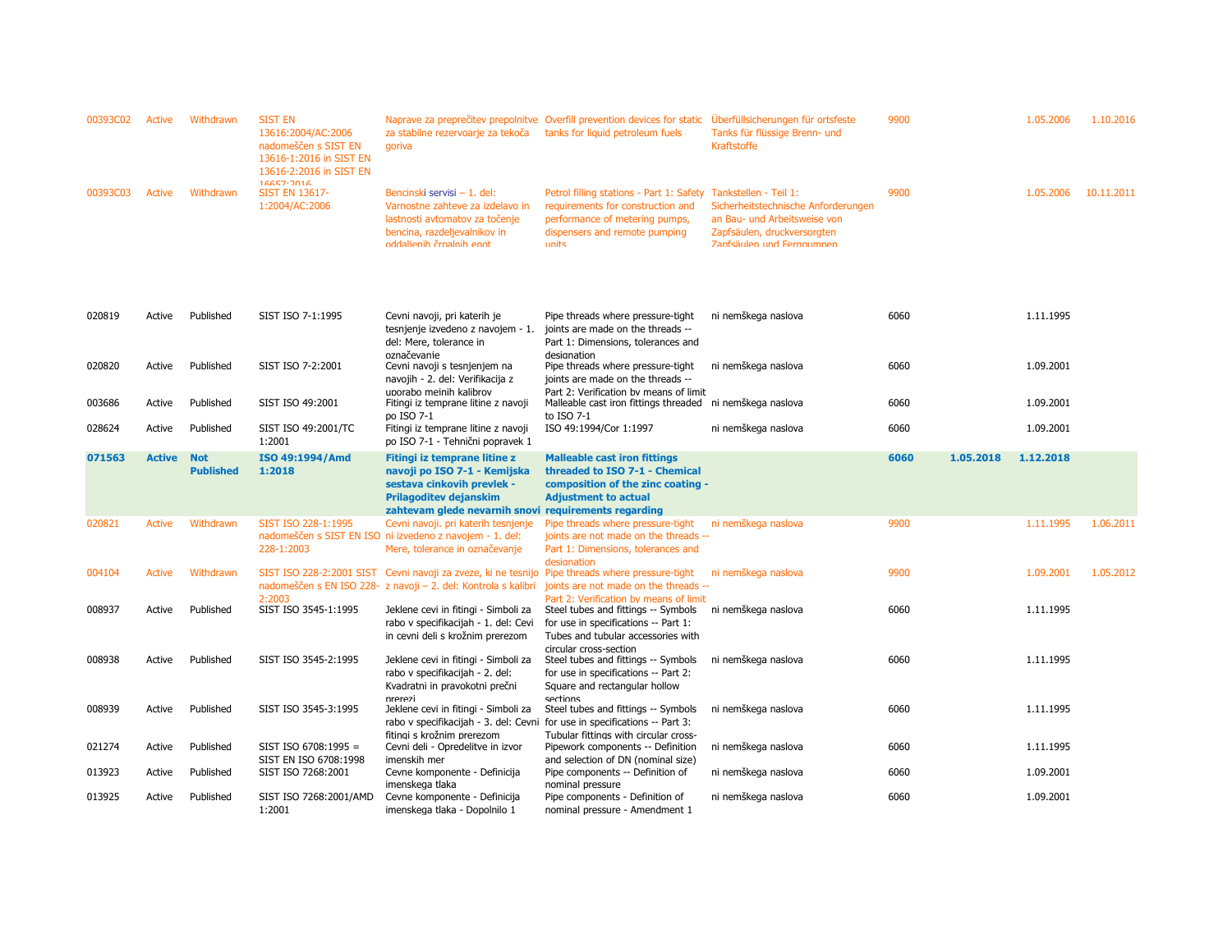| | | | | | | | | | | |
|---|---|---|---|---|---|---|---|---|---|---|
| 00393C02 | Active | Withdrawn | SIST EN 13616:2004/AC:2006 nadomeščen s SIST EN 13616-1:2016 in SIST EN 13616-2:2016 in SIST EN 16657:2016 | Naprave za preprečitev prepolnitve za stabilne rezervoarje za tekoča goriva | Overfill prevention devices for static tanks for liquid petroleum fuels | Überfüllsicherungen für ortsfeste Tanks für flüssige Brenn- und Kraftstoffe | 9900 | | 1.05.2006 | 1.10.2016 |
| 00393C03 | Active | Withdrawn | SIST EN 13617-1:2004/AC:2006 | Bencinski servisi – 1. del: Varnostne zahteve za izdelavo in lastnosti avtomatov za točenje bencina, razdeljevalnikov in oddaljenih črpalnih enot | Petrol filling stations - Part 1: Safety requirements for construction and performance of metering pumps, dispensers and remote pumping units | Tankstellen - Teil 1: Sicherheitstechnische Anforderungen an Bau- und Arbeitsweise von Zapfsäulen, druckversorgten Zapfsäulen und Fernpumpen | 9900 | | 1.05.2006 | 10.11.2011 |
| 020819 | Active | Published | SIST ISO 7-1:1995 | Cevni navoji, pri katerih je tesnjenje izvedeno z navojem - 1. del: Mere, tolerance in označevanje | Pipe threads where pressure-tight joints are made on the threads -- Part 1: Dimensions, tolerances and designation | ni nemškega naslova | 6060 | | 1.11.1995 | |
| 020820 | Active | Published | SIST ISO 7-2:2001 | Cevni navoji s tesnjenjem na navojih - 2. del: Verifikacija z uporabo mejnih kalibrov | Pipe threads where pressure-tight joints are made on the threads -- Part 2: Verification by means of limit | ni nemškega naslova | 6060 | | 1.09.2001 | |
| 003686 | Active | Published | SIST ISO 49:2001 | Fitingi iz temprane litine z navoji po ISO 7-1 | Malleable cast iron fittings threaded to ISO 7-1 | ni nemškega naslova | 6060 | | 1.09.2001 | |
| 028624 | Active | Published | SIST ISO 49:2001/TC 1:2001 | Fitingi iz temprane litine z navoji po ISO 7-1 - Tehnični popravek 1 | ISO 49:1994/Cor 1:1997 | ni nemškega naslova | 6060 | | 1.09.2001 | |
| **071563** | **Active** | **Not Published** | **ISO 49:1994/Amd 1:2018** | **Fitingi iz temprane litine z navoji po ISO 7-1 - Kemijska sestava cinkovih prevlek - Prilagoditev dejanskim zahtevam glede nevarnih snovi** | **Malleable cast iron fittings threaded to ISO 7-1 - Chemical composition of the zinc coating - Adjustment to actual requirements regarding** | | **6060** | **1.05.2018** | **1.12.2018** | |
| 020821 | Active | Withdrawn | SIST ISO 228-1:1995 nadomeščen s SIST EN ISO 228-1:2003 | Cevni navoji, pri katerih tesnjenje ni izvedeno z navojem - 1. del: Mere, tolerance in označevanje | Pipe threads where pressure-tight joints are not made on the threads -- Part 1: Dimensions, tolerances and designation | ni nemškega naslova | 9900 | | 1.11.1995 | 1.06.2011 |
| 004104 | Active | Withdrawn | SIST ISO 228-2:2001 SIST nadomeščen s EN ISO 228-2:2003 | Cevni navoji za zveze, ki ne tesnijo z navoji – 2. del: Kontrola s kalibri | Pipe threads where pressure-tight joints are not made on the threads -- Part 2: Verification by means of limit | ni nemškega naslova | 9900 | | 1.09.2001 | 1.05.2012 |
| 008937 | Active | Published | SIST ISO 3545-1:1995 | Jeklene cevi in fitingi - Simboli za rabo v specifikacijah - 1. del: Cevi in cevni deli s krožnim prerezom | Steel tubes and fittings -- Symbols for use in specifications -- Part 1: Tubes and tubular accessories with circular cross-section | ni nemškega naslova | 6060 | | 1.11.1995 | |
| 008938 | Active | Published | SIST ISO 3545-2:1995 | Jeklene cevi in fitingi - Simboli za rabo v specifikacijah - 2. del: Kvadratni in pravokotni prečni prerezi | Steel tubes and fittings -- Symbols for use in specifications -- Part 2: Square and rectangular hollow sections | ni nemškega naslova | 6060 | | 1.11.1995 | |
| 008939 | Active | Published | SIST ISO 3545-3:1995 | Jeklene cevi in fitingi - Simboli za rabo v specifikacijah - 3. del: Cevni fitingi s krožnim prerezom | Steel tubes and fittings -- Symbols for use in specifications -- Part 3: Tubular fittings with circular cross- | ni nemškega naslova | 6060 | | 1.11.1995 | |
| 021274 | Active | Published | SIST ISO 6708:1995 = SIST EN ISO 6708:1998 | Cevni deli - Opredelitve in izvor imenskih mer | Pipework components -- Definition and selection of DN (nominal size) | ni nemškega naslova | 6060 | | 1.11.1995 | |
| 013923 | Active | Published | SIST ISO 7268:2001 | Cevne komponente - Definicija imenskega tlaka | Pipe components -- Definition of nominal pressure | ni nemškega naslova | 6060 | | 1.09.2001 | |
| 013925 | Active | Published | SIST ISO 7268:2001/AMD 1:2001 | Cevne komponente - Definicija imenskega tlaka - Dopolnilo 1 | Pipe components - Definition of nominal pressure - Amendment 1 | ni nemškega naslova | 6060 | | 1.09.2001 | |